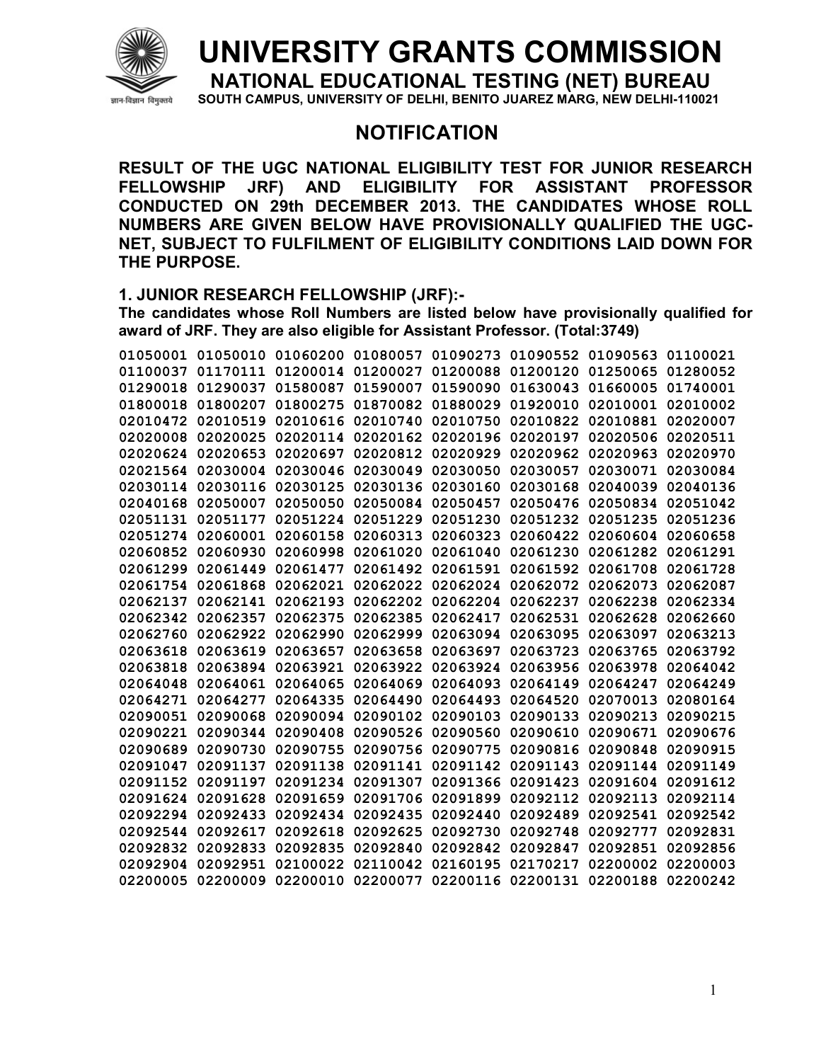# UNIVERSITY GRANTS COMMISSION

## NATIONAL EDUCATIONAL TESTING (NET) BUREAU

**SOUTH CAMPUS, UNIVERSITY OF DELHI, BENITO JUAREZ MARG, NEW DELHI-110021**

## NOTIFICATION

**RESULT OF THE UGC NATIONAL ELIGIBILITY TEST FOR JUNIOR RESEARCH FELLOWSHIP JRF) AND ELIGIBILITY FOR ASSISTANT PROFESSOR CONDUCTED ON 29th DECEMBER 2013. THE CANDIDATES WHOSE ROLL NUMBERS ARE GIVEN BELOW HAVE PROVISIONALLY QUALIFIED THE UGC-NET, SUBJECT TO FULFILMENT OF ELIGIBILITY CONDITIONS LAID DOWN FOR THE PURPOSE.**

### 1. JUNIOR RESEARCH FELLOWSHIP (JRF):-

**The candidates whose Roll Numbers are listed below have provisionally qualified for award of JRF. They are also eligible for Assistant Professor. (Total:3749)**

01050001 01050010 01060200 01080057 01090273 01090552 01090563 01100021
01100037 01170111 01200014 01200027 01200088 01200120 01250065 01280052
01290018 01290037 01580087 01590007 01590090 01630043 01660005 01740001
01800018 01800207 01800275 01870082 01880029 01920010 02010001 02010002
02010472 02010519 02010616 02010740 02010750 02010822 02010881 02020007
02020008 02020025 02020114 02020162 02020196 02020197 02020506 02020511
02020624 02020653 02020697 02020812 02020929 02020962 02020963 02020970
02021564 02030004 02030046 02030049 02030050 02030057 02030071 02030084
02030114 02030116 02030125 02030136 02030160 02030168 02040039 02040136
02040168 02050007 02050050 02050084 02050457 02050476 02050834 02051042
02051131 02051177 02051224 02051229 02051230 02051232 02051235 02051236
02051274 02060001 02060158 02060313 02060323 02060422 02060604 02060658
02060852 02060930 02060998 02061020 02061040 02061230 02061282 02061291
02061299 02061449 02061477 02061492 02061591 02061592 02061708 02061728
02061754 02061868 02062021 02062022 02062024 02062072 02062073 02062087
02062137 02062141 02062193 02062202 02062204 02062237 02062238 02062334
02062342 02062357 02062375 02062385 02062417 02062531 02062628 02062660
02062760 02062922 02062990 02062999 02063094 02063095 02063097 02063213
02063618 02063619 02063657 02063658 02063697 02063723 02063765 02063792
02063818 02063894 02063921 02063922 02063924 02063956 02063978 02064042
02064048 02064061 02064065 02064069 02064093 02064149 02064247 02064249
02064271 02064277 02064335 02064490 02064493 02064520 02070013 02080164
02090051 02090068 02090094 02090102 02090103 02090133 02090213 02090215
02090221 02090344 02090408 02090526 02090560 02090610 02090671 02090676
02090689 02090730 02090755 02090756 02090775 02090816 02090848 02090915
02091047 02091137 02091138 02091141 02091142 02091143 02091144 02091149
02091152 02091197 02091234 02091307 02091366 02091423 02091604 02091612
02091624 02091628 02091659 02091706 02091899 02092112 02092113 02092114
02092294 02092433 02092434 02092435 02092440 02092489 02092541 02092542
02092544 02092617 02092618 02092625 02092730 02092748 02092777 02092831
02092832 02092833 02092835 02092840 02092842 02092847 02092851 02092856
02092904 02092951 02100022 02110042 02160195 02170217 02200002 02200003
02200005 02200009 02200010 02200077 02200116 02200131 02200188 02200242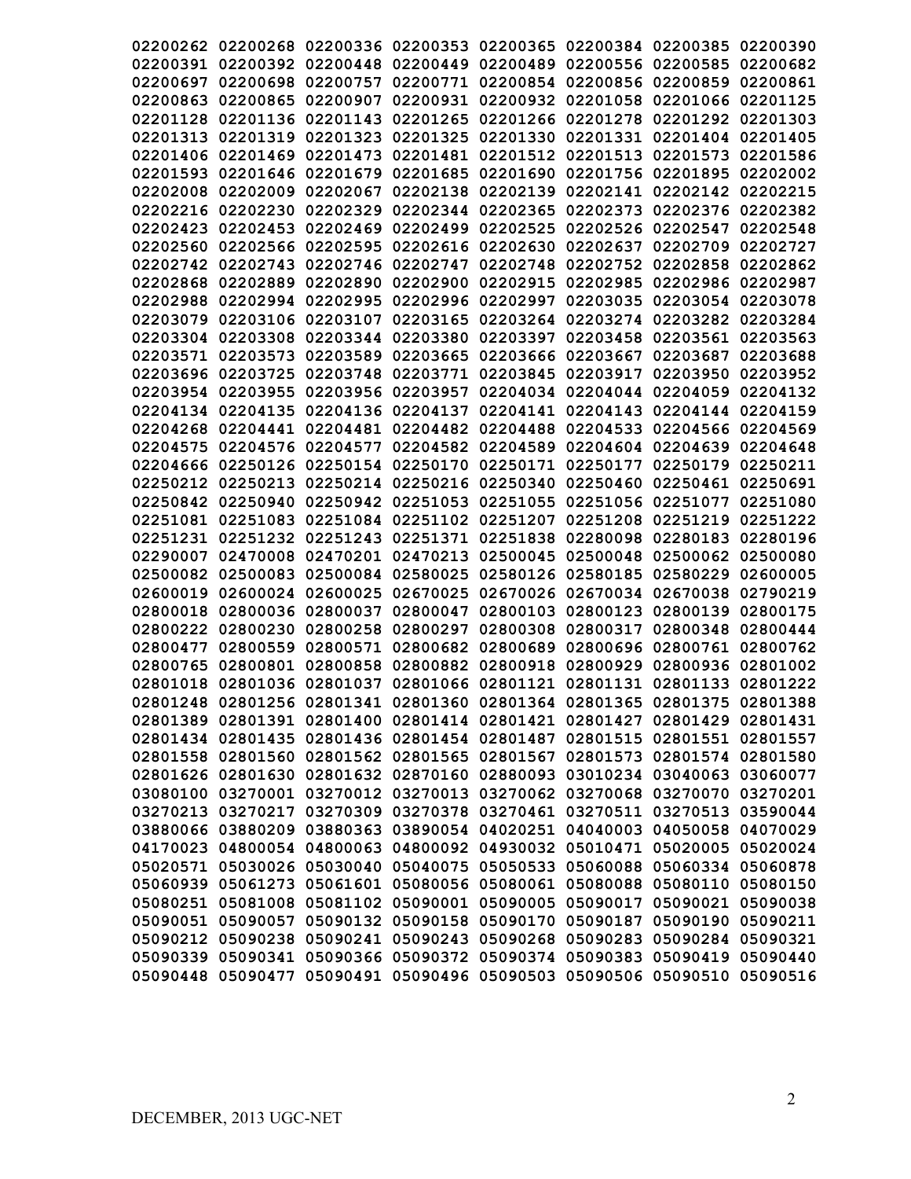02200262 02200268 02200336 02200353 02200365 02200384 02200385 02200390
02200391 02200392 02200448 02200449 02200489 02200556 02200585 02200682
02200697 02200698 02200757 02200771 02200854 02200856 02200859 02200861
02200863 02200865 02200907 02200931 02200932 02201058 02201066 02201125
02201128 02201136 02201143 02201265 02201266 02201278 02201292 02201303
02201313 02201319 02201323 02201325 02201330 02201331 02201404 02201405
02201406 02201469 02201473 02201481 02201512 02201513 02201573 02201586
02201593 02201646 02201679 02201685 02201690 02201756 02201895 02202002
02202008 02202009 02202067 02202138 02202139 02202141 02202142 02202215
02202216 02202230 02202329 02202344 02202365 02202373 02202376 02202382
02202423 02202453 02202469 02202499 02202525 02202526 02202547 02202548
02202560 02202566 02202595 02202616 02202630 02202637 02202709 02202727
02202742 02202743 02202746 02202747 02202748 02202752 02202858 02202862
02202868 02202889 02202890 02202900 02202915 02202985 02202986 02202987
02202988 02202994 02202995 02202996 02202997 02203035 02203054 02203078
02203079 02203106 02203107 02203165 02203264 02203274 02203282 02203284
02203304 02203308 02203344 02203380 02203397 02203458 02203561 02203563
02203571 02203573 02203589 02203665 02203666 02203667 02203687 02203688
02203696 02203725 02203748 02203771 02203845 02203917 02203950 02203952
02203954 02203955 02203956 02203957 02204034 02204044 02204059 02204132
02204134 02204135 02204136 02204137 02204141 02204143 02204144 02204159
02204268 02204441 02204481 02204482 02204488 02204533 02204566 02204569
02204575 02204576 02204577 02204582 02204589 02204604 02204639 02204648
02204666 02250126 02250154 02250170 02250171 02250177 02250179 02250211
02250212 02250213 02250214 02250216 02250340 02250460 02250461 02250691
02250842 02250940 02250942 02251053 02251055 02251056 02251077 02251080
02251081 02251083 02251084 02251102 02251207 02251208 02251219 02251222
02251231 02251232 02251243 02251371 02251838 02280098 02280183 02280196
02290007 02470008 02470201 02470213 02500045 02500048 02500062 02500080
02500082 02500083 02500084 02580025 02580126 02580185 02580229 02600005
02600019 02600024 02600025 02670025 02670026 02670034 02670038 02790219
02800018 02800036 02800037 02800047 02800103 02800123 02800139 02800175
02800222 02800230 02800258 02800297 02800308 02800317 02800348 02800444
02800477 02800559 02800571 02800682 02800689 02800696 02800761 02800762
02800765 02800801 02800858 02800882 02800918 02800929 02800936 02801002
02801018 02801036 02801037 02801066 02801121 02801131 02801133 02801222
02801248 02801256 02801341 02801360 02801364 02801365 02801375 02801388
02801389 02801391 02801400 02801414 02801421 02801427 02801429 02801431
02801434 02801435 02801436 02801454 02801487 02801515 02801551 02801557
02801558 02801560 02801562 02801565 02801567 02801573 02801574 02801580
02801626 02801630 02801632 02870160 02880093 03010234 03040063 03060077
03080100 03270001 03270012 03270013 03270062 03270068 03270070 03270201
03270213 03270217 03270309 03270378 03270461 03270511 03270513 03590044
03880066 03880209 03880363 03890054 04020251 04040003 04050058 04070029
04170023 04800054 04800063 04800092 04930032 05010471 05020005 05020024
05020571 05030026 05030040 05040075 05050533 05060088 05060334 05060878
05060939 05061273 05061601 05080056 05080061 05080088 05080110 05080150
05080251 05081008 05081102 05090001 05090005 05090017 05090021 05090038
05090051 05090057 05090132 05090158 05090170 05090187 05090190 05090211
05090212 05090238 05090241 05090243 05090268 05090283 05090284 05090321
05090339 05090341 05090366 05090372 05090374 05090383 05090419 05090440
05090448 05090477 05090491 05090496 05090503 05090506 05090510 05090516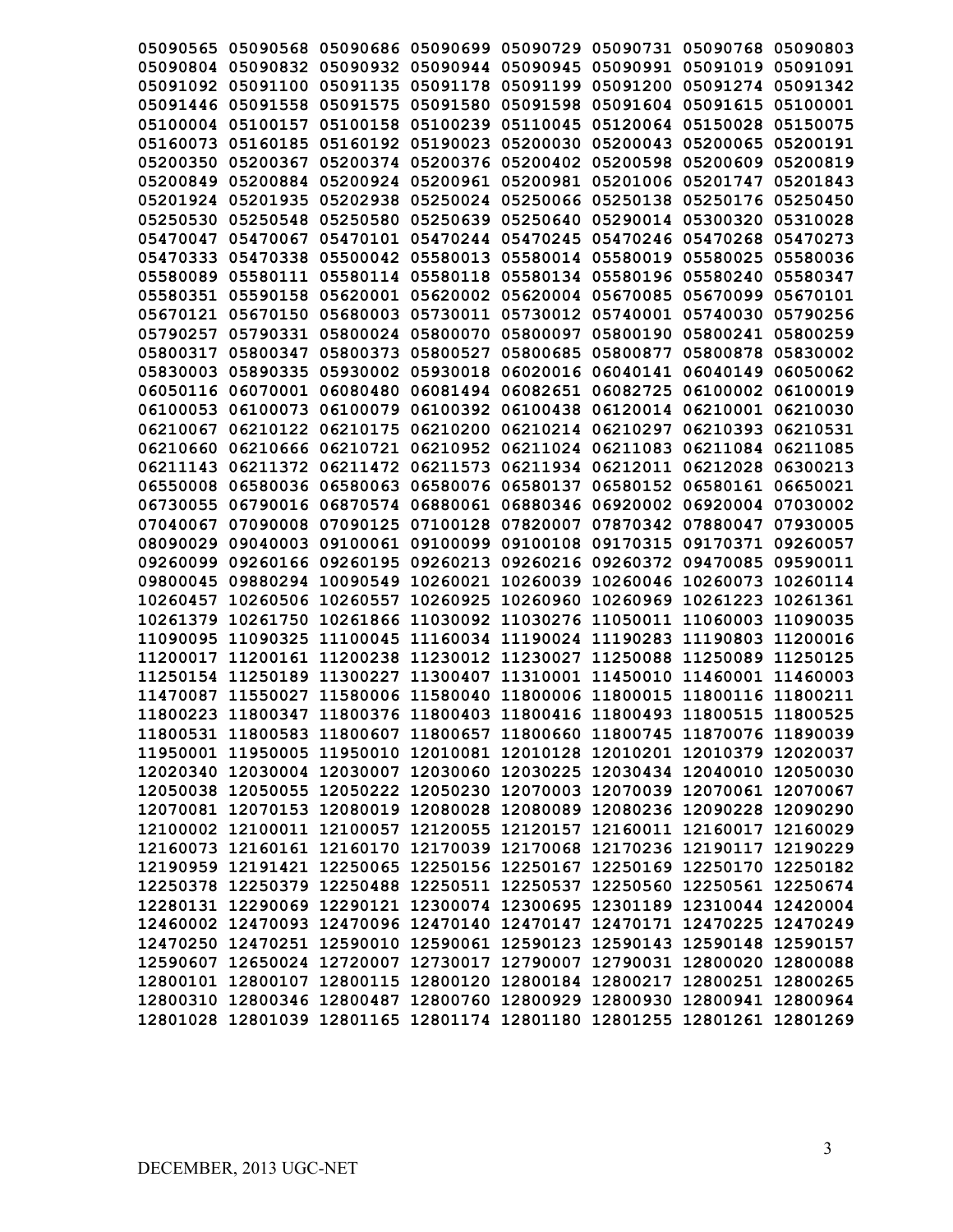05090565 05090568 05090686 05090699 05090729 05090731 05090768 05090803
05090804 05090832 05090932 05090944 05090945 05090991 05091019 05091091
05091092 05091100 05091135 05091178 05091199 05091200 05091274 05091342
05091446 05091558 05091575 05091580 05091598 05091604 05091615 05100001
05100004 05100157 05100158 05100239 05110045 05120064 05150028 05150075
05160073 05160185 05160192 05190023 05200030 05200043 05200065 05200191
05200350 05200367 05200374 05200376 05200402 05200598 05200609 05200819
05200849 05200884 05200924 05200961 05200981 05201006 05201747 05201843
05201924 05201935 05202938 05250024 05250066 05250138 05250176 05250450
05250530 05250548 05250580 05250639 05250640 05290014 05300320 05310028
05470047 05470067 05470101 05470244 05470245 05470246 05470268 05470273
05470333 05470338 05500042 05580013 05580014 05580019 05580025 05580036
05580089 05580111 05580114 05580118 05580134 05580196 05580240 05580347
05580351 05590158 05620001 05620002 05620004 05670085 05670099 05670101
05670121 05670150 05680003 05730011 05730012 05740001 05740030 05790256
05790257 05790331 05800024 05800070 05800097 05800190 05800241 05800259
05800317 05800347 05800373 05800527 05800685 05800877 05800878 05830002
05830003 05890335 05930002 05930018 06020016 06040141 06040149 06050062
06050116 06070001 06080480 06081494 06082651 06082725 06100002 06100019
06100053 06100073 06100079 06100392 06100438 06120014 06210001 06210030
06210067 06210122 06210175 06210200 06210214 06210297 06210393 06210531
06210660 06210666 06210721 06210952 06211024 06211083 06211084 06211085
06211143 06211372 06211472 06211573 06211934 06212011 06212028 06300213
06550008 06580036 06580063 06580076 06580137 06580152 06580161 06650021
06730055 06790016 06870574 06880061 06880346 06920002 06920004 07030002
07040067 07090008 07090125 07100128 07820007 07870342 07880047 07930005
08090029 09040003 09100061 09100099 09100108 09170315 09170371 09260057
09260099 09260166 09260195 09260213 09260216 09260372 09470085 09590011
09800045 09880294 10090549 10260021 10260039 10260046 10260073 10260114
10260457 10260506 10260557 10260925 10260960 10260969 10261223 10261361
10261379 10261750 10261866 11030092 11030276 11050011 11060003 11090035
11090095 11090325 11100045 11160034 11190024 11190283 11190803 11200016
11200017 11200161 11200238 11230012 11230027 11250088 11250089 11250125
11250154 11250189 11300227 11300407 11310001 11450010 11460001 11460003
11470087 11550027 11580006 11580040 11800006 11800015 11800116 11800211
11800223 11800347 11800376 11800403 11800416 11800493 11800515 11800525
11800531 11800583 11800607 11800657 11800660 11800745 11870076 11890039
11950001 11950005 11950010 12010081 12010128 12010201 12010379 12020037
12020340 12030004 12030007 12030060 12030225 12030434 12040010 12050030
12050038 12050055 12050222 12050230 12070003 12070039 12070061 12070067
12070081 12070153 12080019 12080028 12080089 12080236 12090228 12090290
12100002 12100011 12100057 12120055 12120157 12160011 12160017 12160029
12160073 12160161 12160170 12170039 12170068 12170236 12190117 12190229
12190959 12191421 12250065 12250156 12250167 12250169 12250170 12250182
12250378 12250379 12250488 12250511 12250537 12250560 12250561 12250674
12280131 12290069 12290121 12300074 12300695 12301189 12310044 12420004
12460002 12470093 12470096 12470140 12470147 12470171 12470225 12470249
12470250 12470251 12590010 12590061 12590123 12590143 12590148 12590157
12590607 12650024 12720007 12730017 12790007 12790031 12800020 12800088
12800101 12800107 12800115 12800120 12800184 12800217 12800251 12800265
12800310 12800346 12800487 12800760 12800929 12800930 12800941 12800964
12801028 12801039 12801165 12801174 12801180 12801255 12801261 12801269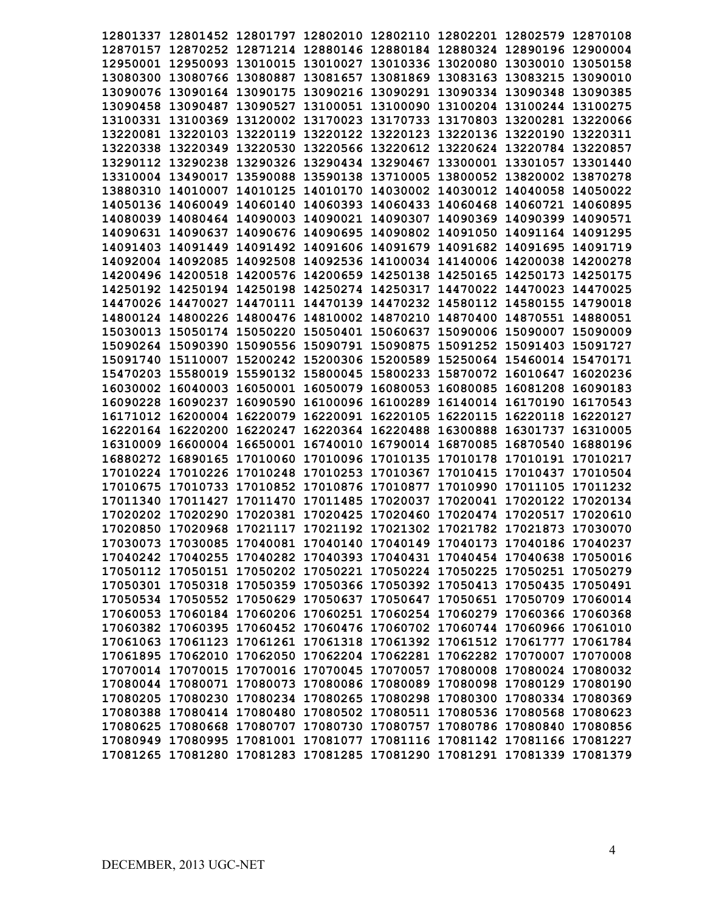**12801337 12801452 12801797 12802010 12802110 12802201 12802579 12870108**
**12870157 12870252 12871214 12880146 12880184 12880324 12890196 12900004**
**12950001 12950093 13010015 13010027 13010336 13020080 13030010 13050158**
**13080300 13080766 13080887 13081657 13081869 13083163 13083215 13090010**
**13090076 13090164 13090175 13090216 13090291 13090334 13090348 13090385**
**13090458 13090487 13090527 13100051 13100090 13100204 13100244 13100275**
**13100331 13100369 13120002 13170023 13170733 13170803 13200281 13220066**
**13220081 13220103 13220119 13220122 13220123 13220136 13220190 13220311**
**13220338 13220349 13220530 13220566 13220612 13220624 13220784 13220857**
**13290112 13290238 13290326 13290434 13290467 13300001 13301057 13301440**
**13310004 13490017 13590088 13590138 13710005 13800052 13820002 13870278**
**13880310 14010007 14010125 14010170 14030002 14030012 14040058 14050022**
**14050136 14060049 14060140 14060393 14060433 14060468 14060721 14060895**
**14080039 14080464 14090003 14090021 14090307 14090369 14090399 14090571**
**14090631 14090637 14090676 14090695 14090802 14091050 14091164 14091295**
**14091403 14091449 14091492 14091606 14091679 14091682 14091695 14091719**
**14092004 14092085 14092508 14092536 14100034 14140006 14200038 14200278**
**14200496 14200518 14200576 14200659 14250138 14250165 14250173 14250175**
**14250192 14250194 14250198 14250274 14250317 14470022 14470023 14470025**
**14470026 14470027 14470111 14470139 14470232 14580112 14580155 14790018**
**14800124 14800226 14800476 14810002 14870210 14870400 14870551 14880051**
**15030013 15050174 15050220 15050401 15060637 15090006 15090007 15090009**
**15090264 15090390 15090556 15090791 15090875 15091252 15091403 15091727**
**15091740 15110007 15200242 15200306 15200589 15250064 15460014 15470171**
**15470203 15580019 15590132 15800045 15800233 15870072 16010647 16020236**
**16030002 16040003 16050001 16050079 16080053 16080085 16081208 16090183**
**16090228 16090237 16090590 16100096 16100289 16140014 16170190 16170543**
**16171012 16200004 16220079 16220091 16220105 16220115 16220118 16220127**
**16220164 16220200 16220247 16220364 16220488 16300888 16301737 16310005**
**16310009 16600004 16650001 16740010 16790014 16870085 16870540 16880196**
**16880272 16890165 17010060 17010096 17010135 17010178 17010191 17010217**
**17010224 17010226 17010248 17010253 17010367 17010415 17010437 17010504**
**17010675 17010733 17010852 17010876 17010877 17010990 17011105 17011232**
**17011340 17011427 17011470 17011485 17020037 17020041 17020122 17020134**
**17020202 17020290 17020381 17020425 17020460 17020474 17020517 17020610**
**17020850 17020968 17021117 17021192 17021302 17021782 17021873 17030070**
**17030073 17030085 17040081 17040140 17040149 17040173 17040186 17040237**
**17040242 17040255 17040282 17040393 17040431 17040454 17040638 17050016**
**17050112 17050151 17050202 17050221 17050224 17050225 17050251 17050279**
**17050301 17050318 17050359 17050366 17050392 17050413 17050435 17050491**
**17050534 17050552 17050629 17050637 17050647 17050651 17050709 17060014**
**17060053 17060184 17060206 17060251 17060254 17060279 17060366 17060368**
**17060382 17060395 17060452 17060476 17060702 17060744 17060966 17061010**
**17061063 17061123 17061261 17061318 17061392 17061512 17061777 17061784**
**17061895 17062010 17062050 17062204 17062281 17062282 17070007 17070008**
**17070014 17070015 17070016 17070045 17070057 17080008 17080024 17080032**
**17080044 17080071 17080073 17080086 17080089 17080098 17080129 17080190**
**17080205 17080230 17080234 17080265 17080298 17080300 17080334 17080369**
**17080388 17080414 17080480 17080502 17080511 17080536 17080568 17080623**
**17080625 17080668 17080707 17080730 17080757 17080786 17080840 17080856**
**17080949 17080995 17081001 17081077 17081116 17081142 17081166 17081227**
**17081265 17081280 17081283 17081285 17081290 17081291 17081339 17081379**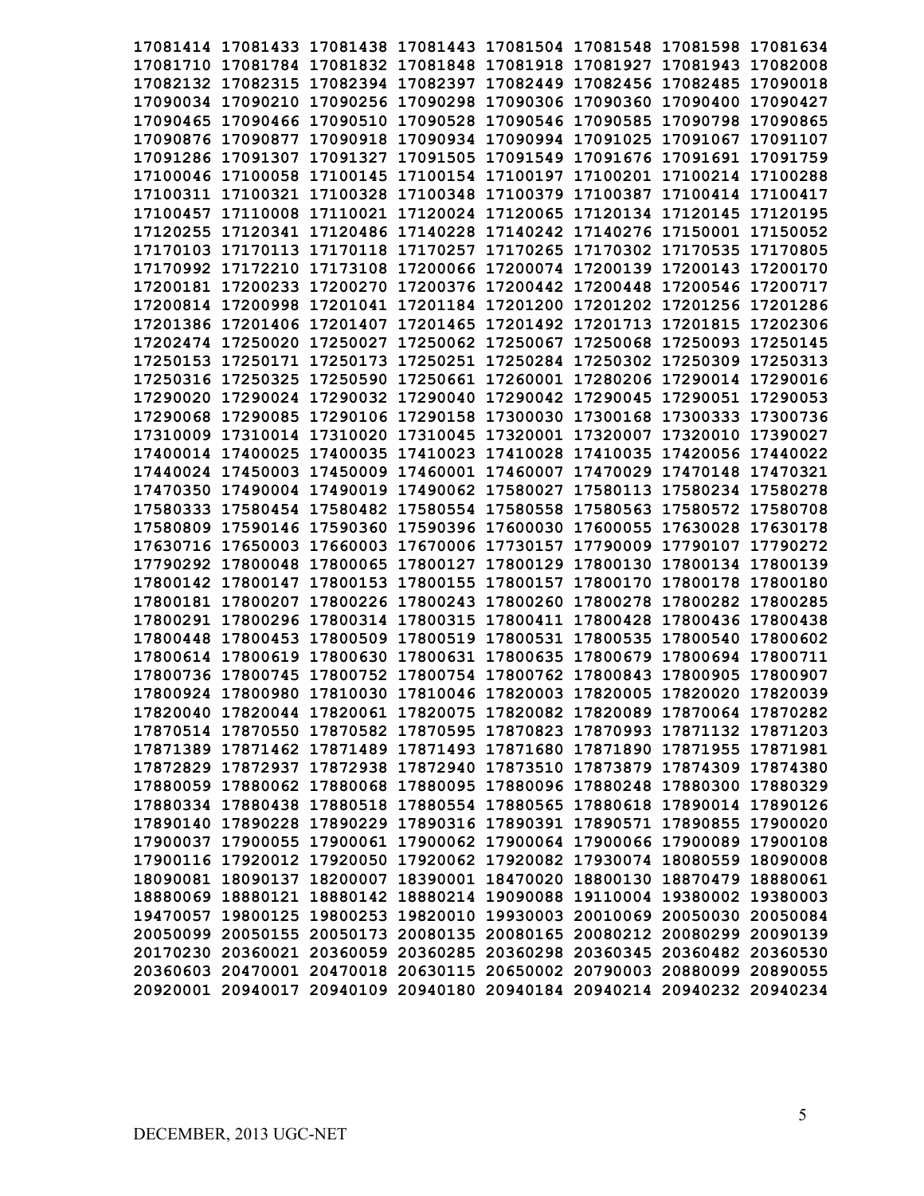**17081414 17081433 17081438 17081443 17081504 17081548 17081598 17081634**
**17081710 17081784 17081832 17081848 17081918 17081927 17081943 17082008**
**17082132 17082315 17082394 17082397 17082449 17082456 17082485 17090018**
**17090034 17090210 17090256 17090298 17090306 17090360 17090400 17090427**
**17090465 17090466 17090510 17090528 17090546 17090585 17090798 17090865**
**17090876 17090877 17090918 17090934 17090994 17091025 17091067 17091107**
**17091286 17091307 17091327 17091505 17091549 17091676 17091691 17091759**
**17100046 17100058 17100145 17100154 17100197 17100201 17100214 17100288**
**17100311 17100321 17100328 17100348 17100379 17100387 17100414 17100417**
**17100457 17110008 17110021 17120024 17120065 17120134 17120145 17120195**
**17120255 17120341 17120486 17140228 17140242 17140276 17150001 17150052**
**17170103 17170113 17170118 17170257 17170265 17170302 17170535 17170805**
**17170992 17172210 17173108 17200066 17200074 17200139 17200143 17200170**
**17200181 17200233 17200270 17200376 17200442 17200448 17200546 17200717**
**17200814 17200998 17201041 17201184 17201200 17201202 17201256 17201286**
**17201386 17201406 17201407 17201465 17201492 17201713 17201815 17202306**
**17202474 17250020 17250027 17250062 17250067 17250068 17250093 17250145**
**17250153 17250171 17250173 17250251 17250284 17250302 17250309 17250313**
**17250316 17250325 17250590 17250661 17260001 17280206 17290014 17290016**
**17290020 17290024 17290032 17290040 17290042 17290045 17290051 17290053**
**17290068 17290085 17290106 17290158 17300030 17300168 17300333 17300736**
**17310009 17310014 17310020 17310045 17320001 17320007 17320010 17390027**
**17400014 17400025 17400035 17410023 17410028 17410035 17420056 17440022**
**17440024 17450003 17450009 17460001 17460007 17470029 17470148 17470321**
**17470350 17490004 17490019 17490062 17580027 17580113 17580234 17580278**
**17580333 17580454 17580482 17580554 17580558 17580563 17580572 17580708**
**17580809 17590146 17590360 17590396 17600030 17600055 17630028 17630178**
**17630716 17650003 17660003 17670006 17730157 17790009 17790107 17790272**
**17790292 17800048 17800065 17800127 17800129 17800130 17800134 17800139**
**17800142 17800147 17800153 17800155 17800157 17800170 17800178 17800180**
**17800181 17800207 17800226 17800243 17800260 17800278 17800282 17800285**
**17800291 17800296 17800314 17800315 17800411 17800428 17800436 17800438**
**17800448 17800453 17800509 17800519 17800531 17800535 17800540 17800602**
**17800614 17800619 17800630 17800631 17800635 17800679 17800694 17800711**
**17800736 17800745 17800752 17800754 17800762 17800843 17800905 17800907**
**17800924 17800980 17810030 17810046 17820003 17820005 17820020 17820039**
**17820040 17820044 17820061 17820075 17820082 17820089 17870064 17870282**
**17870514 17870550 17870582 17870595 17870823 17870993 17871132 17871203**
**17871389 17871462 17871489 17871493 17871680 17871890 17871955 17871981**
**17872829 17872937 17872938 17872940 17873510 17873879 17874309 17874380**
**17880059 17880062 17880068 17880095 17880096 17880248 17880300 17880329**
**17880334 17880438 17880518 17880554 17880565 17880618 17890014 17890126**
**17890140 17890228 17890229 17890316 17890391 17890571 17890855 17900020**
**17900037 17900055 17900061 17900062 17900064 17900066 17900089 17900108**
**17900116 17920012 17920050 17920062 17920082 17930074 18080559 18090008**
**18090081 18090137 18200007 18390001 18470020 18800130 18870479 18880061**
**18880069 18880121 18880142 18880214 19090088 19110004 19380002 19380003**
**19470057 19800125 19800253 19820010 19930003 20010069 20050030 20050084**
**20050099 20050155 20050173 20080135 20080165 20080212 20080299 20090139**
**20170230 20360021 20360059 20360285 20360298 20360345 20360482 20360530**
**20360603 20470001 20470018 20630115 20650002 20790003 20880099 20890055**
**20920001 20940017 20940109 20940180 20940184 20940214 20940232 20940234**

DECEMBER, 2013 UGC-NET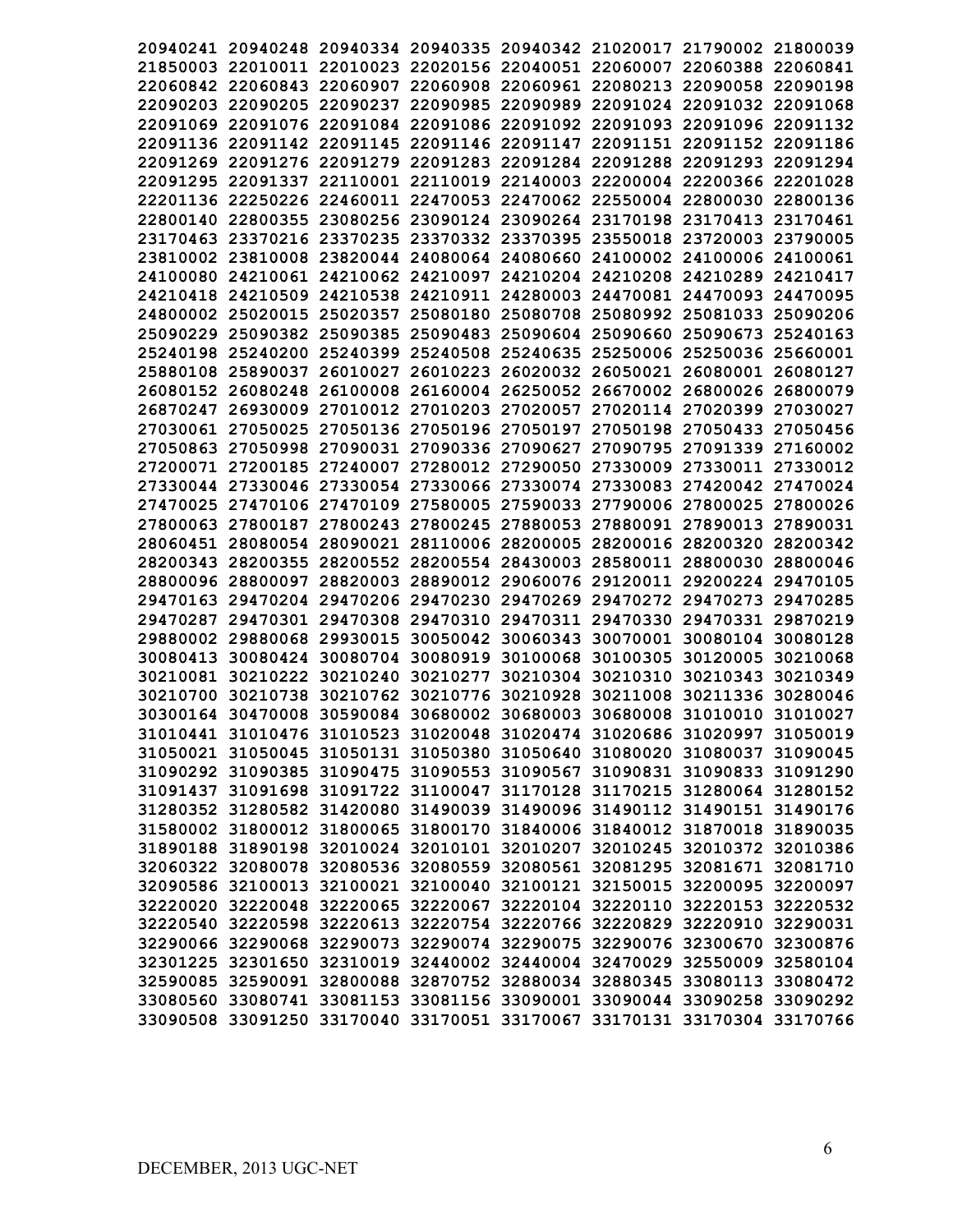20940241 20940248 20940334 20940335 20940342 21020017 21790002 21800039
21850003 22010011 22010023 22020156 22040051 22060007 22060388 22060841
22060842 22060843 22060907 22060908 22060961 22080213 22090058 22090198
22090203 22090205 22090237 22090985 22090989 22091024 22091032 22091068
22091069 22091076 22091084 22091086 22091092 22091093 22091096 22091132
22091136 22091142 22091145 22091146 22091147 22091151 22091152 22091186
22091269 22091276 22091279 22091283 22091284 22091288 22091293 22091294
22091295 22091337 22110001 22110019 22140003 22200004 22200366 22201028
22201136 22250226 22460011 22470053 22470062 22550004 22800030 22800136
22800140 22800355 23080256 23090124 23090264 23170198 23170413 23170461
23170463 23370216 23370235 23370332 23370395 23550018 23720003 23790005
23810002 23810008 23820044 24080064 24080660 24100002 24100006 24100061
24100080 24210061 24210062 24210097 24210204 24210208 24210289 24210417
24210418 24210509 24210538 24210911 24280003 24470081 24470093 24470095
24800002 25020015 25020357 25080180 25080708 25080992 25081033 25090206
25090229 25090382 25090385 25090483 25090604 25090660 25090673 25240163
25240198 25240200 25240399 25240508 25240635 25250006 25250036 25660001
25880108 25890037 26010027 26010223 26020032 26050021 26080001 26080127
26080152 26080248 26100008 26160004 26250052 26670002 26800026 26800079
26870247 26930009 27010012 27010203 27020057 27020114 27020399 27030027
27030061 27050025 27050136 27050196 27050197 27050198 27050433 27050456
27050863 27050998 27090031 27090336 27090627 27090795 27091339 27160002
27200071 27200185 27240007 27280012 27290050 27330009 27330011 27330012
27330044 27330046 27330054 27330066 27330074 27330083 27420042 27470024
27470025 27470106 27470109 27580005 27590033 27790006 27800025 27800026
27800063 27800187 27800243 27800245 27880053 27880091 27890013 27890031
28060451 28080054 28090021 28110006 28200005 28200016 28200320 28200342
28200343 28200355 28200552 28200554 28430003 28580011 28800030 28800046
28800096 28800097 28820003 28890012 29060076 29120011 29200224 29470105
29470163 29470204 29470206 29470230 29470269 29470272 29470273 29470285
29470287 29470301 29470308 29470310 29470311 29470330 29470331 29870219
29880002 29880068 29930015 30050042 30060343 30070001 30080104 30080128
30080413 30080424 30080704 30080919 30100068 30100305 30120005 30210068
30210081 30210222 30210240 30210277 30210304 30210310 30210343 30210349
30210700 30210738 30210762 30210776 30210928 30211008 30211336 30280046
30300164 30470008 30590084 30680002 30680003 30680008 31010010 31010027
31010441 31010476 31010523 31020048 31020474 31020686 31020997 31050019
31050021 31050045 31050131 31050380 31050640 31080020 31080037 31090045
31090292 31090385 31090475 31090553 31090567 31090831 31090833 31091290
31091437 31091698 31091722 31100047 31170128 31170215 31280064 31280152
31280352 31280582 31420080 31490039 31490096 31490112 31490151 31490176
31580002 31800012 31800065 31800170 31840006 31840012 31870018 31890035
31890188 31890198 32010024 32010101 32010207 32010245 32010372 32010386
32060322 32080078 32080536 32080559 32080561 32081295 32081671 32081710
32090586 32100013 32100021 32100040 32100121 32150015 32200095 32200097
32220020 32220048 32220065 32220067 32220104 32220110 32220153 32220532
32220540 32220598 32220613 32220754 32220766 32220829 32220910 32290031
32290066 32290068 32290073 32290074 32290075 32290076 32300670 32300876
32301225 32301650 32310019 32440002 32440004 32470029 32550009 32580104
32590085 32590091 32800088 32870752 32880034 32880345 33080113 33080472
33080560 33080741 33081153 33081156 33090001 33090044 33090258 33090292
33090508 33091250 33170040 33170051 33170067 33170131 33170304 33170766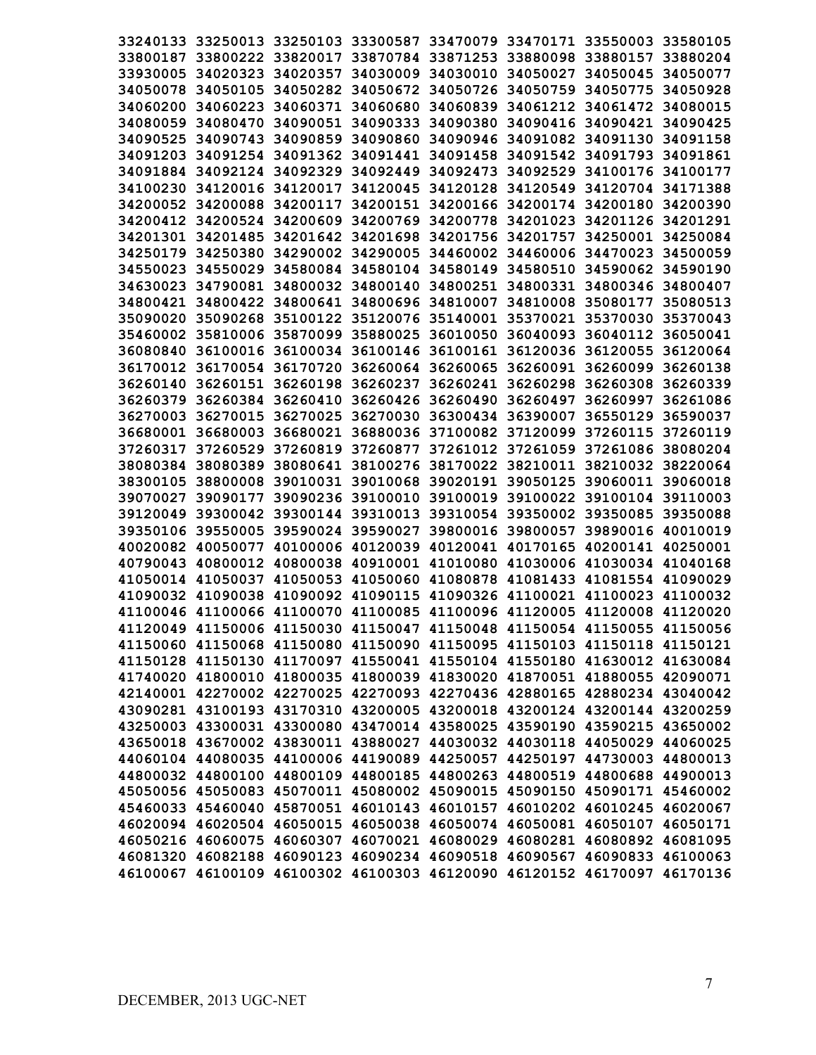**33240133 33250013 33250103 33300587 33470079 33470171 33550003 33580105**
**33800187 33800222 33820017 33870784 33871253 33880098 33880157 33880204**
**33930005 34020323 34020357 34030009 34030010 34050027 34050045 34050077**
**34050078 34050105 34050282 34050672 34050726 34050759 34050775 34050928**
**34060200 34060223 34060371 34060680 34060839 34061212 34061472 34080015**
**34080059 34080470 34090051 34090333 34090380 34090416 34090421 34090425**
**34090525 34090743 34090859 34090860 34090946 34091082 34091130 34091158**
**34091203 34091254 34091362 34091441 34091458 34091542 34091793 34091861**
**34091884 34092124 34092329 34092449 34092473 34092529 34100176 34100177**
**34100230 34120016 34120017 34120045 34120128 34120549 34120704 34171388**
**34200052 34200088 34200117 34200151 34200166 34200174 34200180 34200390**
**34200412 34200524 34200609 34200769 34200778 34201023 34201126 34201291**
**34201301 34201485 34201642 34201698 34201756 34201757 34250001 34250084**
**34250179 34250380 34290002 34290005 34460002 34460006 34470023 34500059**
**34550023 34550029 34580084 34580104 34580149 34580510 34590062 34590190**
**34630023 34790081 34800032 34800140 34800251 34800331 34800346 34800407**
**34800421 34800422 34800641 34800696 34810007 34810008 35080177 35080513**
**35090020 35090268 35100122 35120076 35140001 35370021 35370030 35370043**
**35460002 35810006 35870099 35880025 36010050 36040093 36040112 36050041**
**36080840 36100016 36100034 36100146 36100161 36120036 36120055 36120064**
**36170012 36170054 36170720 36260064 36260065 36260091 36260099 36260138**
**36260140 36260151 36260198 36260237 36260241 36260298 36260308 36260339**
**36260379 36260384 36260410 36260426 36260490 36260497 36260997 36261086**
**36270003 36270015 36270025 36270030 36300434 36390007 36550129 36590037**
**36680001 36680003 36680021 36880036 37100082 37120099 37260115 37260119**
**37260317 37260529 37260819 37260877 37261012 37261059 37261086 38080204**
**38080384 38080389 38080641 38100276 38170022 38210011 38210032 38220064**
**38300105 38800008 39010031 39010068 39020191 39050125 39060011 39060018**
**39070027 39090177 39090236 39100010 39100019 39100022 39100104 39110003**
**39120049 39300042 39300144 39310013 39310054 39350002 39350085 39350088**
**39350106 39550005 39590024 39590027 39800016 39800057 39890016 40010019**
**40020082 40050077 40100006 40120039 40120041 40170165 40200141 40250001**
**40790043 40800012 40800038 40910001 41010080 41030006 41030034 41040168**
**41050014 41050037 41050053 41050060 41080878 41081433 41081554 41090029**
**41090032 41090038 41090092 41090115 41090326 41100021 41100023 41100032**
**41100046 41100066 41100070 41100085 41100096 41120005 41120008 41120020**
**41120049 41150006 41150030 41150047 41150048 41150054 41150055 41150056**
**41150060 41150068 41150080 41150090 41150095 41150103 41150118 41150121**
**41150128 41150130 41170097 41550041 41550104 41550180 41630012 41630084**
**41740020 41800010 41800035 41800039 41830020 41870051 41880055 42090071**
**42140001 42270002 42270025 42270093 42270436 42880165 42880234 43040042**
**43090281 43100193 43170310 43200005 43200018 43200124 43200144 43200259**
**43250003 43300031 43300080 43470014 43580025 43590190 43590215 43650002**
**43650018 43670002 43830011 43880027 44030032 44030118 44050029 44060025**
**44060104 44080035 44100006 44190089 44250057 44250197 44730003 44800013**
**44800032 44800100 44800109 44800185 44800263 44800519 44800688 44900013**
**45050056 45050083 45070011 45080002 45090015 45090150 45090171 45460002**
**45460033 45460040 45870051 46010143 46010157 46010202 46010245 46020067**
**46020094 46020504 46050015 46050038 46050074 46050081 46050107 46050171**
**46050216 46060075 46060307 46070021 46080029 46080281 46080892 46081095**
**46081320 46082188 46090123 46090234 46090518 46090567 46090833 46100063**
**46100067 46100109 46100302 46100303 46120090 46120152 46170097 46170136**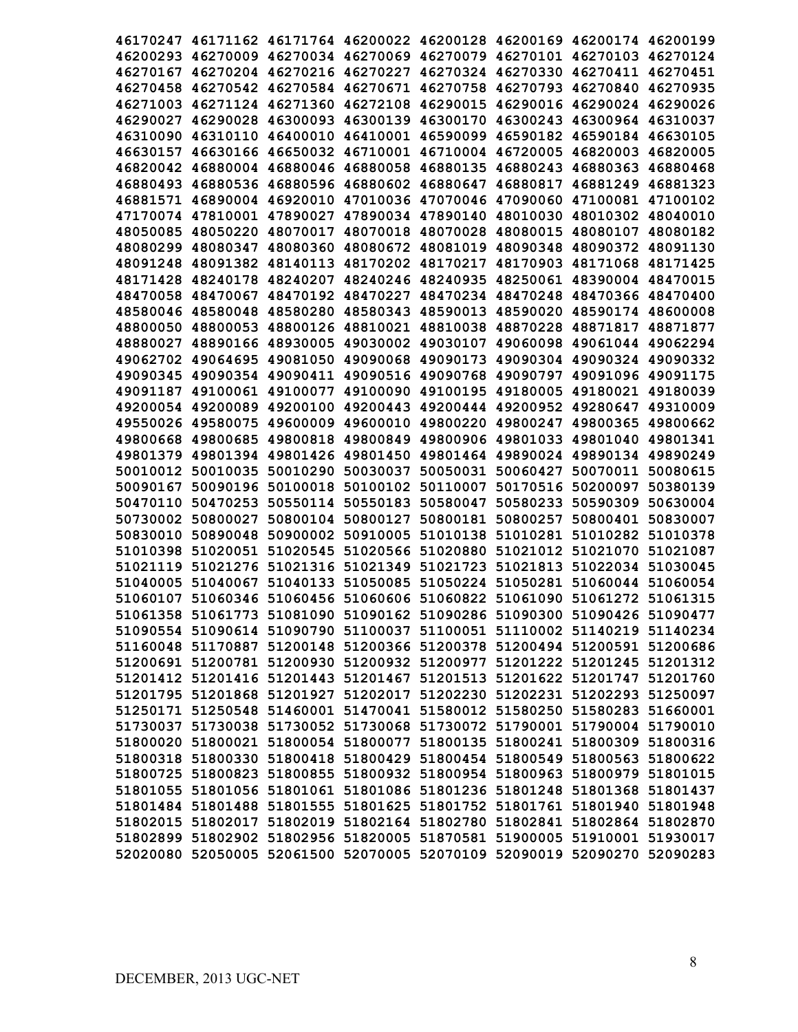46170247 46171162 46171764 46200022 46200128 46200169 46200174 46200199
46200293 46270009 46270034 46270069 46270079 46270101 46270103 46270124
46270167 46270204 46270216 46270227 46270324 46270330 46270411 46270451
46270458 46270542 46270584 46270671 46270758 46270793 46270840 46270935
46271003 46271124 46271360 46272108 46290015 46290016 46290024 46290026
46290027 46290028 46300093 46300139 46300170 46300243 46300964 46310037
46310090 46310110 46400010 46410001 46590099 46590182 46590184 46630105
46630157 46630166 46650032 46710001 46710004 46720005 46820003 46820005
46820042 46880004 46880046 46880058 46880135 46880243 46880363 46880468
46880493 46880536 46880596 46880602 46880647 46880817 46881249 46881323
46881571 46890004 46920010 47010036 47070046 47090060 47100081 47100102
47170074 47810001 47890027 47890034 47890140 48010030 48010302 48040010
48050085 48050220 48070017 48070018 48070028 48080015 48080107 48080182
48080299 48080347 48080360 48080672 48081019 48090348 48090372 48091130
48091248 48091382 48140113 48170202 48170217 48170903 48171068 48171425
48171428 48240178 48240207 48240246 48240935 48250061 48390004 48470015
48470058 48470067 48470192 48470227 48470234 48470248 48470366 48470400
48580046 48580048 48580280 48580343 48590013 48590020 48590174 48600008
48800050 48800053 48800126 48810021 48810038 48870228 48871817 48871877
48880027 48890166 48930005 49030002 49030107 49060098 49061044 49062294
49062702 49064695 49081050 49090068 49090173 49090304 49090324 49090332
49090345 49090354 49090411 49090516 49090768 49090797 49091096 49091175
49091187 49100061 49100077 49100090 49100195 49180005 49180021 49180039
49200054 49200089 49200100 49200443 49200444 49200952 49280647 49310009
49550026 49580075 49600009 49600010 49800220 49800247 49800365 49800662
49800668 49800685 49800818 49800849 49800906 49801033 49801040 49801341
49801379 49801394 49801426 49801450 49801464 49890024 49890134 49890249
50010012 50010035 50010290 50030037 50050031 50060427 50070011 50080615
50090167 50090196 50100018 50100102 50110007 50170516 50200097 50380139
50470110 50470253 50550114 50550183 50580047 50580233 50590309 50630004
50730002 50800027 50800104 50800127 50800181 50800257 50800401 50830007
50830010 50890048 50900002 50910005 51010138 51010281 51010282 51010378
51010398 51020051 51020545 51020566 51020880 51021012 51021070 51021087
51021119 51021276 51021316 51021349 51021723 51021813 51022034 51030045
51040005 51040067 51040133 51050085 51050224 51050281 51060044 51060054
51060107 51060346 51060456 51060606 51060822 51061090 51061272 51061315
51061358 51061773 51081090 51090162 51090286 51090300 51090426 51090477
51090554 51090614 51090790 51100037 51100051 51110002 51140219 51140234
51160048 51170887 51200148 51200366 51200378 51200494 51200591 51200686
51200691 51200781 51200930 51200932 51200977 51201222 51201245 51201312
51201412 51201416 51201443 51201467 51201513 51201622 51201747 51201760
51201795 51201868 51201927 51202017 51202230 51202231 51202293 51250097
51250171 51250548 51460001 51470041 51580012 51580250 51580283 51660001
51730037 51730038 51730052 51730068 51730072 51790001 51790004 51790010
51800020 51800021 51800054 51800077 51800135 51800241 51800309 51800316
51800318 51800330 51800418 51800429 51800454 51800549 51800563 51800622
51800725 51800823 51800855 51800932 51800954 51800963 51800979 51801015
51801055 51801056 51801061 51801086 51801236 51801248 51801368 51801437
51801484 51801488 51801555 51801625 51801752 51801761 51801940 51801948
51802015 51802017 51802019 51802164 51802780 51802841 51802864 51802870
51802899 51802902 51802956 51820005 51870581 51900005 51910001 51930017
52020080 52050005 52061500 52070005 52070109 52090019 52090270 52090283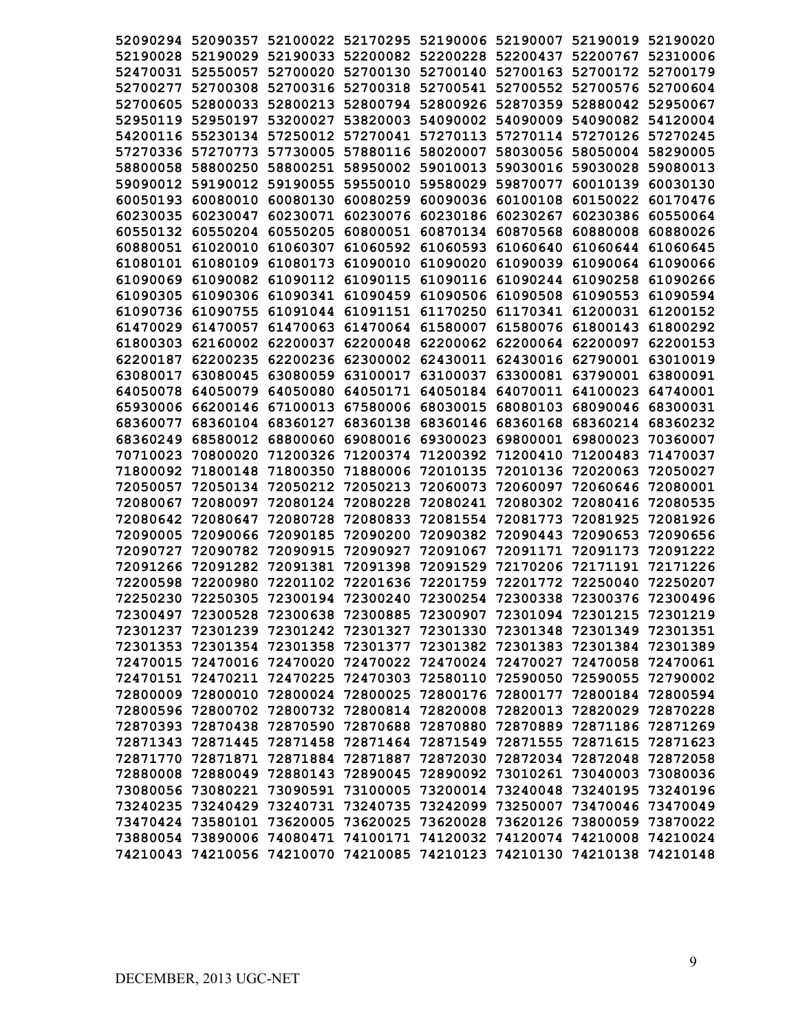52090294 52090357 52100022 52170295 52190006 52190007 52190019 52190020
52190028 52190029 52190033 52200082 52200228 52200437 52200767 52310006
52470031 52550057 52700020 52700130 52700140 52700163 52700172 52700179
52700277 52700308 52700316 52700318 52700541 52700552 52700576 52700604
52700605 52800033 52800213 52800794 52800926 52870359 52880042 52950067
52950119 52950197 53200027 53820003 54090002 54090009 54090082 54120004
54200116 55230134 57250012 57270041 57270113 57270114 57270126 57270245
57270336 57270773 57730005 57880116 58020007 58030056 58050004 58290005
58800058 58800250 58800251 58950002 59010013 59030016 59030028 59080013
59090012 59190012 59190055 59550010 59580029 59870077 60010139 60030130
60050193 60080010 60080130 60080259 60090036 60100108 60150022 60170476
60230035 60230047 60230071 60230076 60230186 60230267 60230386 60550064
60550132 60550204 60550205 60800051 60870134 60870568 60880008 60880026
60880051 61020010 61060307 61060592 61060593 61060640 61060644 61060645
61080101 61080109 61080173 61090010 61090020 61090039 61090064 61090066
61090069 61090082 61090112 61090115 61090116 61090244 61090258 61090266
61090305 61090306 61090341 61090459 61090506 61090508 61090553 61090594
61090736 61090755 61091044 61091151 61170250 61170341 61200031 61200152
61470029 61470057 61470063 61470064 61580007 61580076 61800143 61800292
61800303 62160002 62200037 62200048 62200062 62200064 62200097 62200153
62200187 62200235 62200236 62300002 62430011 62430016 62790001 63010019
63080017 63080045 63080059 63100017 63100037 63300081 63790001 63800091
64050078 64050079 64050080 64050171 64050184 64070011 64100023 64740001
65930006 66200146 67100013 67580006 68030015 68080103 68090046 68300031
68360077 68360104 68360127 68360138 68360146 68360168 68360214 68360232
68360249 68580012 68800060 69080016 69300023 69800001 69800023 70360007
70710023 70800020 71200326 71200374 71200392 71200410 71200483 71470037
71800092 71800148 71800350 71880006 72010135 72010136 72020063 72050027
72050057 72050134 72050212 72050213 72060073 72060097 72060646 72080001
72080067 72080097 72080124 72080228 72080241 72080302 72080416 72080535
72080642 72080647 72080728 72080833 72081554 72081773 72081925 72081926
72090005 72090066 72090185 72090200 72090382 72090443 72090653 72090656
72090727 72090782 72090915 72090927 72091067 72091171 72091173 72091222
72091266 72091282 72091381 72091398 72091529 72170206 72171191 72171226
72200598 72200980 72201102 72201636 72201759 72201772 72250040 72250207
72250230 72250305 72300194 72300240 72300254 72300338 72300376 72300496
72300497 72300528 72300638 72300885 72300907 72301094 72301215 72301219
72301237 72301239 72301242 72301327 72301330 72301348 72301349 72301351
72301353 72301354 72301358 72301377 72301382 72301383 72301384 72301389
72470015 72470016 72470020 72470022 72470024 72470027 72470058 72470061
72470151 72470211 72470225 72470303 72580110 72590050 72590055 72790002
72800009 72800010 72800024 72800025 72800176 72800177 72800184 72800594
72800596 72800702 72800732 72800814 72820008 72820013 72820029 72870228
72870393 72870438 72870590 72870688 72870880 72870889 72871186 72871269
72871343 72871445 72871458 72871464 72871549 72871555 72871615 72871623
72871770 72871871 72871884 72871887 72872030 72872034 72872048 72872058
72880008 72880049 72880143 72890045 72890092 73010261 73040003 73080036
73080056 73080221 73090591 73100005 73200014 73240048 73240195 73240196
73240235 73240429 73240731 73240735 73242099 73250007 73470046 73470049
73470424 73580101 73620005 73620025 73620028 73620126 73800059 73870022
73880054 73890006 74080471 74100171 74120032 74120074 74210008 74210024
74210043 74210056 74210070 74210085 74210123 74210130 74210138 74210148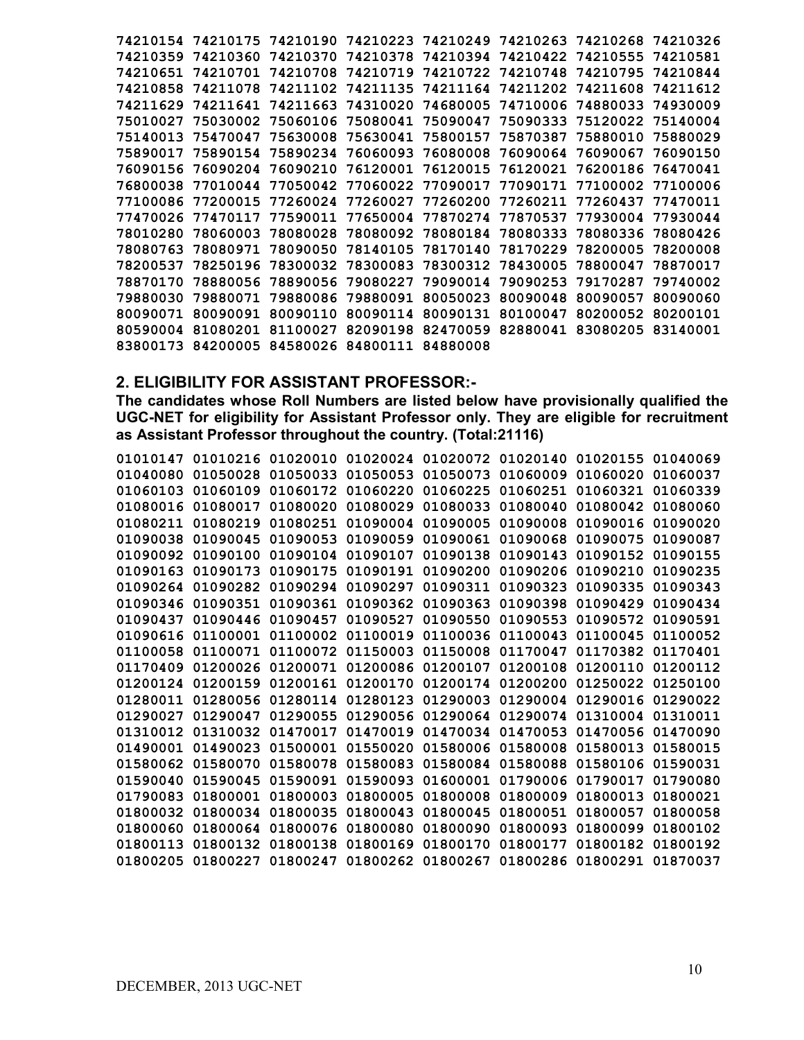74210154 74210175 74210190 74210223 74210249 74210263 74210268 74210326
74210359 74210360 74210370 74210378 74210394 74210422 74210555 74210581
74210651 74210701 74210708 74210719 74210722 74210748 74210795 74210844
74210858 74211078 74211102 74211135 74211164 74211202 74211608 74211612
74211629 74211641 74211663 74310020 74680005 74710006 74880033 74930009
75010027 75030002 75060106 75080041 75090047 75090333 75120022 75140004
75140013 75470047 75630008 75630041 75800157 75870387 75880010 75880029
75890017 75890154 75890234 76060093 76080008 76090064 76090067 76090150
76090156 76090204 76090210 76120001 76120015 76120021 76200186 76470041
76800038 77010044 77050042 77060022 77090017 77090171 77100002 77100006
77100086 77200015 77260024 77260027 77260200 77260211 77260437 77470011
77470026 77470117 77590011 77650004 77870274 77870537 77930004 77930044
78010280 78060003 78080028 78080092 78080184 78080333 78080336 78080426
78080763 78080971 78090050 78140105 78170140 78170229 78200005 78200008
78200537 78250196 78300032 78300083 78300312 78430005 78800047 78870017
78870170 78880056 78890056 79080227 79090014 79090253 79170287 79740002
79880030 79880071 79880086 79880091 80050023 80090048 80090057 80090060
80090071 80090091 80090110 80090114 80090131 80100047 80200052 80200101
80590004 81080201 81100027 82090198 82470059 82880041 83080205 83140001
83800173 84200005 84580026 84800111 84880008

## 2. ELIGIBILITY FOR ASSISTANT PROFESSOR:-

**The candidates whose Roll Numbers are listed below have provisionally qualified the UGC-NET for eligibility for Assistant Professor only. They are eligible for recruitment as Assistant Professor throughout the country. (Total:21116)**

01010147 01010216 01020010 01020024 01020072 01020140 01020155 01040069
01040080 01050028 01050033 01050053 01050073 01060009 01060020 01060037
01060103 01060109 01060172 01060220 01060225 01060251 01060321 01060339
01080016 01080017 01080020 01080029 01080033 01080040 01080042 01080060
01080211 01080219 01080251 01090004 01090005 01090008 01090016 01090020
01090038 01090045 01090053 01090059 01090061 01090068 01090075 01090087
01090092 01090100 01090104 01090107 01090138 01090143 01090152 01090155
01090163 01090173 01090175 01090191 01090200 01090206 01090210 01090235
01090264 01090282 01090294 01090297 01090311 01090323 01090335 01090343
01090346 01090351 01090361 01090362 01090363 01090398 01090429 01090434
01090437 01090446 01090457 01090527 01090550 01090553 01090572 01090591
01090616 01100001 01100002 01100019 01100036 01100043 01100045 01100052
01100058 01100071 01100072 01150003 01150008 01170047 01170382 01170401
01170409 01200026 01200071 01200086 01200107 01200108 01200110 01200112
01200124 01200159 01200161 01200170 01200174 01200200 01250022 01250100
01280011 01280056 01280114 01280123 01290003 01290004 01290016 01290022
01290027 01290047 01290055 01290056 01290064 01290074 01310004 01310011
01310012 01310032 01470017 01470019 01470034 01470053 01470056 01470090
01490001 01490023 01500001 01550020 01580006 01580008 01580013 01580015
01580062 01580070 01580078 01580083 01580084 01580088 01580106 01590031
01590040 01590045 01590091 01590093 01600001 01790006 01790017 01790080
01790083 01800001 01800003 01800005 01800008 01800009 01800013 01800021
01800032 01800034 01800035 01800043 01800045 01800051 01800057 01800058
01800060 01800064 01800076 01800080 01800090 01800093 01800099 01800102
01800113 01800132 01800138 01800169 01800170 01800177 01800182 01800192
01800205 01800227 01800247 01800262 01800267 01800286 01800291 01870037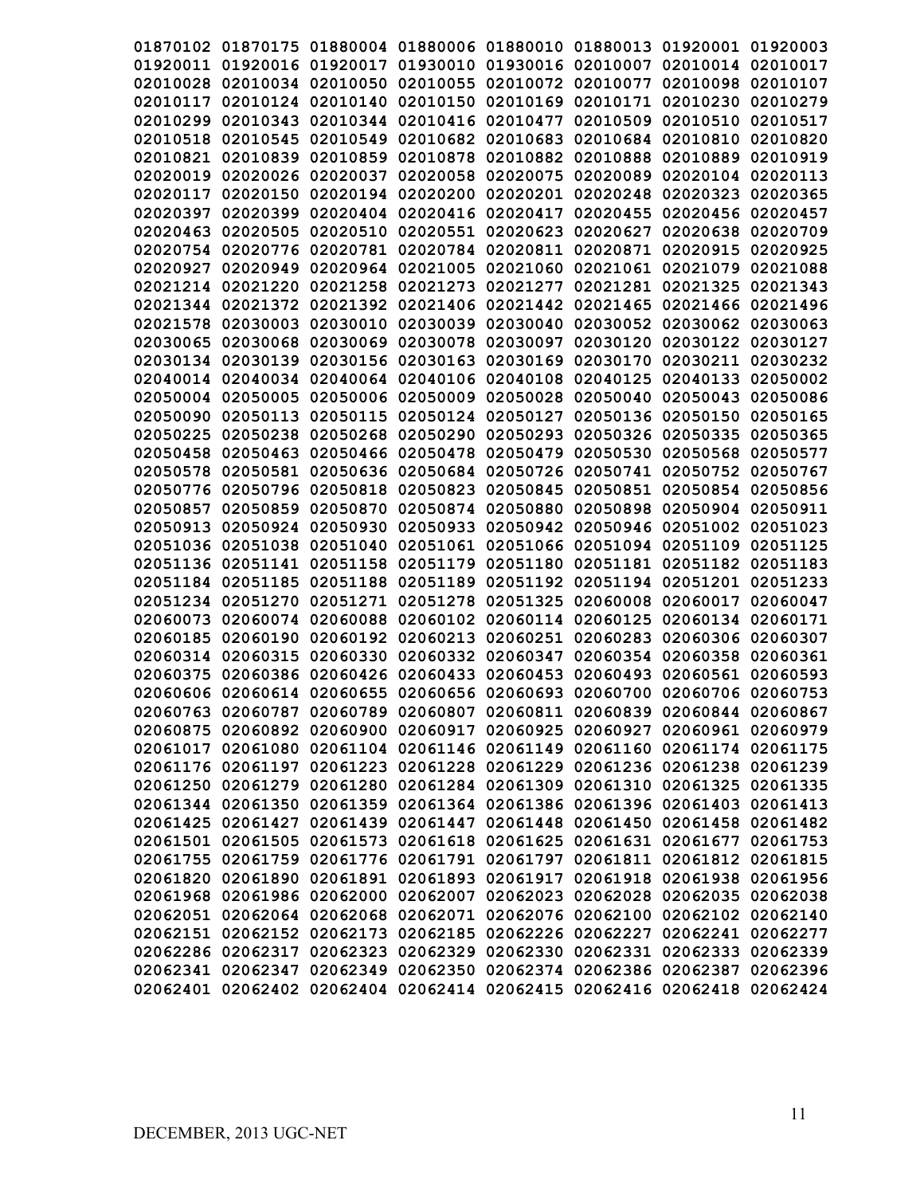01870102 01870175 01880004 01880006 01880010 01880013 01920001 01920003
01920011 01920016 01920017 01930010 01930016 02010007 02010014 02010017
02010028 02010034 02010050 02010055 02010072 02010077 02010098 02010107
02010117 02010124 02010140 02010150 02010169 02010171 02010230 02010279
02010299 02010343 02010344 02010416 02010477 02010509 02010510 02010517
02010518 02010545 02010549 02010682 02010683 02010684 02010810 02010820
02010821 02010839 02010859 02010878 02010882 02010888 02010889 02010919
02020019 02020026 02020037 02020058 02020075 02020089 02020104 02020113
02020117 02020150 02020194 02020200 02020201 02020248 02020323 02020365
02020397 02020399 02020404 02020416 02020417 02020455 02020456 02020457
02020463 02020505 02020510 02020551 02020623 02020627 02020638 02020709
02020754 02020776 02020781 02020784 02020811 02020871 02020915 02020925
02020927 02020949 02020964 02021005 02021060 02021061 02021079 02021088
02021214 02021220 02021258 02021273 02021277 02021281 02021325 02021343
02021344 02021372 02021392 02021406 02021442 02021465 02021466 02021496
02021578 02030003 02030010 02030039 02030040 02030052 02030062 02030063
02030065 02030068 02030069 02030078 02030097 02030120 02030122 02030127
02030134 02030139 02030156 02030163 02030169 02030170 02030211 02030232
02040014 02040034 02040064 02040106 02040108 02040125 02040133 02050002
02050004 02050005 02050006 02050009 02050028 02050040 02050043 02050086
02050090 02050113 02050115 02050124 02050127 02050136 02050150 02050165
02050225 02050238 02050268 02050290 02050293 02050326 02050335 02050365
02050458 02050463 02050466 02050478 02050479 02050530 02050568 02050577
02050578 02050581 02050636 02050684 02050726 02050741 02050752 02050767
02050776 02050796 02050818 02050823 02050845 02050851 02050854 02050856
02050857 02050859 02050870 02050874 02050880 02050898 02050904 02050911
02050913 02050924 02050930 02050933 02050942 02050946 02051002 02051023
02051036 02051038 02051040 02051061 02051066 02051094 02051109 02051125
02051136 02051141 02051158 02051179 02051180 02051181 02051182 02051183
02051184 02051185 02051188 02051189 02051192 02051194 02051201 02051233
02051234 02051270 02051271 02051278 02051325 02060008 02060017 02060047
02060073 02060074 02060088 02060102 02060114 02060125 02060134 02060171
02060185 02060190 02060192 02060213 02060251 02060283 02060306 02060307
02060314 02060315 02060330 02060332 02060347 02060354 02060358 02060361
02060375 02060386 02060426 02060433 02060453 02060493 02060561 02060593
02060606 02060614 02060655 02060656 02060693 02060700 02060706 02060753
02060763 02060787 02060789 02060807 02060811 02060839 02060844 02060867
02060875 02060892 02060900 02060917 02060925 02060927 02060961 02060979
02061017 02061080 02061104 02061146 02061149 02061160 02061174 02061175
02061176 02061197 02061223 02061228 02061229 02061236 02061238 02061239
02061250 02061279 02061280 02061284 02061309 02061310 02061325 02061335
02061344 02061350 02061359 02061364 02061386 02061396 02061403 02061413
02061425 02061427 02061439 02061447 02061448 02061450 02061458 02061482
02061501 02061505 02061573 02061618 02061625 02061631 02061677 02061753
02061755 02061759 02061776 02061791 02061797 02061811 02061812 02061815
02061820 02061890 02061891 02061893 02061917 02061918 02061938 02061956
02061968 02061986 02062000 02062007 02062023 02062028 02062035 02062038
02062051 02062064 02062068 02062071 02062076 02062100 02062102 02062140
02062151 02062152 02062173 02062185 02062226 02062227 02062241 02062277
02062286 02062317 02062323 02062329 02062330 02062331 02062333 02062339
02062341 02062347 02062349 02062350 02062374 02062386 02062387 02062396
02062401 02062402 02062404 02062414 02062415 02062416 02062418 02062424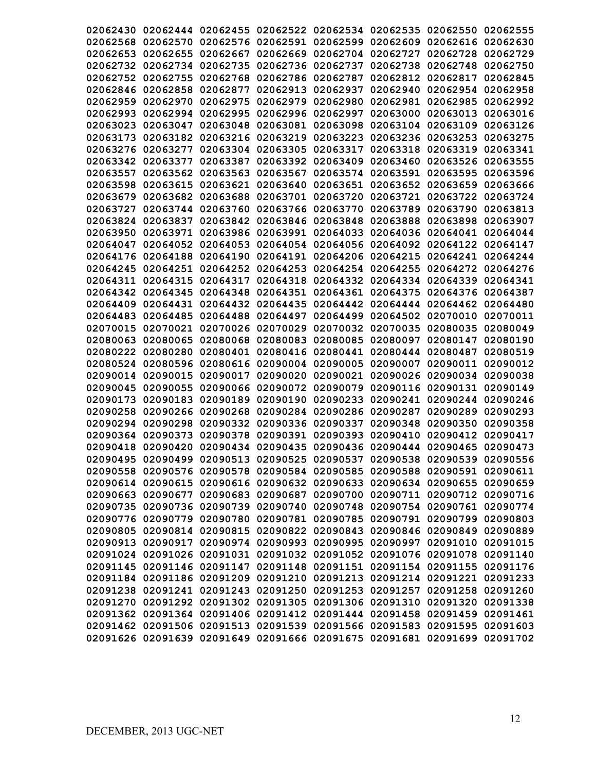**02062430 02062444 02062455 02062522 02062534 02062535 02062550 02062555**
**02062568 02062570 02062576 02062591 02062599 02062609 02062616 02062630**
**02062653 02062655 02062667 02062669 02062704 02062727 02062728 02062729**
**02062732 02062734 02062735 02062736 02062737 02062738 02062748 02062750**
**02062752 02062755 02062768 02062786 02062787 02062812 02062817 02062845**
**02062846 02062858 02062877 02062913 02062937 02062940 02062954 02062958**
**02062959 02062970 02062975 02062979 02062980 02062981 02062985 02062992**
**02062993 02062994 02062995 02062996 02062997 02063000 02063013 02063016**
**02063023 02063047 02063048 02063081 02063098 02063104 02063109 02063126**
**02063173 02063182 02063216 02063219 02063223 02063236 02063253 02063275**
**02063276 02063277 02063304 02063305 02063317 02063318 02063319 02063341**
**02063342 02063377 02063387 02063392 02063409 02063460 02063526 02063555**
**02063557 02063562 02063563 02063567 02063574 02063591 02063595 02063596**
**02063598 02063615 02063621 02063640 02063651 02063652 02063659 02063666**
**02063679 02063682 02063688 02063701 02063720 02063721 02063722 02063724**
**02063727 02063744 02063760 02063766 02063770 02063789 02063790 02063813**
**02063824 02063837 02063842 02063846 02063848 02063888 02063898 02063907**
**02063950 02063971 02063986 02063991 02064033 02064036 02064041 02064044**
**02064047 02064052 02064053 02064054 02064056 02064092 02064122 02064147**
**02064176 02064188 02064190 02064191 02064206 02064215 02064241 02064244**
**02064245 02064251 02064252 02064253 02064254 02064255 02064272 02064276**
**02064311 02064315 02064317 02064318 02064332 02064334 02064339 02064341**
**02064342 02064345 02064348 02064351 02064361 02064375 02064376 02064387**
**02064409 02064431 02064432 02064435 02064442 02064444 02064462 02064480**
**02064483 02064485 02064488 02064497 02064499 02064502 02070010 02070011**
**02070015 02070021 02070026 02070029 02070032 02070035 02080035 02080049**
**02080063 02080065 02080068 02080083 02080085 02080097 02080147 02080190**
**02080222 02080280 02080401 02080416 02080441 02080444 02080487 02080519**
**02080524 02080596 02080616 02090004 02090005 02090007 02090011 02090012**
**02090014 02090015 02090017 02090020 02090021 02090026 02090034 02090038**
**02090045 02090055 02090066 02090072 02090079 02090116 02090131 02090149**
**02090173 02090183 02090189 02090190 02090233 02090241 02090244 02090246**
**02090258 02090266 02090268 02090284 02090286 02090287 02090289 02090293**
**02090294 02090298 02090332 02090336 02090337 02090348 02090350 02090358**
**02090364 02090373 02090378 02090391 02090393 02090410 02090412 02090417**
**02090418 02090420 02090434 02090435 02090436 02090444 02090465 02090473**
**02090495 02090499 02090513 02090525 02090537 02090538 02090539 02090556**
**02090558 02090576 02090578 02090584 02090585 02090588 02090591 02090611**
**02090614 02090615 02090616 02090632 02090633 02090634 02090655 02090659**
**02090663 02090677 02090683 02090687 02090700 02090711 02090712 02090716**
**02090735 02090736 02090739 02090740 02090748 02090754 02090761 02090774**
**02090776 02090779 02090780 02090781 02090785 02090791 02090799 02090803**
**02090805 02090814 02090815 02090822 02090843 02090846 02090849 02090889**
**02090913 02090917 02090974 02090993 02090995 02090997 02091010 02091015**
**02091024 02091026 02091031 02091032 02091052 02091076 02091078 02091140**
**02091145 02091146 02091147 02091148 02091151 02091154 02091155 02091176**
**02091184 02091186 02091209 02091210 02091213 02091214 02091221 02091233**
**02091238 02091241 02091243 02091250 02091253 02091257 02091258 02091260**
**02091270 02091292 02091302 02091305 02091306 02091310 02091320 02091338**
**02091362 02091364 02091406 02091412 02091444 02091458 02091459 02091461**
**02091462 02091506 02091513 02091539 02091566 02091583 02091595 02091603**
**02091626 02091639 02091649 02091666 02091675 02091681 02091699 02091702**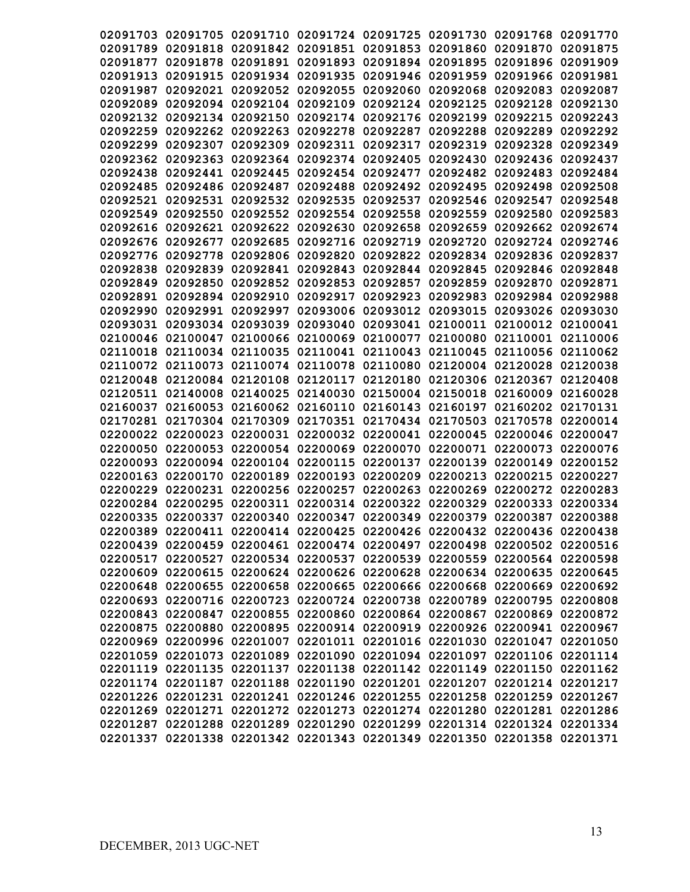02091703 02091705 02091710 02091724 02091725 02091730 02091768 02091770
02091789 02091818 02091842 02091851 02091853 02091860 02091870 02091875
02091877 02091878 02091891 02091893 02091894 02091895 02091896 02091909
02091913 02091915 02091934 02091935 02091946 02091959 02091966 02091981
02091987 02092021 02092052 02092055 02092060 02092068 02092083 02092087
02092089 02092094 02092104 02092109 02092124 02092125 02092128 02092130
02092132 02092134 02092150 02092174 02092176 02092199 02092215 02092243
02092259 02092262 02092263 02092278 02092287 02092288 02092289 02092292
02092299 02092307 02092309 02092311 02092317 02092319 02092328 02092349
02092362 02092363 02092364 02092374 02092405 02092430 02092436 02092437
02092438 02092441 02092445 02092454 02092477 02092482 02092483 02092484
02092485 02092486 02092487 02092488 02092492 02092495 02092498 02092508
02092521 02092531 02092532 02092535 02092537 02092546 02092547 02092548
02092549 02092550 02092552 02092554 02092558 02092559 02092580 02092583
02092616 02092621 02092622 02092630 02092658 02092659 02092662 02092674
02092676 02092677 02092685 02092716 02092719 02092720 02092724 02092746
02092776 02092778 02092806 02092820 02092822 02092834 02092836 02092837
02092838 02092839 02092841 02092843 02092844 02092845 02092846 02092848
02092849 02092850 02092852 02092853 02092857 02092859 02092870 02092871
02092891 02092894 02092910 02092917 02092923 02092983 02092984 02092988
02092990 02092991 02092997 02093006 02093012 02093015 02093026 02093030
02093031 02093034 02093039 02093040 02093041 02100011 02100012 02100041
02100046 02100047 02100066 02100069 02100077 02100080 02110001 02110006
02110018 02110034 02110035 02110041 02110043 02110045 02110056 02110062
02110072 02110073 02110074 02110078 02110080 02120004 02120028 02120038
02120048 02120084 02120108 02120117 02120180 02120306 02120367 02120408
02120511 02140008 02140025 02140030 02150004 02150018 02160009 02160028
02160037 02160053 02160062 02160110 02160143 02160197 02160202 02170131
02170281 02170304 02170309 02170351 02170434 02170503 02170578 02200014
02200022 02200023 02200031 02200032 02200041 02200045 02200046 02200047
02200050 02200053 02200054 02200069 02200070 02200071 02200073 02200076
02200093 02200094 02200104 02200115 02200137 02200139 02200149 02200152
02200163 02200170 02200189 02200193 02200209 02200213 02200215 02200227
02200229 02200231 02200256 02200257 02200263 02200269 02200272 02200283
02200284 02200295 02200311 02200314 02200322 02200329 02200333 02200334
02200335 02200337 02200340 02200347 02200349 02200379 02200387 02200388
02200389 02200411 02200414 02200425 02200426 02200432 02200436 02200438
02200439 02200459 02200461 02200474 02200497 02200498 02200502 02200516
02200517 02200527 02200534 02200537 02200539 02200559 02200564 02200598
02200609 02200615 02200624 02200626 02200628 02200634 02200635 02200645
02200648 02200655 02200658 02200665 02200666 02200668 02200669 02200692
02200693 02200716 02200723 02200724 02200738 02200789 02200795 02200808
02200843 02200847 02200855 02200860 02200864 02200867 02200869 02200872
02200875 02200880 02200895 02200914 02200919 02200926 02200941 02200967
02200969 02200996 02201007 02201011 02201016 02201030 02201047 02201050
02201059 02201073 02201089 02201090 02201094 02201097 02201106 02201114
02201119 02201135 02201137 02201138 02201142 02201149 02201150 02201162
02201174 02201187 02201188 02201190 02201201 02201207 02201214 02201217
02201226 02201231 02201241 02201246 02201255 02201258 02201259 02201267
02201269 02201271 02201272 02201273 02201274 02201280 02201281 02201286
02201287 02201288 02201289 02201290 02201299 02201314 02201324 02201334
02201337 02201338 02201342 02201343 02201349 02201350 02201358 02201371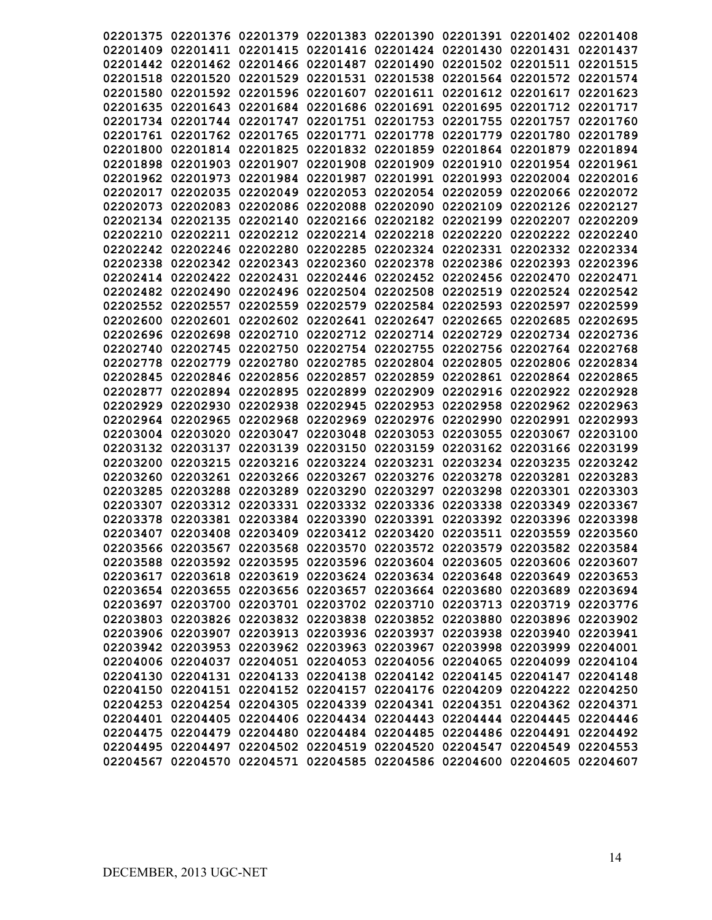02201375 02201376 02201379 02201383 02201390 02201391 02201402 02201408
02201409 02201411 02201415 02201416 02201424 02201430 02201431 02201437
02201442 02201462 02201466 02201487 02201490 02201502 02201511 02201515
02201518 02201520 02201529 02201531 02201538 02201564 02201572 02201574
02201580 02201592 02201596 02201607 02201611 02201612 02201617 02201623
02201635 02201643 02201684 02201686 02201691 02201695 02201712 02201717
02201734 02201744 02201747 02201751 02201753 02201755 02201757 02201760
02201761 02201762 02201765 02201771 02201778 02201779 02201780 02201789
02201800 02201814 02201825 02201832 02201859 02201864 02201879 02201894
02201898 02201903 02201907 02201908 02201909 02201910 02201954 02201961
02201962 02201973 02201984 02201987 02201991 02201993 02202004 02202016
02202017 02202035 02202049 02202053 02202054 02202059 02202066 02202072
02202073 02202083 02202086 02202088 02202090 02202109 02202126 02202127
02202134 02202135 02202140 02202166 02202182 02202199 02202207 02202209
02202210 02202211 02202212 02202214 02202218 02202220 02202222 02202240
02202242 02202246 02202280 02202285 02202324 02202331 02202332 02202334
02202338 02202342 02202343 02202360 02202378 02202386 02202393 02202396
02202414 02202422 02202431 02202446 02202452 02202456 02202470 02202471
02202482 02202490 02202496 02202504 02202508 02202519 02202524 02202542
02202552 02202557 02202559 02202579 02202584 02202593 02202597 02202599
02202600 02202601 02202602 02202641 02202647 02202665 02202685 02202695
02202696 02202698 02202710 02202712 02202714 02202729 02202734 02202736
02202740 02202745 02202750 02202754 02202755 02202756 02202764 02202768
02202778 02202779 02202780 02202785 02202804 02202805 02202806 02202834
02202845 02202846 02202856 02202857 02202859 02202861 02202864 02202865
02202877 02202894 02202895 02202899 02202909 02202916 02202922 02202928
02202929 02202930 02202938 02202945 02202953 02202958 02202962 02202963
02202964 02202965 02202968 02202969 02202976 02202990 02202991 02202993
02203004 02203020 02203047 02203048 02203053 02203055 02203067 02203100
02203132 02203137 02203139 02203150 02203159 02203162 02203166 02203199
02203200 02203215 02203216 02203224 02203231 02203234 02203235 02203242
02203260 02203261 02203266 02203267 02203276 02203278 02203281 02203283
02203285 02203288 02203289 02203290 02203297 02203298 02203301 02203303
02203307 02203312 02203331 02203332 02203336 02203338 02203349 02203367
02203378 02203381 02203384 02203390 02203391 02203392 02203396 02203398
02203407 02203408 02203409 02203412 02203420 02203511 02203559 02203560
02203566 02203567 02203568 02203570 02203572 02203579 02203582 02203584
02203588 02203592 02203595 02203596 02203604 02203605 02203606 02203607
02203617 02203618 02203619 02203624 02203634 02203648 02203649 02203653
02203654 02203655 02203656 02203657 02203664 02203680 02203689 02203694
02203697 02203700 02203701 02203702 02203710 02203713 02203719 02203776
02203803 02203826 02203832 02203838 02203852 02203880 02203896 02203902
02203906 02203907 02203913 02203936 02203937 02203938 02203940 02203941
02203942 02203953 02203962 02203963 02203967 02203998 02203999 02204001
02204006 02204037 02204051 02204053 02204056 02204065 02204099 02204104
02204130 02204131 02204133 02204138 02204142 02204145 02204147 02204148
02204150 02204151 02204152 02204157 02204176 02204209 02204222 02204250
02204253 02204254 02204305 02204339 02204341 02204351 02204362 02204371
02204401 02204405 02204406 02204434 02204443 02204444 02204445 02204446
02204475 02204479 02204480 02204484 02204485 02204486 02204491 02204492
02204495 02204497 02204502 02204519 02204520 02204547 02204549 02204553
02204567 02204570 02204571 02204585 02204586 02204600 02204605 02204607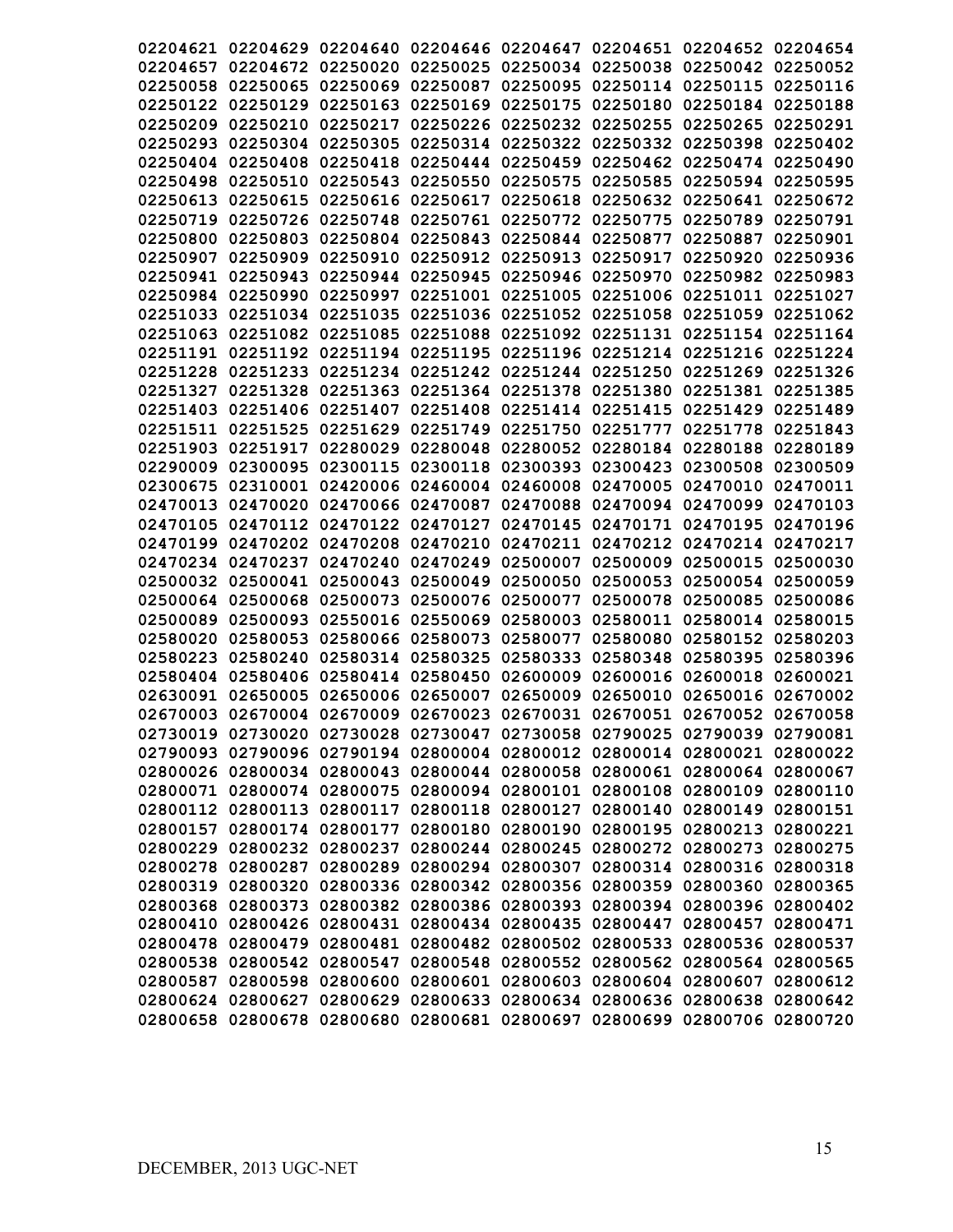02204621 02204629 02204640 02204646 02204647 02204651 02204652 02204654
02204657 02204672 02250020 02250025 02250034 02250038 02250042 02250052
02250058 02250065 02250069 02250087 02250095 02250114 02250115 02250116
02250122 02250129 02250163 02250169 02250175 02250180 02250184 02250188
02250209 02250210 02250217 02250226 02250232 02250255 02250265 02250291
02250293 02250304 02250305 02250314 02250322 02250332 02250398 02250402
02250404 02250408 02250418 02250444 02250459 02250462 02250474 02250490
02250498 02250510 02250543 02250550 02250575 02250585 02250594 02250595
02250613 02250615 02250616 02250617 02250618 02250632 02250641 02250672
02250719 02250726 02250748 02250761 02250772 02250775 02250789 02250791
02250800 02250803 02250804 02250843 02250844 02250877 02250887 02250901
02250907 02250909 02250910 02250912 02250913 02250917 02250920 02250936
02250941 02250943 02250944 02250945 02250946 02250970 02250982 02250983
02250984 02250990 02250997 02251001 02251005 02251006 02251011 02251027
02251033 02251034 02251035 02251036 02251052 02251058 02251059 02251062
02251063 02251082 02251085 02251088 02251092 02251131 02251154 02251164
02251191 02251192 02251194 02251195 02251196 02251214 02251216 02251224
02251228 02251233 02251234 02251242 02251244 02251250 02251269 02251326
02251327 02251328 02251363 02251364 02251378 02251380 02251381 02251385
02251403 02251406 02251407 02251408 02251414 02251415 02251429 02251489
02251511 02251525 02251629 02251749 02251750 02251777 02251778 02251843
02251903 02251917 02280029 02280048 02280052 02280184 02280188 02280189
02290009 02300095 02300115 02300118 02300393 02300423 02300508 02300509
02300675 02310001 02420006 02460004 02460008 02470005 02470010 02470011
02470013 02470020 02470066 02470087 02470088 02470094 02470099 02470103
02470105 02470112 02470122 02470127 02470145 02470171 02470195 02470196
02470199 02470202 02470208 02470210 02470211 02470212 02470214 02470217
02470234 02470237 02470240 02470249 02500007 02500009 02500015 02500030
02500032 02500041 02500043 02500049 02500050 02500053 02500054 02500059
02500064 02500068 02500073 02500076 02500077 02500078 02500085 02500086
02500089 02500093 02550016 02550069 02580003 02580011 02580014 02580015
02580020 02580053 02580066 02580073 02580077 02580080 02580152 02580203
02580223 02580240 02580314 02580325 02580333 02580348 02580395 02580396
02580404 02580406 02580414 02580450 02600009 02600016 02600018 02600021
02630091 02650005 02650006 02650007 02650009 02650010 02650016 02670002
02670003 02670004 02670009 02670023 02670031 02670051 02670052 02670058
02730019 02730020 02730028 02730047 02730058 02790025 02790039 02790081
02790093 02790096 02790194 02800004 02800012 02800014 02800021 02800022
02800026 02800034 02800043 02800044 02800058 02800061 02800064 02800067
02800071 02800074 02800075 02800094 02800101 02800108 02800109 02800110
02800112 02800113 02800117 02800118 02800127 02800140 02800149 02800151
02800157 02800174 02800177 02800180 02800190 02800195 02800213 02800221
02800229 02800232 02800237 02800244 02800245 02800272 02800273 02800275
02800278 02800287 02800289 02800294 02800307 02800314 02800316 02800318
02800319 02800320 02800336 02800342 02800356 02800359 02800360 02800365
02800368 02800373 02800382 02800386 02800393 02800394 02800396 02800402
02800410 02800426 02800431 02800434 02800435 02800447 02800457 02800471
02800478 02800479 02800481 02800482 02800502 02800533 02800536 02800537
02800538 02800542 02800547 02800548 02800552 02800562 02800564 02800565
02800587 02800598 02800600 02800601 02800603 02800604 02800607 02800612
02800624 02800627 02800629 02800633 02800634 02800636 02800638 02800642
02800658 02800678 02800680 02800681 02800697 02800699 02800706 02800720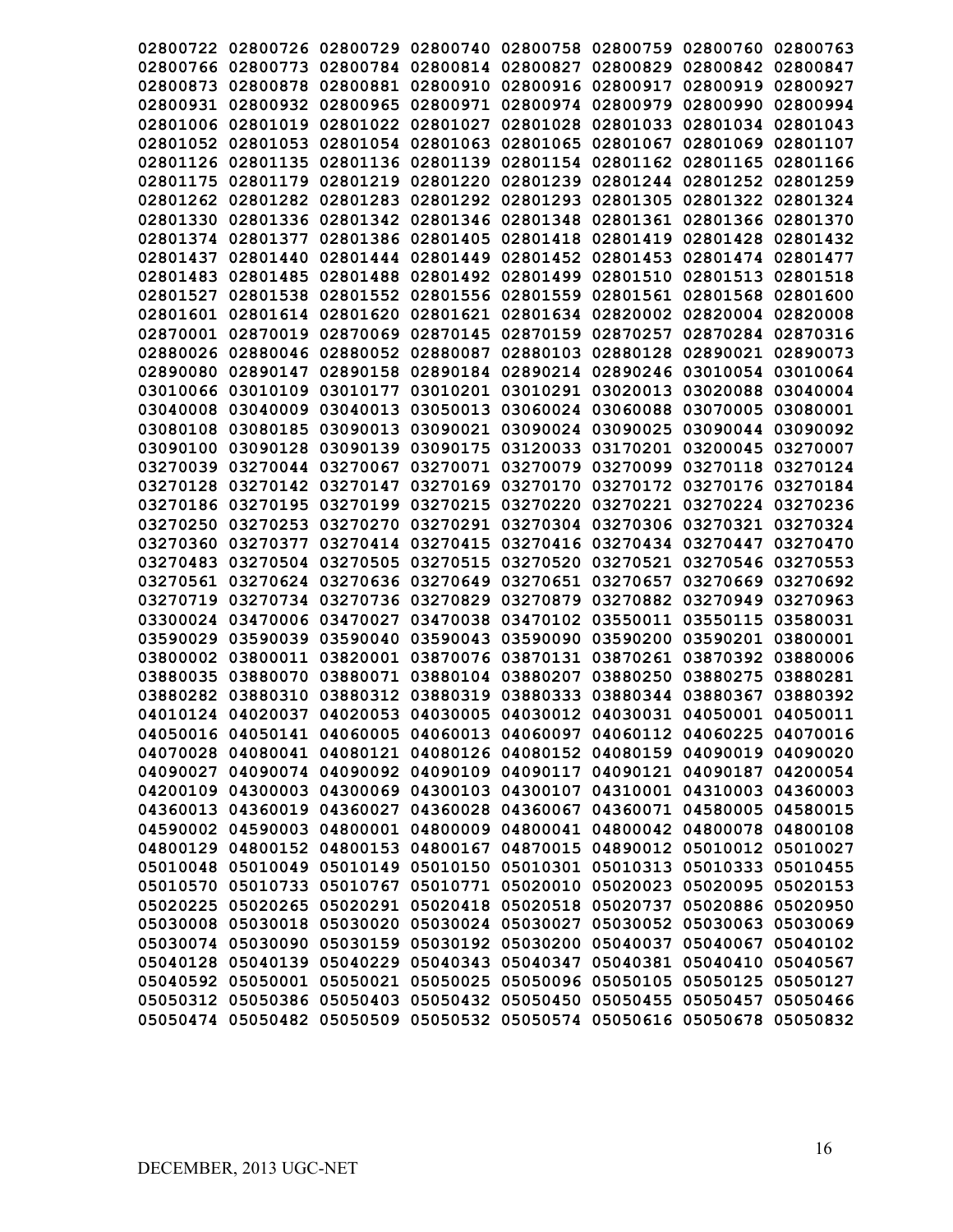02800722 02800726 02800729 02800740 02800758 02800759 02800760 02800763
02800766 02800773 02800784 02800814 02800827 02800829 02800842 02800847
02800873 02800878 02800881 02800910 02800916 02800917 02800919 02800927
02800931 02800932 02800965 02800971 02800974 02800979 02800990 02800994
02801006 02801019 02801022 02801027 02801028 02801033 02801034 02801043
02801052 02801053 02801054 02801063 02801065 02801067 02801069 02801107
02801126 02801135 02801136 02801139 02801154 02801162 02801165 02801166
02801175 02801179 02801219 02801220 02801239 02801244 02801252 02801259
02801262 02801282 02801283 02801292 02801293 02801305 02801322 02801324
02801330 02801336 02801342 02801346 02801348 02801361 02801366 02801370
02801374 02801377 02801386 02801405 02801418 02801419 02801428 02801432
02801437 02801440 02801444 02801449 02801452 02801453 02801474 02801477
02801483 02801485 02801488 02801492 02801499 02801510 02801513 02801518
02801527 02801538 02801552 02801556 02801559 02801561 02801568 02801600
02801601 02801614 02801620 02801621 02801634 02820002 02820004 02820008
02870001 02870019 02870069 02870145 02870159 02870257 02870284 02870316
02880026 02880046 02880052 02880087 02880103 02880128 02890021 02890073
02890080 02890147 02890158 02890184 02890214 02890246 03010054 03010064
03010066 03010109 03010177 03010201 03010291 03020013 03020088 03040004
03040008 03040009 03040013 03050013 03060024 03060088 03070005 03080001
03080108 03080185 03090013 03090021 03090024 03090025 03090044 03090092
03090100 03090128 03090139 03090175 03120033 03170201 03200045 03270007
03270039 03270044 03270067 03270071 03270079 03270099 03270118 03270124
03270128 03270142 03270147 03270169 03270170 03270172 03270176 03270184
03270186 03270195 03270199 03270215 03270220 03270221 03270224 03270236
03270250 03270253 03270270 03270291 03270304 03270306 03270321 03270324
03270360 03270377 03270414 03270415 03270416 03270434 03270447 03270470
03270483 03270504 03270505 03270515 03270520 03270521 03270546 03270553
03270561 03270624 03270636 03270649 03270651 03270657 03270669 03270692
03270719 03270734 03270736 03270829 03270879 03270882 03270949 03270963
03300024 03470006 03470027 03470038 03470102 03550011 03550115 03580031
03590029 03590039 03590040 03590043 03590090 03590200 03590201 03800001
03800002 03800011 03820001 03870076 03870131 03870261 03870392 03880006
03880035 03880070 03880071 03880104 03880207 03880250 03880275 03880281
03880282 03880310 03880312 03880319 03880333 03880344 03880367 03880392
04010124 04020037 04020053 04030005 04030012 04030031 04050001 04050011
04050016 04050141 04060005 04060013 04060097 04060112 04060225 04070016
04070028 04080041 04080121 04080126 04080152 04080159 04090019 04090020
04090027 04090074 04090092 04090109 04090117 04090121 04090187 04200054
04200109 04300003 04300069 04300103 04300107 04310001 04310003 04360003
04360013 04360019 04360027 04360028 04360067 04360071 04580005 04580015
04590002 04590003 04800001 04800009 04800041 04800042 04800078 04800108
04800129 04800152 04800153 04800167 04870015 04890012 05010012 05010027
05010048 05010049 05010149 05010150 05010301 05010313 05010333 05010455
05010570 05010733 05010767 05010771 05020010 05020023 05020095 05020153
05020225 05020265 05020291 05020418 05020518 05020737 05020886 05020950
05030008 05030018 05030020 05030024 05030027 05030052 05030063 05030069
05030074 05030090 05030159 05030192 05030200 05040037 05040067 05040102
05040128 05040139 05040229 05040343 05040347 05040381 05040410 05040567
05040592 05050001 05050021 05050025 05050096 05050105 05050125 05050127
05050312 05050386 05050403 05050432 05050450 05050455 05050457 05050466
05050474 05050482 05050509 05050532 05050574 05050616 05050678 05050832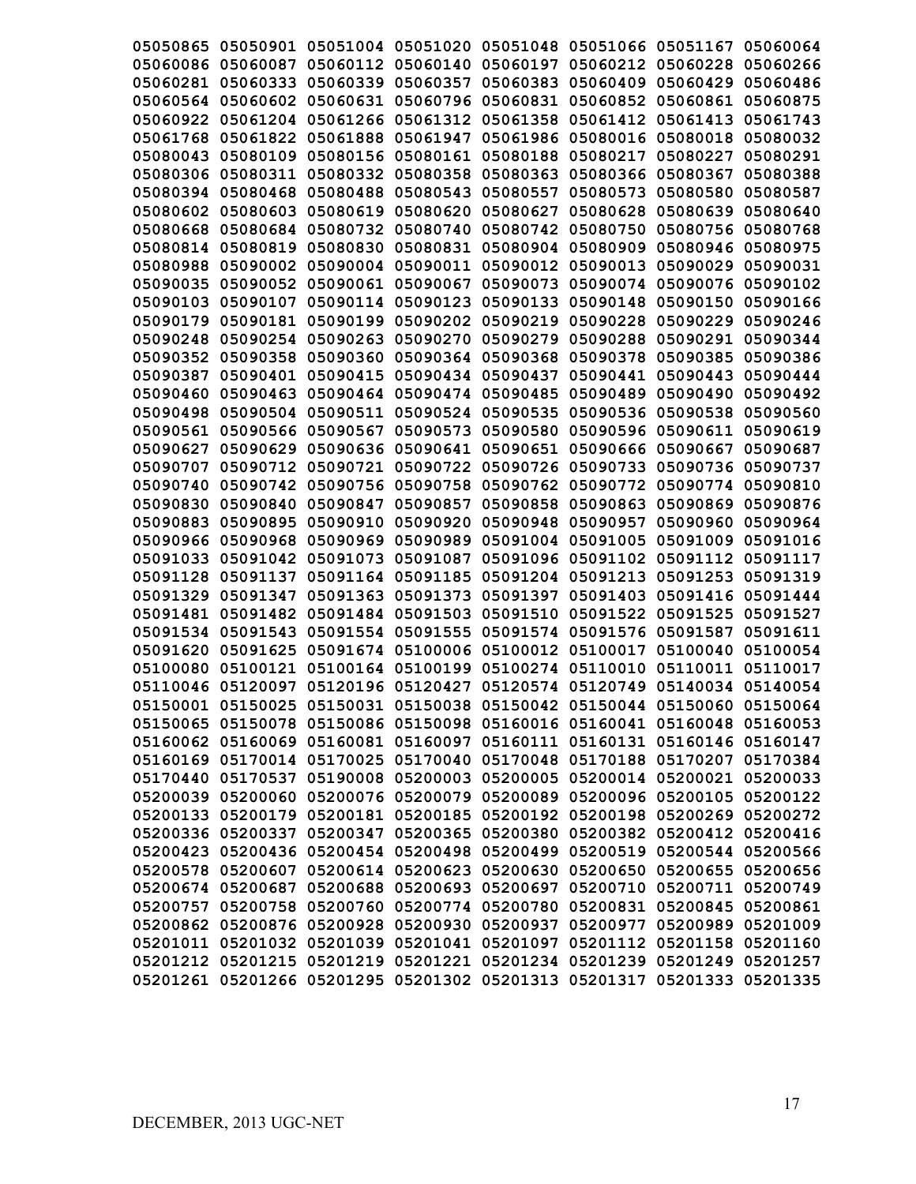05050865 05050901 05051004 05051020 05051048 05051066 05051167 05060064
05060086 05060087 05060112 05060140 05060197 05060212 05060228 05060266
05060281 05060333 05060339 05060357 05060383 05060409 05060429 05060486
05060564 05060602 05060631 05060796 05060831 05060852 05060861 05060875
05060922 05061204 05061266 05061312 05061358 05061412 05061413 05061743
05061768 05061822 05061888 05061947 05061986 05080016 05080018 05080032
05080043 05080109 05080156 05080161 05080188 05080217 05080227 05080291
05080306 05080311 05080332 05080358 05080363 05080366 05080367 05080388
05080394 05080468 05080488 05080543 05080557 05080573 05080580 05080587
05080602 05080603 05080619 05080620 05080627 05080628 05080639 05080640
05080668 05080684 05080732 05080740 05080742 05080750 05080756 05080768
05080814 05080819 05080830 05080831 05080904 05080909 05080946 05080975
05080988 05090002 05090004 05090011 05090012 05090013 05090029 05090031
05090035 05090052 05090061 05090067 05090073 05090074 05090076 05090102
05090103 05090107 05090114 05090123 05090133 05090148 05090150 05090166
05090179 05090181 05090199 05090202 05090219 05090228 05090229 05090246
05090248 05090254 05090263 05090270 05090279 05090288 05090291 05090344
05090352 05090358 05090360 05090364 05090368 05090378 05090385 05090386
05090387 05090401 05090415 05090434 05090437 05090441 05090443 05090444
05090460 05090463 05090464 05090474 05090485 05090489 05090490 05090492
05090498 05090504 05090511 05090524 05090535 05090536 05090538 05090560
05090561 05090566 05090567 05090573 05090580 05090596 05090611 05090619
05090627 05090629 05090636 05090641 05090651 05090666 05090667 05090687
05090707 05090712 05090721 05090722 05090726 05090733 05090736 05090737
05090740 05090742 05090756 05090758 05090762 05090772 05090774 05090810
05090830 05090840 05090847 05090857 05090858 05090863 05090869 05090876
05090883 05090895 05090910 05090920 05090948 05090957 05090960 05090964
05090966 05090968 05090969 05090989 05091004 05091005 05091009 05091016
05091033 05091042 05091073 05091087 05091096 05091102 05091112 05091117
05091128 05091137 05091164 05091185 05091204 05091213 05091253 05091319
05091329 05091347 05091363 05091373 05091397 05091403 05091416 05091444
05091481 05091482 05091484 05091503 05091510 05091522 05091525 05091527
05091534 05091543 05091554 05091555 05091574 05091576 05091587 05091611
05091620 05091625 05091674 05100006 05100012 05100017 05100040 05100054
05100080 05100121 05100164 05100199 05100274 05110010 05110011 05110017
05110046 05120097 05120196 05120427 05120574 05120749 05140034 05140054
05150001 05150025 05150031 05150038 05150042 05150044 05150060 05150064
05150065 05150078 05150086 05150098 05160016 05160041 05160048 05160053
05160062 05160069 05160081 05160097 05160111 05160131 05160146 05160147
05160169 05170014 05170025 05170040 05170048 05170188 05170207 05170384
05170440 05170537 05190008 05200003 05200005 05200014 05200021 05200033
05200039 05200060 05200076 05200079 05200089 05200096 05200105 05200122
05200133 05200179 05200181 05200185 05200192 05200198 05200269 05200272
05200336 05200337 05200347 05200365 05200380 05200382 05200412 05200416
05200423 05200436 05200454 05200498 05200499 05200519 05200544 05200566
05200578 05200607 05200614 05200623 05200630 05200650 05200655 05200656
05200674 05200687 05200688 05200693 05200697 05200710 05200711 05200749
05200757 05200758 05200760 05200774 05200780 05200831 05200845 05200861
05200862 05200876 05200928 05200930 05200937 05200977 05200989 05201009
05201011 05201032 05201039 05201041 05201097 05201112 05201158 05201160
05201212 05201215 05201219 05201221 05201234 05201239 05201249 05201257
05201261 05201266 05201295 05201302 05201313 05201317 05201333 05201335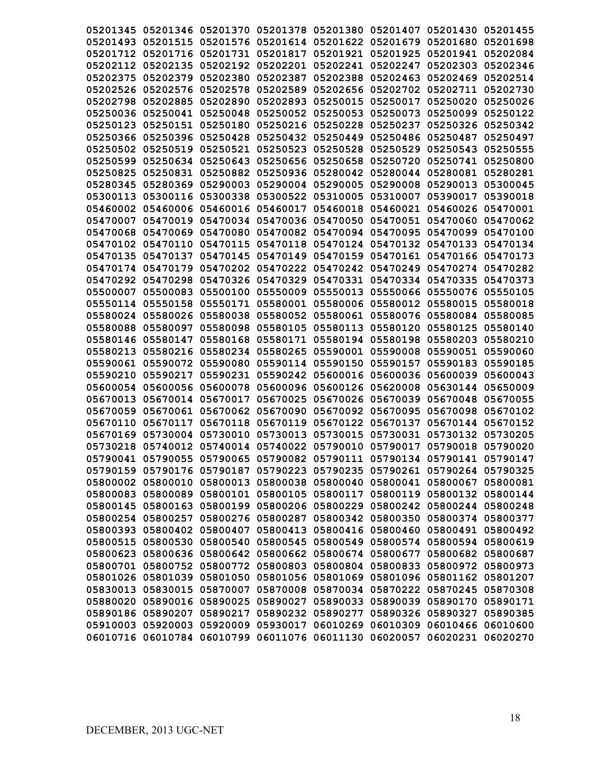05201345 05201346 05201370 05201378 05201380 05201407 05201430 05201455
05201493 05201515 05201576 05201614 05201622 05201679 05201680 05201698
05201712 05201716 05201731 05201817 05201921 05201925 05201941 05202084
05202112 05202135 05202192 05202201 05202241 05202247 05202303 05202346
05202375 05202379 05202380 05202387 05202388 05202463 05202469 05202514
05202526 05202576 05202578 05202589 05202656 05202702 05202711 05202730
05202798 05202885 05202890 05202893 05250015 05250017 05250020 05250026
05250036 05250041 05250048 05250052 05250053 05250073 05250099 05250122
05250123 05250151 05250180 05250216 05250228 05250237 05250326 05250342
05250366 05250396 05250428 05250432 05250449 05250486 05250487 05250497
05250502 05250519 05250521 05250523 05250528 05250529 05250543 05250555
05250599 05250634 05250643 05250656 05250658 05250720 05250741 05250800
05250825 05250831 05250882 05250936 05280042 05280044 05280081 05280281
05280345 05280369 05290003 05290004 05290005 05290008 05290013 05300045
05300113 05300116 05300338 05300522 05310005 05310007 05390017 05390018
05460002 05460006 05460016 05460017 05460018 05460021 05460026 05470001
05470007 05470019 05470034 05470036 05470050 05470051 05470060 05470062
05470068 05470069 05470080 05470082 05470094 05470095 05470099 05470100
05470102 05470110 05470115 05470118 05470124 05470132 05470133 05470134
05470135 05470137 05470145 05470149 05470159 05470161 05470166 05470173
05470174 05470179 05470202 05470222 05470242 05470249 05470274 05470282
05470292 05470298 05470326 05470329 05470331 05470334 05470335 05470373
05500007 05500083 05500100 05550009 05550013 05550066 05550076 05550105
05550114 05550158 05550171 05580001 05580006 05580012 05580015 05580018
05580024 05580026 05580038 05580052 05580061 05580076 05580084 05580085
05580088 05580097 05580098 05580105 05580113 05580120 05580125 05580140
05580146 05580147 05580168 05580171 05580194 05580198 05580203 05580210
05580213 05580216 05580234 05580265 05590001 05590008 05590051 05590060
05590061 05590072 05590080 05590114 05590150 05590157 05590183 05590185
05590210 05590217 05590231 05590242 05600016 05600036 05600039 05600043
05600054 05600056 05600078 05600096 05600126 05620008 05630144 05650009
05670013 05670014 05670017 05670025 05670026 05670039 05670048 05670055
05670059 05670061 05670062 05670090 05670092 05670095 05670098 05670102
05670110 05670117 05670118 05670119 05670122 05670137 05670144 05670152
05670169 05730004 05730010 05730013 05730015 05730031 05730132 05730205
05730218 05740012 05740014 05740022 05790010 05790017 05790018 05790020
05790041 05790055 05790065 05790082 05790111 05790134 05790141 05790147
05790159 05790176 05790187 05790223 05790235 05790261 05790264 05790325
05800002 05800010 05800013 05800038 05800040 05800041 05800067 05800081
05800083 05800089 05800101 05800105 05800117 05800119 05800132 05800144
05800145 05800163 05800199 05800206 05800229 05800242 05800244 05800248
05800254 05800257 05800276 05800287 05800342 05800350 05800374 05800377
05800393 05800402 05800407 05800413 05800416 05800460 05800491 05800492
05800515 05800530 05800540 05800545 05800549 05800574 05800594 05800619
05800623 05800636 05800642 05800662 05800674 05800677 05800682 05800687
05800701 05800752 05800772 05800803 05800804 05800833 05800972 05800973
05801026 05801039 05801050 05801056 05801069 05801096 05801162 05801207
05830013 05830015 05870007 05870008 05870034 05870222 05870245 05870308
05880020 05890016 05890025 05890027 05890033 05890039 05890170 05890171
05890186 05890207 05890217 05890232 05890277 05890326 05890327 05890385
05910003 05920003 05920009 05930017 06010269 06010309 06010466 06010600
06010716 06010784 06010799 06011076 06011130 06020057 06020231 06020270

DECEMBER, 2013 UGC-NET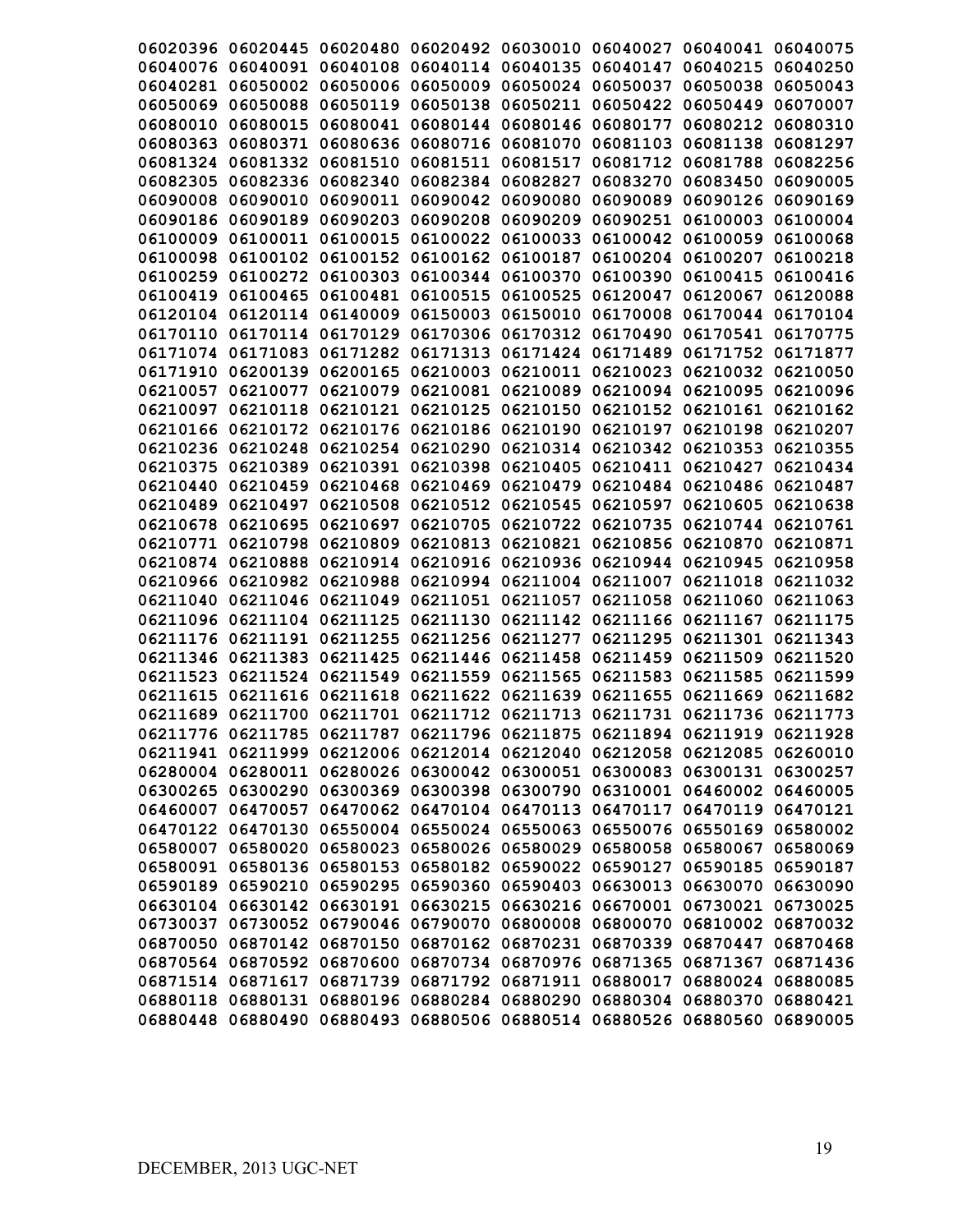06020396 06020445 06020480 06020492 06030010 06040027 06040041 06040075
06040076 06040091 06040108 06040114 06040135 06040147 06040215 06040250
06040281 06050002 06050006 06050009 06050024 06050037 06050038 06050043
06050069 06050088 06050119 06050138 06050211 06050422 06050449 06070007
06080010 06080015 06080041 06080144 06080146 06080177 06080212 06080310
06080363 06080371 06080636 06080716 06081070 06081103 06081138 06081297
06081324 06081332 06081510 06081511 06081517 06081712 06081788 06082256
06082305 06082336 06082340 06082384 06082827 06083270 06083450 06090005
06090008 06090010 06090011 06090042 06090080 06090089 06090126 06090169
06090186 06090189 06090203 06090208 06090209 06090251 06100003 06100004
06100009 06100011 06100015 06100022 06100033 06100042 06100059 06100068
06100098 06100102 06100152 06100162 06100187 06100204 06100207 06100218
06100259 06100272 06100303 06100344 06100370 06100390 06100415 06100416
06100419 06100465 06100481 06100515 06100525 06120047 06120067 06120088
06120104 06120114 06140009 06150003 06150010 06170008 06170044 06170104
06170110 06170114 06170129 06170306 06170312 06170490 06170541 06170775
06171074 06171083 06171282 06171313 06171424 06171489 06171752 06171877
06171910 06200139 06200165 06210003 06210011 06210023 06210032 06210050
06210057 06210077 06210079 06210081 06210089 06210094 06210095 06210096
06210097 06210118 06210121 06210125 06210150 06210152 06210161 06210162
06210166 06210172 06210176 06210186 06210190 06210197 06210198 06210207
06210236 06210248 06210254 06210290 06210314 06210342 06210353 06210355
06210375 06210389 06210391 06210398 06210405 06210411 06210427 06210434
06210440 06210459 06210468 06210469 06210479 06210484 06210486 06210487
06210489 06210497 06210508 06210512 06210545 06210597 06210605 06210638
06210678 06210695 06210697 06210705 06210722 06210735 06210744 06210761
06210771 06210798 06210809 06210813 06210821 06210856 06210870 06210871
06210874 06210888 06210914 06210916 06210936 06210944 06210945 06210958
06210966 06210982 06210988 06210994 06211004 06211007 06211018 06211032
06211040 06211046 06211049 06211051 06211057 06211058 06211060 06211063
06211096 06211104 06211125 06211130 06211142 06211166 06211167 06211175
06211176 06211191 06211255 06211256 06211277 06211295 06211301 06211343
06211346 06211383 06211425 06211446 06211458 06211459 06211509 06211520
06211523 06211524 06211549 06211559 06211565 06211583 06211585 06211599
06211615 06211616 06211618 06211622 06211639 06211655 06211669 06211682
06211689 06211700 06211701 06211712 06211713 06211731 06211736 06211773
06211776 06211785 06211787 06211796 06211875 06211894 06211919 06211928
06211941 06211999 06212006 06212014 06212040 06212058 06212085 06260010
06280004 06280011 06280026 06300042 06300051 06300083 06300131 06300257
06300265 06300290 06300369 06300398 06300790 06310001 06460002 06460005
06460007 06470057 06470062 06470104 06470113 06470117 06470119 06470121
06470122 06470130 06550004 06550024 06550063 06550076 06550169 06580002
06580007 06580020 06580023 06580026 06580029 06580058 06580067 06580069
06580091 06580136 06580153 06580182 06590022 06590127 06590185 06590187
06590189 06590210 06590295 06590360 06590403 06630013 06630070 06630090
06630104 06630142 06630191 06630215 06630216 06670001 06730021 06730025
06730037 06730052 06790046 06790070 06800008 06800070 06810002 06870032
06870050 06870142 06870150 06870162 06870231 06870339 06870447 06870468
06870564 06870592 06870600 06870734 06870976 06871365 06871367 06871436
06871514 06871617 06871739 06871792 06871911 06880017 06880024 06880085
06880118 06880131 06880196 06880284 06880290 06880304 06880370 06880421
06880448 06880490 06880493 06880506 06880514 06880526 06880560 06890005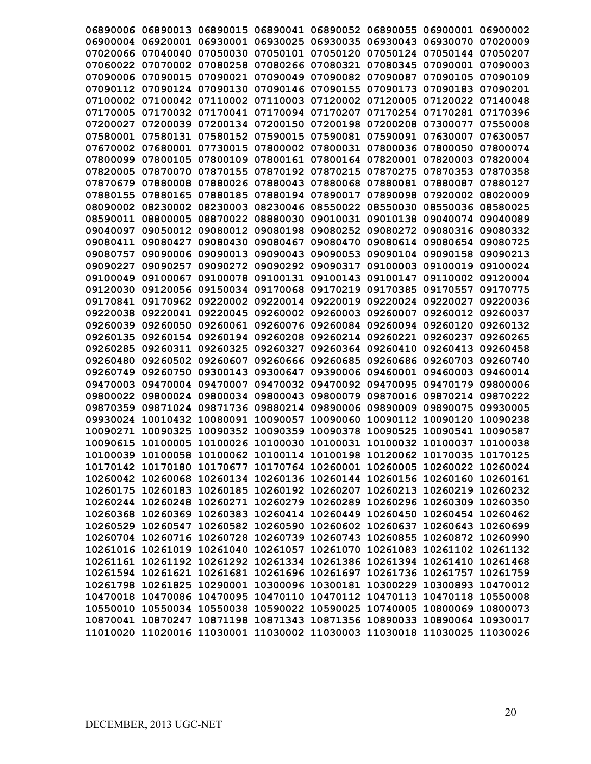06890006 06890013 06890015 06890041 06890052 06890055 06900001 06900002
06900004 06920001 06930001 06930025 06930035 06930043 06930070 07020009
07020066 07040040 07050030 07050101 07050120 07050124 07050144 07050207
07060022 07070002 07080258 07080266 07080321 07080345 07090001 07090003
07090006 07090015 07090021 07090049 07090082 07090087 07090105 07090109
07090112 07090124 07090130 07090146 07090155 07090173 07090183 07090201
07100002 07100042 07110002 07110003 07120002 07120005 07120022 07140048
07170005 07170032 07170041 07170094 07170207 07170254 07170281 07170396
07200027 07200039 07200134 07200150 07200198 07200208 07300077 07550008
07580001 07580131 07580152 07590015 07590081 07590091 07630007 07630057
07670002 07680001 07730015 07800002 07800031 07800036 07800050 07800074
07800099 07800105 07800109 07800161 07800164 07820001 07820003 07820004
07820005 07870070 07870155 07870192 07870215 07870275 07870353 07870358
07870679 07880008 07880026 07880043 07880068 07880081 07880087 07880127
07880155 07880165 07880185 07880194 07890017 07890098 07920002 08020009
08090002 08230002 08230003 08230046 08550022 08550030 08550036 08580025
08590011 08800005 08870022 08880030 09010031 09010138 09040074 09040089
09040097 09050012 09080012 09080198 09080252 09080272 09080316 09080332
09080411 09080427 09080430 09080467 09080470 09080614 09080654 09080725
09080757 09090006 09090013 09090043 09090053 09090104 09090158 09090213
09090227 09090257 09090272 09090292 09090317 09100003 09100019 09100024
09100049 09100067 09100078 09100131 09100143 09100147 09110002 09120004
09120030 09120056 09150034 09170068 09170219 09170385 09170557 09170775
09170841 09170962 09220002 09220014 09220019 09220024 09220027 09220036
09220038 09220041 09220045 09260002 09260003 09260007 09260012 09260037
09260039 09260050 09260061 09260076 09260084 09260094 09260120 09260132
09260135 09260154 09260194 09260208 09260214 09260221 09260237 09260265
09260285 09260311 09260325 09260327 09260364 09260410 09260413 09260458
09260480 09260502 09260607 09260666 09260685 09260686 09260703 09260740
09260749 09260750 09300143 09300647 09390006 09460001 09460003 09460014
09470003 09470004 09470007 09470032 09470092 09470095 09470179 09800006
09800022 09800024 09800034 09800043 09800079 09870016 09870214 09870222
09870359 09871024 09871736 09880214 09890006 09890009 09890075 09930005
09930024 10010432 10080091 10090057 10090060 10090112 10090120 10090238
10090271 10090325 10090352 10090359 10090378 10090525 10090541 10090587
10090615 10100005 10100026 10100030 10100031 10100032 10100037 10100038
10100039 10100058 10100062 10100114 10100198 10120062 10170035 10170125
10170142 10170180 10170677 10170764 10260001 10260005 10260022 10260024
10260042 10260068 10260134 10260136 10260144 10260156 10260160 10260161
10260175 10260183 10260185 10260192 10260207 10260213 10260219 10260232
10260244 10260248 10260271 10260279 10260289 10260296 10260309 10260350
10260368 10260369 10260383 10260414 10260449 10260450 10260454 10260462
10260529 10260547 10260582 10260590 10260602 10260637 10260643 10260699
10260704 10260716 10260728 10260739 10260743 10260855 10260872 10260990
10261016 10261019 10261040 10261057 10261070 10261083 10261102 10261132
10261161 10261192 10261292 10261334 10261386 10261394 10261410 10261468
10261594 10261621 10261681 10261696 10261697 10261736 10261757 10261759
10261798 10261825 10290001 10300096 10300181 10300229 10300893 10470012
10470018 10470086 10470095 10470110 10470112 10470113 10470118 10550008
10550010 10550034 10550038 10590022 10590025 10740005 10800069 10800073
10870041 10870247 10871198 10871343 10871356 10890033 10890064 10930017
11010020 11020016 11030001 11030002 11030003 11030018 11030025 11030026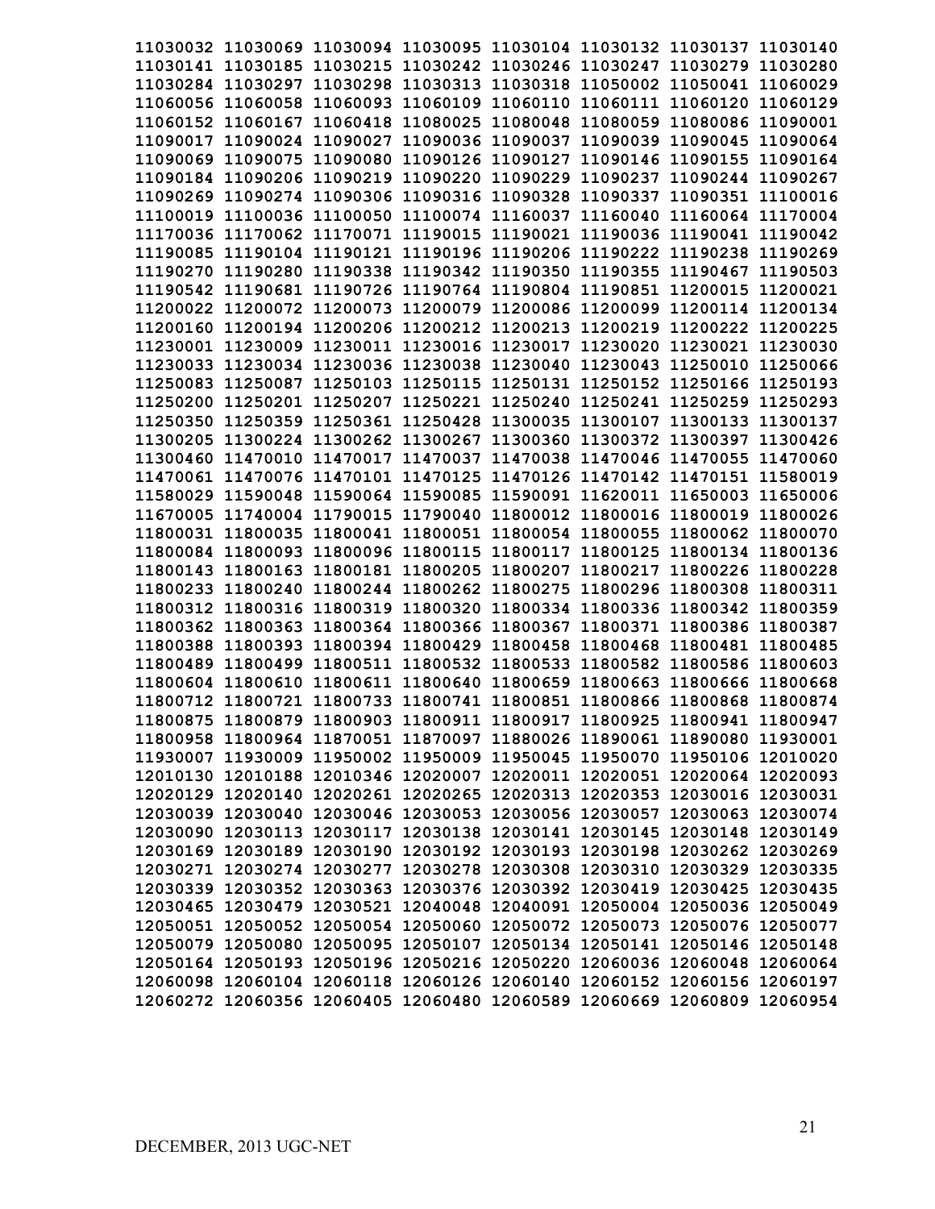11030032 11030069 11030094 11030095 11030104 11030132 11030137 11030140
11030141 11030185 11030215 11030242 11030246 11030247 11030279 11030280
11030284 11030297 11030298 11030313 11030318 11050002 11050041 11060029
11060056 11060058 11060093 11060109 11060110 11060111 11060120 11060129
11060152 11060167 11060418 11080025 11080048 11080059 11080086 11090001
11090017 11090024 11090027 11090036 11090037 11090039 11090045 11090064
11090069 11090075 11090080 11090126 11090127 11090146 11090155 11090164
11090184 11090206 11090219 11090220 11090229 11090237 11090244 11090267
11090269 11090274 11090306 11090316 11090328 11090337 11090351 11100016
11100019 11100036 11100050 11100074 11160037 11160040 11160064 11170004
11170036 11170062 11170071 11190015 11190021 11190036 11190041 11190042
11190085 11190104 11190121 11190196 11190206 11190222 11190238 11190269
11190270 11190280 11190338 11190342 11190350 11190355 11190467 11190503
11190542 11190681 11190726 11190764 11190804 11190851 11200015 11200021
11200022 11200072 11200073 11200079 11200086 11200099 11200114 11200134
11200160 11200194 11200206 11200212 11200213 11200219 11200222 11200225
11230001 11230009 11230011 11230016 11230017 11230020 11230021 11230030
11230033 11230034 11230036 11230038 11230040 11230043 11250010 11250066
11250083 11250087 11250103 11250115 11250131 11250152 11250166 11250193
11250200 11250201 11250207 11250221 11250240 11250241 11250259 11250293
11250350 11250359 11250361 11250428 11300035 11300107 11300133 11300137
11300205 11300224 11300262 11300267 11300360 11300372 11300397 11300426
11300460 11470010 11470017 11470037 11470038 11470046 11470055 11470060
11470061 11470076 11470101 11470125 11470126 11470142 11470151 11580019
11580029 11590048 11590064 11590085 11590091 11620011 11650003 11650006
11670005 11740004 11790015 11790040 11800012 11800016 11800019 11800026
11800031 11800035 11800041 11800051 11800054 11800055 11800062 11800070
11800084 11800093 11800096 11800115 11800117 11800125 11800134 11800136
11800143 11800163 11800181 11800205 11800207 11800217 11800226 11800228
11800233 11800240 11800244 11800262 11800275 11800296 11800308 11800311
11800312 11800316 11800319 11800320 11800334 11800336 11800342 11800359
11800362 11800363 11800364 11800366 11800367 11800371 11800386 11800387
11800388 11800393 11800394 11800429 11800458 11800468 11800481 11800485
11800489 11800499 11800511 11800532 11800533 11800582 11800586 11800603
11800604 11800610 11800611 11800640 11800659 11800663 11800666 11800668
11800712 11800721 11800733 11800741 11800851 11800866 11800868 11800874
11800875 11800879 11800903 11800911 11800917 11800925 11800941 11800947
11800958 11800964 11870051 11870097 11880026 11890061 11890080 11930001
11930007 11930009 11950002 11950009 11950045 11950070 11950106 12010020
12010130 12010188 12010346 12020007 12020011 12020051 12020064 12020093
12020129 12020140 12020261 12020265 12020313 12020353 12030016 12030031
12030039 12030040 12030046 12030053 12030056 12030057 12030063 12030074
12030090 12030113 12030117 12030138 12030141 12030145 12030148 12030149
12030169 12030189 12030190 12030192 12030193 12030198 12030262 12030269
12030271 12030274 12030277 12030278 12030308 12030310 12030329 12030335
12030339 12030352 12030363 12030376 12030392 12030419 12030425 12030435
12030465 12030479 12030521 12040048 12040091 12050004 12050036 12050049
12050051 12050052 12050054 12050060 12050072 12050073 12050076 12050077
12050079 12050080 12050095 12050107 12050134 12050141 12050146 12050148
12050164 12050193 12050196 12050216 12050220 12060036 12060048 12060064
12060098 12060104 12060118 12060126 12060140 12060152 12060156 12060197
12060272 12060356 12060405 12060480 12060589 12060669 12060809 12060954

DECEMBER, 2013 UGC-NET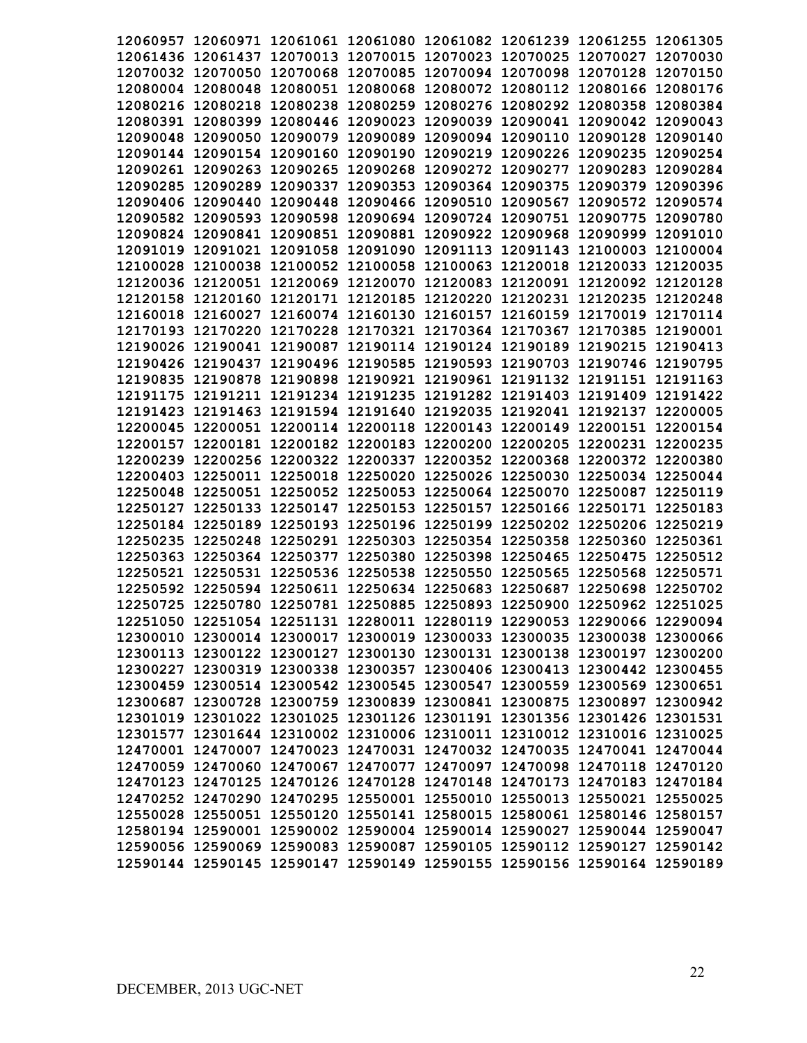12060957 12060971 12061061 12061080 12061082 12061239 12061255 12061305
12061436 12061437 12070013 12070015 12070023 12070025 12070027 12070030
12070032 12070050 12070068 12070085 12070094 12070098 12070128 12070150
12080004 12080048 12080051 12080068 12080072 12080112 12080166 12080176
12080216 12080218 12080238 12080259 12080276 12080292 12080358 12080384
12080391 12080399 12080446 12090023 12090039 12090041 12090042 12090043
12090048 12090050 12090079 12090089 12090094 12090110 12090128 12090140
12090144 12090154 12090160 12090190 12090219 12090226 12090235 12090254
12090261 12090263 12090265 12090268 12090272 12090277 12090283 12090284
12090285 12090289 12090337 12090353 12090364 12090375 12090379 12090396
12090406 12090440 12090448 12090466 12090510 12090567 12090572 12090574
12090582 12090593 12090598 12090694 12090724 12090751 12090775 12090780
12090824 12090841 12090851 12090881 12090922 12090968 12090999 12091010
12091019 12091021 12091058 12091090 12091113 12091143 12100003 12100004
12100028 12100038 12100052 12100058 12100063 12120018 12120033 12120035
12120036 12120051 12120069 12120070 12120083 12120091 12120092 12120128
12120158 12120160 12120171 12120185 12120220 12120231 12120235 12120248
12160018 12160027 12160074 12160130 12160157 12160159 12170019 12170114
12170193 12170220 12170228 12170321 12170364 12170367 12170385 12190001
12190026 12190041 12190087 12190114 12190124 12190189 12190215 12190413
12190426 12190437 12190496 12190585 12190593 12190703 12190746 12190795
12190835 12190878 12190898 12190921 12190961 12191132 12191151 12191163
12191175 12191211 12191234 12191235 12191282 12191403 12191409 12191422
12191423 12191463 12191594 12191640 12192035 12192041 12192137 12200005
12200045 12200051 12200114 12200118 12200143 12200149 12200151 12200154
12200157 12200181 12200182 12200183 12200200 12200205 12200231 12200235
12200239 12200256 12200322 12200337 12200352 12200368 12200372 12200380
12200403 12250011 12250018 12250020 12250026 12250030 12250034 12250044
12250048 12250051 12250052 12250053 12250064 12250070 12250087 12250119
12250127 12250133 12250147 12250153 12250157 12250166 12250171 12250183
12250184 12250189 12250193 12250196 12250199 12250202 12250206 12250219
12250235 12250248 12250291 12250303 12250354 12250358 12250360 12250361
12250363 12250364 12250377 12250380 12250398 12250465 12250475 12250512
12250521 12250531 12250536 12250538 12250550 12250565 12250568 12250571
12250592 12250594 12250611 12250634 12250683 12250687 12250698 12250702
12250725 12250780 12250781 12250885 12250893 12250900 12250962 12251025
12251050 12251054 12251131 12280011 12280119 12290053 12290066 12290094
12300010 12300014 12300017 12300019 12300033 12300035 12300038 12300066
12300113 12300122 12300127 12300130 12300131 12300138 12300197 12300200
12300227 12300319 12300338 12300357 12300406 12300413 12300442 12300455
12300459 12300514 12300542 12300545 12300547 12300559 12300569 12300651
12300687 12300728 12300759 12300839 12300841 12300875 12300897 12300942
12301019 12301022 12301025 12301126 12301191 12301356 12301426 12301531
12301577 12301644 12310002 12310006 12310011 12310012 12310016 12310025
12470001 12470007 12470023 12470031 12470032 12470035 12470041 12470044
12470059 12470060 12470067 12470077 12470097 12470098 12470118 12470120
12470123 12470125 12470126 12470128 12470148 12470173 12470183 12470184
12470252 12470290 12470295 12550001 12550010 12550013 12550021 12550025
12550028 12550051 12550120 12550141 12580015 12580061 12580146 12580157
12580194 12590001 12590002 12590004 12590014 12590027 12590044 12590047
12590056 12590069 12590083 12590087 12590105 12590112 12590127 12590142
12590144 12590145 12590147 12590149 12590155 12590156 12590164 12590189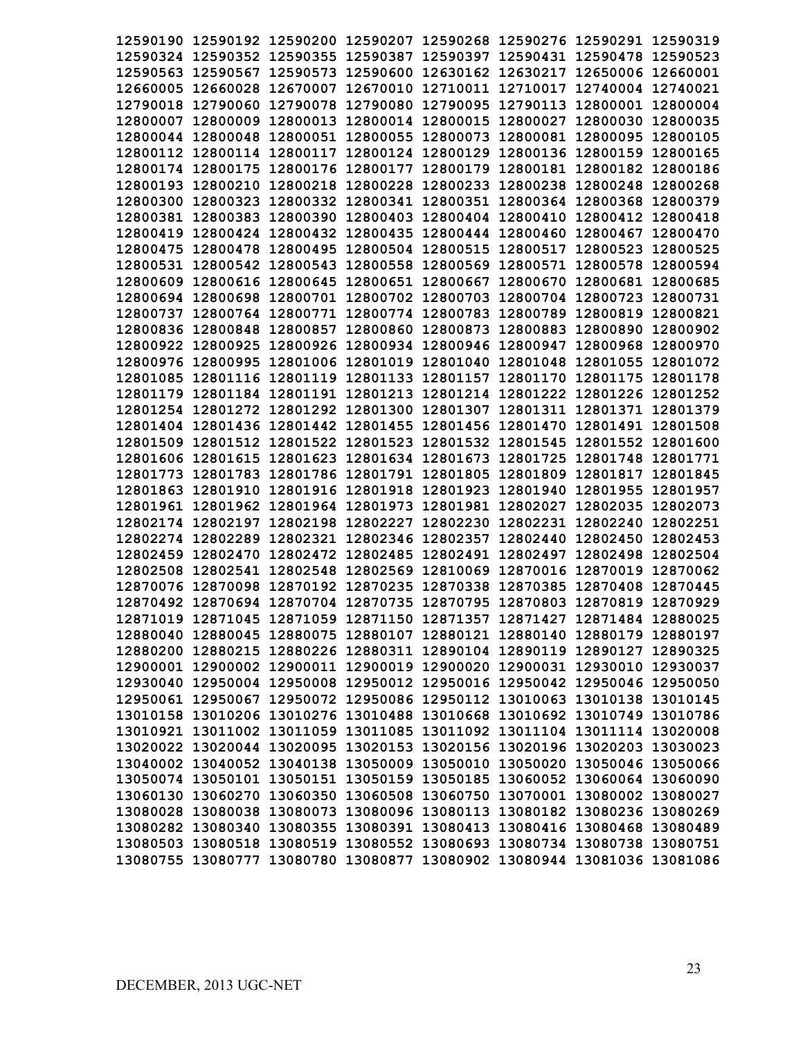12590190 12590192 12590200 12590207 12590268 12590276 12590291 12590319
12590324 12590352 12590355 12590387 12590397 12590431 12590478 12590523
12590563 12590567 12590573 12590600 12630162 12630217 12650006 12660001
12660005 12660028 12670007 12670010 12710011 12710017 12740004 12740021
12790018 12790060 12790078 12790080 12790095 12790113 12800001 12800004
12800007 12800009 12800013 12800014 12800015 12800027 12800030 12800035
12800044 12800048 12800051 12800055 12800073 12800081 12800095 12800105
12800112 12800114 12800117 12800124 12800129 12800136 12800159 12800165
12800174 12800175 12800176 12800177 12800179 12800181 12800182 12800186
12800193 12800210 12800218 12800228 12800233 12800238 12800248 12800268
12800300 12800323 12800332 12800341 12800351 12800364 12800368 12800379
12800381 12800383 12800390 12800403 12800404 12800410 12800412 12800418
12800419 12800424 12800432 12800435 12800444 12800460 12800467 12800470
12800475 12800478 12800495 12800504 12800515 12800517 12800523 12800525
12800531 12800542 12800543 12800558 12800569 12800571 12800578 12800594
12800609 12800616 12800645 12800651 12800667 12800670 12800681 12800685
12800694 12800698 12800701 12800702 12800703 12800704 12800723 12800731
12800737 12800764 12800771 12800774 12800783 12800789 12800819 12800821
12800836 12800848 12800857 12800860 12800873 12800883 12800890 12800902
12800922 12800925 12800926 12800934 12800946 12800947 12800968 12800970
12800976 12800995 12801006 12801019 12801040 12801048 12801055 12801072
12801085 12801116 12801119 12801133 12801157 12801170 12801175 12801178
12801179 12801184 12801191 12801213 12801214 12801222 12801226 12801252
12801254 12801272 12801292 12801300 12801307 12801311 12801371 12801379
12801404 12801436 12801442 12801455 12801456 12801470 12801491 12801508
12801509 12801512 12801522 12801523 12801532 12801545 12801552 12801600
12801606 12801615 12801623 12801634 12801673 12801725 12801748 12801771
12801773 12801783 12801786 12801791 12801805 12801809 12801817 12801845
12801863 12801910 12801916 12801918 12801923 12801940 12801955 12801957
12801961 12801962 12801964 12801973 12801981 12802027 12802035 12802073
12802174 12802197 12802198 12802227 12802230 12802231 12802240 12802251
12802274 12802289 12802321 12802346 12802357 12802440 12802450 12802453
12802459 12802470 12802472 12802485 12802491 12802497 12802498 12802504
12802508 12802541 12802548 12802569 12810069 12870016 12870019 12870062
12870076 12870098 12870192 12870235 12870338 12870385 12870408 12870445
12870492 12870694 12870704 12870735 12870795 12870803 12870819 12870929
12871019 12871045 12871059 12871150 12871357 12871427 12871484 12880025
12880040 12880045 12880075 12880107 12880121 12880140 12880179 12880197
12880200 12880215 12880226 12880311 12890104 12890119 12890127 12890325
12900001 12900002 12900011 12900019 12900020 12900031 12930010 12930037
12930040 12950004 12950008 12950012 12950016 12950042 12950046 12950050
12950061 12950067 12950072 12950086 12950112 13010063 13010138 13010145
13010158 13010206 13010276 13010488 13010668 13010692 13010749 13010786
13010921 13011002 13011059 13011085 13011092 13011104 13011114 13020008
13020022 13020044 13020095 13020153 13020156 13020196 13020203 13030023
13040002 13040052 13040138 13050009 13050010 13050020 13050046 13050066
13050074 13050101 13050151 13050159 13050185 13060052 13060064 13060090
13060130 13060270 13060350 13060508 13060750 13070001 13080002 13080027
13080028 13080038 13080073 13080096 13080113 13080182 13080236 13080269
13080282 13080340 13080355 13080391 13080413 13080416 13080468 13080489
13080503 13080518 13080519 13080552 13080693 13080734 13080738 13080751
13080755 13080777 13080780 13080877 13080902 13080944 13081036 13081086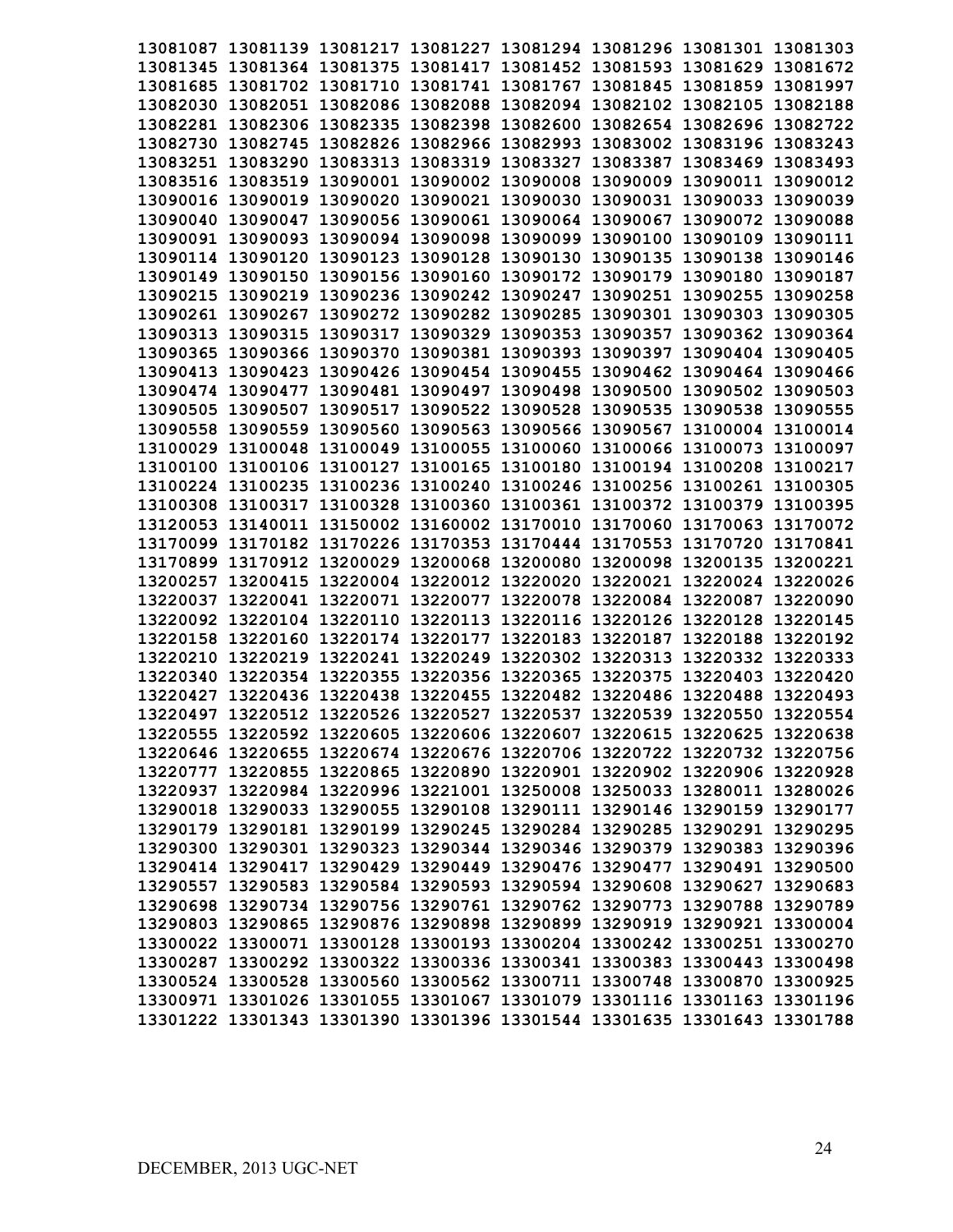13081087 13081139 13081217 13081227 13081294 13081296 13081301 13081303
13081345 13081364 13081375 13081417 13081452 13081593 13081629 13081672
13081685 13081702 13081710 13081741 13081767 13081845 13081859 13081997
13082030 13082051 13082086 13082088 13082094 13082102 13082105 13082188
13082281 13082306 13082335 13082398 13082600 13082654 13082696 13082722
13082730 13082745 13082826 13082966 13082993 13083002 13083196 13083243
13083251 13083290 13083313 13083319 13083327 13083387 13083469 13083493
13083516 13083519 13090001 13090002 13090008 13090009 13090011 13090012
13090016 13090019 13090020 13090021 13090030 13090031 13090033 13090039
13090040 13090047 13090056 13090061 13090064 13090067 13090072 13090088
13090091 13090093 13090094 13090098 13090099 13090100 13090109 13090111
13090114 13090120 13090123 13090128 13090130 13090135 13090138 13090146
13090149 13090150 13090156 13090160 13090172 13090179 13090180 13090187
13090215 13090219 13090236 13090242 13090247 13090251 13090255 13090258
13090261 13090267 13090272 13090282 13090285 13090301 13090303 13090305
13090313 13090315 13090317 13090329 13090353 13090357 13090362 13090364
13090365 13090366 13090370 13090381 13090393 13090397 13090404 13090405
13090413 13090423 13090426 13090454 13090455 13090462 13090464 13090466
13090474 13090477 13090481 13090497 13090498 13090500 13090502 13090503
13090505 13090507 13090517 13090522 13090528 13090535 13090538 13090555
13090558 13090559 13090560 13090563 13090566 13090567 13100004 13100014
13100029 13100048 13100049 13100055 13100060 13100066 13100073 13100097
13100100 13100106 13100127 13100165 13100180 13100194 13100208 13100217
13100224 13100235 13100236 13100240 13100246 13100256 13100261 13100305
13100308 13100317 13100328 13100360 13100361 13100372 13100379 13100395
13120053 13140011 13150002 13160002 13170010 13170060 13170063 13170072
13170099 13170182 13170226 13170353 13170444 13170553 13170720 13170841
13170899 13170912 13200029 13200068 13200080 13200098 13200135 13200221
13200257 13200415 13220004 13220012 13220020 13220021 13220024 13220026
13220037 13220041 13220071 13220077 13220078 13220084 13220087 13220090
13220092 13220104 13220110 13220113 13220116 13220126 13220128 13220145
13220158 13220160 13220174 13220177 13220183 13220187 13220188 13220192
13220210 13220219 13220241 13220249 13220302 13220313 13220332 13220333
13220340 13220354 13220355 13220356 13220365 13220375 13220403 13220420
13220427 13220436 13220438 13220455 13220482 13220486 13220488 13220493
13220497 13220512 13220526 13220527 13220537 13220539 13220550 13220554
13220555 13220592 13220605 13220606 13220607 13220615 13220625 13220638
13220646 13220655 13220674 13220676 13220706 13220722 13220732 13220756
13220777 13220855 13220865 13220890 13220901 13220902 13220906 13220928
13220937 13220984 13220996 13221001 13250008 13250033 13280011 13280026
13290018 13290033 13290055 13290108 13290111 13290146 13290159 13290177
13290179 13290181 13290199 13290245 13290284 13290285 13290291 13290295
13290300 13290301 13290323 13290344 13290346 13290379 13290383 13290396
13290414 13290417 13290429 13290449 13290476 13290477 13290491 13290500
13290557 13290583 13290584 13290593 13290594 13290608 13290627 13290683
13290698 13290734 13290756 13290761 13290762 13290773 13290788 13290789
13290803 13290865 13290876 13290898 13290899 13290919 13290921 13300004
13300022 13300071 13300128 13300193 13300204 13300242 13300251 13300270
13300287 13300292 13300322 13300336 13300341 13300383 13300443 13300498
13300524 13300528 13300560 13300562 13300711 13300748 13300870 13300925
13300971 13301026 13301055 13301067 13301079 13301116 13301163 13301196
13301222 13301343 13301390 13301396 13301544 13301635 13301643 13301788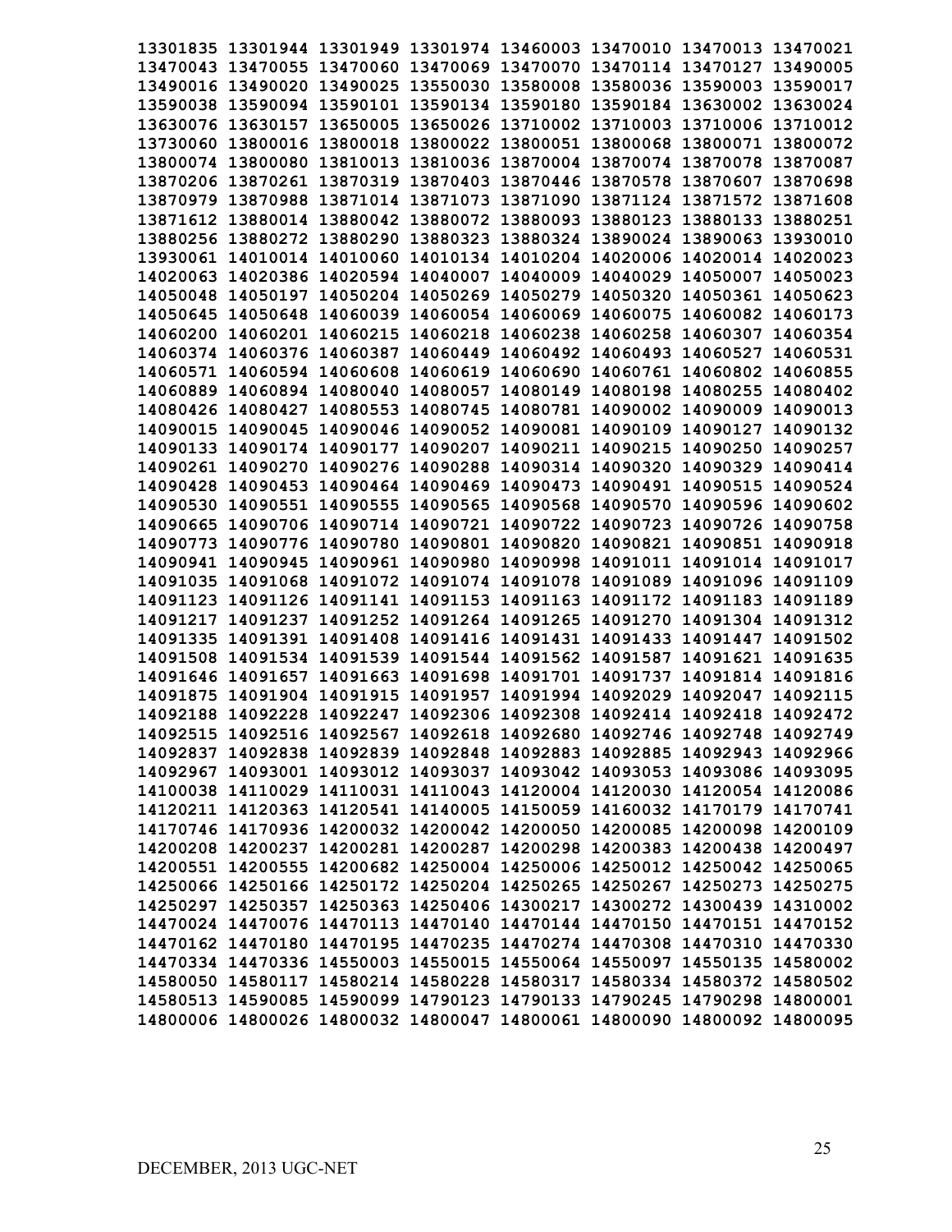13301835 13301944 13301949 13301974 13460003 13470010 13470013 13470021
13470043 13470055 13470060 13470069 13470070 13470114 13470127 13490005
13490016 13490020 13490025 13550030 13580008 13580036 13590003 13590017
13590038 13590094 13590101 13590134 13590180 13590184 13630002 13630024
13630076 13630157 13650005 13650026 13710002 13710003 13710006 13710012
13730060 13800016 13800018 13800022 13800051 13800068 13800071 13800072
13800074 13800080 13810013 13810036 13870004 13870074 13870078 13870087
13870206 13870261 13870319 13870403 13870446 13870578 13870607 13870698
13870979 13870988 13871014 13871073 13871090 13871124 13871572 13871608
13871612 13880014 13880042 13880072 13880093 13880123 13880133 13880251
13880256 13880272 13880290 13880323 13880324 13890024 13890063 13930010
13930061 14010014 14010060 14010134 14010204 14020006 14020014 14020023
14020063 14020386 14020594 14040007 14040009 14040029 14050007 14050023
14050048 14050197 14050204 14050269 14050279 14050320 14050361 14050623
14050645 14050648 14060039 14060054 14060069 14060075 14060082 14060173
14060200 14060201 14060215 14060218 14060238 14060258 14060307 14060354
14060374 14060376 14060387 14060449 14060492 14060493 14060527 14060531
14060571 14060594 14060608 14060619 14060690 14060761 14060802 14060855
14060889 14060894 14080040 14080057 14080149 14080198 14080255 14080402
14080426 14080427 14080553 14080745 14080781 14090002 14090009 14090013
14090015 14090045 14090046 14090052 14090081 14090109 14090127 14090132
14090133 14090174 14090177 14090207 14090211 14090215 14090250 14090257
14090261 14090270 14090276 14090288 14090314 14090320 14090329 14090414
14090428 14090453 14090464 14090469 14090473 14090491 14090515 14090524
14090530 14090551 14090555 14090565 14090568 14090570 14090596 14090602
14090665 14090706 14090714 14090721 14090722 14090723 14090726 14090758
14090773 14090776 14090780 14090801 14090820 14090821 14090851 14090918
14090941 14090945 14090961 14090980 14090998 14091011 14091014 14091017
14091035 14091068 14091072 14091074 14091078 14091089 14091096 14091109
14091123 14091126 14091141 14091153 14091163 14091172 14091183 14091189
14091217 14091237 14091252 14091264 14091265 14091270 14091304 14091312
14091335 14091391 14091408 14091416 14091431 14091433 14091447 14091502
14091508 14091534 14091539 14091544 14091562 14091587 14091621 14091635
14091646 14091657 14091663 14091698 14091701 14091737 14091814 14091816
14091875 14091904 14091915 14091957 14091994 14092029 14092047 14092115
14092188 14092228 14092247 14092306 14092308 14092414 14092418 14092472
14092515 14092516 14092567 14092618 14092680 14092746 14092748 14092749
14092837 14092838 14092839 14092848 14092883 14092885 14092943 14092966
14092967 14093001 14093012 14093037 14093042 14093053 14093086 14093095
14100038 14110029 14110031 14110043 14120004 14120030 14120054 14120086
14120211 14120363 14120541 14140005 14150059 14160032 14170179 14170741
14170746 14170936 14200032 14200042 14200050 14200085 14200098 14200109
14200208 14200237 14200281 14200287 14200298 14200383 14200438 14200497
14200551 14200555 14200682 14250004 14250006 14250012 14250042 14250065
14250066 14250166 14250172 14250204 14250265 14250267 14250273 14250275
14250297 14250357 14250363 14250406 14300217 14300272 14300439 14310002
14470024 14470076 14470113 14470140 14470144 14470150 14470151 14470152
14470162 14470180 14470195 14470235 14470274 14470308 14470310 14470330
14470334 14470336 14550003 14550015 14550064 14550097 14550135 14580002
14580050 14580117 14580214 14580228 14580317 14580334 14580372 14580502
14580513 14590085 14590099 14790123 14790133 14790245 14790298 14800001
14800006 14800026 14800032 14800047 14800061 14800090 14800092 14800095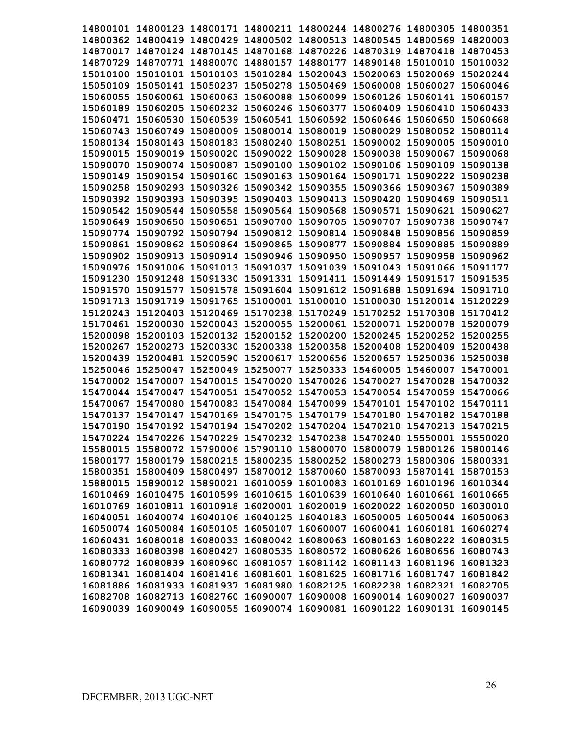**14800101 14800123 14800171 14800211 14800244 14800276 14800305 14800351**
**14800362 14800419 14800429 14800502 14800513 14800545 14800569 14820003**
**14870017 14870124 14870145 14870168 14870226 14870319 14870418 14870453**
**14870729 14870771 14880070 14880157 14880177 14890148 15010010 15010032**
**15010100 15010101 15010103 15010284 15020043 15020063 15020069 15020244**
**15050109 15050141 15050237 15050278 15050469 15060008 15060027 15060046**
**15060055 15060061 15060063 15060088 15060099 15060126 15060141 15060157**
**15060189 15060205 15060232 15060246 15060377 15060409 15060410 15060433**
**15060471 15060530 15060539 15060541 15060592 15060646 15060650 15060668**
**15060743 15060749 15080009 15080014 15080019 15080029 15080052 15080114**
**15080134 15080143 15080183 15080240 15080251 15090002 15090005 15090010**
**15090015 15090019 15090020 15090022 15090028 15090038 15090067 15090068**
**15090070 15090074 15090087 15090100 15090102 15090106 15090109 15090138**
**15090149 15090154 15090160 15090163 15090164 15090171 15090222 15090238**
**15090258 15090293 15090326 15090342 15090355 15090366 15090367 15090389**
**15090392 15090393 15090395 15090403 15090413 15090420 15090469 15090511**
**15090542 15090544 15090558 15090564 15090568 15090571 15090621 15090627**
**15090649 15090650 15090651 15090700 15090705 15090707 15090738 15090747**
**15090774 15090792 15090794 15090812 15090814 15090848 15090856 15090859**
**15090861 15090862 15090864 15090865 15090877 15090884 15090885 15090889**
**15090902 15090913 15090914 15090946 15090950 15090957 15090958 15090962**
**15090976 15091006 15091013 15091037 15091039 15091043 15091066 15091177**
**15091230 15091248 15091330 15091331 15091411 15091449 15091517 15091535**
**15091570 15091577 15091578 15091604 15091612 15091688 15091694 15091710**
**15091713 15091719 15091765 15100001 15100010 15100030 15120014 15120229**
**15120243 15120403 15120469 15170238 15170249 15170252 15170308 15170412**
**15170461 15200030 15200043 15200055 15200061 15200071 15200078 15200079**
**15200098 15200103 15200132 15200152 15200200 15200245 15200252 15200255**
**15200267 15200273 15200330 15200338 15200358 15200408 15200409 15200438**
**15200439 15200481 15200590 15200617 15200656 15200657 15250036 15250038**
**15250046 15250047 15250049 15250077 15250333 15460005 15460007 15470001**
**15470002 15470007 15470015 15470020 15470026 15470027 15470028 15470032**
**15470044 15470047 15470051 15470052 15470053 15470054 15470059 15470066**
**15470067 15470080 15470083 15470084 15470099 15470101 15470102 15470111**
**15470137 15470147 15470169 15470175 15470179 15470180 15470182 15470188**
**15470190 15470192 15470194 15470202 15470204 15470210 15470213 15470215**
**15470224 15470226 15470229 15470232 15470238 15470240 15550001 15550020**
**15580015 15580072 15790006 15790110 15800070 15800079 15800126 15800146**
**15800177 15800179 15800215 15800235 15800252 15800273 15800306 15800331**
**15800351 15800409 15800497 15870012 15870060 15870093 15870141 15870153**
**15880015 15890012 15890021 16010059 16010083 16010169 16010196 16010344**
**16010469 16010475 16010599 16010615 16010639 16010640 16010661 16010665**
**16010769 16010811 16010918 16020001 16020019 16020022 16020050 16030010**
**16040051 16040074 16040106 16040125 16040183 16050005 16050044 16050063**
**16050074 16050084 16050105 16050107 16060007 16060041 16060181 16060274**
**16060431 16080018 16080033 16080042 16080063 16080163 16080222 16080315**
**16080333 16080398 16080427 16080535 16080572 16080626 16080656 16080743**
**16080772 16080839 16080960 16081057 16081142 16081143 16081196 16081323**
**16081341 16081404 16081416 16081601 16081625 16081716 16081747 16081842**
**16081886 16081933 16081937 16081980 16082125 16082238 16082321 16082705**
**16082708 16082713 16082760 16090007 16090008 16090014 16090027 16090037**
**16090039 16090049 16090055 16090074 16090081 16090122 16090131 16090145**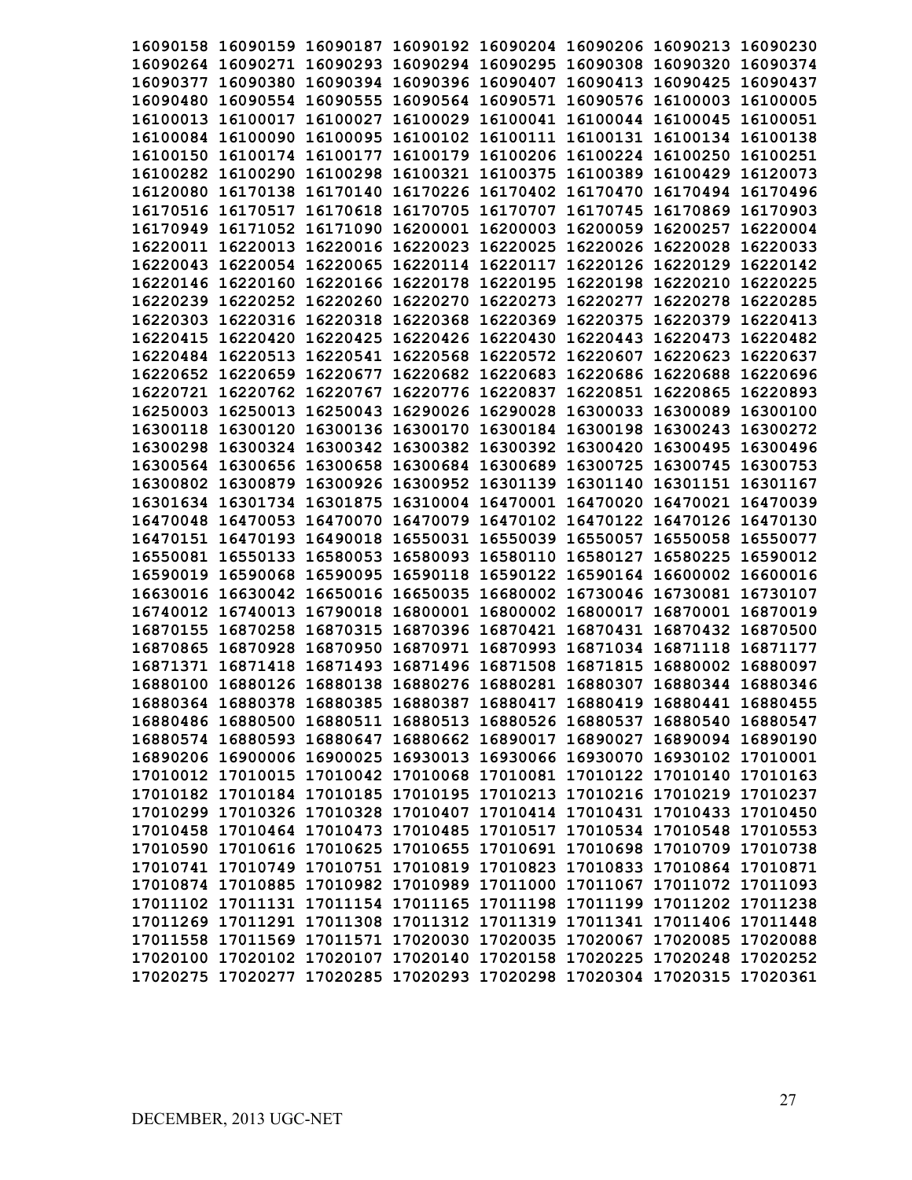16090158 16090159 16090187 16090192 16090204 16090206 16090213 16090230
16090264 16090271 16090293 16090294 16090295 16090308 16090320 16090374
16090377 16090380 16090394 16090396 16090407 16090413 16090425 16090437
16090480 16090554 16090555 16090564 16090571 16090576 16100003 16100005
16100013 16100017 16100027 16100029 16100041 16100044 16100045 16100051
16100084 16100090 16100095 16100102 16100111 16100131 16100134 16100138
16100150 16100174 16100177 16100179 16100206 16100224 16100250 16100251
16100282 16100290 16100298 16100321 16100375 16100389 16100429 16120073
16120080 16170138 16170140 16170226 16170402 16170470 16170494 16170496
16170516 16170517 16170618 16170705 16170707 16170745 16170869 16170903
16170949 16171052 16171090 16200001 16200003 16200059 16200257 16220004
16220011 16220013 16220016 16220023 16220025 16220026 16220028 16220033
16220043 16220054 16220065 16220114 16220117 16220126 16220129 16220142
16220146 16220160 16220166 16220178 16220195 16220198 16220210 16220225
16220239 16220252 16220260 16220270 16220273 16220277 16220278 16220285
16220303 16220316 16220318 16220368 16220369 16220375 16220379 16220413
16220415 16220420 16220425 16220426 16220430 16220443 16220473 16220482
16220484 16220513 16220541 16220568 16220572 16220607 16220623 16220637
16220652 16220659 16220677 16220682 16220683 16220686 16220688 16220696
16220721 16220762 16220767 16220776 16220837 16220851 16220865 16220893
16250003 16250013 16250043 16290026 16290028 16300033 16300089 16300100
16300118 16300120 16300136 16300170 16300184 16300198 16300243 16300272
16300298 16300324 16300342 16300382 16300392 16300420 16300495 16300496
16300564 16300656 16300658 16300684 16300689 16300725 16300745 16300753
16300802 16300879 16300926 16300952 16301139 16301140 16301151 16301167
16301634 16301734 16301875 16310004 16470001 16470020 16470021 16470039
16470048 16470053 16470070 16470079 16470102 16470122 16470126 16470130
16470151 16470193 16490018 16550031 16550039 16550057 16550058 16550077
16550081 16550133 16580053 16580093 16580110 16580127 16580225 16590012
16590019 16590068 16590095 16590118 16590122 16590164 16600002 16600016
16630016 16630042 16650016 16650035 16680002 16730046 16730081 16730107
16740012 16740013 16790018 16800001 16800002 16800017 16870001 16870019
16870155 16870258 16870315 16870396 16870421 16870431 16870432 16870500
16870865 16870928 16870950 16870971 16870993 16871034 16871118 16871177
16871371 16871418 16871493 16871496 16871508 16871815 16880002 16880097
16880100 16880126 16880138 16880276 16880281 16880307 16880344 16880346
16880364 16880378 16880385 16880387 16880417 16880419 16880441 16880455
16880486 16880500 16880511 16880513 16880526 16880537 16880540 16880547
16880574 16880593 16880647 16880662 16890017 16890027 16890094 16890190
16890206 16900006 16900025 16930013 16930066 16930070 16930102 17010001
17010012 17010015 17010042 17010068 17010081 17010122 17010140 17010163
17010182 17010184 17010185 17010195 17010213 17010216 17010219 17010237
17010299 17010326 17010328 17010407 17010414 17010431 17010433 17010450
17010458 17010464 17010473 17010485 17010517 17010534 17010548 17010553
17010590 17010616 17010625 17010655 17010691 17010698 17010709 17010738
17010741 17010749 17010751 17010819 17010823 17010833 17010864 17010871
17010874 17010885 17010982 17010989 17011000 17011067 17011072 17011093
17011102 17011131 17011154 17011165 17011198 17011199 17011202 17011238
17011269 17011291 17011308 17011312 17011319 17011341 17011406 17011448
17011558 17011569 17011571 17020030 17020035 17020067 17020085 17020088
17020100 17020102 17020107 17020140 17020158 17020225 17020248 17020252
17020275 17020277 17020285 17020293 17020298 17020304 17020315 17020361

DECEMBER, 2013 UGC-NET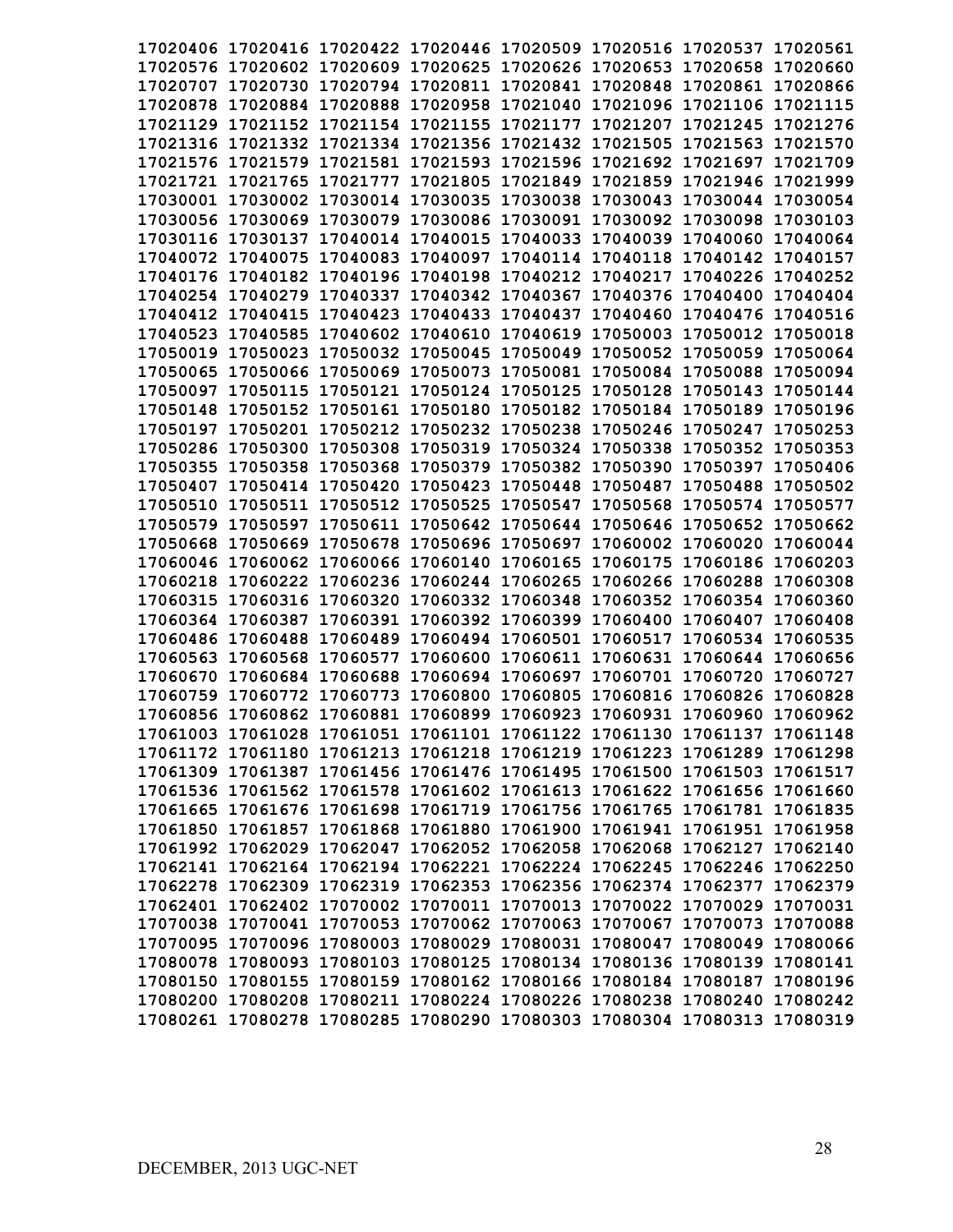17020406 17020416 17020422 17020446 17020509 17020516 17020537 17020561
17020576 17020602 17020609 17020625 17020626 17020653 17020658 17020660
17020707 17020730 17020794 17020811 17020841 17020848 17020861 17020866
17020878 17020884 17020888 17020958 17021040 17021096 17021106 17021115
17021129 17021152 17021154 17021155 17021177 17021207 17021245 17021276
17021316 17021332 17021334 17021356 17021432 17021505 17021563 17021570
17021576 17021579 17021581 17021593 17021596 17021692 17021697 17021709
17021721 17021765 17021777 17021805 17021849 17021859 17021946 17021999
17030001 17030002 17030014 17030035 17030038 17030043 17030044 17030054
17030056 17030069 17030079 17030086 17030091 17030092 17030098 17030103
17030116 17030137 17040014 17040015 17040033 17040039 17040060 17040064
17040072 17040075 17040083 17040097 17040114 17040118 17040142 17040157
17040176 17040182 17040196 17040198 17040212 17040217 17040226 17040252
17040254 17040279 17040337 17040342 17040367 17040376 17040400 17040404
17040412 17040415 17040423 17040433 17040437 17040460 17040476 17040516
17040523 17040585 17040602 17040610 17040619 17050003 17050012 17050018
17050019 17050023 17050032 17050045 17050049 17050052 17050059 17050064
17050065 17050066 17050069 17050073 17050081 17050084 17050088 17050094
17050097 17050115 17050121 17050124 17050125 17050128 17050143 17050144
17050148 17050152 17050161 17050180 17050182 17050184 17050189 17050196
17050197 17050201 17050212 17050232 17050238 17050246 17050247 17050253
17050286 17050300 17050308 17050319 17050324 17050338 17050352 17050353
17050355 17050358 17050368 17050379 17050382 17050390 17050397 17050406
17050407 17050414 17050420 17050423 17050448 17050487 17050488 17050502
17050510 17050511 17050512 17050525 17050547 17050568 17050574 17050577
17050579 17050597 17050611 17050642 17050644 17050646 17050652 17050662
17050668 17050669 17050678 17050696 17050697 17060002 17060020 17060044
17060046 17060062 17060066 17060140 17060165 17060175 17060186 17060203
17060218 17060222 17060236 17060244 17060265 17060266 17060288 17060308
17060315 17060316 17060320 17060332 17060348 17060352 17060354 17060360
17060364 17060387 17060391 17060392 17060399 17060400 17060407 17060408
17060486 17060488 17060489 17060494 17060501 17060517 17060534 17060535
17060563 17060568 17060577 17060600 17060611 17060631 17060644 17060656
17060670 17060684 17060688 17060694 17060697 17060701 17060720 17060727
17060759 17060772 17060773 17060800 17060805 17060816 17060826 17060828
17060856 17060862 17060881 17060899 17060923 17060931 17060960 17060962
17061003 17061028 17061051 17061101 17061122 17061130 17061137 17061148
17061172 17061180 17061213 17061218 17061219 17061223 17061289 17061298
17061309 17061387 17061456 17061476 17061495 17061500 17061503 17061517
17061536 17061562 17061578 17061602 17061613 17061622 17061656 17061660
17061665 17061676 17061698 17061719 17061756 17061765 17061781 17061835
17061850 17061857 17061868 17061880 17061900 17061941 17061951 17061958
17061992 17062029 17062047 17062052 17062058 17062068 17062127 17062140
17062141 17062164 17062194 17062221 17062224 17062245 17062246 17062250
17062278 17062309 17062319 17062353 17062356 17062374 17062377 17062379
17062401 17062402 17070002 17070011 17070013 17070022 17070029 17070031
17070038 17070041 17070053 17070062 17070063 17070067 17070073 17070088
17070095 17070096 17080003 17080029 17080031 17080047 17080049 17080066
17080078 17080093 17080103 17080125 17080134 17080136 17080139 17080141
17080150 17080155 17080159 17080162 17080166 17080184 17080187 17080196
17080200 17080208 17080211 17080224 17080226 17080238 17080240 17080242
17080261 17080278 17080285 17080290 17080303 17080304 17080313 17080319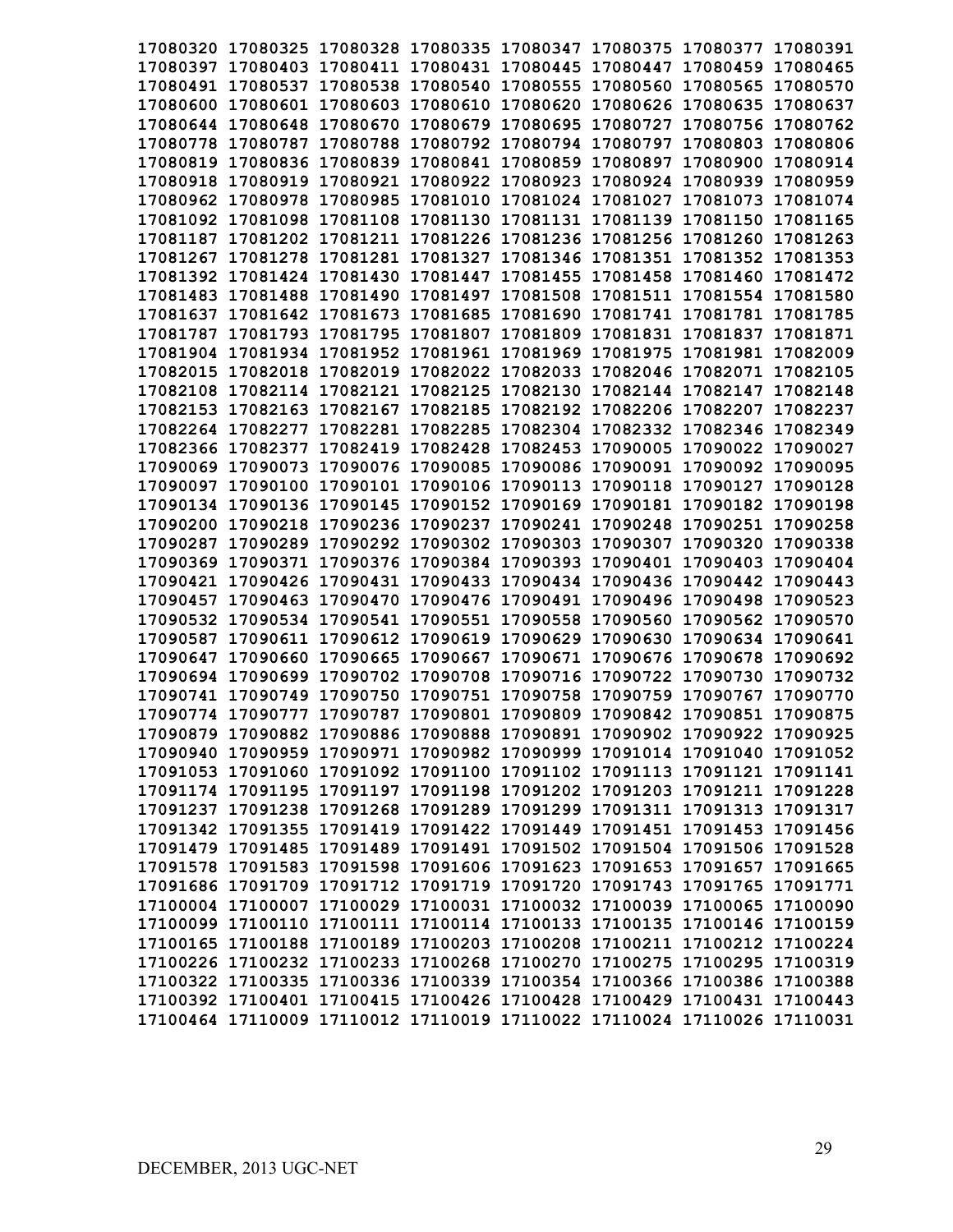17080320 17080325 17080328 17080335 17080347 17080375 17080377 17080391
17080397 17080403 17080411 17080431 17080445 17080447 17080459 17080465
17080491 17080537 17080538 17080540 17080555 17080560 17080565 17080570
17080600 17080601 17080603 17080610 17080620 17080626 17080635 17080637
17080644 17080648 17080670 17080679 17080695 17080727 17080756 17080762
17080778 17080787 17080788 17080792 17080794 17080797 17080803 17080806
17080819 17080836 17080839 17080841 17080859 17080897 17080900 17080914
17080918 17080919 17080921 17080922 17080923 17080924 17080939 17080959
17080962 17080978 17080985 17081010 17081024 17081027 17081073 17081074
17081092 17081098 17081108 17081130 17081131 17081139 17081150 17081165
17081187 17081202 17081211 17081226 17081236 17081256 17081260 17081263
17081267 17081278 17081281 17081327 17081346 17081351 17081352 17081353
17081392 17081424 17081430 17081447 17081455 17081458 17081460 17081472
17081483 17081488 17081490 17081497 17081508 17081511 17081554 17081580
17081637 17081642 17081673 17081685 17081690 17081741 17081781 17081785
17081787 17081793 17081795 17081807 17081809 17081831 17081837 17081871
17081904 17081934 17081952 17081961 17081969 17081975 17081981 17082009
17082015 17082018 17082019 17082022 17082033 17082046 17082071 17082105
17082108 17082114 17082121 17082125 17082130 17082144 17082147 17082148
17082153 17082163 17082167 17082185 17082192 17082206 17082207 17082237
17082264 17082277 17082281 17082285 17082304 17082332 17082346 17082349
17082366 17082377 17082419 17082428 17082453 17090005 17090022 17090027
17090069 17090073 17090076 17090085 17090086 17090091 17090092 17090095
17090097 17090100 17090101 17090106 17090113 17090118 17090127 17090128
17090134 17090136 17090145 17090152 17090169 17090181 17090182 17090198
17090200 17090218 17090236 17090237 17090241 17090248 17090251 17090258
17090287 17090289 17090292 17090302 17090303 17090307 17090320 17090338
17090369 17090371 17090376 17090384 17090393 17090401 17090403 17090404
17090421 17090426 17090431 17090433 17090434 17090436 17090442 17090443
17090457 17090463 17090470 17090476 17090491 17090496 17090498 17090523
17090532 17090534 17090541 17090551 17090558 17090560 17090562 17090570
17090587 17090611 17090612 17090619 17090629 17090630 17090634 17090641
17090647 17090660 17090665 17090667 17090671 17090676 17090678 17090692
17090694 17090699 17090702 17090708 17090716 17090722 17090730 17090732
17090741 17090749 17090750 17090751 17090758 17090759 17090767 17090770
17090774 17090777 17090787 17090801 17090809 17090842 17090851 17090875
17090879 17090882 17090886 17090888 17090891 17090902 17090922 17090925
17090940 17090959 17090971 17090982 17090999 17091014 17091040 17091052
17091053 17091060 17091092 17091100 17091102 17091113 17091121 17091141
17091174 17091195 17091197 17091198 17091202 17091203 17091211 17091228
17091237 17091238 17091268 17091289 17091299 17091311 17091313 17091317
17091342 17091355 17091419 17091422 17091449 17091451 17091453 17091456
17091479 17091485 17091489 17091491 17091502 17091504 17091506 17091528
17091578 17091583 17091598 17091606 17091623 17091653 17091657 17091665
17091686 17091709 17091712 17091719 17091720 17091743 17091765 17091771
17100004 17100007 17100029 17100031 17100032 17100039 17100065 17100090
17100099 17100110 17100111 17100114 17100133 17100135 17100146 17100159
17100165 17100188 17100189 17100203 17100208 17100211 17100212 17100224
17100226 17100232 17100233 17100268 17100270 17100275 17100295 17100319
17100322 17100335 17100336 17100339 17100354 17100366 17100386 17100388
17100392 17100401 17100415 17100426 17100428 17100429 17100431 17100443
17100464 17110009 17110012 17110019 17110022 17110024 17110026 17110031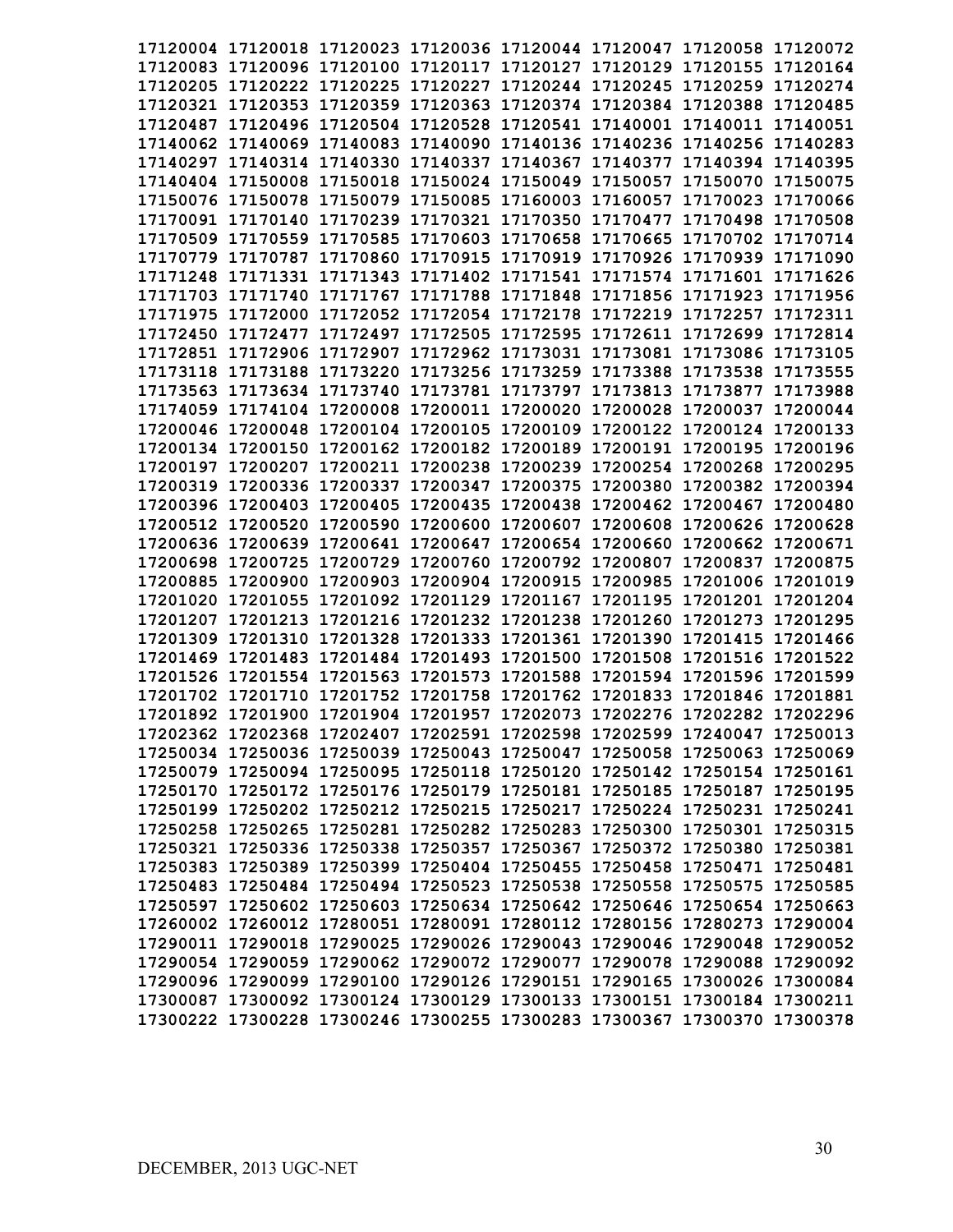17120004 17120018 17120023 17120036 17120044 17120047 17120058 17120072
17120083 17120096 17120100 17120117 17120127 17120129 17120155 17120164
17120205 17120222 17120225 17120227 17120244 17120245 17120259 17120274
17120321 17120353 17120359 17120363 17120374 17120384 17120388 17120485
17120487 17120496 17120504 17120528 17120541 17140001 17140011 17140051
17140062 17140069 17140083 17140090 17140136 17140236 17140256 17140283
17140297 17140314 17140330 17140337 17140367 17140377 17140394 17140395
17140404 17150008 17150018 17150024 17150049 17150057 17150070 17150075
17150076 17150078 17150079 17150085 17160003 17160057 17170023 17170066
17170091 17170140 17170239 17170321 17170350 17170477 17170498 17170508
17170509 17170559 17170585 17170603 17170658 17170665 17170702 17170714
17170779 17170787 17170860 17170915 17170919 17170926 17170939 17171090
17171248 17171331 17171343 17171402 17171541 17171574 17171601 17171626
17171703 17171740 17171767 17171788 17171848 17171856 17171923 17171956
17171975 17172000 17172052 17172054 17172178 17172219 17172257 17172311
17172450 17172477 17172497 17172505 17172595 17172611 17172699 17172814
17172851 17172906 17172907 17172962 17173031 17173081 17173086 17173105
17173118 17173188 17173220 17173256 17173259 17173388 17173538 17173555
17173563 17173634 17173740 17173781 17173797 17173813 17173877 17173988
17174059 17174104 17200008 17200011 17200020 17200028 17200037 17200044
17200046 17200048 17200104 17200105 17200109 17200122 17200124 17200133
17200134 17200150 17200162 17200182 17200189 17200191 17200195 17200196
17200197 17200207 17200211 17200238 17200239 17200254 17200268 17200295
17200319 17200336 17200337 17200347 17200375 17200380 17200382 17200394
17200396 17200403 17200405 17200435 17200438 17200462 17200467 17200480
17200512 17200520 17200590 17200600 17200607 17200608 17200626 17200628
17200636 17200639 17200641 17200647 17200654 17200660 17200662 17200671
17200698 17200725 17200729 17200760 17200792 17200807 17200837 17200875
17200885 17200900 17200903 17200904 17200915 17200985 17201006 17201019
17201020 17201055 17201092 17201129 17201167 17201195 17201201 17201204
17201207 17201213 17201216 17201232 17201238 17201260 17201273 17201295
17201309 17201310 17201328 17201333 17201361 17201390 17201415 17201466
17201469 17201483 17201484 17201493 17201500 17201508 17201516 17201522
17201526 17201554 17201563 17201573 17201588 17201594 17201596 17201599
17201702 17201710 17201752 17201758 17201762 17201833 17201846 17201881
17201892 17201900 17201904 17201957 17202073 17202276 17202282 17202296
17202362 17202368 17202407 17202591 17202598 17202599 17240047 17250013
17250034 17250036 17250039 17250043 17250047 17250058 17250063 17250069
17250079 17250094 17250095 17250118 17250120 17250142 17250154 17250161
17250170 17250172 17250176 17250179 17250181 17250185 17250187 17250195
17250199 17250202 17250212 17250215 17250217 17250224 17250231 17250241
17250258 17250265 17250281 17250282 17250283 17250300 17250301 17250315
17250321 17250336 17250338 17250357 17250367 17250372 17250380 17250381
17250383 17250389 17250399 17250404 17250455 17250458 17250471 17250481
17250483 17250484 17250494 17250523 17250538 17250558 17250575 17250585
17250597 17250602 17250603 17250634 17250642 17250646 17250654 17250663
17260002 17260012 17280051 17280091 17280112 17280156 17280273 17290004
17290011 17290018 17290025 17290026 17290043 17290046 17290048 17290052
17290054 17290059 17290062 17290072 17290077 17290078 17290088 17290092
17290096 17290099 17290100 17290126 17290151 17290165 17300026 17300084
17300087 17300092 17300124 17300129 17300133 17300151 17300184 17300211
17300222 17300228 17300246 17300255 17300283 17300367 17300370 17300378

DECEMBER, 2013 UGC-NET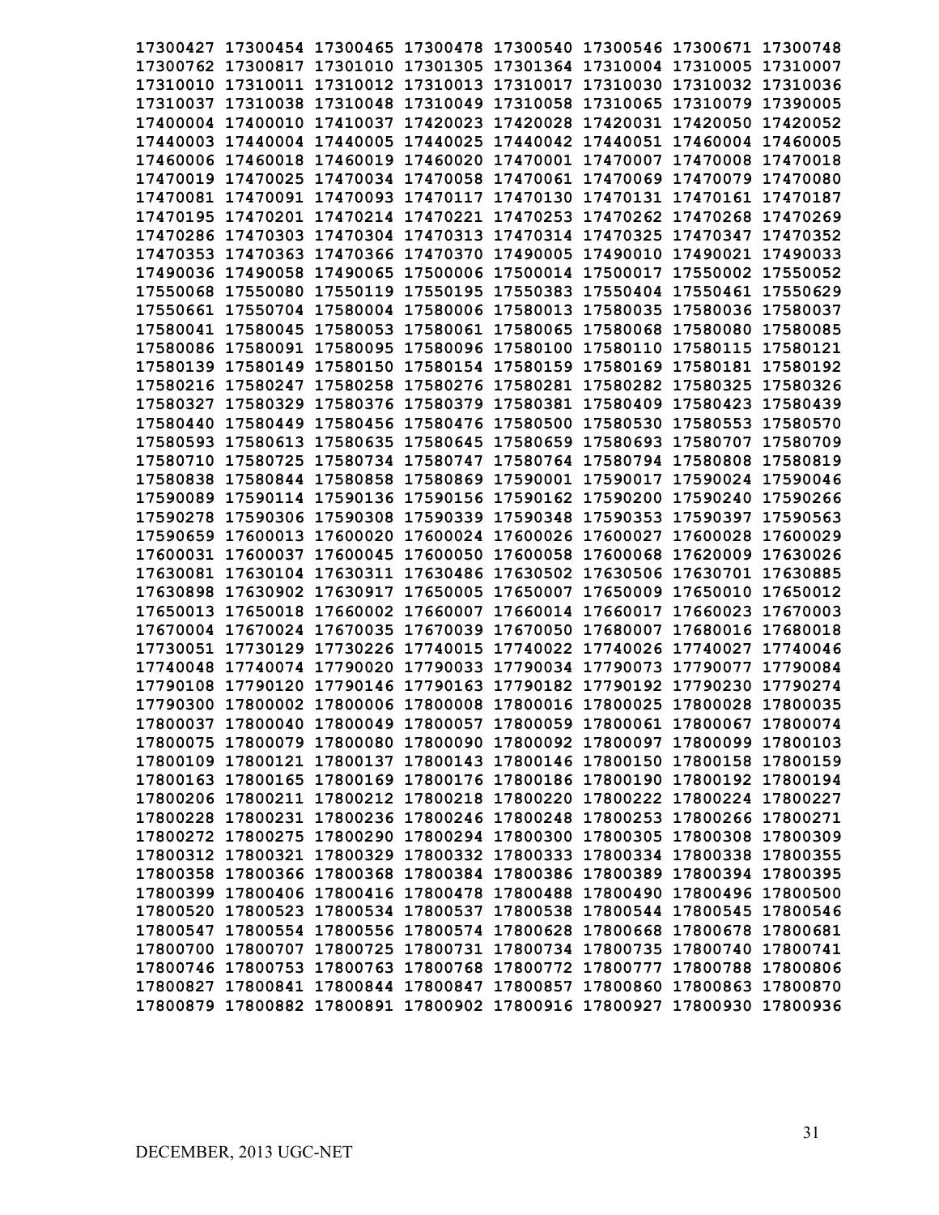**17300427 17300454 17300465 17300478 17300540 17300546 17300671 17300748**
**17300762 17300817 17301010 17301305 17301364 17310004 17310005 17310007**
**17310010 17310011 17310012 17310013 17310017 17310030 17310032 17310036**
**17310037 17310038 17310048 17310049 17310058 17310065 17310079 17390005**
**17400004 17400010 17410037 17420023 17420028 17420031 17420050 17420052**
**17440003 17440004 17440005 17440025 17440042 17440051 17460004 17460005**
**17460006 17460018 17460019 17460020 17470001 17470007 17470008 17470018**
**17470019 17470025 17470034 17470058 17470061 17470069 17470079 17470080**
**17470081 17470091 17470093 17470117 17470130 17470131 17470161 17470187**
**17470195 17470201 17470214 17470221 17470253 17470262 17470268 17470269**
**17470286 17470303 17470304 17470313 17470314 17470325 17470347 17470352**
**17470353 17470363 17470366 17470370 17490005 17490010 17490021 17490033**
**17490036 17490058 17490065 17500006 17500014 17500017 17550002 17550052**
**17550068 17550080 17550119 17550195 17550383 17550404 17550461 17550629**
**17550661 17550704 17580004 17580006 17580013 17580035 17580036 17580037**
**17580041 17580045 17580053 17580061 17580065 17580068 17580080 17580085**
**17580086 17580091 17580095 17580096 17580100 17580110 17580115 17580121**
**17580139 17580149 17580150 17580154 17580159 17580169 17580181 17580192**
**17580216 17580247 17580258 17580276 17580281 17580282 17580325 17580326**
**17580327 17580329 17580376 17580379 17580381 17580409 17580423 17580439**
**17580440 17580449 17580456 17580476 17580500 17580530 17580553 17580570**
**17580593 17580613 17580635 17580645 17580659 17580693 17580707 17580709**
**17580710 17580725 17580734 17580747 17580764 17580794 17580808 17580819**
**17580838 17580844 17580858 17580869 17590001 17590017 17590024 17590046**
**17590089 17590114 17590136 17590156 17590162 17590200 17590240 17590266**
**17590278 17590306 17590308 17590339 17590348 17590353 17590397 17590563**
**17590659 17600013 17600020 17600024 17600026 17600027 17600028 17600029**
**17600031 17600037 17600045 17600050 17600058 17600068 17620009 17630026**
**17630081 17630104 17630311 17630486 17630502 17630506 17630701 17630885**
**17630898 17630902 17630917 17650005 17650007 17650009 17650010 17650012**
**17650013 17650018 17660002 17660007 17660014 17660017 17660023 17670003**
**17670004 17670024 17670035 17670039 17670050 17680007 17680016 17680018**
**17730051 17730129 17730226 17740015 17740022 17740026 17740027 17740046**
**17740048 17740074 17790020 17790033 17790034 17790073 17790077 17790084**
**17790108 17790120 17790146 17790163 17790182 17790192 17790230 17790274**
**17790300 17800002 17800006 17800008 17800016 17800025 17800028 17800035**
**17800037 17800040 17800049 17800057 17800059 17800061 17800067 17800074**
**17800075 17800079 17800080 17800090 17800092 17800097 17800099 17800103**
**17800109 17800121 17800137 17800143 17800146 17800150 17800158 17800159**
**17800163 17800165 17800169 17800176 17800186 17800190 17800192 17800194**
**17800206 17800211 17800212 17800218 17800220 17800222 17800224 17800227**
**17800228 17800231 17800236 17800246 17800248 17800253 17800266 17800271**
**17800272 17800275 17800290 17800294 17800300 17800305 17800308 17800309**
**17800312 17800321 17800329 17800332 17800333 17800334 17800338 17800355**
**17800358 17800366 17800368 17800384 17800386 17800389 17800394 17800395**
**17800399 17800406 17800416 17800478 17800488 17800490 17800496 17800500**
**17800520 17800523 17800534 17800537 17800538 17800544 17800545 17800546**
**17800547 17800554 17800556 17800574 17800628 17800668 17800678 17800681**
**17800700 17800707 17800725 17800731 17800734 17800735 17800740 17800741**
**17800746 17800753 17800763 17800768 17800772 17800777 17800788 17800806**
**17800827 17800841 17800844 17800847 17800857 17800860 17800863 17800870**
**17800879 17800882 17800891 17800902 17800916 17800927 17800930 17800936**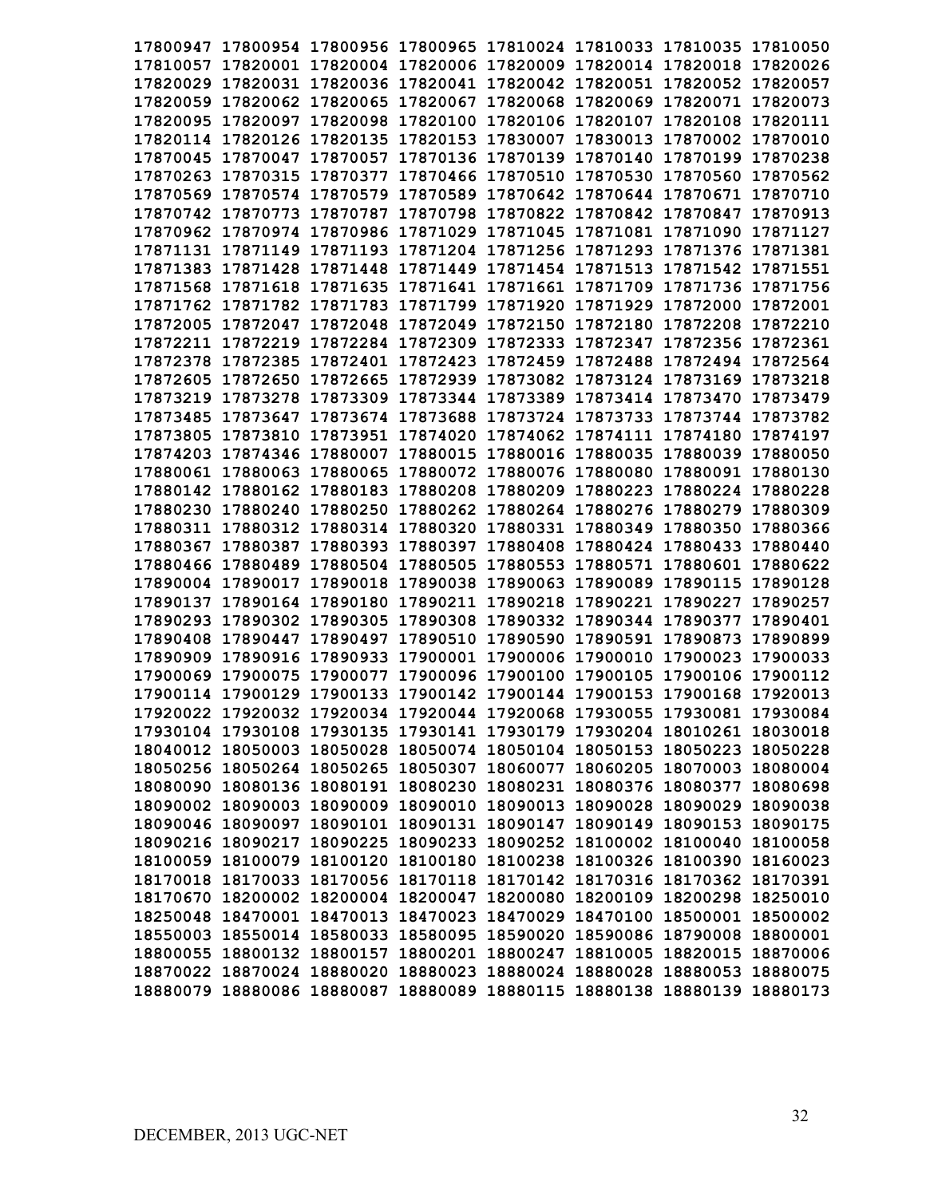17800947 17800954 17800956 17800965 17810024 17810033 17810035 17810050
17810057 17820001 17820004 17820006 17820009 17820014 17820018 17820026
17820029 17820031 17820036 17820041 17820042 17820051 17820052 17820057
17820059 17820062 17820065 17820067 17820068 17820069 17820071 17820073
17820095 17820097 17820098 17820100 17820106 17820107 17820108 17820111
17820114 17820126 17820135 17820153 17830007 17830013 17870002 17870010
17870045 17870047 17870057 17870136 17870139 17870140 17870199 17870238
17870263 17870315 17870377 17870466 17870510 17870530 17870560 17870562
17870569 17870574 17870579 17870589 17870642 17870644 17870671 17870710
17870742 17870773 17870787 17870798 17870822 17870842 17870847 17870913
17870962 17870974 17870986 17871029 17871045 17871081 17871090 17871127
17871131 17871149 17871193 17871204 17871256 17871293 17871376 17871381
17871383 17871428 17871448 17871449 17871454 17871513 17871542 17871551
17871568 17871618 17871635 17871641 17871661 17871709 17871736 17871756
17871762 17871782 17871783 17871799 17871920 17871929 17872000 17872001
17872005 17872047 17872048 17872049 17872150 17872180 17872208 17872210
17872211 17872219 17872284 17872309 17872333 17872347 17872356 17872361
17872378 17872385 17872401 17872423 17872459 17872488 17872494 17872564
17872605 17872650 17872665 17872939 17873082 17873124 17873169 17873218
17873219 17873278 17873309 17873344 17873389 17873414 17873470 17873479
17873485 17873647 17873674 17873688 17873724 17873733 17873744 17873782
17873805 17873810 17873951 17874020 17874062 17874111 17874180 17874197
17874203 17874346 17880007 17880015 17880016 17880035 17880039 17880050
17880061 17880063 17880065 17880072 17880076 17880080 17880091 17880130
17880142 17880162 17880183 17880208 17880209 17880223 17880224 17880228
17880230 17880240 17880250 17880262 17880264 17880276 17880279 17880309
17880311 17880312 17880314 17880320 17880331 17880349 17880350 17880366
17880367 17880387 17880393 17880397 17880408 17880424 17880433 17880440
17880466 17880489 17880504 17880505 17880553 17880571 17880601 17880622
17890004 17890017 17890018 17890038 17890063 17890089 17890115 17890128
17890137 17890164 17890180 17890211 17890218 17890221 17890227 17890257
17890293 17890302 17890305 17890308 17890332 17890344 17890377 17890401
17890408 17890447 17890497 17890510 17890590 17890591 17890873 17890899
17890909 17890916 17890933 17900001 17900006 17900010 17900023 17900033
17900069 17900075 17900077 17900096 17900100 17900105 17900106 17900112
17900114 17900129 17900133 17900142 17900144 17900153 17900168 17920013
17920022 17920032 17920034 17920044 17920068 17930055 17930081 17930084
17930104 17930108 17930135 17930141 17930179 17930204 18010261 18030018
18040012 18050003 18050028 18050074 18050104 18050153 18050223 18050228
18050256 18050264 18050265 18050307 18060077 18060205 18070003 18080004
18080090 18080136 18080191 18080230 18080231 18080376 18080377 18080698
18090002 18090003 18090009 18090010 18090013 18090028 18090029 18090038
18090046 18090097 18090101 18090131 18090147 18090149 18090153 18090175
18090216 18090217 18090225 18090233 18090252 18100002 18100040 18100058
18100059 18100079 18100120 18100180 18100238 18100326 18100390 18160023
18170018 18170033 18170056 18170118 18170142 18170316 18170362 18170391
18170670 18200002 18200004 18200047 18200080 18200109 18200298 18250010
18250048 18470001 18470013 18470023 18470029 18470100 18500001 18500002
18550003 18550014 18580033 18580095 18590020 18590086 18790008 18800001
18800055 18800132 18800157 18800201 18800247 18810005 18820015 18870006
18870022 18870024 18880020 18880023 18880024 18880028 18880053 18880075
18880079 18880086 18880087 18880089 18880115 18880138 18880139 18880173

DECEMBER, 2013 UGC-NET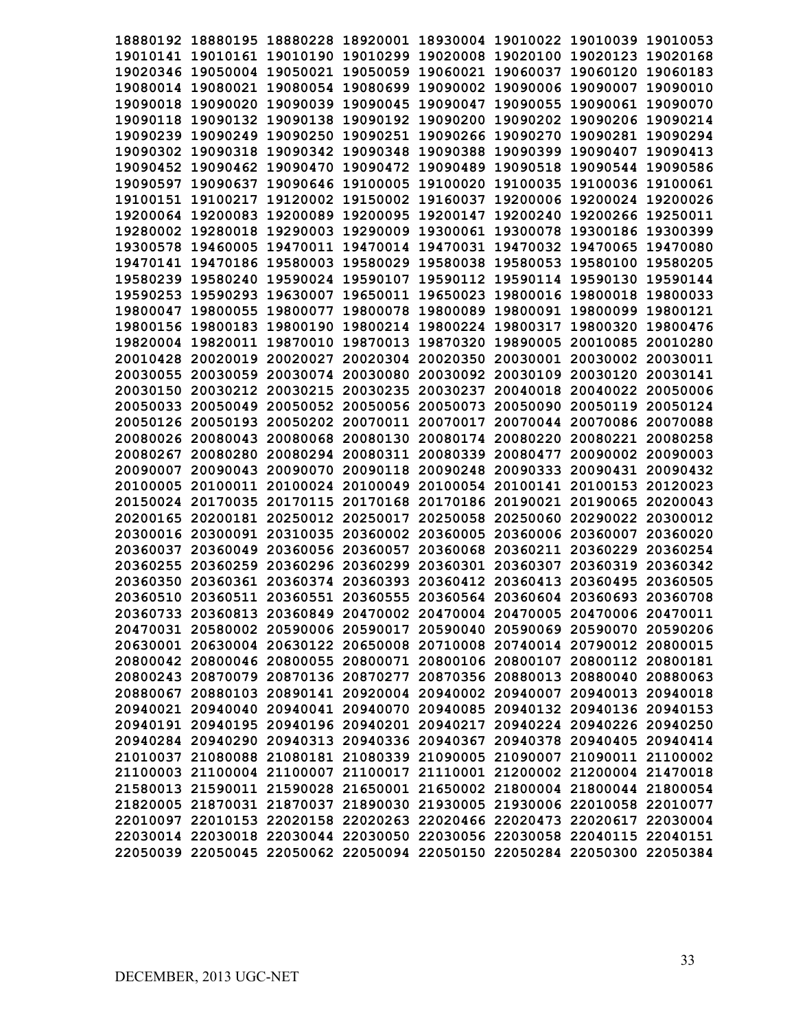18880192 18880195 18880228 18920001 18930004 19010022 19010039 19010053
19010141 19010161 19010190 19010299 19020008 19020100 19020123 19020168
19020346 19050004 19050021 19050059 19060021 19060037 19060120 19060183
19080014 19080021 19080054 19080699 19090002 19090006 19090007 19090010
19090018 19090020 19090039 19090045 19090047 19090055 19090061 19090070
19090118 19090132 19090138 19090192 19090200 19090202 19090206 19090214
19090239 19090249 19090250 19090251 19090266 19090270 19090281 19090294
19090302 19090318 19090342 19090348 19090388 19090399 19090407 19090413
19090452 19090462 19090470 19090472 19090489 19090518 19090544 19090586
19090597 19090637 19090646 19100005 19100020 19100035 19100036 19100061
19100151 19100217 19120002 19150002 19160037 19200006 19200024 19200026
19200064 19200083 19200089 19200095 19200147 19200240 19200266 19250011
19280002 19280018 19290003 19290009 19300061 19300078 19300186 19300399
19300578 19460005 19470011 19470014 19470031 19470032 19470065 19470080
19470141 19470186 19580003 19580029 19580038 19580053 19580100 19580205
19580239 19580240 19590024 19590107 19590112 19590114 19590130 19590144
19590253 19590293 19630007 19650011 19650023 19800016 19800018 19800033
19800047 19800055 19800077 19800078 19800089 19800091 19800099 19800121
19800156 19800183 19800190 19800214 19800224 19800317 19800320 19800476
19820004 19820011 19870010 19870013 19870320 19890005 20010085 20010280
20010428 20020019 20020027 20020304 20020350 20030001 20030002 20030011
20030055 20030059 20030074 20030080 20030092 20030109 20030120 20030141
20030150 20030212 20030215 20030235 20030237 20040018 20040022 20050006
20050033 20050049 20050052 20050056 20050073 20050090 20050119 20050124
20050126 20050193 20050202 20070011 20070017 20070044 20070086 20070088
20080026 20080043 20080068 20080130 20080174 20080220 20080221 20080258
20080267 20080280 20080294 20080311 20080339 20080477 20090002 20090003
20090007 20090043 20090070 20090118 20090248 20090333 20090431 20090432
20100005 20100011 20100024 20100049 20100054 20100141 20100153 20120023
20150024 20170035 20170115 20170168 20170186 20190021 20190065 20200043
20200165 20200181 20250012 20250017 20250058 20250060 20290022 20300012
20300016 20300091 20310035 20360002 20360005 20360006 20360007 20360020
20360037 20360049 20360056 20360057 20360068 20360211 20360229 20360254
20360255 20360259 20360296 20360299 20360301 20360307 20360319 20360342
20360350 20360361 20360374 20360393 20360412 20360413 20360495 20360505
20360510 20360511 20360551 20360555 20360564 20360604 20360693 20360708
20360733 20360813 20360849 20470002 20470004 20470005 20470006 20470011
20470031 20580002 20590006 20590017 20590040 20590069 20590070 20590206
20630001 20630004 20630122 20650008 20710008 20740014 20790012 20800015
20800042 20800046 20800055 20800071 20800106 20800107 20800112 20800181
20800243 20870079 20870136 20870277 20870356 20880013 20880040 20880063
20880067 20880103 20890141 20920004 20940002 20940007 20940013 20940018
20940021 20940040 20940041 20940070 20940085 20940132 20940136 20940153
20940191 20940195 20940196 20940201 20940217 20940224 20940226 20940250
20940284 20940290 20940313 20940336 20940367 20940378 20940405 20940414
21010037 21080088 21080181 21080339 21090005 21090007 21090011 21100002
21100003 21100004 21100007 21100017 21110001 21200002 21200004 21470018
21580013 21590011 21590028 21650001 21650002 21800004 21800044 21800054
21820005 21870031 21870037 21890030 21930005 21930006 22010058 22010077
22010097 22010153 22020158 22020263 22020466 22020473 22020617 22030004
22030014 22030018 22030044 22030050 22030056 22030058 22040115 22040151
22050039 22050045 22050062 22050094 22050150 22050284 22050300 22050384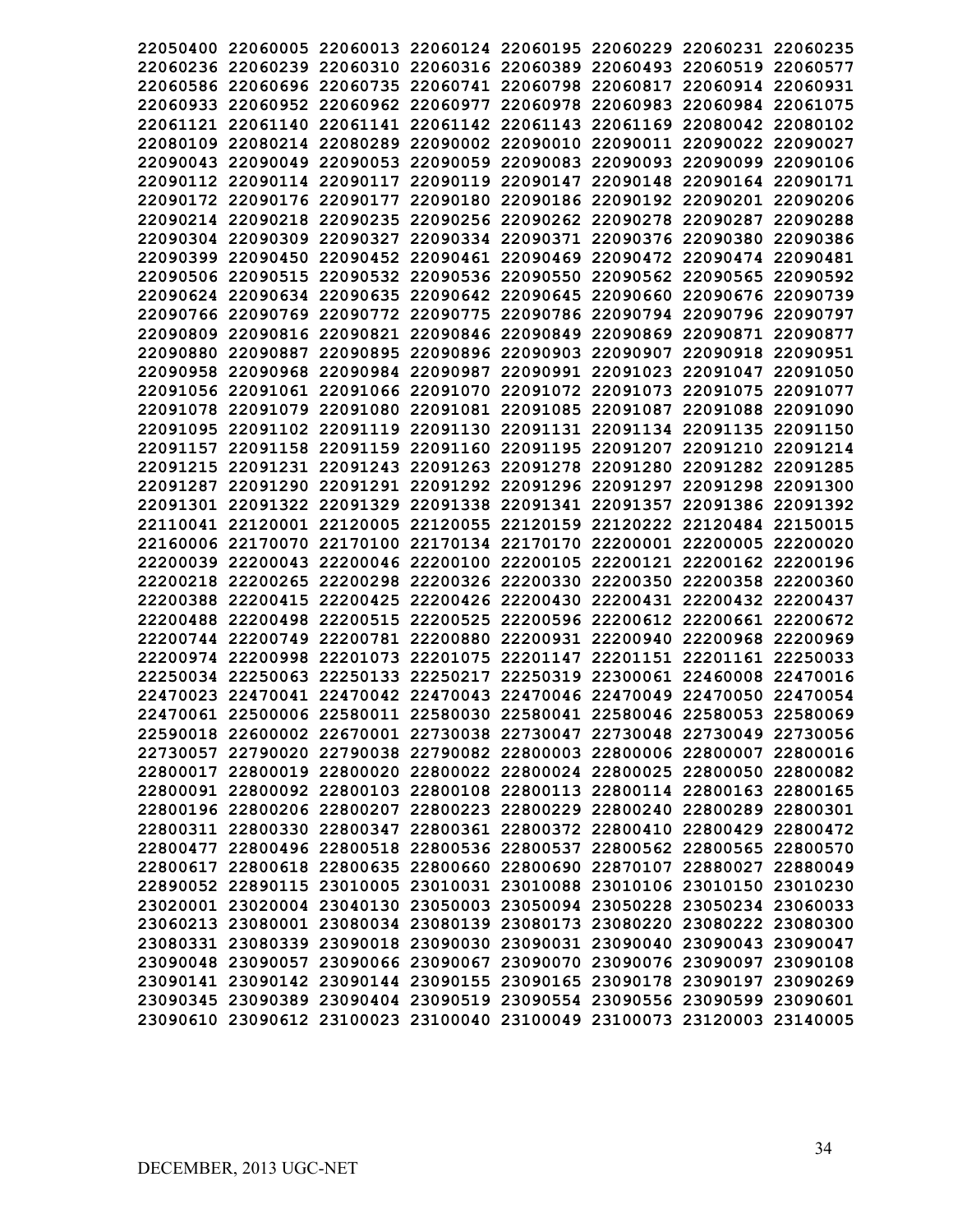22050400 22060005 22060013 22060124 22060195 22060229 22060231 22060235
22060236 22060239 22060310 22060316 22060389 22060493 22060519 22060577
22060586 22060696 22060735 22060741 22060798 22060817 22060914 22060931
22060933 22060952 22060962 22060977 22060978 22060983 22060984 22061075
22061121 22061140 22061141 22061142 22061143 22061169 22080042 22080102
22080109 22080214 22080289 22090002 22090010 22090011 22090022 22090027
22090043 22090049 22090053 22090059 22090083 22090093 22090099 22090106
22090112 22090114 22090117 22090119 22090147 22090148 22090164 22090171
22090172 22090176 22090177 22090180 22090186 22090192 22090201 22090206
22090214 22090218 22090235 22090256 22090262 22090278 22090287 22090288
22090304 22090309 22090327 22090334 22090371 22090376 22090380 22090386
22090399 22090450 22090452 22090461 22090469 22090472 22090474 22090481
22090506 22090515 22090532 22090536 22090550 22090562 22090565 22090592
22090624 22090634 22090635 22090642 22090645 22090660 22090676 22090739
22090766 22090769 22090772 22090775 22090786 22090794 22090796 22090797
22090809 22090816 22090821 22090846 22090849 22090869 22090871 22090877
22090880 22090887 22090895 22090896 22090903 22090907 22090918 22090951
22090958 22090968 22090984 22090987 22090991 22091023 22091047 22091050
22091056 22091061 22091066 22091070 22091072 22091073 22091075 22091077
22091078 22091079 22091080 22091081 22091085 22091087 22091088 22091090
22091095 22091102 22091119 22091130 22091131 22091134 22091135 22091150
22091157 22091158 22091159 22091160 22091195 22091207 22091210 22091214
22091215 22091231 22091243 22091263 22091278 22091280 22091282 22091285
22091287 22091290 22091291 22091292 22091296 22091297 22091298 22091300
22091301 22091322 22091329 22091338 22091341 22091357 22091386 22091392
22110041 22120001 22120005 22120055 22120159 22120222 22120484 22150015
22160006 22170070 22170100 22170134 22170170 22200001 22200005 22200020
22200039 22200043 22200046 22200100 22200105 22200121 22200162 22200196
22200218 22200265 22200298 22200326 22200330 22200350 22200358 22200360
22200388 22200415 22200425 22200426 22200430 22200431 22200432 22200437
22200488 22200498 22200515 22200525 22200596 22200612 22200661 22200672
22200744 22200749 22200781 22200880 22200931 22200940 22200968 22200969
22200974 22200998 22201073 22201075 22201147 22201151 22201161 22250033
22250034 22250063 22250133 22250217 22250319 22300061 22460008 22470016
22470023 22470041 22470042 22470043 22470046 22470049 22470050 22470054
22470061 22500006 22580011 22580030 22580041 22580046 22580053 22580069
22590018 22600002 22670001 22730038 22730047 22730048 22730049 22730056
22730057 22790020 22790038 22790082 22800003 22800006 22800007 22800016
22800017 22800019 22800020 22800022 22800024 22800025 22800050 22800082
22800091 22800092 22800103 22800108 22800113 22800114 22800163 22800165
22800196 22800206 22800207 22800223 22800229 22800240 22800289 22800301
22800311 22800330 22800347 22800361 22800372 22800410 22800429 22800472
22800477 22800496 22800518 22800536 22800537 22800562 22800565 22800570
22800617 22800618 22800635 22800660 22800690 22870107 22880027 22880049
22890052 22890115 23010005 23010031 23010088 23010106 23010150 23010230
23020001 23020004 23040130 23050003 23050094 23050228 23050234 23060033
23060213 23080001 23080034 23080139 23080173 23080220 23080222 23080300
23080331 23080339 23090018 23090030 23090031 23090040 23090043 23090047
23090048 23090057 23090066 23090067 23090070 23090076 23090097 23090108
23090141 23090142 23090144 23090155 23090165 23090178 23090197 23090269
23090345 23090389 23090404 23090519 23090554 23090556 23090599 23090601
23090610 23090612 23100023 23100040 23100049 23100073 23120003 23140005

DECEMBER, 2013 UGC-NET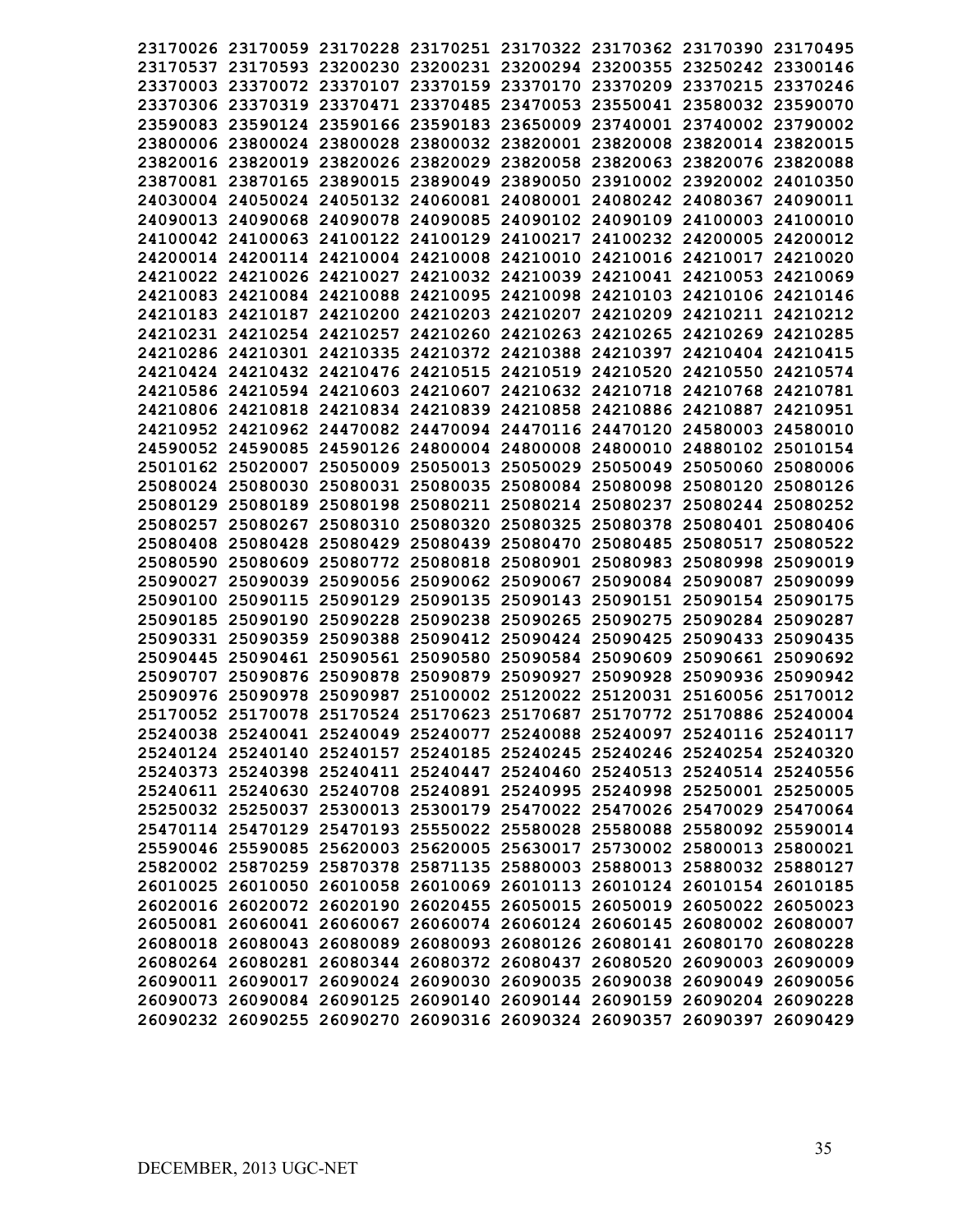**23170026 23170059 23170228 23170251 23170322 23170362 23170390 23170495**
**23170537 23170593 23200230 23200231 23200294 23200355 23250242 23300146**
**23370003 23370072 23370107 23370159 23370170 23370209 23370215 23370246**
**23370306 23370319 23370471 23370485 23470053 23550041 23580032 23590070**
**23590083 23590124 23590166 23590183 23650009 23740001 23740002 23790002**
**23800006 23800024 23800028 23800032 23820001 23820008 23820014 23820015**
**23820016 23820019 23820026 23820029 23820058 23820063 23820076 23820088**
**23870081 23870165 23890015 23890049 23890050 23910002 23920002 24010350**
**24030004 24050024 24050132 24060081 24080001 24080242 24080367 24090011**
**24090013 24090068 24090078 24090085 24090102 24090109 24100003 24100010**
**24100042 24100063 24100122 24100129 24100217 24100232 24200005 24200012**
**24200014 24200114 24210004 24210008 24210010 24210016 24210017 24210020**
**24210022 24210026 24210027 24210032 24210039 24210041 24210053 24210069**
**24210083 24210084 24210088 24210095 24210098 24210103 24210106 24210146**
**24210183 24210187 24210200 24210203 24210207 24210209 24210211 24210212**
**24210231 24210254 24210257 24210260 24210263 24210265 24210269 24210285**
**24210286 24210301 24210335 24210372 24210388 24210397 24210404 24210415**
**24210424 24210432 24210476 24210515 24210519 24210520 24210550 24210574**
**24210586 24210594 24210603 24210607 24210632 24210718 24210768 24210781**
**24210806 24210818 24210834 24210839 24210858 24210886 24210887 24210951**
**24210952 24210962 24470082 24470094 24470116 24470120 24580003 24580010**
**24590052 24590085 24590126 24800004 24800008 24800010 24880102 25010154**
**25010162 25020007 25050009 25050013 25050029 25050049 25050060 25080006**
**25080024 25080030 25080031 25080035 25080084 25080098 25080120 25080126**
**25080129 25080189 25080198 25080211 25080214 25080237 25080244 25080252**
**25080257 25080267 25080310 25080320 25080325 25080378 25080401 25080406**
**25080408 25080428 25080429 25080439 25080470 25080485 25080517 25080522**
**25080590 25080609 25080772 25080818 25080901 25080983 25080998 25090019**
**25090027 25090039 25090056 25090062 25090067 25090084 25090087 25090099**
**25090100 25090115 25090129 25090135 25090143 25090151 25090154 25090175**
**25090185 25090190 25090228 25090238 25090265 25090275 25090284 25090287**
**25090331 25090359 25090388 25090412 25090424 25090425 25090433 25090435**
**25090445 25090461 25090561 25090580 25090584 25090609 25090661 25090692**
**25090707 25090876 25090878 25090879 25090927 25090928 25090936 25090942**
**25090976 25090978 25090987 25100002 25120022 25120031 25160056 25170012**
**25170052 25170078 25170524 25170623 25170687 25170772 25170886 25240004**
**25240038 25240041 25240049 25240077 25240088 25240097 25240116 25240117**
**25240124 25240140 25240157 25240185 25240245 25240246 25240254 25240320**
**25240373 25240398 25240411 25240447 25240460 25240513 25240514 25240556**
**25240611 25240630 25240708 25240891 25240995 25240998 25250001 25250005**
**25250032 25250037 25300013 25300179 25470022 25470026 25470029 25470064**
**25470114 25470129 25470193 25550022 25580028 25580088 25580092 25590014**
**25590046 25590085 25620003 25620005 25630017 25730002 25800013 25800021**
**25820002 25870259 25870378 25871135 25880003 25880013 25880032 25880127**
**26010025 26010050 26010058 26010069 26010113 26010124 26010154 26010185**
**26020016 26020072 26020190 26020455 26050015 26050019 26050022 26050023**
**26050081 26060041 26060067 26060074 26060124 26060145 26080002 26080007**
**26080018 26080043 26080089 26080093 26080126 26080141 26080170 26080228**
**26080264 26080281 26080344 26080372 26080437 26080520 26090003 26090009**
**26090011 26090017 26090024 26090030 26090035 26090038 26090049 26090056**
**26090073 26090084 26090125 26090140 26090144 26090159 26090204 26090228**
**26090232 26090255 26090270 26090316 26090324 26090357 26090397 26090429**

DECEMBER, 2013 UGC-NET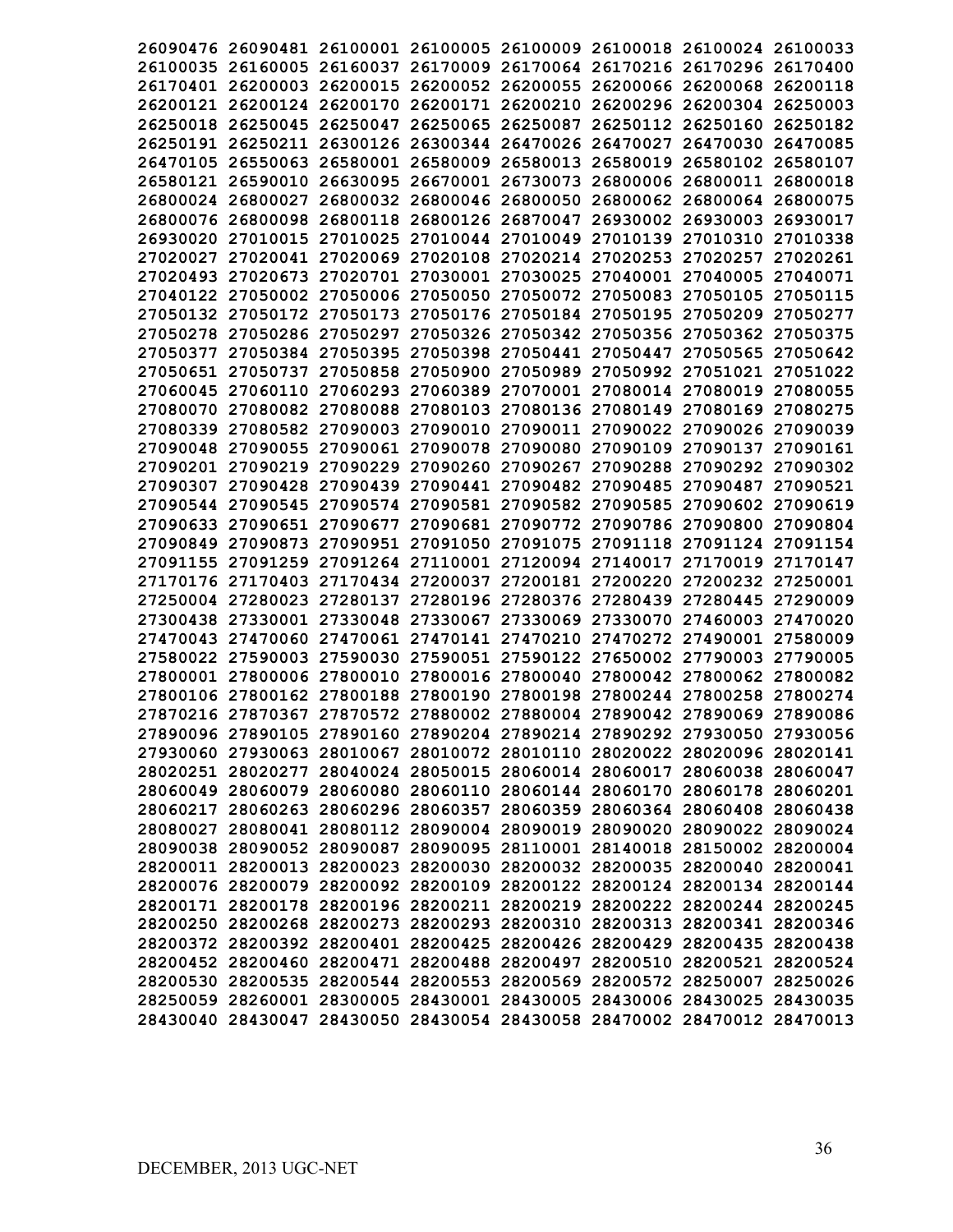26090476 26090481 26100001 26100005 26100009 26100018 26100024 26100033
26100035 26160005 26160037 26170009 26170064 26170216 26170296 26170400
26170401 26200003 26200015 26200052 26200055 26200066 26200068 26200118
26200121 26200124 26200170 26200171 26200210 26200296 26200304 26250003
26250018 26250045 26250047 26250065 26250087 26250112 26250160 26250182
26250191 26250211 26300126 26300344 26470026 26470027 26470030 26470085
26470105 26550063 26580001 26580009 26580013 26580019 26580102 26580107
26580121 26590010 26630095 26670001 26730073 26800006 26800011 26800018
26800024 26800027 26800032 26800046 26800050 26800062 26800064 26800075
26800076 26800098 26800118 26800126 26870047 26930002 26930003 26930017
26930020 27010015 27010025 27010044 27010049 27010139 27010310 27010338
27020027 27020041 27020069 27020108 27020214 27020253 27020257 27020261
27020493 27020673 27020701 27030001 27030025 27040001 27040005 27040071
27040122 27050002 27050006 27050050 27050072 27050083 27050105 27050115
27050132 27050172 27050173 27050176 27050184 27050195 27050209 27050277
27050278 27050286 27050297 27050326 27050342 27050356 27050362 27050375
27050377 27050384 27050395 27050398 27050441 27050447 27050565 27050642
27050651 27050737 27050858 27050900 27050989 27050992 27051021 27051022
27060045 27060110 27060293 27060389 27070001 27080014 27080019 27080055
27080070 27080082 27080088 27080103 27080136 27080149 27080169 27080275
27080339 27080582 27090003 27090010 27090011 27090022 27090026 27090039
27090048 27090055 27090061 27090078 27090080 27090109 27090137 27090161
27090201 27090219 27090229 27090260 27090267 27090288 27090292 27090302
27090307 27090428 27090439 27090441 27090482 27090485 27090487 27090521
27090544 27090545 27090574 27090581 27090582 27090585 27090602 27090619
27090633 27090651 27090677 27090681 27090772 27090786 27090800 27090804
27090849 27090873 27090951 27091050 27091075 27091118 27091124 27091154
27091155 27091259 27091264 27110001 27120094 27140017 27170019 27170147
27170176 27170403 27170434 27200037 27200181 27200220 27200232 27250001
27250004 27280023 27280137 27280196 27280376 27280439 27280445 27290009
27300438 27330001 27330048 27330067 27330069 27330070 27460003 27470020
27470043 27470060 27470061 27470141 27470210 27470272 27490001 27580009
27580022 27590003 27590030 27590051 27590122 27650002 27790003 27790005
27800001 27800006 27800010 27800016 27800040 27800042 27800062 27800082
27800106 27800162 27800188 27800190 27800198 27800244 27800258 27800274
27870216 27870367 27870572 27880002 27880004 27890042 27890069 27890086
27890096 27890105 27890160 27890204 27890214 27890292 27930050 27930056
27930060 27930063 28010067 28010072 28010110 28020022 28020096 28020141
28020251 28020277 28040024 28050015 28060014 28060017 28060038 28060047
28060049 28060079 28060080 28060110 28060144 28060170 28060178 28060201
28060217 28060263 28060296 28060357 28060359 28060364 28060408 28060438
28080027 28080041 28080112 28090004 28090019 28090020 28090022 28090024
28090038 28090052 28090087 28090095 28110001 28140018 28150002 28200004
28200011 28200013 28200023 28200030 28200032 28200035 28200040 28200041
28200076 28200079 28200092 28200109 28200122 28200124 28200134 28200144
28200171 28200178 28200196 28200211 28200219 28200222 28200244 28200245
28200250 28200268 28200273 28200293 28200310 28200313 28200341 28200346
28200372 28200392 28200401 28200425 28200426 28200429 28200435 28200438
28200452 28200460 28200471 28200488 28200497 28200510 28200521 28200524
28200530 28200535 28200544 28200553 28200569 28200572 28250007 28250026
28250059 28260001 28300005 28430001 28430005 28430006 28430025 28430035
28430040 28430047 28430050 28430054 28430058 28470002 28470012 28470013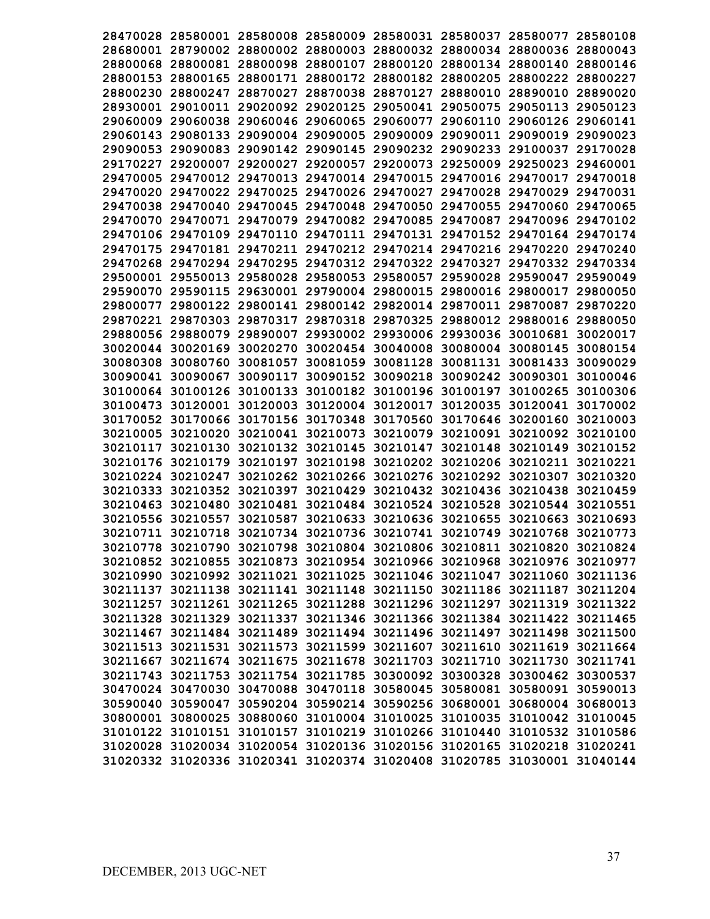28470028 28580001 28580008 28580009 28580031 28580037 28580077 28580108
28680001 28790002 28800002 28800003 28800032 28800034 28800036 28800043
28800068 28800081 28800098 28800107 28800120 28800134 28800140 28800146
28800153 28800165 28800171 28800172 28800182 28800205 28800222 28800227
28800230 28800247 28870027 28870038 28870127 28880010 28890010 28890020
28930001 29010011 29020092 29020125 29050041 29050075 29050113 29050123
29060009 29060038 29060046 29060065 29060077 29060110 29060126 29060141
29060143 29080133 29090004 29090005 29090009 29090011 29090019 29090023
29090053 29090083 29090142 29090145 29090232 29090233 29100037 29170028
29170227 29200007 29200027 29200057 29200073 29250009 29250023 29460001
29470005 29470012 29470013 29470014 29470015 29470016 29470017 29470018
29470020 29470022 29470025 29470026 29470027 29470028 29470029 29470031
29470038 29470040 29470045 29470048 29470050 29470055 29470060 29470065
29470070 29470071 29470079 29470082 29470085 29470087 29470096 29470102
29470106 29470109 29470110 29470111 29470131 29470152 29470164 29470174
29470175 29470181 29470211 29470212 29470214 29470216 29470220 29470240
29470268 29470294 29470295 29470312 29470322 29470327 29470332 29470334
29500001 29550013 29580028 29580053 29580057 29590028 29590047 29590049
29590070 29590115 29630001 29790004 29800015 29800016 29800017 29800050
29800077 29800122 29800141 29800142 29820014 29870011 29870087 29870220
29870221 29870303 29870317 29870318 29870325 29880012 29880016 29880050
29880056 29880079 29890007 29930002 29930006 29930036 30010681 30020017
30020044 30020169 30020270 30020454 30040008 30080004 30080145 30080154
30080308 30080760 30081057 30081059 30081128 30081131 30081433 30090029
30090041 30090067 30090117 30090152 30090218 30090242 30090301 30100046
30100064 30100126 30100133 30100182 30100196 30100197 30100265 30100306
30100473 30120001 30120003 30120004 30120017 30120035 30120041 30170002
30170052 30170066 30170156 30170348 30170560 30170646 30200160 30210003
30210005 30210020 30210041 30210073 30210079 30210091 30210092 30210100
30210117 30210130 30210132 30210145 30210147 30210148 30210149 30210152
30210176 30210179 30210197 30210198 30210202 30210206 30210211 30210221
30210224 30210247 30210262 30210266 30210276 30210292 30210307 30210320
30210333 30210352 30210397 30210429 30210432 30210436 30210438 30210459
30210463 30210480 30210481 30210484 30210524 30210528 30210544 30210551
30210556 30210557 30210587 30210633 30210636 30210655 30210663 30210693
30210711 30210718 30210734 30210736 30210741 30210749 30210768 30210773
30210778 30210790 30210798 30210804 30210806 30210811 30210820 30210824
30210852 30210855 30210873 30210954 30210966 30210968 30210976 30210977
30210990 30210992 30211021 30211025 30211046 30211047 30211060 30211136
30211137 30211138 30211141 30211148 30211150 30211186 30211187 30211204
30211257 30211261 30211265 30211288 30211296 30211297 30211319 30211322
30211328 30211329 30211337 30211346 30211366 30211384 30211422 30211465
30211467 30211484 30211489 30211494 30211496 30211497 30211498 30211500
30211513 30211531 30211573 30211599 30211607 30211610 30211619 30211664
30211667 30211674 30211675 30211678 30211703 30211710 30211730 30211741
30211743 30211753 30211754 30211785 30300092 30300328 30300462 30300537
30470024 30470030 30470088 30470118 30580045 30580081 30580091 30590013
30590040 30590047 30590204 30590214 30590256 30680001 30680004 30680013
30800001 30800025 30880060 31010004 31010025 31010035 31010042 31010045
31010122 31010151 31010157 31010219 31010266 31010440 31010532 31010586
31020028 31020034 31020054 31020136 31020156 31020165 31020218 31020241
31020332 31020336 31020341 31020374 31020408 31020785 31030001 31040144

DECEMBER, 2013 UGC-NET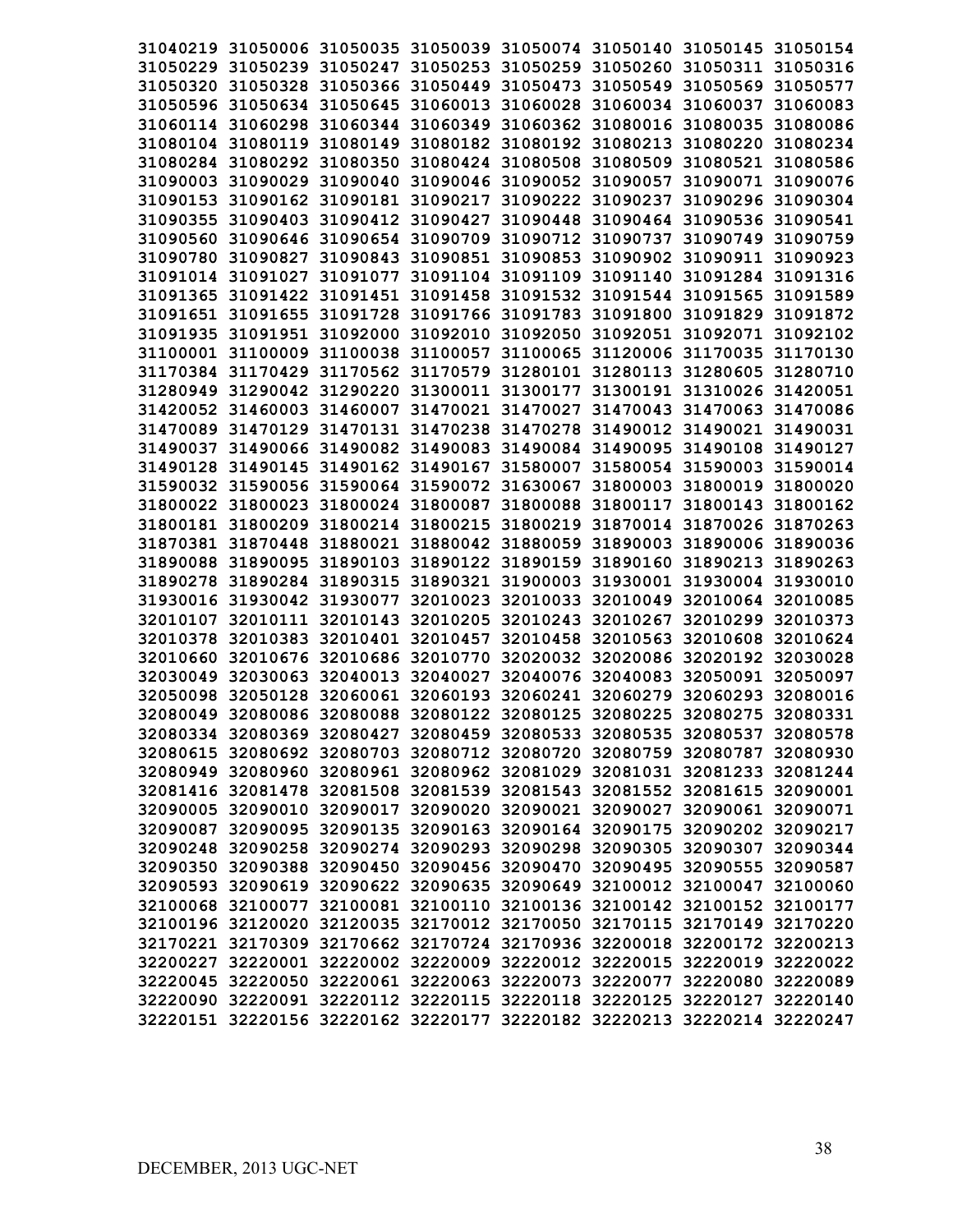**31040219 31050006 31050035 31050039 31050074 31050140 31050145 31050154**
**31050229 31050239 31050247 31050253 31050259 31050260 31050311 31050316**
**31050320 31050328 31050366 31050449 31050473 31050549 31050569 31050577**
**31050596 31050634 31050645 31060013 31060028 31060034 31060037 31060083**
**31060114 31060298 31060344 31060349 31060362 31080016 31080035 31080086**
**31080104 31080119 31080149 31080182 31080192 31080213 31080220 31080234**
**31080284 31080292 31080350 31080424 31080508 31080509 31080521 31080586**
**31090003 31090029 31090040 31090046 31090052 31090057 31090071 31090076**
**31090153 31090162 31090181 31090217 31090222 31090237 31090296 31090304**
**31090355 31090403 31090412 31090427 31090448 31090464 31090536 31090541**
**31090560 31090646 31090654 31090709 31090712 31090737 31090749 31090759**
**31090780 31090827 31090843 31090851 31090853 31090902 31090911 31090923**
**31091014 31091027 31091077 31091104 31091109 31091140 31091284 31091316**
**31091365 31091422 31091451 31091458 31091532 31091544 31091565 31091589**
**31091651 31091655 31091728 31091766 31091783 31091800 31091829 31091872**
**31091935 31091951 31092000 31092010 31092050 31092051 31092071 31092102**
**31100001 31100009 31100038 31100057 31100065 31120006 31170035 31170130**
**31170384 31170429 31170562 31170579 31280101 31280113 31280605 31280710**
**31280949 31290042 31290220 31300011 31300177 31300191 31310026 31420051**
**31420052 31460003 31460007 31470021 31470027 31470043 31470063 31470086**
**31470089 31470129 31470131 31470238 31470278 31490012 31490021 31490031**
**31490037 31490066 31490082 31490083 31490084 31490095 31490108 31490127**
**31490128 31490145 31490162 31490167 31580007 31580054 31590003 31590014**
**31590032 31590056 31590064 31590072 31630067 31800003 31800019 31800020**
**31800022 31800023 31800024 31800087 31800088 31800117 31800143 31800162**
**31800181 31800209 31800214 31800215 31800219 31870014 31870026 31870263**
**31870381 31870448 31880021 31880042 31880059 31890003 31890006 31890036**
**31890088 31890095 31890103 31890122 31890159 31890160 31890213 31890263**
**31890278 31890284 31890315 31890321 31900003 31930001 31930004 31930010**
**31930016 31930042 31930077 32010023 32010033 32010049 32010064 32010085**
**32010107 32010111 32010143 32010205 32010243 32010267 32010299 32010373**
**32010378 32010383 32010401 32010457 32010458 32010563 32010608 32010624**
**32010660 32010676 32010686 32010770 32020032 32020086 32020192 32030028**
**32030049 32030063 32040013 32040027 32040076 32040083 32050091 32050097**
**32050098 32050128 32060061 32060193 32060241 32060279 32060293 32080016**
**32080049 32080086 32080088 32080122 32080125 32080225 32080275 32080331**
**32080334 32080369 32080427 32080459 32080533 32080535 32080537 32080578**
**32080615 32080692 32080703 32080712 32080720 32080759 32080787 32080930**
**32080949 32080960 32080961 32080962 32081029 32081031 32081233 32081244**
**32081416 32081478 32081508 32081539 32081543 32081552 32081615 32090001**
**32090005 32090010 32090017 32090020 32090021 32090027 32090061 32090071**
**32090087 32090095 32090135 32090163 32090164 32090175 32090202 32090217**
**32090248 32090258 32090274 32090293 32090298 32090305 32090307 32090344**
**32090350 32090388 32090450 32090456 32090470 32090495 32090555 32090587**
**32090593 32090619 32090622 32090635 32090649 32100012 32100047 32100060**
**32100068 32100077 32100081 32100110 32100136 32100142 32100152 32100177**
**32100196 32120020 32120035 32170012 32170050 32170115 32170149 32170220**
**32170221 32170309 32170662 32170724 32170936 32200018 32200172 32200213**
**32200227 32220001 32220002 32220009 32220012 32220015 32220019 32220022**
**32220045 32220050 32220061 32220063 32220073 32220077 32220080 32220089**
**32220090 32220091 32220112 32220115 32220118 32220125 32220127 32220140**
**32220151 32220156 32220162 32220177 32220182 32220213 32220214 32220247**

DECEMBER, 2013 UGC-NET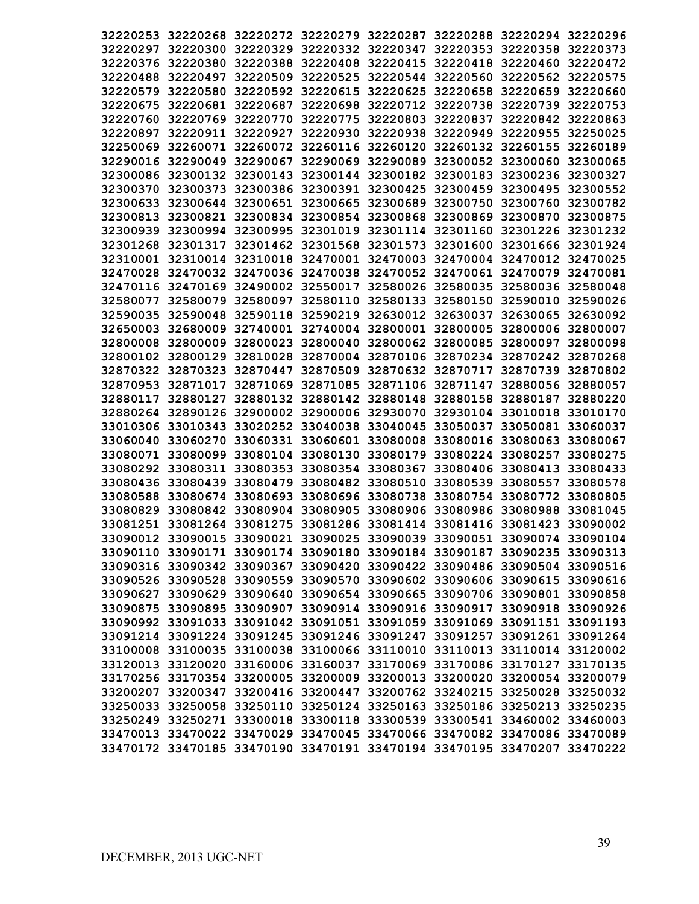```
32220253 32220268 32220272 32220279 32220287 32220288 32220294 32220296
32220297 32220300 32220329 32220332 32220347 32220353 32220358 32220373
32220376 32220380 32220388 32220408 32220415 32220418 32220460 32220472
32220488 32220497 32220509 32220525 32220544 32220560 32220562 32220575
32220579 32220580 32220592 32220615 32220625 32220658 32220659 32220660
32220675 32220681 32220687 32220698 32220712 32220738 32220739 32220753
32220760 32220769 32220770 32220775 32220803 32220837 32220842 32220863
32220897 32220911 32220927 32220930 32220938 32220949 32220955 32250025
32250069 32260071 32260072 32260116 32260120 32260132 32260155 32260189
32290016 32290049 32290067 32290069 32290089 32300052 32300060 32300065
32300086 32300132 32300143 32300144 32300182 32300183 32300236 32300327
32300370 32300373 32300386 32300391 32300425 32300459 32300495 32300552
32300633 32300644 32300651 32300665 32300689 32300750 32300760 32300782
32300813 32300821 32300834 32300854 32300868 32300869 32300870 32300875
32300939 32300994 32300995 32301019 32301114 32301160 32301226 32301232
32301268 32301317 32301462 32301568 32301573 32301600 32301666 32301924
32310001 32310014 32310018 32470001 32470003 32470004 32470012 32470025
32470028 32470032 32470036 32470038 32470052 32470061 32470079 32470081
32470116 32470169 32490002 32550017 32580026 32580035 32580036 32580048
32580077 32580079 32580097 32580110 32580133 32580150 32590010 32590026
32590035 32590048 32590118 32590219 32630012 32630037 32630065 32630092
32650003 32680009 32740001 32740004 32800001 32800005 32800006 32800007
32800008 32800009 32800023 32800040 32800062 32800085 32800097 32800098
32800102 32800129 32810028 32870004 32870106 32870234 32870242 32870268
32870322 32870323 32870447 32870509 32870632 32870717 32870739 32870802
32870953 32871017 32871069 32871085 32871106 32871147 32880056 32880057
32880117 32880127 32880132 32880142 32880148 32880158 32880187 32880220
32880264 32890126 32900002 32900006 32930070 32930104 33010018 33010170
33010306 33010343 33020252 33040038 33040045 33050037 33050081 33060037
33060040 33060270 33060331 33060601 33080008 33080016 33080063 33080067
33080071 33080099 33080104 33080130 33080179 33080224 33080257 33080275
33080292 33080311 33080353 33080354 33080367 33080406 33080413 33080433
33080436 33080439 33080479 33080482 33080510 33080539 33080557 33080578
33080588 33080674 33080693 33080696 33080738 33080754 33080772 33080805
33080829 33080842 33080904 33080905 33080906 33080986 33080988 33081045
33081251 33081264 33081275 33081286 33081414 33081416 33081423 33090002
33090012 33090015 33090021 33090025 33090039 33090051 33090074 33090104
33090110 33090171 33090174 33090180 33090184 33090187 33090235 33090313
33090316 33090342 33090367 33090420 33090422 33090486 33090504 33090516
33090526 33090528 33090559 33090570 33090602 33090606 33090615 33090616
33090627 33090629 33090640 33090654 33090665 33090706 33090801 33090858
33090875 33090895 33090907 33090914 33090916 33090917 33090918 33090926
33090992 33091033 33091042 33091051 33091059 33091069 33091151 33091193
33091214 33091224 33091245 33091246 33091247 33091257 33091261 33091264
33100008 33100035 33100038 33100066 33110010 33110013 33110014 33120002
33120013 33120020 33160006 33160037 33170069 33170086 33170127 33170135
33170256 33170354 33200005 33200009 33200013 33200020 33200054 33200079
33200207 33200347 33200416 33200447 33200762 33240215 33250028 33250032
33250033 33250058 33250110 33250124 33250163 33250186 33250213 33250235
33250249 33250271 33300018 33300118 33300539 33300541 33460002 33460003
33470013 33470022 33470029 33470045 33470066 33470082 33470086 33470089
33470172 33470185 33470190 33470191 33470194 33470195 33470207 33470222
```

DECEMBER, 2013 UGC-NET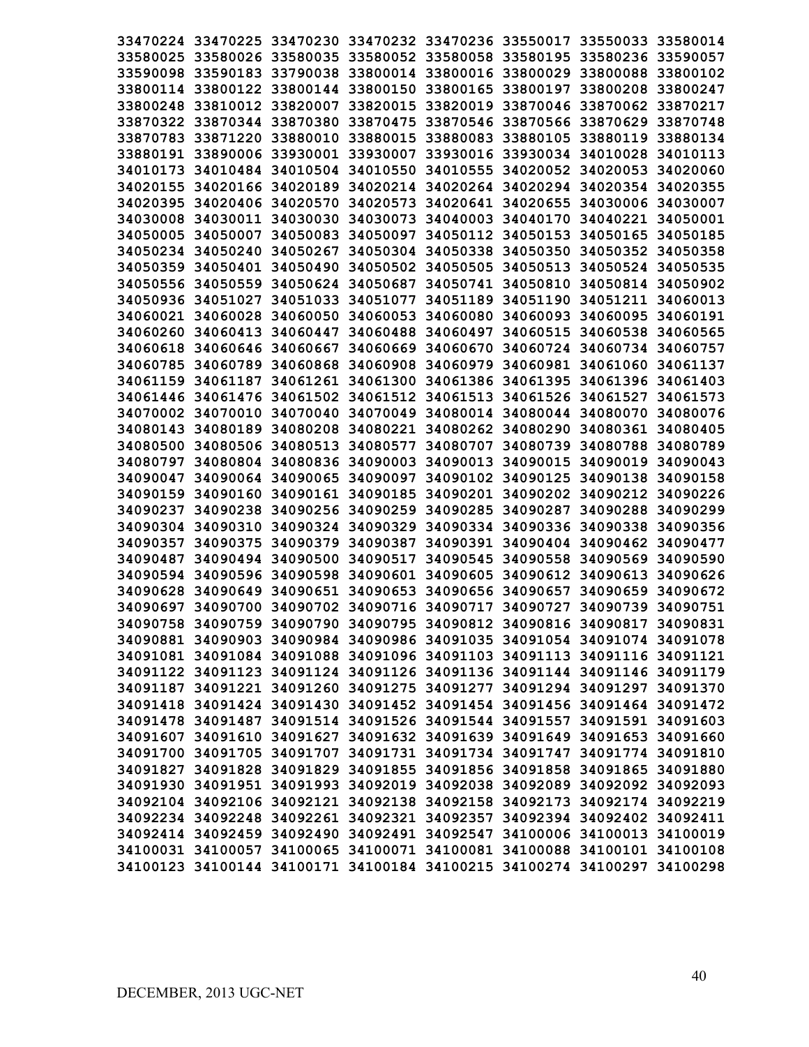33470224 33470225 33470230 33470232 33470236 33550017 33550033 33580014
33580025 33580026 33580035 33580052 33580058 33580195 33580236 33590057
33590098 33590183 33790038 33800014 33800016 33800029 33800088 33800102
33800114 33800122 33800144 33800150 33800165 33800197 33800208 33800247
33800248 33810012 33820007 33820015 33820019 33870046 33870062 33870217
33870322 33870344 33870380 33870475 33870546 33870566 33870629 33870748
33870783 33871220 33880010 33880015 33880083 33880105 33880119 33880134
33880191 33890006 33930001 33930007 33930016 33930034 34010028 34010113
34010173 34010484 34010504 34010550 34010555 34020052 34020053 34020060
34020155 34020166 34020189 34020214 34020264 34020294 34020354 34020355
34020395 34020406 34020570 34020573 34020641 34020655 34030006 34030007
34030008 34030011 34030030 34030073 34040003 34040170 34040221 34050001
34050005 34050007 34050083 34050097 34050112 34050153 34050165 34050185
34050234 34050240 34050267 34050304 34050338 34050350 34050352 34050358
34050359 34050401 34050490 34050502 34050505 34050513 34050524 34050535
34050556 34050559 34050624 34050687 34050741 34050810 34050814 34050902
34050936 34051027 34051033 34051077 34051189 34051190 34051211 34060013
34060021 34060028 34060050 34060053 34060080 34060093 34060095 34060191
34060260 34060413 34060447 34060488 34060497 34060515 34060538 34060565
34060618 34060646 34060667 34060669 34060670 34060724 34060734 34060757
34060785 34060789 34060868 34060908 34060979 34060981 34061060 34061137
34061159 34061187 34061261 34061300 34061386 34061395 34061396 34061403
34061446 34061476 34061502 34061512 34061513 34061526 34061527 34061573
34070002 34070010 34070040 34070049 34080014 34080044 34080070 34080076
34080143 34080189 34080208 34080221 34080262 34080290 34080361 34080405
34080500 34080506 34080513 34080577 34080707 34080739 34080788 34080789
34080797 34080804 34080836 34090003 34090013 34090015 34090019 34090043
34090047 34090064 34090065 34090097 34090102 34090125 34090138 34090158
34090159 34090160 34090161 34090185 34090201 34090202 34090212 34090226
34090237 34090238 34090256 34090259 34090285 34090287 34090288 34090299
34090304 34090310 34090324 34090329 34090334 34090336 34090338 34090356
34090357 34090375 34090379 34090387 34090391 34090404 34090462 34090477
34090487 34090494 34090500 34090517 34090545 34090558 34090569 34090590
34090594 34090596 34090598 34090601 34090605 34090612 34090613 34090626
34090628 34090649 34090651 34090653 34090656 34090657 34090659 34090672
34090697 34090700 34090702 34090716 34090717 34090727 34090739 34090751
34090758 34090759 34090790 34090795 34090812 34090816 34090817 34090831
34090881 34090903 34090984 34090986 34091035 34091054 34091074 34091078
34091081 34091084 34091088 34091096 34091103 34091113 34091116 34091121
34091122 34091123 34091124 34091126 34091136 34091144 34091146 34091179
34091187 34091221 34091260 34091275 34091277 34091294 34091297 34091370
34091418 34091424 34091430 34091452 34091454 34091456 34091464 34091472
34091478 34091487 34091514 34091526 34091544 34091557 34091591 34091603
34091607 34091610 34091627 34091632 34091639 34091649 34091653 34091660
34091700 34091705 34091707 34091731 34091734 34091747 34091774 34091810
34091827 34091828 34091829 34091855 34091856 34091858 34091865 34091880
34091930 34091951 34091993 34092019 34092038 34092089 34092092 34092093
34092104 34092106 34092121 34092138 34092158 34092173 34092174 34092219
34092234 34092248 34092261 34092321 34092357 34092394 34092402 34092411
34092414 34092459 34092490 34092491 34092547 34100006 34100013 34100019
34100031 34100057 34100065 34100071 34100081 34100088 34100101 34100108
34100123 34100144 34100171 34100184 34100215 34100274 34100297 34100298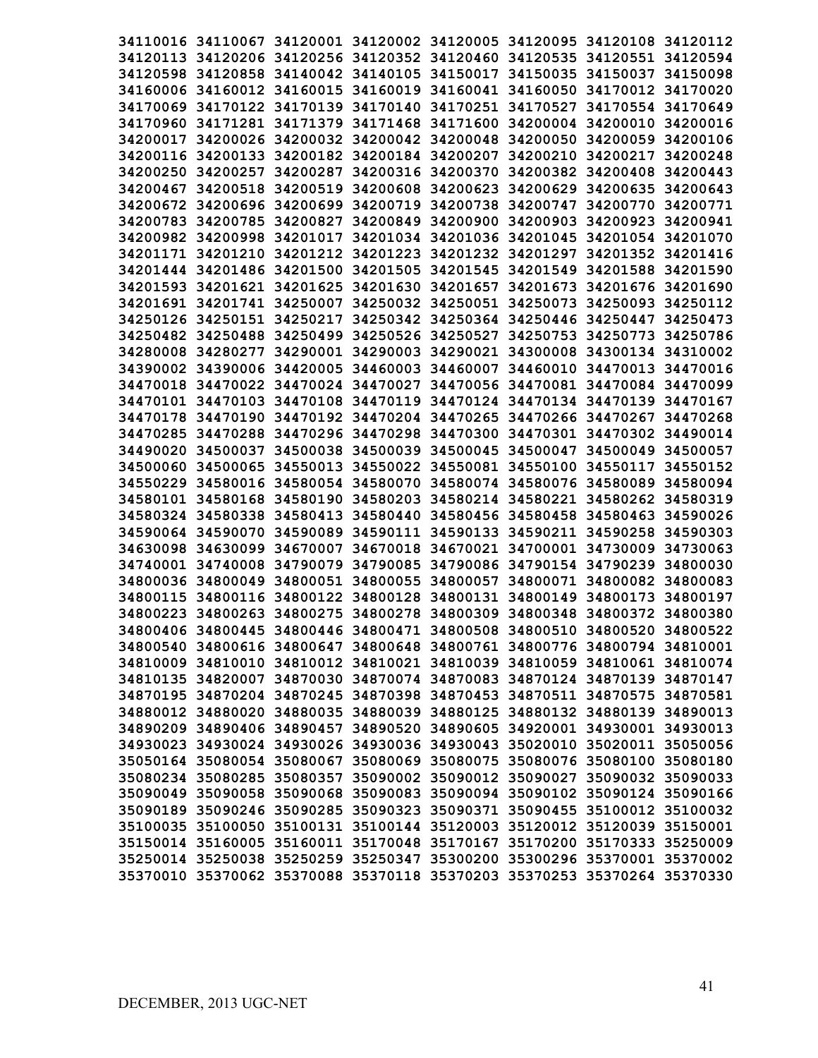**34110016 34110067 34120001 34120002 34120005 34120095 34120108 34120112**
**34120113 34120206 34120256 34120352 34120460 34120535 34120551 34120594**
**34120598 34120858 34140042 34140105 34150017 34150035 34150037 34150098**
**34160006 34160012 34160015 34160019 34160041 34160050 34170012 34170020**
**34170069 34170122 34170139 34170140 34170251 34170527 34170554 34170649**
**34170960 34171281 34171379 34171468 34171600 34200004 34200010 34200016**
**34200017 34200026 34200032 34200042 34200048 34200050 34200059 34200106**
**34200116 34200133 34200182 34200184 34200207 34200210 34200217 34200248**
**34200250 34200257 34200287 34200316 34200370 34200382 34200408 34200443**
**34200467 34200518 34200519 34200608 34200623 34200629 34200635 34200643**
**34200672 34200696 34200699 34200719 34200738 34200747 34200770 34200771**
**34200783 34200785 34200827 34200849 34200900 34200903 34200923 34200941**
**34200982 34200998 34201017 34201034 34201036 34201045 34201054 34201070**
**34201171 34201210 34201212 34201223 34201232 34201297 34201352 34201416**
**34201444 34201486 34201500 34201505 34201545 34201549 34201588 34201590**
**34201593 34201621 34201625 34201630 34201657 34201673 34201676 34201690**
**34201691 34201741 34250007 34250032 34250051 34250073 34250093 34250112**
**34250126 34250151 34250217 34250342 34250364 34250446 34250447 34250473**
**34250482 34250488 34250499 34250526 34250527 34250753 34250773 34250786**
**34280008 34280277 34290001 34290003 34290021 34300008 34300134 34310002**
**34390002 34390006 34420005 34460003 34460007 34460010 34470013 34470016**
**34470018 34470022 34470024 34470027 34470056 34470081 34470084 34470099**
**34470101 34470103 34470108 34470119 34470124 34470134 34470139 34470167**
**34470178 34470190 34470192 34470204 34470265 34470266 34470267 34470268**
**34470285 34470288 34470296 34470298 34470300 34470301 34470302 34490014**
**34490020 34500037 34500038 34500039 34500045 34500047 34500049 34500057**
**34500060 34500065 34550013 34550022 34550081 34550100 34550117 34550152**
**34550229 34580016 34580054 34580070 34580074 34580076 34580089 34580094**
**34580101 34580168 34580190 34580203 34580214 34580221 34580262 34580319**
**34580324 34580338 34580413 34580440 34580456 34580458 34580463 34590026**
**34590064 34590070 34590089 34590111 34590133 34590211 34590258 34590303**
**34630098 34630099 34670007 34670018 34670021 34700001 34730009 34730063**
**34740001 34740008 34790079 34790085 34790086 34790154 34790239 34800030**
**34800036 34800049 34800051 34800055 34800057 34800071 34800082 34800083**
**34800115 34800116 34800122 34800128 34800131 34800149 34800173 34800197**
**34800223 34800263 34800275 34800278 34800309 34800348 34800372 34800380**
**34800406 34800445 34800446 34800471 34800508 34800510 34800520 34800522**
**34800540 34800616 34800647 34800648 34800761 34800776 34800794 34810001**
**34810009 34810010 34810012 34810021 34810039 34810059 34810061 34810074**
**34810135 34820007 34870030 34870074 34870083 34870124 34870139 34870147**
**34870195 34870204 34870245 34870398 34870453 34870511 34870575 34870581**
**34880012 34880020 34880035 34880039 34880125 34880132 34880139 34890013**
**34890209 34890406 34890457 34890520 34890605 34920001 34930001 34930013**
**34930023 34930024 34930026 34930036 34930043 35020010 35020011 35050056**
**35050164 35080054 35080067 35080069 35080075 35080076 35080100 35080180**
**35080234 35080285 35080357 35090002 35090012 35090027 35090032 35090033**
**35090049 35090058 35090068 35090083 35090094 35090102 35090124 35090166**
**35090189 35090246 35090285 35090323 35090371 35090455 35100012 35100032**
**35100035 35100050 35100131 35100144 35120003 35120012 35120039 35150001**
**35150014 35160005 35160011 35170048 35170167 35170200 35170333 35250009**
**35250014 35250038 35250259 35250347 35300200 35300296 35370001 35370002**
**35370010 35370062 35370088 35370118 35370203 35370253 35370264 35370330**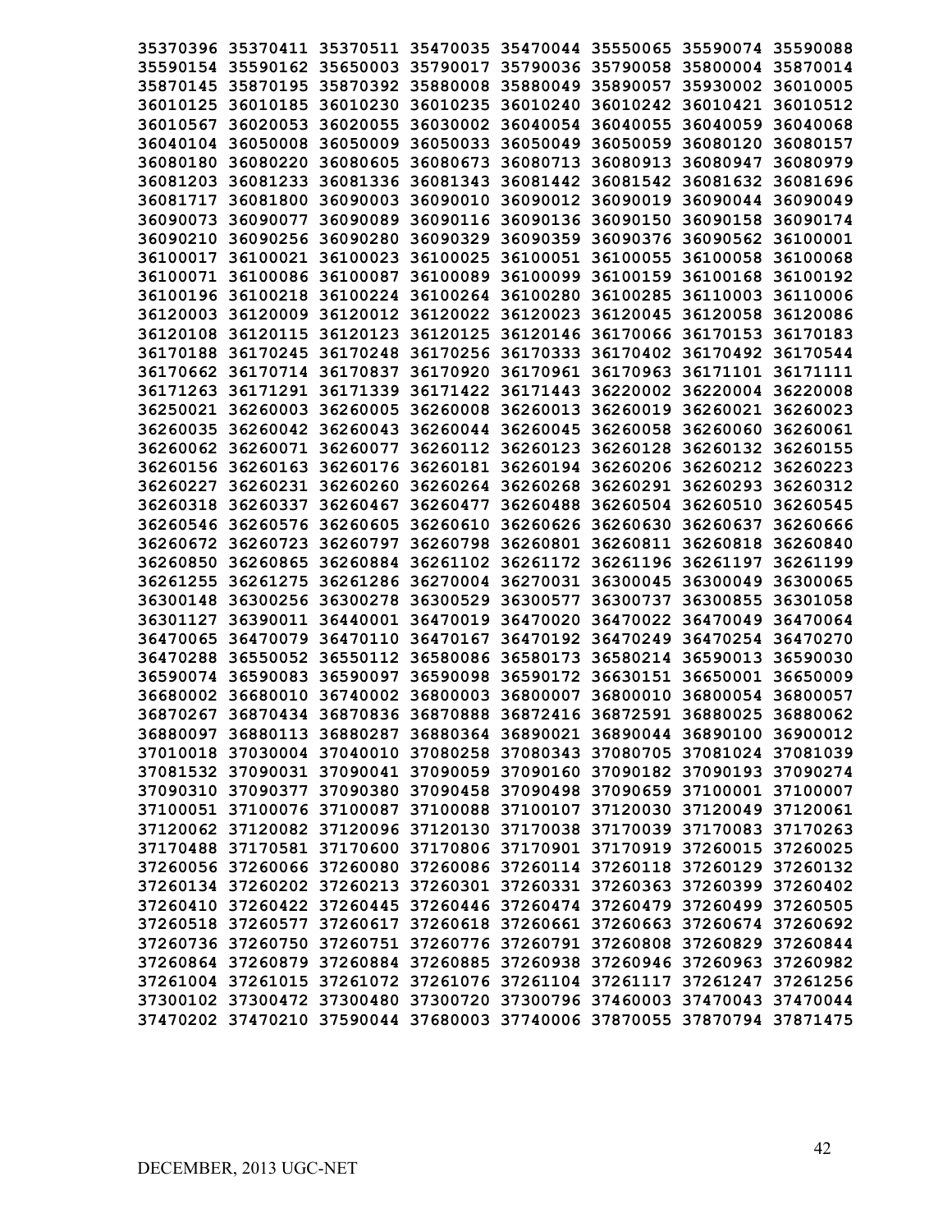35370396 35370411 35370511 35470035 35470044 35550065 35590074 35590088
35590154 35590162 35650003 35790017 35790036 35790058 35800004 35870014
35870145 35870195 35870392 35880008 35880049 35890057 35930002 36010005
36010125 36010185 36010230 36010235 36010240 36010242 36010421 36010512
36010567 36020053 36020055 36030002 36040054 36040055 36040059 36040068
36040104 36050008 36050009 36050033 36050049 36050059 36080120 36080157
36080180 36080220 36080605 36080673 36080713 36080913 36080947 36080979
36081203 36081233 36081336 36081343 36081442 36081542 36081632 36081696
36081717 36081800 36090003 36090010 36090012 36090019 36090044 36090049
36090073 36090077 36090089 36090116 36090136 36090150 36090158 36090174
36090210 36090256 36090280 36090329 36090359 36090376 36090562 36100001
36100017 36100021 36100023 36100025 36100051 36100055 36100058 36100068
36100071 36100086 36100087 36100089 36100099 36100159 36100168 36100192
36100196 36100218 36100224 36100264 36100280 36100285 36110003 36110006
36120003 36120009 36120012 36120022 36120023 36120045 36120058 36120086
36120108 36120115 36120123 36120125 36120146 36170066 36170153 36170183
36170188 36170245 36170248 36170256 36170333 36170402 36170492 36170544
36170662 36170714 36170837 36170920 36170961 36170963 36171101 36171111
36171263 36171291 36171339 36171422 36171443 36220002 36220004 36220008
36250021 36260003 36260005 36260008 36260013 36260019 36260021 36260023
36260035 36260042 36260043 36260044 36260045 36260058 36260060 36260061
36260062 36260071 36260077 36260112 36260123 36260128 36260132 36260155
36260156 36260163 36260176 36260181 36260194 36260206 36260212 36260223
36260227 36260231 36260260 36260264 36260268 36260291 36260293 36260312
36260318 36260337 36260467 36260477 36260488 36260504 36260510 36260545
36260546 36260576 36260605 36260610 36260626 36260630 36260637 36260666
36260672 36260723 36260797 36260798 36260801 36260811 36260818 36260840
36260850 36260865 36260884 36261102 36261172 36261196 36261197 36261199
36261255 36261275 36261286 36270004 36270031 36300045 36300049 36300065
36300148 36300256 36300278 36300529 36300577 36300737 36300855 36301058
36301127 36390011 36440001 36470019 36470020 36470022 36470049 36470064
36470065 36470079 36470110 36470167 36470192 36470249 36470254 36470270
36470288 36550052 36550112 36580086 36580173 36580214 36590013 36590030
36590074 36590083 36590097 36590098 36590172 36630151 36650001 36650009
36680002 36680010 36740002 36800003 36800007 36800010 36800054 36800057
36870267 36870434 36870836 36870888 36872416 36872591 36880025 36880062
36880097 36880113 36880287 36880364 36890021 36890044 36890100 36900012
37010018 37030004 37040010 37080258 37080343 37080705 37081024 37081039
37081532 37090031 37090041 37090059 37090160 37090182 37090193 37090274
37090310 37090377 37090380 37090458 37090498 37090659 37100001 37100007
37100051 37100076 37100087 37100088 37100107 37120030 37120049 37120061
37120062 37120082 37120096 37120130 37170038 37170039 37170083 37170263
37170488 37170581 37170600 37170806 37170901 37170919 37260015 37260025
37260056 37260066 37260080 37260086 37260114 37260118 37260129 37260132
37260134 37260202 37260213 37260301 37260331 37260363 37260399 37260402
37260410 37260422 37260445 37260446 37260474 37260479 37260499 37260505
37260518 37260577 37260617 37260618 37260661 37260663 37260674 37260692
37260736 37260750 37260751 37260776 37260791 37260808 37260829 37260844
37260864 37260879 37260884 37260885 37260938 37260946 37260963 37260982
37261004 37261015 37261072 37261076 37261104 37261117 37261247 37261256
37300102 37300472 37300480 37300720 37300796 37460003 37470043 37470044
37470202 37470210 37590044 37680003 37740006 37870055 37870794 37871475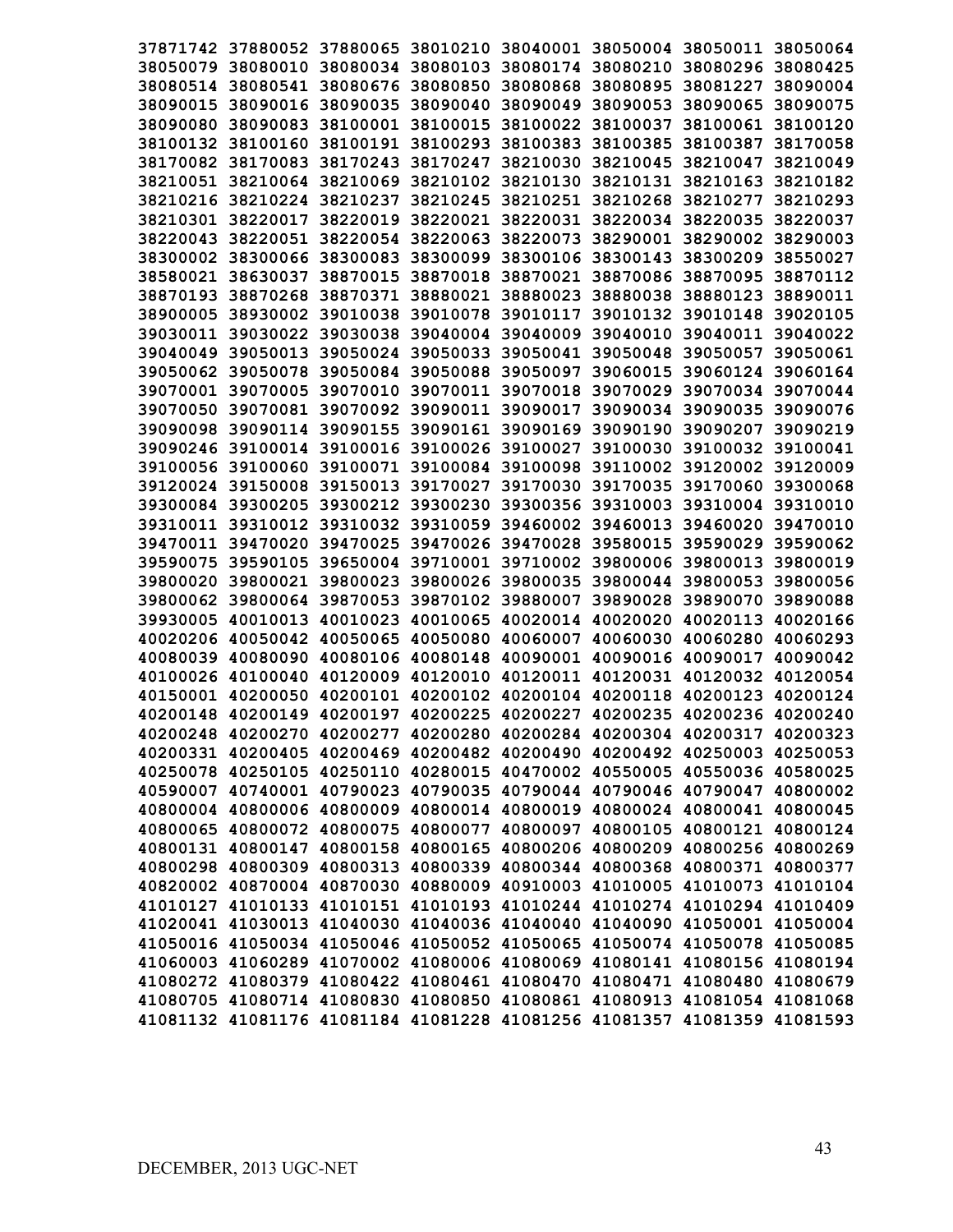**37871742 37880052 37880065 38010210 38040001 38050004 38050011 38050064**
**38050079 38080010 38080034 38080103 38080174 38080210 38080296 38080425**
**38080514 38080541 38080676 38080850 38080868 38080895 38081227 38090004**
**38090015 38090016 38090035 38090040 38090049 38090053 38090065 38090075**
**38090080 38090083 38100001 38100015 38100022 38100037 38100061 38100120**
**38100132 38100160 38100191 38100293 38100383 38100385 38100387 38170058**
**38170082 38170083 38170243 38170247 38210030 38210045 38210047 38210049**
**38210051 38210064 38210069 38210102 38210130 38210131 38210163 38210182**
**38210216 38210224 38210237 38210245 38210251 38210268 38210277 38210293**
**38210301 38220017 38220019 38220021 38220031 38220034 38220035 38220037**
**38220043 38220051 38220054 38220063 38220073 38290001 38290002 38290003**
**38300002 38300066 38300083 38300099 38300106 38300143 38300209 38550027**
**38580021 38630037 38870015 38870018 38870021 38870086 38870095 38870112**
**38870193 38870268 38870371 38880021 38880023 38880038 38880123 38890011**
**38900005 38930002 39010038 39010078 39010117 39010132 39010148 39020105**
**39030011 39030022 39030038 39040004 39040009 39040010 39040011 39040022**
**39040049 39050013 39050024 39050033 39050041 39050048 39050057 39050061**
**39050062 39050078 39050084 39050088 39050097 39060015 39060124 39060164**
**39070001 39070005 39070010 39070011 39070018 39070029 39070034 39070044**
**39070050 39070081 39070092 39090011 39090017 39090034 39090035 39090076**
**39090098 39090114 39090155 39090161 39090169 39090190 39090207 39090219**
**39090246 39100014 39100016 39100026 39100027 39100030 39100032 39100041**
**39100056 39100060 39100071 39100084 39100098 39110002 39120002 39120009**
**39120024 39150008 39150013 39170027 39170030 39170035 39170060 39300068**
**39300084 39300205 39300212 39300230 39300356 39310003 39310004 39310010**
**39310011 39310012 39310032 39310059 39460002 39460013 39460020 39470010**
**39470011 39470020 39470025 39470026 39470028 39580015 39590029 39590062**
**39590075 39590105 39650004 39710001 39710002 39800006 39800013 39800019**
**39800020 39800021 39800023 39800026 39800035 39800044 39800053 39800056**
**39800062 39800064 39870053 39870102 39880007 39890028 39890070 39890088**
**39930005 40010013 40010023 40010065 40020014 40020020 40020113 40020166**
**40020206 40050042 40050065 40050080 40060007 40060030 40060280 40060293**
**40080039 40080090 40080106 40080148 40090001 40090016 40090017 40090042**
**40100026 40100040 40120009 40120010 40120011 40120031 40120032 40120054**
**40150001 40200050 40200101 40200102 40200104 40200118 40200123 40200124**
**40200148 40200149 40200197 40200225 40200227 40200235 40200236 40200240**
**40200248 40200270 40200277 40200280 40200284 40200304 40200317 40200323**
**40200331 40200405 40200469 40200482 40200490 40200492 40250003 40250053**
**40250078 40250105 40250110 40280015 40470002 40550005 40550036 40580025**
**40590007 40740001 40790023 40790035 40790044 40790046 40790047 40800002**
**40800004 40800006 40800009 40800014 40800019 40800024 40800041 40800045**
**40800065 40800072 40800075 40800077 40800097 40800105 40800121 40800124**
**40800131 40800147 40800158 40800165 40800206 40800209 40800256 40800269**
**40800298 40800309 40800313 40800339 40800344 40800368 40800371 40800377**
**40820002 40870004 40870030 40880009 40910003 41010005 41010073 41010104**
**41010127 41010133 41010151 41010193 41010244 41010274 41010294 41010409**
**41020041 41030013 41040030 41040036 41040040 41040090 41050001 41050004**
**41050016 41050034 41050046 41050052 41050065 41050074 41050078 41050085**
**41060003 41060289 41070002 41080006 41080069 41080141 41080156 41080194**
**41080272 41080379 41080422 41080461 41080470 41080471 41080480 41080679**
**41080705 41080714 41080830 41080850 41080861 41080913 41081054 41081068**
**41081132 41081176 41081184 41081228 41081256 41081357 41081359 41081593**

DECEMBER, 2013 UGC-NET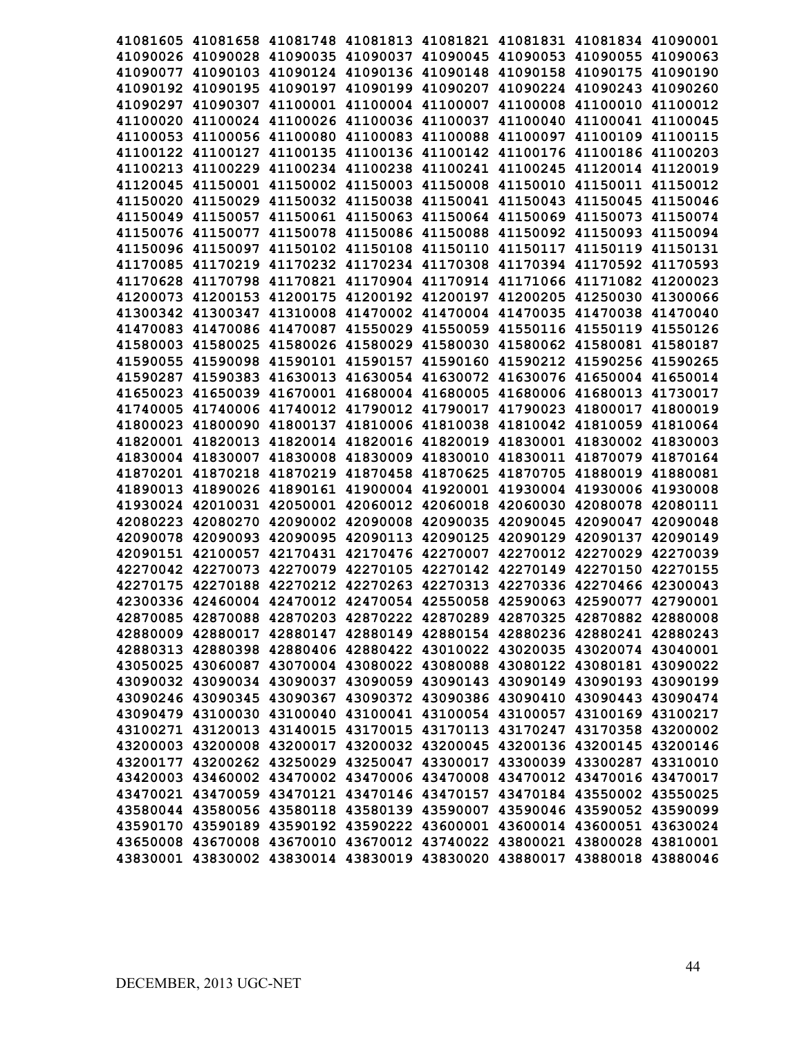41081605 41081658 41081748 41081813 41081821 41081831 41081834 41090001
41090026 41090028 41090035 41090037 41090045 41090053 41090055 41090063
41090077 41090103 41090124 41090136 41090148 41090158 41090175 41090190
41090192 41090195 41090197 41090199 41090207 41090224 41090243 41090260
41090297 41090307 41100001 41100004 41100007 41100008 41100010 41100012
41100020 41100024 41100026 41100036 41100037 41100040 41100041 41100045
41100053 41100056 41100080 41100083 41100088 41100097 41100109 41100115
41100122 41100127 41100135 41100136 41100142 41100176 41100186 41100203
41100213 41100229 41100234 41100238 41100241 41100245 41120014 41120019
41120045 41150001 41150002 41150003 41150008 41150010 41150011 41150012
41150020 41150029 41150032 41150038 41150041 41150043 41150045 41150046
41150049 41150057 41150061 41150063 41150064 41150069 41150073 41150074
41150076 41150077 41150078 41150086 41150088 41150092 41150093 41150094
41150096 41150097 41150102 41150108 41150110 41150117 41150119 41150131
41170085 41170219 41170232 41170234 41170308 41170394 41170592 41170593
41170628 41170798 41170821 41170904 41170914 41171066 41171082 41200023
41200073 41200153 41200175 41200192 41200197 41200205 41250030 41300066
41300342 41300347 41310008 41470002 41470004 41470035 41470038 41470040
41470083 41470086 41470087 41550029 41550059 41550116 41550119 41550126
41580003 41580025 41580026 41580029 41580030 41580062 41580081 41580187
41590055 41590098 41590101 41590157 41590160 41590212 41590256 41590265
41590287 41590383 41630013 41630054 41630072 41630076 41650004 41650014
41650023 41650039 41670001 41680004 41680005 41680006 41680013 41730017
41740005 41740006 41740012 41790012 41790017 41790023 41800017 41800019
41800023 41800090 41800137 41810006 41810038 41810042 41810059 41810064
41820001 41820013 41820014 41820016 41820019 41830001 41830002 41830003
41830004 41830007 41830008 41830009 41830010 41830011 41870079 41870164
41870201 41870218 41870219 41870458 41870625 41870705 41880019 41880081
41890013 41890026 41890161 41900004 41920001 41930004 41930006 41930008
41930024 42010031 42050001 42060012 42060018 42060030 42080078 42080111
42080223 42080270 42090002 42090008 42090035 42090045 42090047 42090048
42090078 42090093 42090095 42090113 42090125 42090129 42090137 42090149
42090151 42100057 42170431 42170476 42270007 42270012 42270029 42270039
42270042 42270073 42270079 42270105 42270142 42270149 42270150 42270155
42270175 42270188 42270212 42270263 42270313 42270336 42270466 42300043
42300336 42460004 42470012 42470054 42550058 42590063 42590077 42790001
42870085 42870088 42870203 42870222 42870289 42870325 42870882 42880008
42880009 42880017 42880147 42880149 42880154 42880236 42880241 42880243
42880313 42880398 42880406 42880422 43010022 43020035 43020074 43040001
43050025 43060087 43070004 43080022 43080088 43080122 43080181 43090022
43090032 43090034 43090037 43090059 43090143 43090149 43090193 43090199
43090246 43090345 43090367 43090372 43090386 43090410 43090443 43090474
43090479 43100030 43100040 43100041 43100054 43100057 43100169 43100217
43100271 43120013 43140015 43170015 43170113 43170247 43170358 43200002
43200003 43200008 43200017 43200032 43200045 43200136 43200145 43200146
43200177 43200262 43250029 43250047 43300017 43300039 43300287 43310010
43420003 43460002 43470002 43470006 43470008 43470012 43470016 43470017
43470021 43470059 43470121 43470146 43470157 43470184 43550002 43550025
43580044 43580056 43580118 43580139 43590007 43590046 43590052 43590099
43590170 43590189 43590192 43590222 43600001 43600014 43600051 43630024
43650008 43670008 43670010 43670012 43740022 43800021 43800028 43810001
43830001 43830002 43830014 43830019 43830020 43880017 43880018 43880046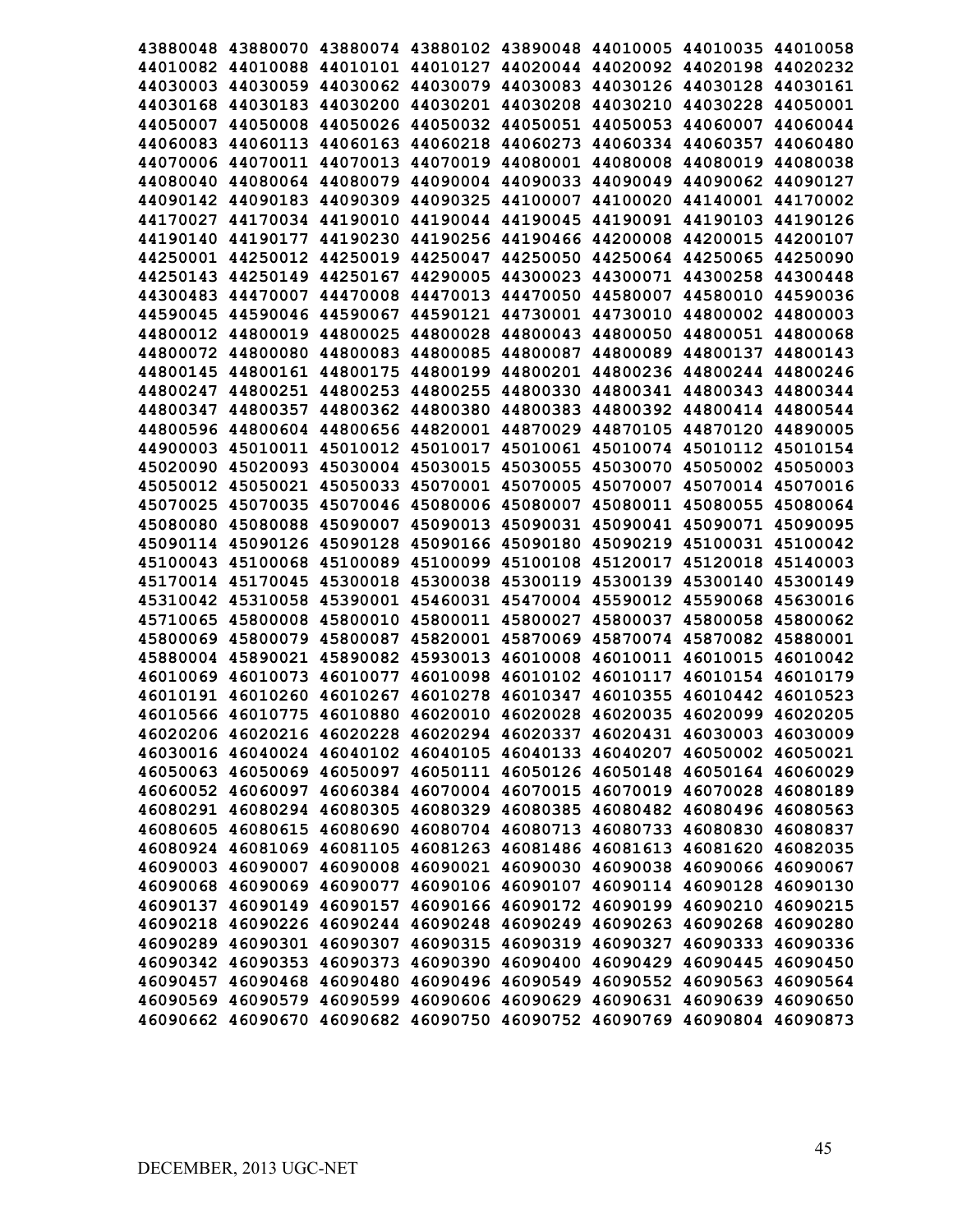43880048 43880070 43880074 43880102 43890048 44010005 44010035 44010058
44010082 44010088 44010101 44010127 44020044 44020092 44020198 44020232
44030003 44030059 44030062 44030079 44030083 44030126 44030128 44030161
44030168 44030183 44030200 44030201 44030208 44030210 44030228 44050001
44050007 44050008 44050026 44050032 44050051 44050053 44060007 44060044
44060083 44060113 44060163 44060218 44060273 44060334 44060357 44060480
44070006 44070011 44070013 44070019 44080001 44080008 44080019 44080038
44080040 44080064 44080079 44090004 44090033 44090049 44090062 44090127
44090142 44090183 44090309 44090325 44100007 44100020 44140001 44170002
44170027 44170034 44190010 44190044 44190045 44190091 44190103 44190126
44190140 44190177 44190230 44190256 44190466 44200008 44200015 44200107
44250001 44250012 44250019 44250047 44250050 44250064 44250065 44250090
44250143 44250149 44250167 44290005 44300023 44300071 44300258 44300448
44300483 44470007 44470008 44470013 44470050 44580007 44580010 44590036
44590045 44590046 44590067 44590121 44730001 44730010 44800002 44800003
44800012 44800019 44800025 44800028 44800043 44800050 44800051 44800068
44800072 44800080 44800083 44800085 44800087 44800089 44800137 44800143
44800145 44800161 44800175 44800199 44800201 44800236 44800244 44800246
44800247 44800251 44800253 44800255 44800330 44800341 44800343 44800344
44800347 44800357 44800362 44800380 44800383 44800392 44800414 44800544
44800596 44800604 44800656 44820001 44870029 44870105 44870120 44890005
44900003 45010011 45010012 45010017 45010061 45010074 45010112 45010154
45020090 45020093 45030004 45030015 45030055 45030070 45050002 45050003
45050012 45050021 45050033 45070001 45070005 45070007 45070014 45070016
45070025 45070035 45070046 45080006 45080007 45080011 45080055 45080064
45080080 45080088 45090007 45090013 45090031 45090041 45090071 45090095
45090114 45090126 45090128 45090166 45090180 45090219 45100031 45100042
45100043 45100068 45100089 45100099 45100108 45120017 45120018 45140003
45170014 45170045 45300018 45300038 45300119 45300139 45300140 45300149
45310042 45310058 45390001 45460031 45470004 45590012 45590068 45630016
45710065 45800008 45800010 45800011 45800027 45800037 45800058 45800062
45800069 45800079 45800087 45820001 45870069 45870074 45870082 45880001
45880004 45890021 45890082 45930013 46010008 46010011 46010015 46010042
46010069 46010073 46010077 46010098 46010102 46010117 46010154 46010179
46010191 46010260 46010267 46010278 46010347 46010355 46010442 46010523
46010566 46010775 46010880 46020010 46020028 46020035 46020099 46020205
46020206 46020216 46020228 46020294 46020337 46020431 46030003 46030009
46030016 46040024 46040102 46040105 46040133 46040207 46050002 46050021
46050063 46050069 46050097 46050111 46050126 46050148 46050164 46060029
46060052 46060097 46060384 46070004 46070015 46070019 46070028 46080189
46080291 46080294 46080305 46080329 46080385 46080482 46080496 46080563
46080605 46080615 46080690 46080704 46080713 46080733 46080830 46080837
46080924 46081069 46081105 46081263 46081486 46081613 46081620 46082035
46090003 46090007 46090008 46090021 46090030 46090038 46090066 46090067
46090068 46090069 46090077 46090106 46090107 46090114 46090128 46090130
46090137 46090149 46090157 46090166 46090172 46090199 46090210 46090215
46090218 46090226 46090244 46090248 46090249 46090263 46090268 46090280
46090289 46090301 46090307 46090315 46090319 46090327 46090333 46090336
46090342 46090353 46090373 46090390 46090400 46090429 46090445 46090450
46090457 46090468 46090480 46090496 46090549 46090552 46090563 46090564
46090569 46090579 46090599 46090606 46090629 46090631 46090639 46090650
46090662 46090670 46090682 46090750 46090752 46090769 46090804 46090873

DECEMBER, 2013 UGC-NET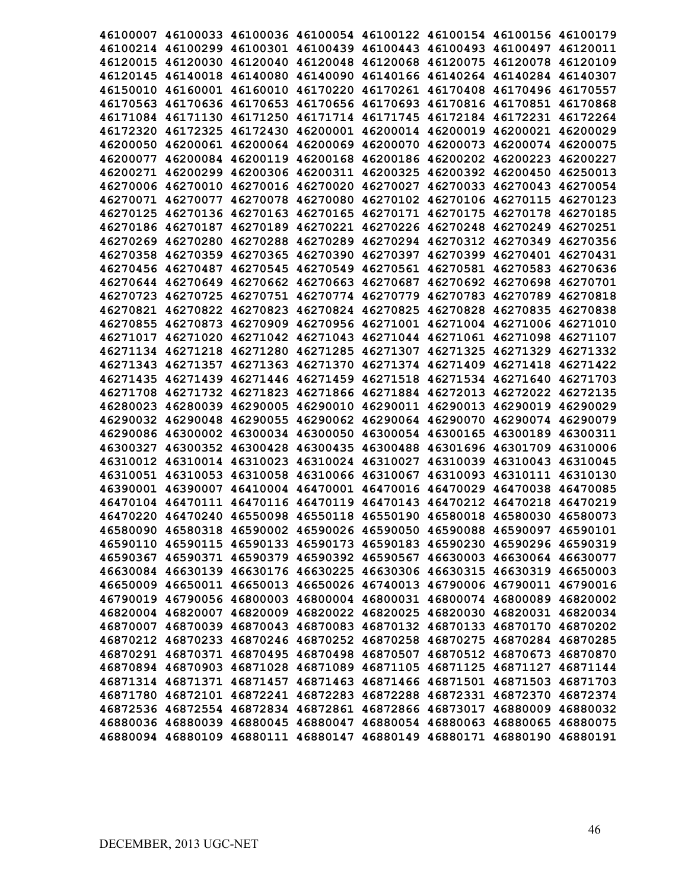46100007 46100033 46100036 46100054 46100122 46100154 46100156 46100179
46100214 46100299 46100301 46100439 46100443 46100493 46100497 46120011
46120015 46120030 46120040 46120048 46120068 46120075 46120078 46120109
46120145 46140018 46140080 46140090 46140166 46140264 46140284 46140307
46150010 46160001 46160010 46170220 46170261 46170408 46170496 46170557
46170563 46170636 46170653 46170656 46170693 46170816 46170851 46170868
46171084 46171130 46171250 46171714 46171745 46172184 46172231 46172264
46172320 46172325 46172430 46200001 46200014 46200019 46200021 46200029
46200050 46200061 46200064 46200069 46200070 46200073 46200074 46200075
46200077 46200084 46200119 46200168 46200186 46200202 46200223 46200227
46200271 46200299 46200306 46200311 46200325 46200392 46200450 46250013
46270006 46270010 46270016 46270020 46270027 46270033 46270043 46270054
46270071 46270077 46270078 46270080 46270102 46270106 46270115 46270123
46270125 46270136 46270163 46270165 46270171 46270175 46270178 46270185
46270186 46270187 46270189 46270221 46270226 46270248 46270249 46270251
46270269 46270280 46270288 46270289 46270294 46270312 46270349 46270356
46270358 46270359 46270365 46270390 46270397 46270399 46270401 46270431
46270456 46270487 46270545 46270549 46270561 46270581 46270583 46270636
46270644 46270649 46270662 46270663 46270687 46270692 46270698 46270701
46270723 46270725 46270751 46270774 46270779 46270783 46270789 46270818
46270821 46270822 46270823 46270824 46270825 46270828 46270835 46270838
46270855 46270873 46270909 46270956 46271001 46271004 46271006 46271010
46271017 46271020 46271042 46271043 46271044 46271061 46271098 46271107
46271134 46271218 46271280 46271285 46271307 46271325 46271329 46271332
46271343 46271357 46271363 46271370 46271374 46271409 46271418 46271422
46271435 46271439 46271446 46271459 46271518 46271534 46271640 46271703
46271708 46271732 46271823 46271866 46271884 46272013 46272022 46272135
46280023 46280039 46290005 46290010 46290011 46290013 46290019 46290029
46290032 46290048 46290055 46290062 46290064 46290070 46290074 46290079
46290086 46300002 46300034 46300050 46300054 46300165 46300189 46300311
46300327 46300352 46300428 46300435 46300488 46301696 46301709 46310006
46310012 46310014 46310023 46310024 46310027 46310039 46310043 46310045
46310051 46310053 46310058 46310066 46310067 46310093 46310111 46310130
46390001 46390007 46410004 46470001 46470016 46470029 46470038 46470085
46470104 46470111 46470116 46470119 46470143 46470212 46470218 46470219
46470220 46470240 46550098 46550118 46550190 46580018 46580030 46580073
46580090 46580318 46590002 46590026 46590050 46590088 46590097 46590101
46590110 46590115 46590133 46590173 46590183 46590230 46590296 46590319
46590367 46590371 46590379 46590392 46590567 46630003 46630064 46630077
46630084 46630139 46630176 46630225 46630306 46630315 46630319 46650003
46650009 46650011 46650013 46650026 46740013 46790006 46790011 46790016
46790019 46790056 46800003 46800004 46800031 46800074 46800089 46820002
46820004 46820007 46820009 46820022 46820025 46820030 46820031 46820034
46870007 46870039 46870043 46870083 46870132 46870133 46870170 46870202
46870212 46870233 46870246 46870252 46870258 46870275 46870284 46870285
46870291 46870371 46870495 46870498 46870507 46870512 46870673 46870870
46870894 46870903 46871028 46871089 46871105 46871125 46871127 46871144
46871314 46871371 46871457 46871463 46871466 46871501 46871503 46871703
46871780 46872101 46872241 46872283 46872288 46872331 46872370 46872374
46872536 46872554 46872834 46872861 46872866 46873017 46880009 46880032
46880036 46880039 46880045 46880047 46880054 46880063 46880065 46880075
46880094 46880109 46880111 46880147 46880149 46880171 46880190 46880191

DECEMBER, 2013 UGC-NET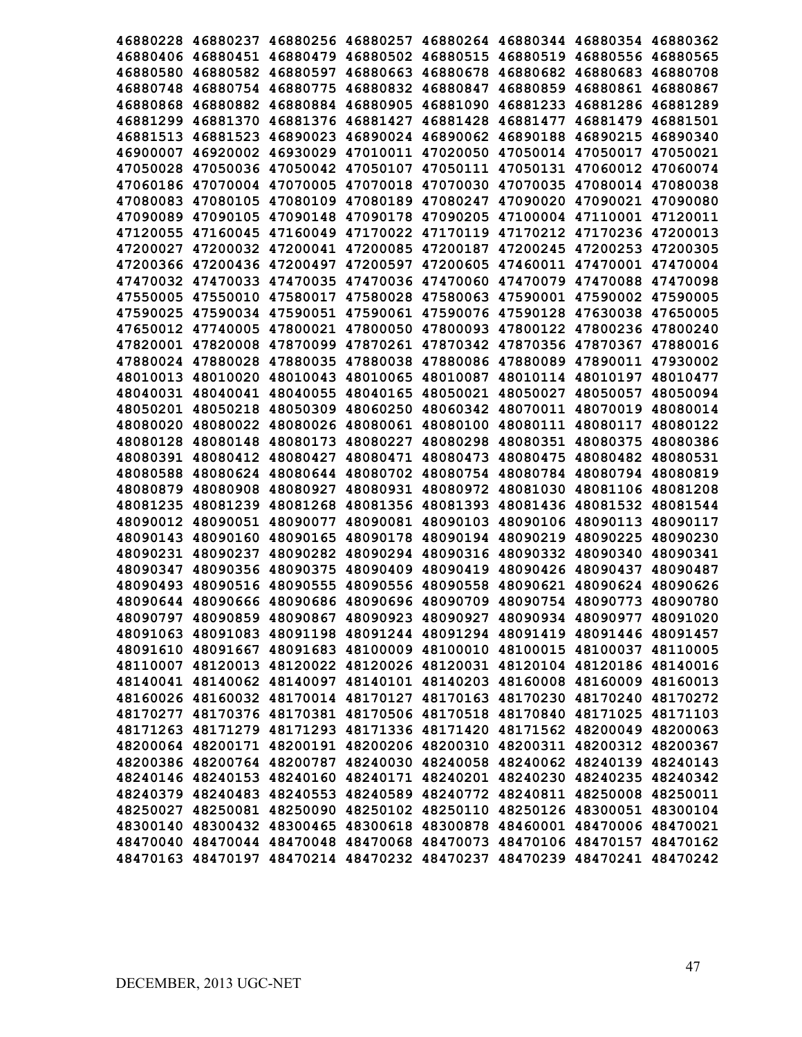46880228 46880237 46880256 46880257 46880264 46880344 46880354 46880362
46880406 46880451 46880479 46880502 46880515 46880519 46880556 46880565
46880580 46880582 46880597 46880663 46880678 46880682 46880683 46880708
46880748 46880754 46880775 46880832 46880847 46880859 46880861 46880867
46880868 46880882 46880884 46880905 46881090 46881233 46881286 46881289
46881299 46881370 46881376 46881427 46881428 46881477 46881479 46881501
46881513 46881523 46890023 46890024 46890062 46890188 46890215 46890340
46900007 46920002 46930029 47010011 47020050 47050014 47050017 47050021
47050028 47050036 47050042 47050107 47050111 47050131 47060012 47060074
47060186 47070004 47070005 47070018 47070030 47070035 47080014 47080038
47080083 47080105 47080109 47080189 47080247 47090020 47090021 47090080
47090089 47090105 47090148 47090178 47090205 47100004 47110001 47120011
47120055 47160045 47160049 47170022 47170119 47170212 47170236 47200013
47200027 47200032 47200041 47200085 47200187 47200245 47200253 47200305
47200366 47200436 47200497 47200597 47200605 47460011 47470001 47470004
47470032 47470033 47470035 47470036 47470060 47470079 47470088 47470098
47550005 47550010 47580017 47580028 47580063 47590001 47590002 47590005
47590025 47590034 47590051 47590061 47590076 47590128 47630038 47650005
47650012 47740005 47800021 47800050 47800093 47800122 47800236 47800240
47820001 47820008 47870099 47870261 47870342 47870356 47870367 47880016
47880024 47880028 47880035 47880038 47880086 47880089 47890011 47930002
48010013 48010020 48010043 48010065 48010087 48010114 48010197 48010477
48040031 48040041 48040055 48040165 48050021 48050027 48050057 48050094
48050201 48050218 48050309 48060250 48060342 48070011 48070019 48080014
48080020 48080022 48080026 48080061 48080100 48080111 48080117 48080122
48080128 48080148 48080173 48080227 48080298 48080351 48080375 48080386
48080391 48080412 48080427 48080471 48080473 48080475 48080482 48080531
48080588 48080624 48080644 48080702 48080754 48080784 48080794 48080819
48080879 48080908 48080927 48080931 48080972 48081030 48081106 48081208
48081235 48081239 48081268 48081356 48081393 48081436 48081532 48081544
48090012 48090051 48090077 48090081 48090103 48090106 48090113 48090117
48090143 48090160 48090165 48090178 48090194 48090219 48090225 48090230
48090231 48090237 48090282 48090294 48090316 48090332 48090340 48090341
48090347 48090356 48090375 48090409 48090419 48090426 48090437 48090487
48090493 48090516 48090555 48090556 48090558 48090621 48090624 48090626
48090644 48090666 48090686 48090696 48090709 48090754 48090773 48090780
48090797 48090859 48090867 48090923 48090927 48090934 48090977 48091020
48091063 48091083 48091198 48091244 48091294 48091419 48091446 48091457
48091610 48091667 48091683 48100009 48100010 48100015 48100037 48110005
48110007 48120013 48120022 48120026 48120031 48120104 48120186 48140016
48140041 48140062 48140097 48140101 48140203 48160008 48160009 48160013
48160026 48160032 48170014 48170127 48170163 48170230 48170240 48170272
48170277 48170376 48170381 48170506 48170518 48170840 48171025 48171103
48171263 48171279 48171293 48171336 48171420 48171562 48200049 48200063
48200064 48200171 48200191 48200206 48200310 48200311 48200312 48200367
48200386 48200764 48200787 48240030 48240058 48240062 48240139 48240143
48240146 48240153 48240160 48240171 48240201 48240230 48240235 48240342
48240379 48240483 48240553 48240589 48240772 48240811 48250008 48250011
48250027 48250081 48250090 48250102 48250110 48250126 48300051 48300104
48300140 48300432 48300465 48300618 48300878 48460001 48470006 48470021
48470040 48470044 48470048 48470068 48470073 48470106 48470157 48470162
48470163 48470197 48470214 48470232 48470237 48470239 48470241 48470242

DECEMBER, 2013 UGC-NET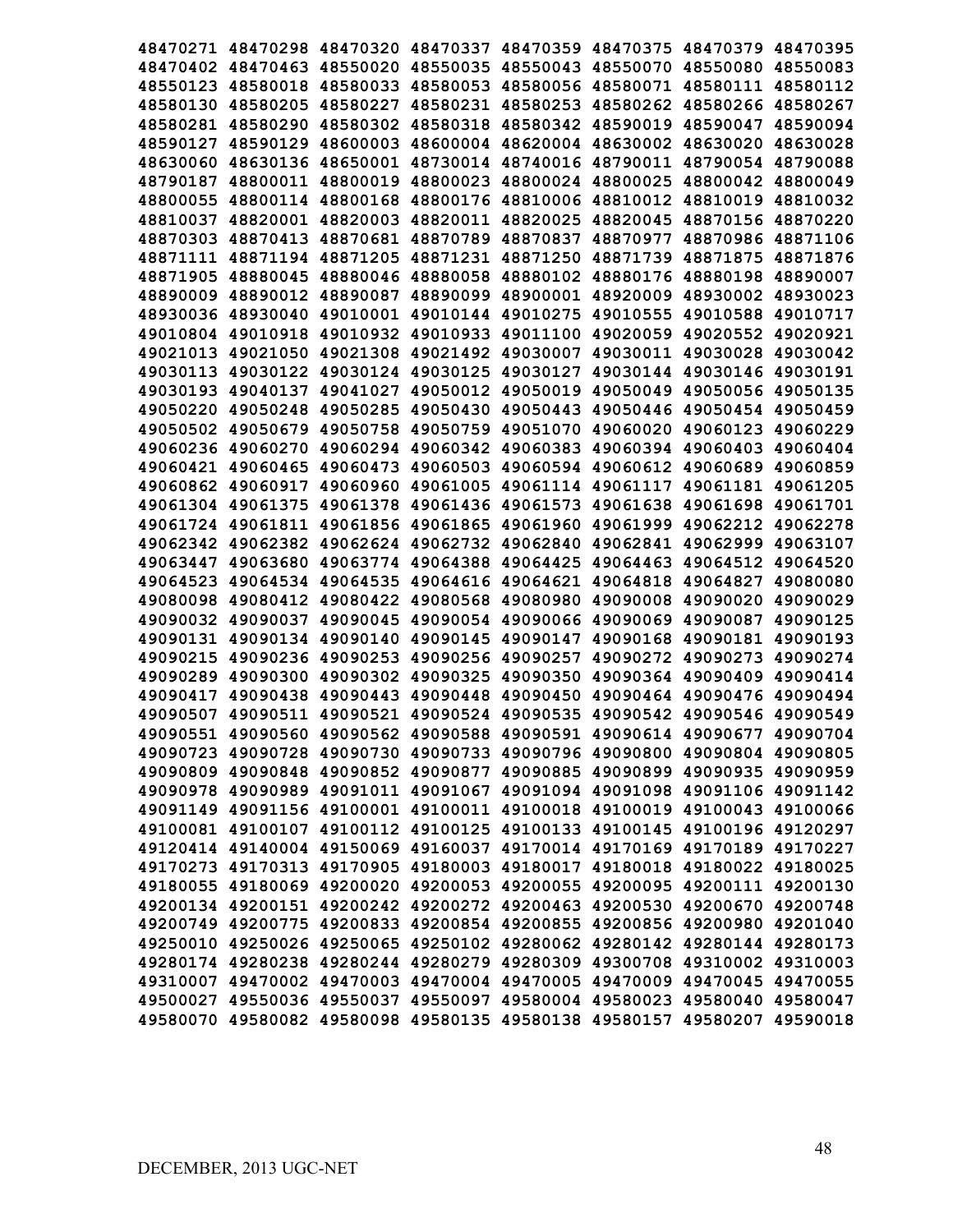48470271 48470298 48470320 48470337 48470359 48470375 48470379 48470395
48470402 48470463 48550020 48550035 48550043 48550070 48550080 48550083
48550123 48580018 48580033 48580053 48580056 48580071 48580111 48580112
48580130 48580205 48580227 48580231 48580253 48580262 48580266 48580267
48580281 48580290 48580302 48580318 48580342 48590019 48590047 48590094
48590127 48590129 48600003 48600004 48620004 48630002 48630020 48630028
48630060 48630136 48650001 48730014 48740016 48790011 48790054 48790088
48790187 48800011 48800019 48800023 48800024 48800025 48800042 48800049
48800055 48800114 48800168 48800176 48810006 48810012 48810019 48810032
48810037 48820001 48820003 48820011 48820025 48820045 48870156 48870220
48870303 48870413 48870681 48870789 48870837 48870977 48870986 48871106
48871111 48871194 48871205 48871231 48871250 48871739 48871875 48871876
48871905 48880045 48880046 48880058 48880102 48880176 48880198 48890007
48890009 48890012 48890087 48890099 48900001 48920009 48930002 48930023
48930036 48930040 49010001 49010144 49010275 49010555 49010588 49010717
49010804 49010918 49010932 49010933 49011100 49020059 49020552 49020921
49021013 49021050 49021308 49021492 49030007 49030011 49030028 49030042
49030113 49030122 49030124 49030125 49030127 49030144 49030146 49030191
49030193 49040137 49041027 49050012 49050019 49050049 49050056 49050135
49050220 49050248 49050285 49050430 49050443 49050446 49050454 49050459
49050502 49050679 49050758 49050759 49051070 49060020 49060123 49060229
49060236 49060270 49060294 49060342 49060383 49060394 49060403 49060404
49060421 49060465 49060473 49060503 49060594 49060612 49060689 49060859
49060862 49060917 49060960 49061005 49061114 49061117 49061181 49061205
49061304 49061375 49061378 49061436 49061573 49061638 49061698 49061701
49061724 49061811 49061856 49061865 49061960 49061999 49062212 49062278
49062342 49062382 49062624 49062732 49062840 49062841 49062999 49063107
49063447 49063680 49063774 49064388 49064425 49064463 49064512 49064520
49064523 49064534 49064535 49064616 49064621 49064818 49064827 49080080
49080098 49080412 49080422 49080568 49080980 49090008 49090020 49090029
49090032 49090037 49090045 49090054 49090066 49090069 49090087 49090125
49090131 49090134 49090140 49090145 49090147 49090168 49090181 49090193
49090215 49090236 49090253 49090256 49090257 49090272 49090273 49090274
49090289 49090300 49090302 49090325 49090350 49090364 49090409 49090414
49090417 49090438 49090443 49090448 49090450 49090464 49090476 49090494
49090507 49090511 49090521 49090524 49090535 49090542 49090546 49090549
49090551 49090560 49090562 49090588 49090591 49090614 49090677 49090704
49090723 49090728 49090730 49090733 49090796 49090800 49090804 49090805
49090809 49090848 49090852 49090877 49090885 49090899 49090935 49090959
49090978 49090989 49091011 49091067 49091094 49091098 49091106 49091142
49091149 49091156 49100001 49100011 49100018 49100019 49100043 49100066
49100081 49100107 49100112 49100125 49100133 49100145 49100196 49120297
49120414 49140004 49150069 49160037 49170014 49170169 49170189 49170227
49170273 49170313 49170905 49180003 49180017 49180018 49180022 49180025
49180055 49180069 49200020 49200053 49200055 49200095 49200111 49200130
49200134 49200151 49200242 49200272 49200463 49200530 49200670 49200748
49200749 49200775 49200833 49200854 49200855 49200856 49200980 49201040
49250010 49250026 49250065 49250102 49280062 49280142 49280144 49280173
49280174 49280238 49280244 49280279 49280309 49300708 49310002 49310003
49310007 49470002 49470003 49470004 49470005 49470009 49470045 49470055
49500027 49550036 49550037 49550097 49580004 49580023 49580040 49580047
49580070 49580082 49580098 49580135 49580138 49580157 49580207 49590018

DECEMBER, 2013 UGC-NET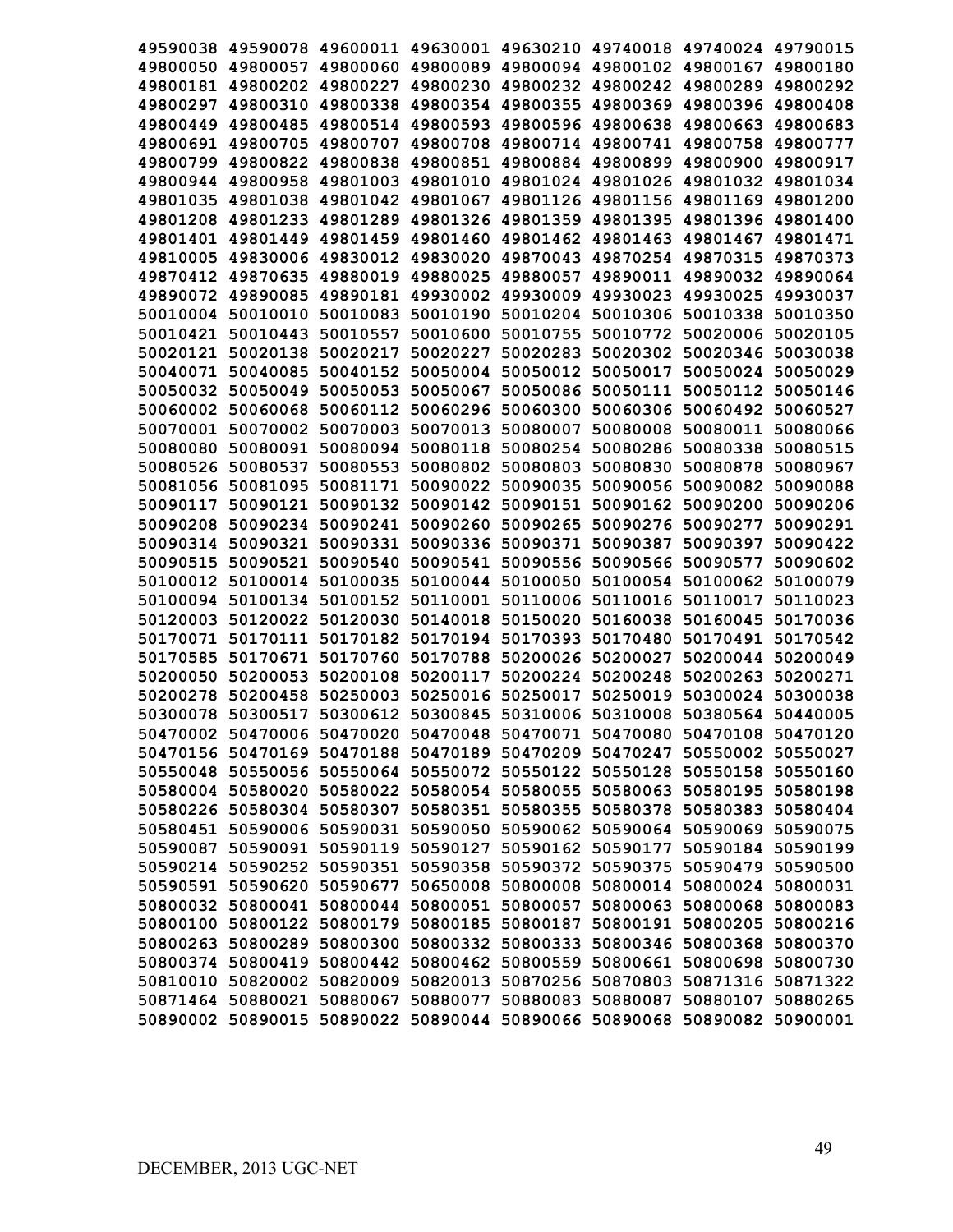**49590038 49590078 49600011 49630001 49630210 49740018 49740024 49790015**
**49800050 49800057 49800060 49800089 49800094 49800102 49800167 49800180**
**49800181 49800202 49800227 49800230 49800232 49800242 49800289 49800292**
**49800297 49800310 49800338 49800354 49800355 49800369 49800396 49800408**
**49800449 49800485 49800514 49800593 49800596 49800638 49800663 49800683**
**49800691 49800705 49800707 49800708 49800714 49800741 49800758 49800777**
**49800799 49800822 49800838 49800851 49800884 49800899 49800900 49800917**
**49800944 49800958 49801003 49801010 49801024 49801026 49801032 49801034**
**49801035 49801038 49801042 49801067 49801126 49801156 49801169 49801200**
**49801208 49801233 49801289 49801326 49801359 49801395 49801396 49801400**
**49801401 49801449 49801459 49801460 49801462 49801463 49801467 49801471**
**49810005 49830006 49830012 49830020 49870043 49870254 49870315 49870373**
**49870412 49870635 49880019 49880025 49880057 49890011 49890032 49890064**
**49890072 49890085 49890181 49930002 49930009 49930023 49930025 49930037**
**50010004 50010010 50010083 50010190 50010204 50010306 50010338 50010350**
**50010421 50010443 50010557 50010600 50010755 50010772 50020006 50020105**
**50020121 50020138 50020217 50020227 50020283 50020302 50020346 50030038**
**50040071 50040085 50040152 50050004 50050012 50050017 50050024 50050029**
**50050032 50050049 50050053 50050067 50050086 50050111 50050112 50050146**
**50060002 50060068 50060112 50060296 50060300 50060306 50060492 50060527**
**50070001 50070002 50070003 50070013 50080007 50080008 50080011 50080066**
**50080080 50080091 50080094 50080118 50080254 50080286 50080338 50080515**
**50080526 50080537 50080553 50080802 50080803 50080830 50080878 50080967**
**50081056 50081095 50081171 50090022 50090035 50090056 50090082 50090088**
**50090117 50090121 50090132 50090142 50090151 50090162 50090200 50090206**
**50090208 50090234 50090241 50090260 50090265 50090276 50090277 50090291**
**50090314 50090321 50090331 50090336 50090371 50090387 50090397 50090422**
**50090515 50090521 50090540 50090541 50090556 50090566 50090577 50090602**
**50100012 50100014 50100035 50100044 50100050 50100054 50100062 50100079**
**50100094 50100134 50100152 50110001 50110006 50110016 50110017 50110023**
**50120003 50120022 50120030 50140018 50150020 50160038 50160045 50170036**
**50170071 50170111 50170182 50170194 50170393 50170480 50170491 50170542**
**50170585 50170671 50170760 50170788 50200026 50200027 50200044 50200049**
**50200050 50200053 50200108 50200117 50200224 50200248 50200263 50200271**
**50200278 50200458 50250003 50250016 50250017 50250019 50300024 50300038**
**50300078 50300517 50300612 50300845 50310006 50310008 50380564 50440005**
**50470002 50470006 50470020 50470048 50470071 50470080 50470108 50470120**
**50470156 50470169 50470188 50470189 50470209 50470247 50550002 50550027**
**50550048 50550056 50550064 50550072 50550122 50550128 50550158 50550160**
**50580004 50580020 50580022 50580054 50580055 50580063 50580195 50580198**
**50580226 50580304 50580307 50580351 50580355 50580378 50580383 50580404**
**50580451 50590006 50590031 50590050 50590062 50590064 50590069 50590075**
**50590087 50590091 50590119 50590127 50590162 50590177 50590184 50590199**
**50590214 50590252 50590351 50590358 50590372 50590375 50590479 50590500**
**50590591 50590620 50590677 50650008 50800008 50800014 50800024 50800031**
**50800032 50800041 50800044 50800051 50800057 50800063 50800068 50800083**
**50800100 50800122 50800179 50800185 50800187 50800191 50800205 50800216**
**50800263 50800289 50800300 50800332 50800333 50800346 50800368 50800370**
**50800374 50800419 50800442 50800462 50800559 50800661 50800698 50800730**
**50810010 50820002 50820009 50820013 50870256 50870803 50871316 50871322**
**50871464 50880021 50880067 50880077 50880083 50880087 50880107 50880265**
**50890002 50890015 50890022 50890044 50890066 50890068 50890082 50900001**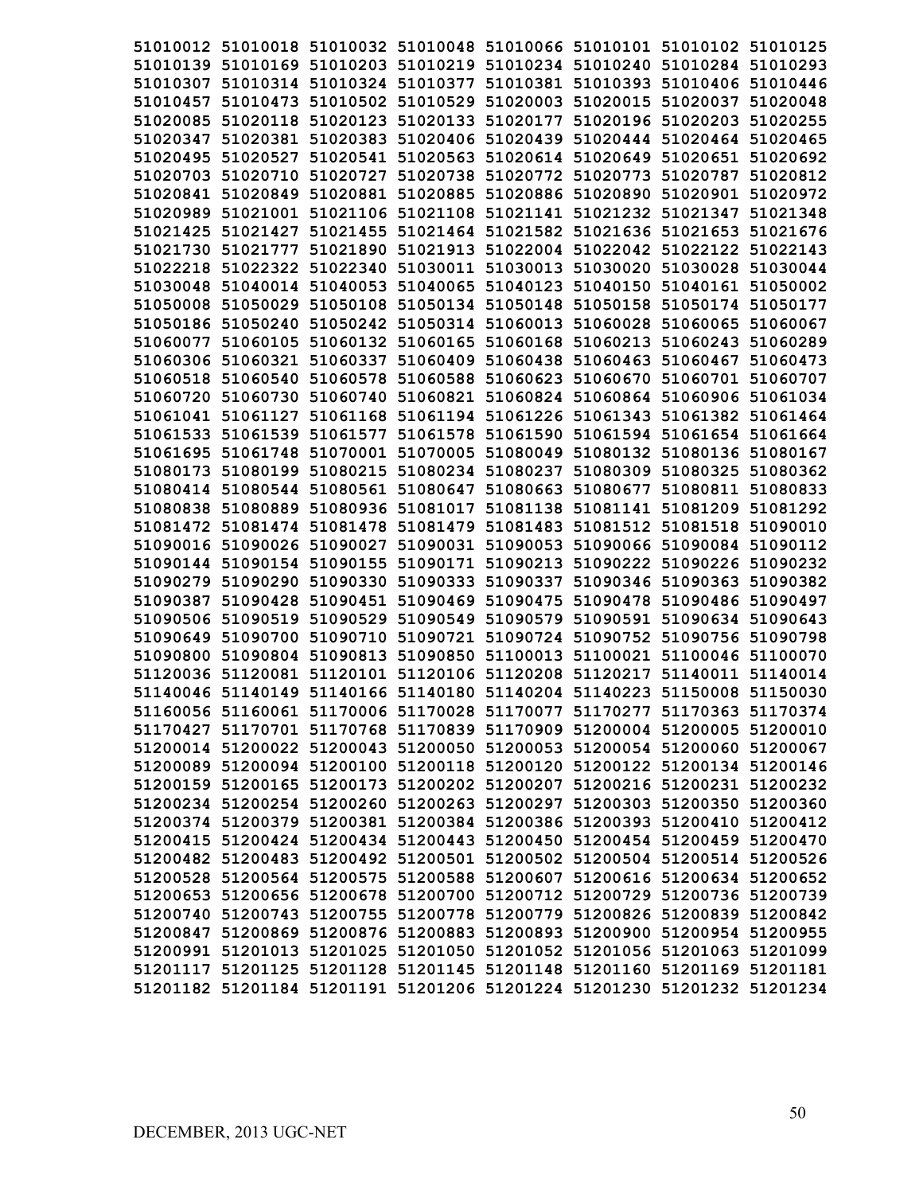51010012 51010018 51010032 51010048 51010066 51010101 51010102 51010125
51010139 51010169 51010203 51010219 51010234 51010240 51010284 51010293
51010307 51010314 51010324 51010377 51010381 51010393 51010406 51010446
51010457 51010473 51010502 51010529 51020003 51020015 51020037 51020048
51020085 51020118 51020123 51020133 51020177 51020196 51020203 51020255
51020347 51020381 51020383 51020406 51020439 51020444 51020464 51020465
51020495 51020527 51020541 51020563 51020614 51020649 51020651 51020692
51020703 51020710 51020727 51020738 51020772 51020773 51020787 51020812
51020841 51020849 51020881 51020885 51020886 51020890 51020901 51020972
51020989 51021001 51021106 51021108 51021141 51021232 51021347 51021348
51021425 51021427 51021455 51021464 51021582 51021636 51021653 51021676
51021730 51021777 51021890 51021913 51022004 51022042 51022122 51022143
51022218 51022322 51022340 51030011 51030013 51030020 51030028 51030044
51030048 51040014 51040053 51040065 51040123 51040150 51040161 51050002
51050008 51050029 51050108 51050134 51050148 51050158 51050174 51050177
51050186 51050240 51050242 51050314 51060013 51060028 51060065 51060067
51060077 51060105 51060132 51060165 51060168 51060213 51060243 51060289
51060306 51060321 51060337 51060409 51060438 51060463 51060467 51060473
51060518 51060540 51060578 51060588 51060623 51060670 51060701 51060707
51060720 51060730 51060740 51060821 51060824 51060864 51060906 51061034
51061041 51061127 51061168 51061194 51061226 51061343 51061382 51061464
51061533 51061539 51061577 51061578 51061590 51061594 51061654 51061664
51061695 51061748 51070001 51070005 51080049 51080132 51080136 51080167
51080173 51080199 51080215 51080234 51080237 51080309 51080325 51080362
51080414 51080544 51080561 51080647 51080663 51080677 51080811 51080833
51080838 51080889 51080936 51081017 51081138 51081141 51081209 51081292
51081472 51081474 51081478 51081479 51081483 51081512 51081518 51090010
51090016 51090026 51090027 51090031 51090053 51090066 51090084 51090112
51090144 51090154 51090155 51090171 51090213 51090222 51090226 51090232
51090279 51090290 51090330 51090333 51090337 51090346 51090363 51090382
51090387 51090428 51090451 51090469 51090475 51090478 51090486 51090497
51090506 51090519 51090529 51090549 51090579 51090591 51090634 51090643
51090649 51090700 51090710 51090721 51090724 51090752 51090756 51090798
51090800 51090804 51090813 51090850 51100013 51100021 51100046 51100070
51120036 51120081 51120101 51120106 51120208 51120217 51140011 51140014
51140046 51140149 51140166 51140180 51140204 51140223 51150008 51150030
51160056 51160061 51170006 51170028 51170077 51170277 51170363 51170374
51170427 51170701 51170768 51170839 51170909 51200004 51200005 51200010
51200014 51200022 51200043 51200050 51200053 51200054 51200060 51200067
51200089 51200094 51200100 51200118 51200120 51200122 51200134 51200146
51200159 51200165 51200173 51200202 51200207 51200216 51200231 51200232
51200234 51200254 51200260 51200263 51200297 51200303 51200350 51200360
51200374 51200379 51200381 51200384 51200386 51200393 51200410 51200412
51200415 51200424 51200434 51200443 51200450 51200454 51200459 51200470
51200482 51200483 51200492 51200501 51200502 51200504 51200514 51200526
51200528 51200564 51200575 51200588 51200607 51200616 51200634 51200652
51200653 51200656 51200678 51200700 51200712 51200729 51200736 51200739
51200740 51200743 51200755 51200778 51200779 51200826 51200839 51200842
51200847 51200869 51200876 51200883 51200893 51200900 51200954 51200955
51200991 51201013 51201025 51201050 51201052 51201056 51201063 51201099
51201117 51201125 51201128 51201145 51201148 51201160 51201169 51201181
51201182 51201184 51201191 51201206 51201224 51201230 51201232 51201234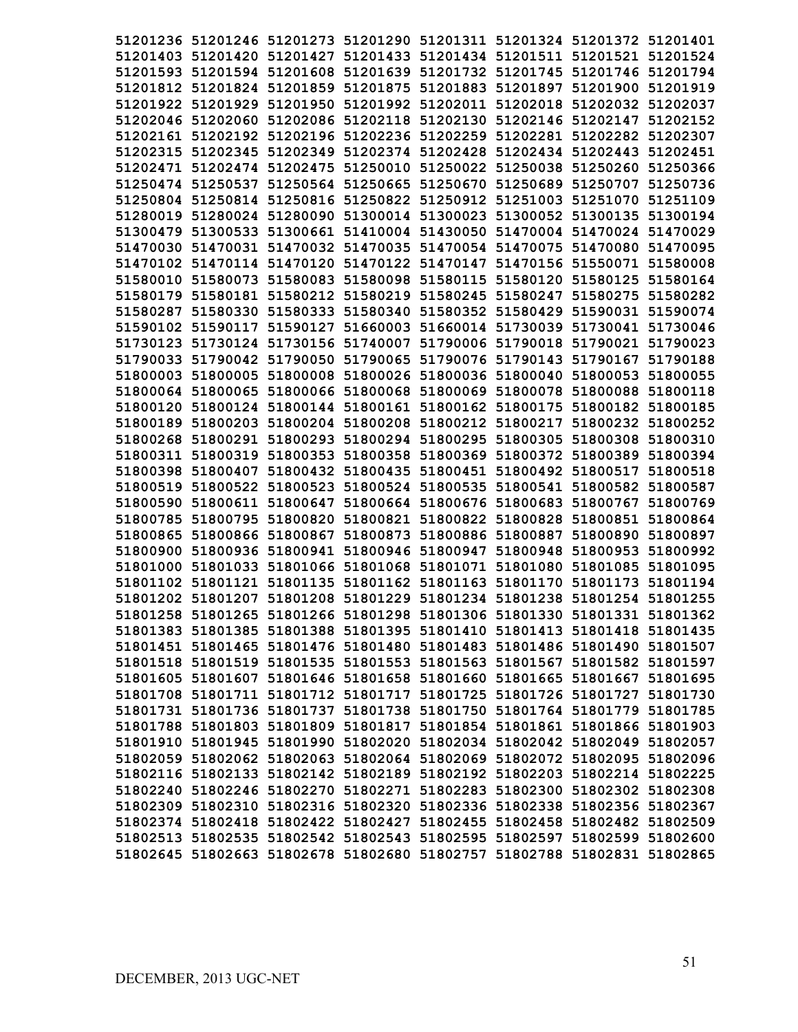51201236 51201246 51201273 51201290 51201311 51201324 51201372 51201401
51201403 51201420 51201427 51201433 51201434 51201511 51201521 51201524
51201593 51201594 51201608 51201639 51201732 51201745 51201746 51201794
51201812 51201824 51201859 51201875 51201883 51201897 51201900 51201919
51201922 51201929 51201950 51201992 51202011 51202018 51202032 51202037
51202046 51202060 51202086 51202118 51202130 51202146 51202147 51202152
51202161 51202192 51202196 51202236 51202259 51202281 51202282 51202307
51202315 51202345 51202349 51202374 51202428 51202434 51202443 51202451
51202471 51202474 51202475 51250010 51250022 51250038 51250260 51250366
51250474 51250537 51250564 51250665 51250670 51250689 51250707 51250736
51250804 51250814 51250816 51250822 51250912 51251003 51251070 51251109
51280019 51280024 51280090 51300014 51300023 51300052 51300135 51300194
51300479 51300533 51300661 51410004 51430050 51470004 51470024 51470029
51470030 51470031 51470032 51470035 51470054 51470075 51470080 51470095
51470102 51470114 51470120 51470122 51470147 51470156 51550071 51580008
51580010 51580073 51580083 51580098 51580115 51580120 51580125 51580164
51580179 51580181 51580212 51580219 51580245 51580247 51580275 51580282
51580287 51580330 51580333 51580340 51580352 51580429 51590031 51590074
51590102 51590117 51590127 51660003 51660014 51730039 51730041 51730046
51730123 51730124 51730156 51740007 51790006 51790018 51790021 51790023
51790033 51790042 51790050 51790065 51790076 51790143 51790167 51790188
51800003 51800005 51800008 51800026 51800036 51800040 51800053 51800055
51800064 51800065 51800066 51800068 51800069 51800078 51800088 51800118
51800120 51800124 51800144 51800161 51800162 51800175 51800182 51800185
51800189 51800203 51800204 51800208 51800212 51800217 51800232 51800252
51800268 51800291 51800293 51800294 51800295 51800305 51800308 51800310
51800311 51800319 51800353 51800358 51800369 51800372 51800389 51800394
51800398 51800407 51800432 51800435 51800451 51800492 51800517 51800518
51800519 51800522 51800523 51800524 51800535 51800541 51800582 51800587
51800590 51800611 51800647 51800664 51800676 51800683 51800767 51800769
51800785 51800795 51800820 51800821 51800822 51800828 51800851 51800864
51800865 51800866 51800867 51800873 51800886 51800887 51800890 51800897
51800900 51800936 51800941 51800946 51800947 51800948 51800953 51800992
51801000 51801033 51801066 51801068 51801071 51801080 51801085 51801095
51801102 51801121 51801135 51801162 51801163 51801170 51801173 51801194
51801202 51801207 51801208 51801229 51801234 51801238 51801254 51801255
51801258 51801265 51801266 51801298 51801306 51801330 51801331 51801362
51801383 51801385 51801388 51801395 51801410 51801413 51801418 51801435
51801451 51801465 51801476 51801480 51801483 51801486 51801490 51801507
51801518 51801519 51801535 51801553 51801563 51801567 51801582 51801597
51801605 51801607 51801646 51801658 51801660 51801665 51801667 51801695
51801708 51801711 51801712 51801717 51801725 51801726 51801727 51801730
51801731 51801736 51801737 51801738 51801750 51801764 51801779 51801785
51801788 51801803 51801809 51801817 51801854 51801861 51801866 51801903
51801910 51801945 51801990 51802020 51802034 51802042 51802049 51802057
51802059 51802062 51802063 51802064 51802069 51802072 51802095 51802096
51802116 51802133 51802142 51802189 51802192 51802203 51802214 51802225
51802240 51802246 51802270 51802271 51802283 51802300 51802302 51802308
51802309 51802310 51802316 51802320 51802336 51802338 51802356 51802367
51802374 51802418 51802422 51802427 51802455 51802458 51802482 51802509
51802513 51802535 51802542 51802543 51802595 51802597 51802599 51802600
51802645 51802663 51802678 51802680 51802757 51802788 51802831 51802865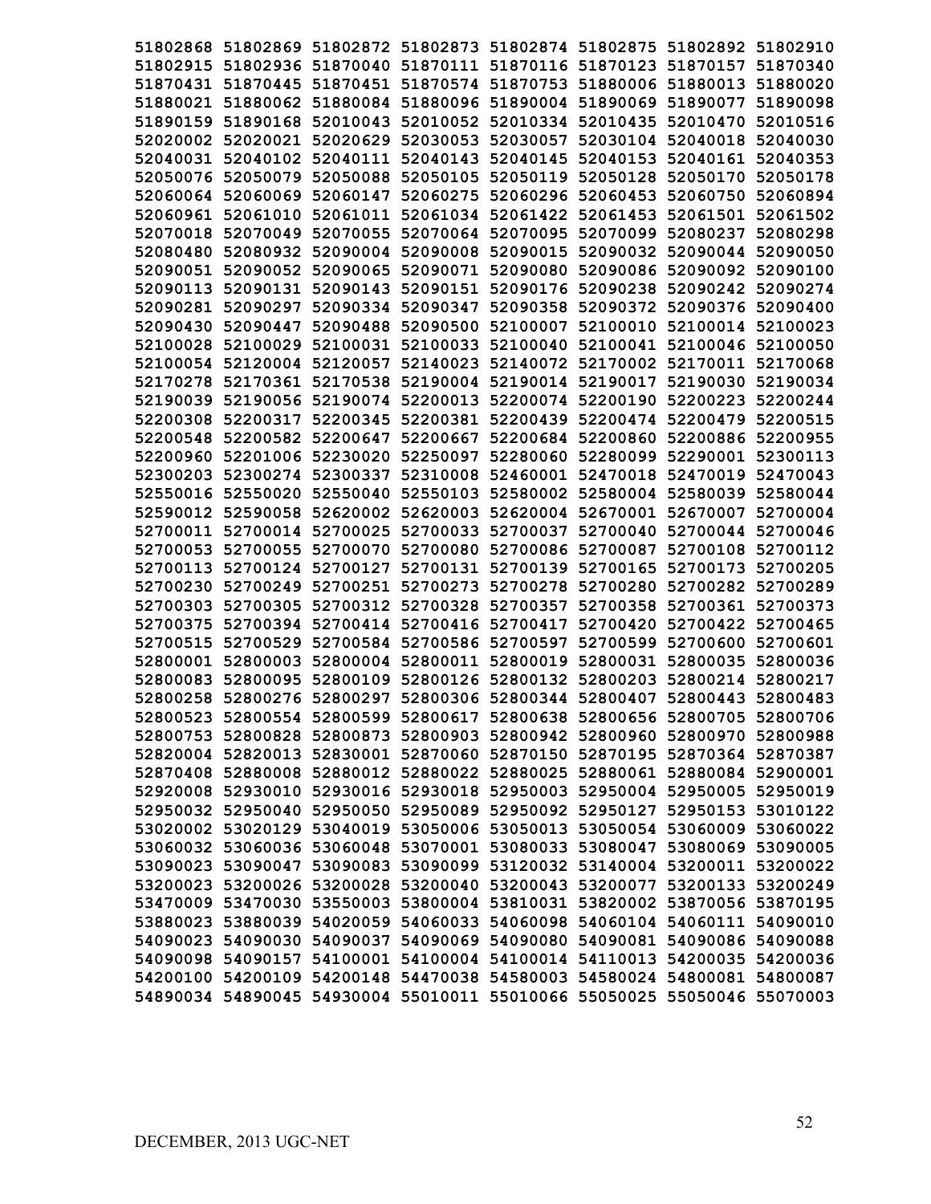51802868 51802869 51802872 51802873 51802874 51802875 51802892 51802910
51802915 51802936 51870040 51870111 51870116 51870123 51870157 51870340
51870431 51870445 51870451 51870574 51870753 51880006 51880013 51880020
51880021 51880062 51880084 51880096 51890004 51890069 51890077 51890098
51890159 51890168 52010043 52010052 52010334 52010435 52010470 52010516
52020002 52020021 52020629 52030053 52030057 52030104 52040018 52040030
52040031 52040102 52040111 52040143 52040145 52040153 52040161 52040353
52050076 52050079 52050088 52050105 52050119 52050128 52050170 52050178
52060064 52060069 52060147 52060275 52060296 52060453 52060750 52060894
52060961 52061010 52061011 52061034 52061422 52061453 52061501 52061502
52070018 52070049 52070055 52070064 52070095 52070099 52080237 52080298
52080480 52080932 52090004 52090008 52090015 52090032 52090044 52090050
52090051 52090052 52090065 52090071 52090080 52090086 52090092 52090100
52090113 52090131 52090143 52090151 52090176 52090238 52090242 52090274
52090281 52090297 52090334 52090347 52090358 52090372 52090376 52090400
52090430 52090447 52090488 52090500 52100007 52100010 52100014 52100023
52100028 52100029 52100031 52100033 52100040 52100041 52100046 52100050
52100054 52120004 52120057 52140023 52140072 52170002 52170011 52170068
52170278 52170361 52170538 52190004 52190014 52190017 52190030 52190034
52190039 52190056 52190074 52200013 52200074 52200190 52200223 52200244
52200308 52200317 52200345 52200381 52200439 52200474 52200479 52200515
52200548 52200582 52200647 52200667 52200684 52200860 52200886 52200955
52200960 52201006 52230020 52250097 52280060 52280099 52290001 52300113
52300203 52300274 52300337 52310008 52460001 52470018 52470019 52470043
52550016 52550020 52550040 52550103 52580002 52580004 52580039 52580044
52590012 52590058 52620002 52620003 52620004 52670001 52670007 52700004
52700011 52700014 52700025 52700033 52700037 52700040 52700044 52700046
52700053 52700055 52700070 52700080 52700086 52700087 52700108 52700112
52700113 52700124 52700127 52700131 52700139 52700165 52700173 52700205
52700230 52700249 52700251 52700273 52700278 52700280 52700282 52700289
52700303 52700305 52700312 52700328 52700357 52700358 52700361 52700373
52700375 52700394 52700414 52700416 52700417 52700420 52700422 52700465
52700515 52700529 52700584 52700586 52700597 52700599 52700600 52700601
52800001 52800003 52800004 52800011 52800019 52800031 52800035 52800036
52800083 52800095 52800109 52800126 52800132 52800203 52800214 52800217
52800258 52800276 52800297 52800306 52800344 52800407 52800443 52800483
52800523 52800554 52800599 52800617 52800638 52800656 52800705 52800706
52800753 52800828 52800873 52800903 52800942 52800960 52800970 52800988
52820004 52820013 52830001 52870060 52870150 52870195 52870364 52870387
52870408 52880008 52880012 52880022 52880025 52880061 52880084 52900001
52920008 52930010 52930016 52930018 52950003 52950004 52950005 52950019
52950032 52950040 52950050 52950089 52950092 52950127 52950153 53010122
53020002 53020129 53040019 53050006 53050013 53050054 53060009 53060022
53060032 53060036 53060048 53070001 53080033 53080047 53080069 53090005
53090023 53090047 53090083 53090099 53120032 53140004 53200011 53200022
53200023 53200026 53200028 53200040 53200043 53200077 53200133 53200249
53470009 53470030 53550003 53800004 53810031 53820002 53870056 53870195
53880023 53880039 54020059 54060033 54060098 54060104 54060111 54090010
54090023 54090030 54090037 54090069 54090080 54090081 54090086 54090088
54090098 54090157 54100001 54100004 54100014 54110013 54200035 54200036
54200100 54200109 54200148 54470038 54580003 54580024 54800081 54800087
54890034 54890045 54930004 55010011 55010066 55050025 55050046 55070003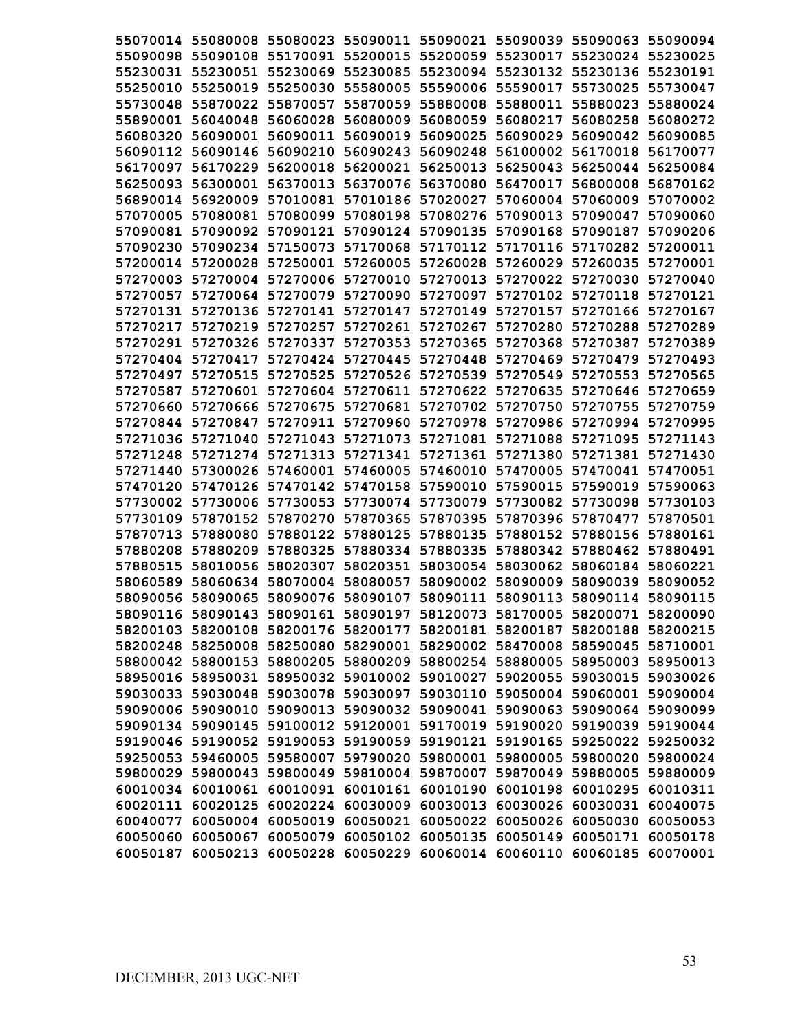**55070014 55080008 55080023 55090011 55090021 55090039 55090063 55090094**
**55090098 55090108 55170091 55200015 55200059 55230017 55230024 55230025**
**55230031 55230051 55230069 55230085 55230094 55230132 55230136 55230191**
**55250010 55250019 55250030 55580005 55590006 55590017 55730025 55730047**
**55730048 55870022 55870057 55870059 55880008 55880011 55880023 55880024**
**55890001 56040048 56060028 56080009 56080059 56080217 56080258 56080272**
**56080320 56090001 56090011 56090019 56090025 56090029 56090042 56090085**
**56090112 56090146 56090210 56090243 56090248 56100002 56170018 56170077**
**56170097 56170229 56200018 56200021 56250013 56250043 56250044 56250084**
**56250093 56300001 56370013 56370076 56370080 56470017 56800008 56870162**
**56890014 56920009 57010081 57010186 57020027 57060004 57060009 57070002**
**57070005 57080081 57080099 57080198 57080276 57090013 57090047 57090060**
**57090081 57090092 57090121 57090124 57090135 57090168 57090187 57090206**
**57090230 57090234 57150073 57170068 57170112 57170116 57170282 57200011**
**57200014 57200028 57250001 57260005 57260028 57260029 57260035 57270001**
**57270003 57270004 57270006 57270010 57270013 57270022 57270030 57270040**
**57270057 57270064 57270079 57270090 57270097 57270102 57270118 57270121**
**57270131 57270136 57270141 57270147 57270149 57270157 57270166 57270167**
**57270217 57270219 57270257 57270261 57270267 57270280 57270288 57270289**
**57270291 57270326 57270337 57270353 57270365 57270368 57270387 57270389**
**57270404 57270417 57270424 57270445 57270448 57270469 57270479 57270493**
**57270497 57270515 57270525 57270526 57270539 57270549 57270553 57270565**
**57270587 57270601 57270604 57270611 57270622 57270635 57270646 57270659**
**57270660 57270666 57270675 57270681 57270702 57270750 57270755 57270759**
**57270844 57270847 57270911 57270960 57270978 57270986 57270994 57270995**
**57271036 57271040 57271043 57271073 57271081 57271088 57271095 57271143**
**57271248 57271274 57271313 57271341 57271361 57271380 57271381 57271430**
**57271440 57300026 57460001 57460005 57460010 57470005 57470041 57470051**
**57470120 57470126 57470142 57470158 57590010 57590015 57590019 57590063**
**57730002 57730006 57730053 57730074 57730079 57730082 57730098 57730103**
**57730109 57870152 57870270 57870365 57870395 57870396 57870477 57870501**
**57870713 57880080 57880122 57880125 57880135 57880152 57880156 57880161**
**57880208 57880209 57880325 57880334 57880335 57880342 57880462 57880491**
**57880515 58010056 58020307 58020351 58030054 58030062 58060184 58060221**
**58060589 58060634 58070004 58080057 58090002 58090009 58090039 58090052**
**58090056 58090065 58090076 58090107 58090111 58090113 58090114 58090115**
**58090116 58090143 58090161 58090197 58120073 58170005 58200071 58200090**
**58200103 58200108 58200176 58200177 58200181 58200187 58200188 58200215**
**58200248 58250008 58250080 58290001 58290002 58470008 58590045 58710001**
**58800042 58800153 58800205 58800209 58800254 58880005 58950003 58950013**
**58950016 58950031 58950032 59010002 59010027 59020055 59030015 59030026**
**59030033 59030048 59030078 59030097 59030110 59050004 59060001 59090004**
**59090006 59090010 59090013 59090032 59090041 59090063 59090064 59090099**
**59090134 59090145 59100012 59120001 59170019 59190020 59190039 59190044**
**59190046 59190052 59190053 59190059 59190121 59190165 59250022 59250032**
**59250053 59460005 59580007 59790020 59800001 59800005 59800020 59800024**
**59800029 59800043 59800049 59810004 59870007 59870049 59880005 59880009**
**60010034 60010061 60010091 60010161 60010190 60010198 60010295 60010311**
**60020111 60020125 60020224 60030009 60030013 60030026 60030031 60040075**
**60040077 60050004 60050019 60050021 60050022 60050026 60050030 60050053**
**60050060 60050067 60050079 60050102 60050135 60050149 60050171 60050178**
**60050187 60050213 60050228 60050229 60060014 60060110 60060185 60070001**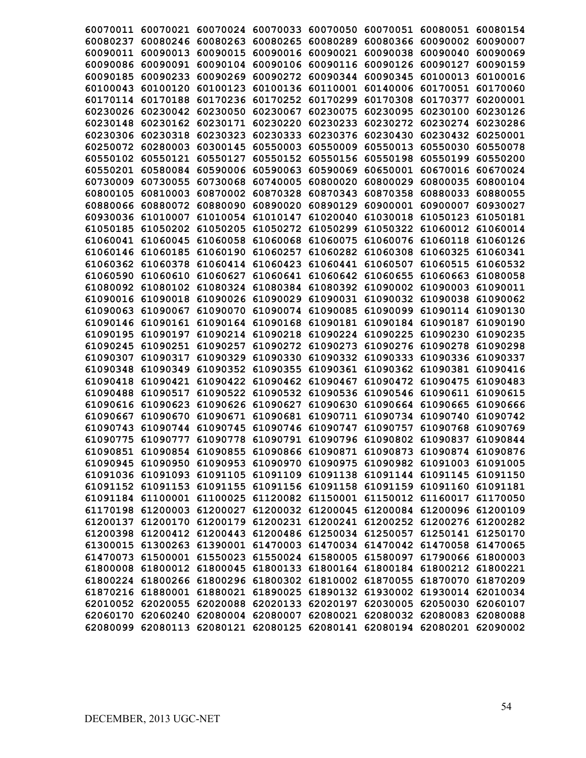**60070011 60070021 60070024 60070033 60070050 60070051 60080051 60080154**
**60080237 60080246 60080263 60080265 60080289 60080366 60090002 60090007**
**60090011 60090013 60090015 60090016 60090021 60090038 60090040 60090069**
**60090086 60090091 60090104 60090106 60090116 60090126 60090127 60090159**
**60090185 60090233 60090269 60090272 60090344 60090345 60100013 60100016**
**60100043 60100120 60100123 60100136 60110001 60140006 60170051 60170060**
**60170114 60170188 60170236 60170252 60170299 60170308 60170377 60200001**
**60230026 60230042 60230050 60230067 60230075 60230095 60230100 60230126**
**60230148 60230162 60230171 60230220 60230233 60230272 60230274 60230286**
**60230306 60230318 60230323 60230333 60230376 60230430 60230432 60250001**
**60250072 60280003 60300145 60550003 60550009 60550013 60550030 60550078**
**60550102 60550121 60550127 60550152 60550156 60550198 60550199 60550200**
**60550201 60580084 60590006 60590063 60590069 60650001 60670016 60670024**
**60730009 60730055 60730068 60740005 60800020 60800029 60800035 60800104**
**60800105 60810003 60870002 60870328 60870343 60870358 60880033 60880055**
**60880066 60880072 60880090 60890020 60890129 60900001 60900007 60930027**
**60930036 61010007 61010054 61010147 61020040 61030018 61050123 61050181**
**61050185 61050202 61050205 61050272 61050299 61050322 61060012 61060014**
**61060041 61060045 61060058 61060068 61060075 61060076 61060118 61060126**
**61060146 61060185 61060190 61060257 61060282 61060308 61060325 61060341**
**61060362 61060378 61060414 61060423 61060441 61060507 61060515 61060532**
**61060590 61060610 61060627 61060641 61060642 61060655 61060663 61080058**
**61080092 61080102 61080324 61080384 61080392 61090002 61090003 61090011**
**61090016 61090018 61090026 61090029 61090031 61090032 61090038 61090062**
**61090063 61090067 61090070 61090074 61090085 61090099 61090114 61090130**
**61090146 61090161 61090164 61090168 61090181 61090184 61090187 61090190**
**61090195 61090197 61090214 61090218 61090224 61090225 61090230 61090235**
**61090245 61090251 61090257 61090272 61090273 61090276 61090278 61090298**
**61090307 61090317 61090329 61090330 61090332 61090333 61090336 61090337**
**61090348 61090349 61090352 61090355 61090361 61090362 61090381 61090416**
**61090418 61090421 61090422 61090462 61090467 61090472 61090475 61090483**
**61090488 61090517 61090522 61090532 61090536 61090546 61090611 61090615**
**61090616 61090623 61090626 61090627 61090630 61090664 61090665 61090666**
**61090667 61090670 61090671 61090681 61090711 61090734 61090740 61090742**
**61090743 61090744 61090745 61090746 61090747 61090757 61090768 61090769**
**61090775 61090777 61090778 61090791 61090796 61090802 61090837 61090844**
**61090851 61090854 61090855 61090866 61090871 61090873 61090874 61090876**
**61090945 61090950 61090953 61090970 61090975 61090982 61091003 61091005**
**61091036 61091093 61091105 61091109 61091138 61091144 61091145 61091150**
**61091152 61091153 61091155 61091156 61091158 61091159 61091160 61091181**
**61091184 61100001 61100025 61120082 61150001 61150012 61160017 61170050**
**61170198 61200003 61200027 61200032 61200045 61200084 61200096 61200109**
**61200137 61200170 61200179 61200231 61200241 61200252 61200276 61200282**
**61200398 61200412 61200443 61200486 61250034 61250057 61250141 61250170**
**61300015 61300263 61390001 61470003 61470034 61470042 61470058 61470065**
**61470073 61500001 61550023 61550024 61580005 61580097 61790066 61800003**
**61800008 61800012 61800045 61800133 61800164 61800184 61800212 61800221**
**61800224 61800266 61800296 61800302 61810002 61870055 61870070 61870209**
**61870216 61880001 61880021 61890025 61890132 61930002 61930014 62010034**
**62010052 62020055 62020088 62020133 62020197 62030005 62050030 62060107**
**62060170 62060240 62080004 62080007 62080021 62080032 62080083 62080088**
**62080099 62080113 62080121 62080125 62080141 62080194 62080201 62090002**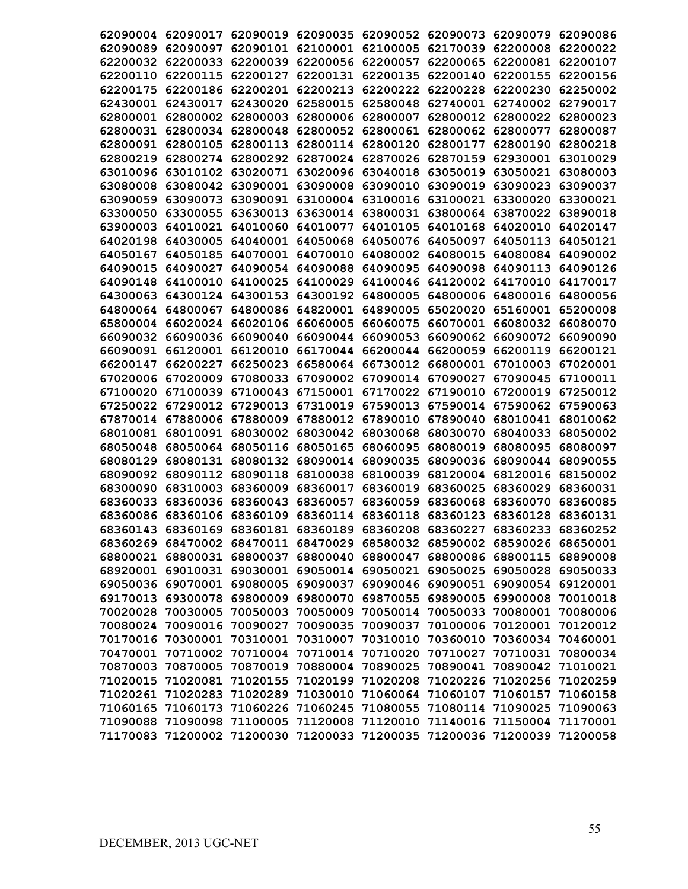62090004 62090017 62090019 62090035 62090052 62090073 62090079 62090086
62090089 62090097 62090101 62100001 62100005 62170039 62200008 62200022
62200032 62200033 62200039 62200056 62200057 62200065 62200081 62200107
62200110 62200115 62200127 62200131 62200135 62200140 62200155 62200156
62200175 62200186 62200201 62200213 62200222 62200228 62200230 62250002
62430001 62430017 62430020 62580015 62580048 62740001 62740002 62790017
62800001 62800002 62800003 62800006 62800007 62800012 62800022 62800023
62800031 62800034 62800048 62800052 62800061 62800062 62800077 62800087
62800091 62800105 62800113 62800114 62800120 62800177 62800190 62800218
62800219 62800274 62800292 62870024 62870026 62870159 62930001 63010029
63010096 63010102 63020071 63020096 63040018 63050019 63050021 63080003
63080008 63080042 63090001 63090008 63090010 63090019 63090023 63090037
63090059 63090073 63090091 63100004 63100016 63100021 63300020 63300021
63300050 63300055 63630013 63630014 63800031 63800064 63870022 63890018
63900003 64010021 64010060 64010077 64010105 64010168 64020010 64020147
64020198 64030005 64040001 64050068 64050076 64050097 64050113 64050121
64050167 64050185 64070001 64070010 64080002 64080015 64080084 64090002
64090015 64090027 64090054 64090088 64090095 64090098 64090113 64090126
64090148 64100010 64100025 64100029 64100046 64120002 64170010 64170017
64300063 64300124 64300153 64300192 64800005 64800006 64800016 64800056
64800064 64800067 64800086 64820001 64890005 65020020 65160001 65200008
65800004 66020024 66020106 66060005 66060075 66070001 66080032 66080070
66090032 66090036 66090040 66090044 66090053 66090062 66090072 66090090
66090091 66120001 66120010 66170044 66200044 66200059 66200119 66200121
66200147 66200227 66250023 66580064 66730012 66800001 67010003 67020001
67020006 67020009 67080033 67090002 67090014 67090027 67090045 67100011
67100020 67100039 67100043 67150001 67170022 67190010 67200019 67250012
67250022 67290012 67290013 67310019 67590013 67590014 67590062 67590063
67870014 67880006 67880009 67880012 67890010 67890040 68010041 68010062
68010081 68010091 68030002 68030042 68030068 68030070 68040033 68050002
68050048 68050064 68050116 68050165 68060095 68080019 68080095 68080097
68080129 68080131 68080132 68090014 68090035 68090036 68090044 68090055
68090092 68090112 68090118 68100038 68100039 68120004 68120016 68150002
68300090 68310003 68360009 68360017 68360019 68360025 68360029 68360031
68360033 68360036 68360043 68360057 68360059 68360068 68360070 68360085
68360086 68360106 68360109 68360114 68360118 68360123 68360128 68360131
68360143 68360169 68360181 68360189 68360208 68360227 68360233 68360252
68360269 68470002 68470011 68470029 68580032 68590002 68590026 68650001
68800021 68800031 68800037 68800040 68800047 68800086 68800115 68890008
68920001 69010031 69030001 69050014 69050021 69050025 69050028 69050033
69050036 69070001 69080005 69090037 69090046 69090051 69090054 69120001
69170013 69300078 69800009 69800070 69870055 69890005 69900008 70010018
70020028 70030005 70050003 70050009 70050014 70050033 70080001 70080006
70080024 70090016 70090027 70090035 70090037 70100006 70120001 70120012
70170016 70300001 70310001 70310007 70310010 70360010 70360034 70460001
70470001 70710002 70710004 70710014 70710020 70710027 70710031 70800034
70870003 70870005 70870019 70880004 70890025 70890041 70890042 71010021
71020015 71020081 71020155 71020199 71020208 71020226 71020256 71020259
71020261 71020283 71020289 71030010 71060064 71060107 71060157 71060158
71060165 71060173 71060226 71060245 71080055 71080114 71090025 71090063
71090088 71090098 71100005 71120008 71120010 71140016 71150004 71170001
71170083 71200002 71200030 71200033 71200035 71200036 71200039 71200058

DECEMBER, 2013 UGC-NET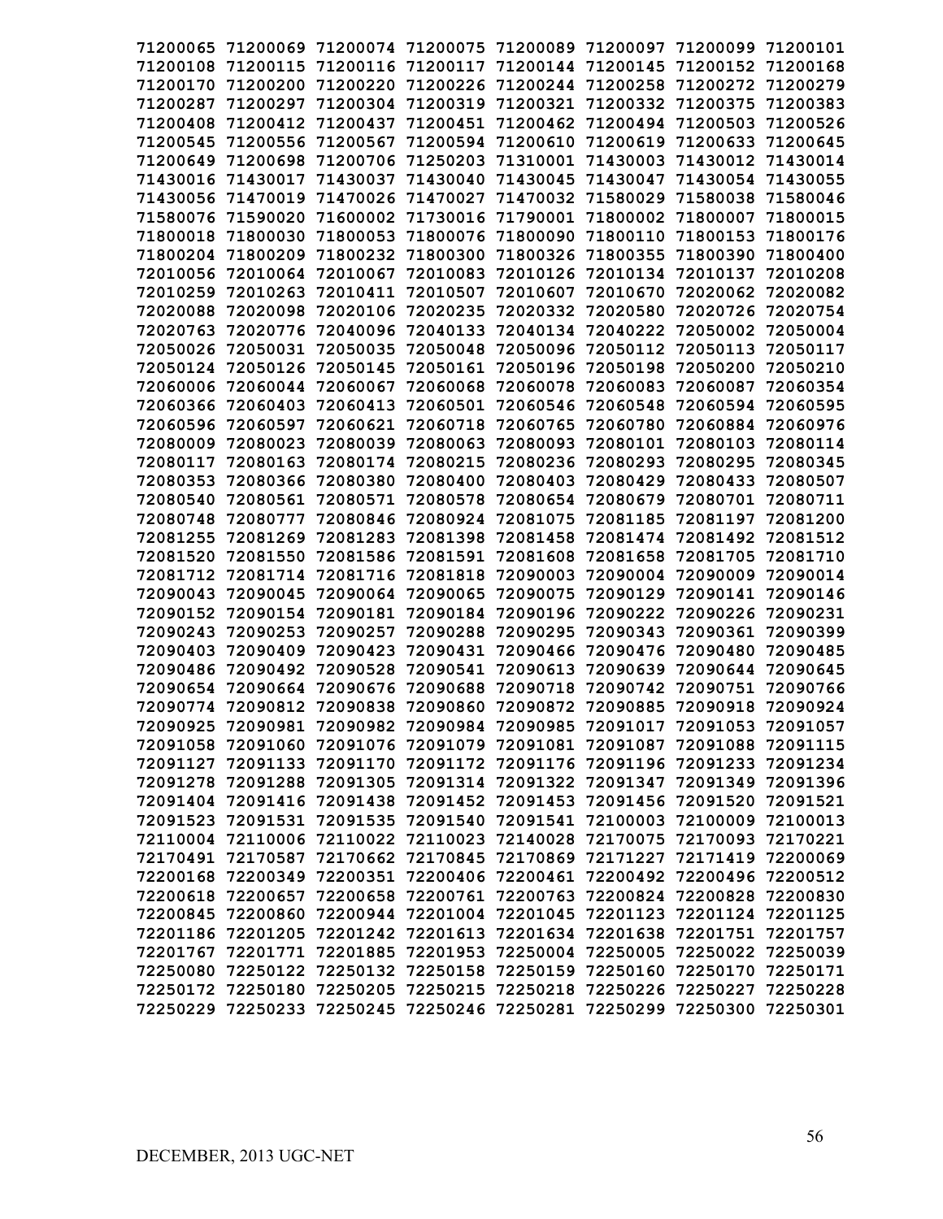71200065 71200069 71200074 71200075 71200089 71200097 71200099 71200101
71200108 71200115 71200116 71200117 71200144 71200145 71200152 71200168
71200170 71200200 71200220 71200226 71200244 71200258 71200272 71200279
71200287 71200297 71200304 71200319 71200321 71200332 71200375 71200383
71200408 71200412 71200437 71200451 71200462 71200494 71200503 71200526
71200545 71200556 71200567 71200594 71200610 71200619 71200633 71200645
71200649 71200698 71200706 71250203 71310001 71430003 71430012 71430014
71430016 71430017 71430037 71430040 71430045 71430047 71430054 71430055
71430056 71470019 71470026 71470027 71470032 71580029 71580038 71580046
71580076 71590020 71600002 71730016 71790001 71800002 71800007 71800015
71800018 71800030 71800053 71800076 71800090 71800110 71800153 71800176
71800204 71800209 71800232 71800300 71800326 71800355 71800390 71800400
72010056 72010064 72010067 72010083 72010126 72010134 72010137 72010208
72010259 72010263 72010411 72010507 72010607 72010670 72020062 72020082
72020088 72020098 72020106 72020235 72020332 72020580 72020726 72020754
72020763 72020776 72040096 72040133 72040134 72040222 72050002 72050004
72050026 72050031 72050035 72050048 72050096 72050112 72050113 72050117
72050124 72050126 72050145 72050161 72050196 72050198 72050200 72050210
72060006 72060044 72060067 72060068 72060078 72060083 72060087 72060354
72060366 72060403 72060413 72060501 72060546 72060548 72060594 72060595
72060596 72060597 72060621 72060718 72060765 72060780 72060884 72060976
72080009 72080023 72080039 72080063 72080093 72080101 72080103 72080114
72080117 72080163 72080174 72080215 72080236 72080293 72080295 72080345
72080353 72080366 72080380 72080400 72080403 72080429 72080433 72080507
72080540 72080561 72080571 72080578 72080654 72080679 72080701 72080711
72080748 72080777 72080846 72080924 72081075 72081185 72081197 72081200
72081255 72081269 72081283 72081398 72081458 72081474 72081492 72081512
72081520 72081550 72081586 72081591 72081608 72081658 72081705 72081710
72081712 72081714 72081716 72081818 72090003 72090004 72090009 72090014
72090043 72090045 72090064 72090065 72090075 72090129 72090141 72090146
72090152 72090154 72090181 72090184 72090196 72090222 72090226 72090231
72090243 72090253 72090257 72090288 72090295 72090343 72090361 72090399
72090403 72090409 72090423 72090431 72090466 72090476 72090480 72090485
72090486 72090492 72090528 72090541 72090613 72090639 72090644 72090645
72090654 72090664 72090676 72090688 72090718 72090742 72090751 72090766
72090774 72090812 72090838 72090860 72090872 72090885 72090918 72090924
72090925 72090981 72090982 72090984 72090985 72091017 72091053 72091057
72091058 72091060 72091076 72091079 72091081 72091087 72091088 72091115
72091127 72091133 72091170 72091172 72091176 72091196 72091233 72091234
72091278 72091288 72091305 72091314 72091322 72091347 72091349 72091396
72091404 72091416 72091438 72091452 72091453 72091456 72091520 72091521
72091523 72091531 72091535 72091540 72091541 72100003 72100009 72100013
72110004 72110006 72110022 72110023 72140028 72170075 72170093 72170221
72170491 72170587 72170662 72170845 72170869 72171227 72171419 72200069
72200168 72200349 72200351 72200406 72200461 72200492 72200496 72200512
72200618 72200657 72200658 72200761 72200763 72200824 72200828 72200830
72200845 72200860 72200944 72201004 72201045 72201123 72201124 72201125
72201186 72201205 72201242 72201613 72201634 72201638 72201751 72201757
72201767 72201771 72201885 72201953 72250004 72250005 72250022 72250039
72250080 72250122 72250132 72250158 72250159 72250160 72250170 72250171
72250172 72250180 72250205 72250215 72250218 72250226 72250227 72250228
72250229 72250233 72250245 72250246 72250281 72250299 72250300 72250301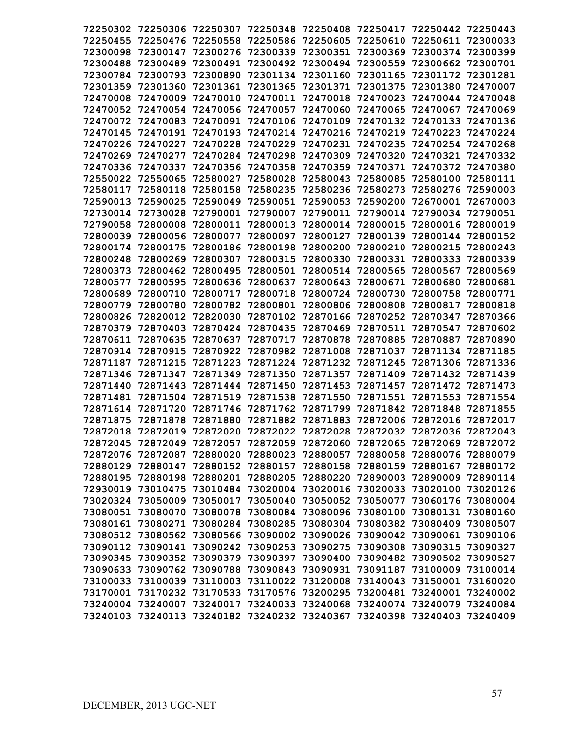72250302 72250306 72250307 72250348 72250408 72250417 72250442 72250443
72250455 72250476 72250558 72250586 72250605 72250610 72250611 72300033
72300098 72300147 72300276 72300339 72300351 72300369 72300374 72300399
72300488 72300489 72300491 72300492 72300494 72300559 72300662 72300701
72300784 72300793 72300890 72301134 72301160 72301165 72301172 72301281
72301359 72301360 72301361 72301365 72301371 72301375 72301380 72470007
72470008 72470009 72470010 72470011 72470018 72470023 72470044 72470048
72470052 72470054 72470056 72470057 72470060 72470065 72470067 72470069
72470072 72470083 72470091 72470106 72470109 72470132 72470133 72470136
72470145 72470191 72470193 72470214 72470216 72470219 72470223 72470224
72470226 72470227 72470228 72470229 72470231 72470235 72470254 72470268
72470269 72470277 72470284 72470298 72470309 72470320 72470321 72470332
72470336 72470337 72470356 72470358 72470359 72470371 72470372 72470380
72550022 72550065 72580027 72580028 72580043 72580085 72580100 72580111
72580117 72580118 72580158 72580235 72580236 72580273 72580276 72590003
72590013 72590025 72590049 72590051 72590053 72590200 72670001 72670003
72730014 72730028 72790001 72790007 72790011 72790014 72790034 72790051
72790058 72800008 72800011 72800013 72800014 72800015 72800016 72800019
72800039 72800056 72800077 72800097 72800127 72800139 72800144 72800152
72800174 72800175 72800186 72800198 72800200 72800210 72800215 72800243
72800248 72800269 72800307 72800315 72800330 72800331 72800333 72800339
72800373 72800462 72800495 72800501 72800514 72800565 72800567 72800569
72800577 72800595 72800636 72800637 72800643 72800671 72800680 72800681
72800689 72800710 72800717 72800718 72800724 72800730 72800758 72800771
72800779 72800780 72800782 72800801 72800806 72800808 72800817 72800818
72800826 72820012 72820030 72870102 72870166 72870252 72870347 72870366
72870379 72870403 72870424 72870435 72870469 72870511 72870547 72870602
72870611 72870635 72870637 72870717 72870878 72870885 72870887 72870890
72870914 72870915 72870922 72870982 72871008 72871037 72871134 72871185
72871187 72871215 72871223 72871224 72871232 72871245 72871306 72871336
72871346 72871347 72871349 72871350 72871357 72871409 72871432 72871439
72871440 72871443 72871444 72871450 72871453 72871457 72871472 72871473
72871481 72871504 72871519 72871538 72871550 72871551 72871553 72871554
72871614 72871720 72871746 72871762 72871799 72871842 72871848 72871855
72871875 72871878 72871880 72871882 72871883 72872006 72872016 72872017
72872018 72872019 72872020 72872022 72872028 72872032 72872036 72872043
72872045 72872049 72872057 72872059 72872060 72872065 72872069 72872072
72872076 72872087 72880020 72880023 72880057 72880058 72880076 72880079
72880129 72880147 72880152 72880157 72880158 72880159 72880167 72880172
72880195 72880198 72880201 72880205 72880220 72890003 72890009 72890114
72930019 73010475 73010484 73020004 73020016 73020033 73020100 73020126
73020324 73050009 73050017 73050040 73050052 73050077 73060176 73080004
73080051 73080070 73080078 73080084 73080096 73080100 73080131 73080160
73080161 73080271 73080284 73080285 73080304 73080382 73080409 73080507
73080512 73080562 73080566 73090002 73090026 73090042 73090061 73090106
73090112 73090141 73090242 73090253 73090275 73090308 73090315 73090327
73090345 73090352 73090379 73090397 73090400 73090482 73090502 73090527
73090633 73090762 73090788 73090843 73090931 73091187 73100009 73100014
73100033 73100039 73110003 73110022 73120008 73140043 73150001 73160020
73170001 73170232 73170533 73170576 73200295 73200481 73240001 73240002
73240004 73240007 73240017 73240033 73240068 73240074 73240079 73240084
73240103 73240113 73240182 73240232 73240367 73240398 73240403 73240409

DECEMBER, 2013 UGC-NET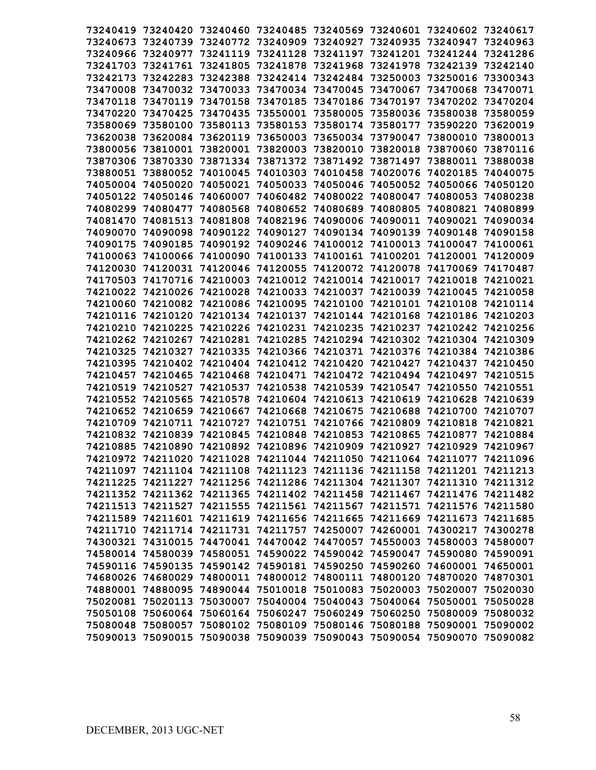73240419 73240420 73240460 73240485 73240569 73240601 73240602 73240617
73240673 73240739 73240772 73240909 73240927 73240935 73240947 73240963
73240966 73240977 73241119 73241128 73241197 73241201 73241244 73241286
73241703 73241761 73241805 73241878 73241968 73241978 73242139 73242140
73242173 73242283 73242388 73242414 73242484 73250003 73250016 73300343
73470008 73470032 73470033 73470034 73470045 73470067 73470068 73470071
73470118 73470119 73470158 73470185 73470186 73470197 73470202 73470204
73470220 73470425 73470435 73550001 73580005 73580036 73580038 73580059
73580069 73580100 73580113 73580153 73580174 73580177 73590220 73620019
73620038 73620084 73620119 73650003 73650034 73790047 73800010 73800013
73800056 73810001 73820001 73820003 73820010 73820018 73870060 73870116
73870306 73870330 73871334 73871372 73871492 73871497 73880011 73880038
73880051 73880052 74010045 74010303 74010458 74020076 74020185 74040075
74050004 74050020 74050021 74050033 74050046 74050052 74050066 74050120
74050122 74050146 74060007 74060482 74080022 74080047 74080053 74080238
74080299 74080477 74080568 74080652 74080689 74080805 74080821 74080899
74081470 74081513 74081808 74082196 74090006 74090011 74090021 74090034
74090070 74090098 74090122 74090127 74090134 74090139 74090148 74090158
74090175 74090185 74090192 74090246 74100012 74100013 74100047 74100061
74100063 74100066 74100090 74100133 74100161 74100201 74120001 74120009
74120030 74120031 74120046 74120055 74120072 74120078 74170069 74170487
74170503 74170716 74210003 74210012 74210014 74210017 74210018 74210021
74210022 74210026 74210028 74210033 74210037 74210039 74210045 74210058
74210060 74210082 74210086 74210095 74210100 74210101 74210108 74210114
74210116 74210120 74210134 74210137 74210144 74210168 74210186 74210203
74210210 74210225 74210226 74210231 74210235 74210237 74210242 74210256
74210262 74210267 74210281 74210285 74210294 74210302 74210304 74210309
74210325 74210327 74210335 74210366 74210371 74210376 74210384 74210386
74210395 74210402 74210404 74210412 74210420 74210427 74210437 74210450
74210457 74210465 74210468 74210471 74210472 74210494 74210497 74210515
74210519 74210527 74210537 74210538 74210539 74210547 74210550 74210551
74210552 74210565 74210578 74210604 74210613 74210619 74210628 74210639
74210652 74210659 74210667 74210668 74210675 74210688 74210700 74210707
74210709 74210711 74210727 74210751 74210766 74210809 74210818 74210821
74210832 74210839 74210845 74210848 74210853 74210865 74210877 74210884
74210885 74210890 74210892 74210896 74210909 74210927 74210929 74210967
74210972 74211020 74211028 74211044 74211050 74211064 74211077 74211096
74211097 74211104 74211108 74211123 74211136 74211158 74211201 74211213
74211225 74211227 74211256 74211286 74211304 74211307 74211310 74211312
74211352 74211362 74211365 74211402 74211458 74211467 74211476 74211482
74211513 74211527 74211555 74211561 74211567 74211571 74211576 74211580
74211589 74211601 74211619 74211656 74211665 74211669 74211673 74211685
74211710 74211714 74211731 74211757 74250007 74260001 74300217 74300278
74300321 74310015 74470041 74470042 74470057 74550003 74580003 74580007
74580014 74580039 74580051 74590022 74590042 74590047 74590080 74590091
74590116 74590135 74590142 74590181 74590250 74590260 74600001 74650001
74680026 74680029 74800011 74800012 74800111 74800120 74870020 74870301
74880001 74880095 74890044 75010018 75010083 75020003 75020007 75020030
75020081 75020113 75030007 75040004 75040043 75040064 75050001 75050028
75050108 75060064 75060164 75060247 75060249 75060250 75080009 75080032
75080048 75080057 75080102 75080109 75080146 75080188 75090001 75090002
75090013 75090015 75090038 75090039 75090043 75090054 75090070 75090082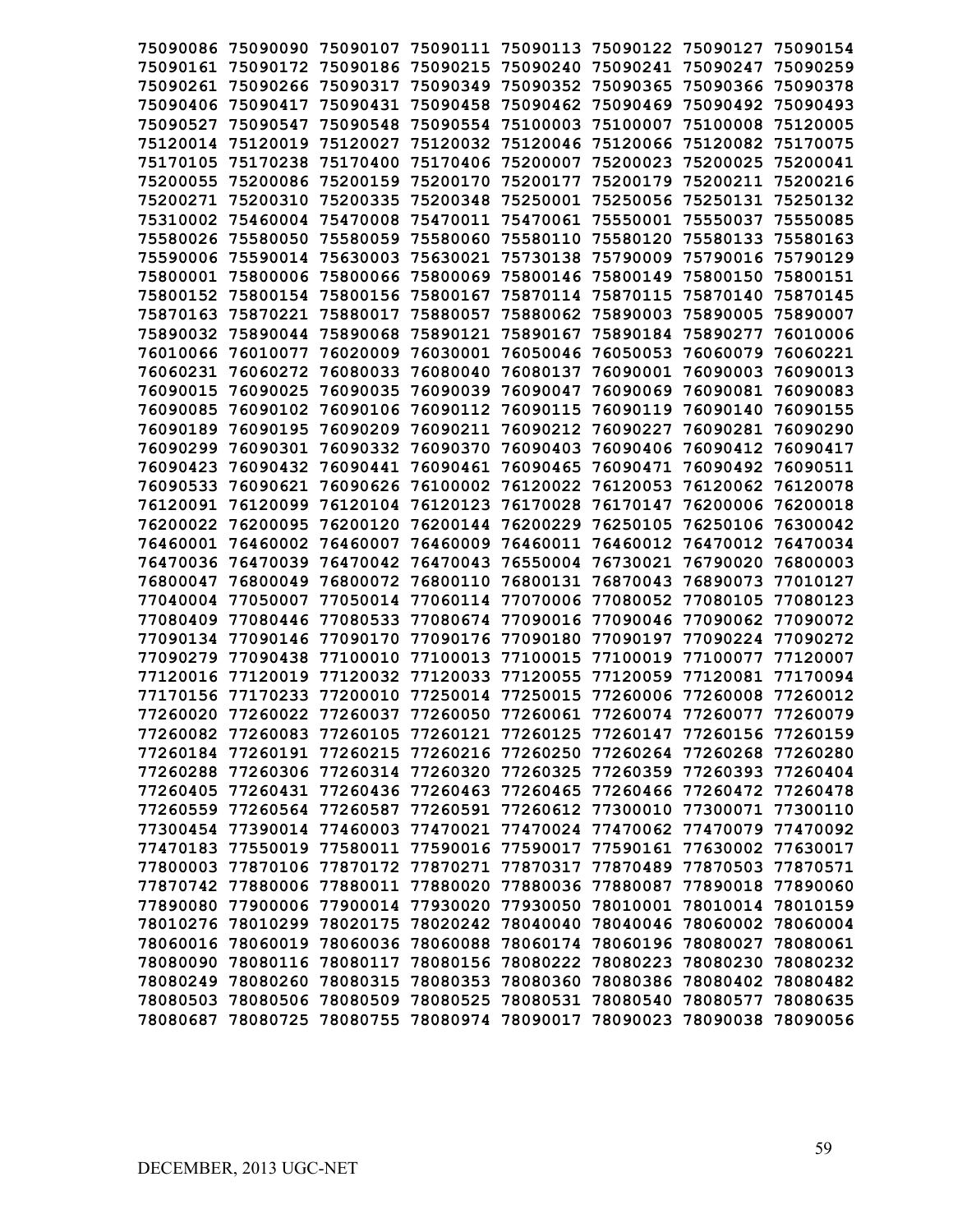**75090086 75090090 75090107 75090111 75090113 75090122 75090127 75090154**
**75090161 75090172 75090186 75090215 75090240 75090241 75090247 75090259**
**75090261 75090266 75090317 75090349 75090352 75090365 75090366 75090378**
**75090406 75090417 75090431 75090458 75090462 75090469 75090492 75090493**
**75090527 75090547 75090548 75090554 75100003 75100007 75100008 75120005**
**75120014 75120019 75120027 75120032 75120046 75120066 75120082 75170075**
**75170105 75170238 75170400 75170406 75200007 75200023 75200025 75200041**
**75200055 75200086 75200159 75200170 75200177 75200179 75200211 75200216**
**75200271 75200310 75200335 75200348 75250001 75250056 75250131 75250132**
**75310002 75460004 75470008 75470011 75470061 75550001 75550037 75550085**
**75580026 75580050 75580059 75580060 75580110 75580120 75580133 75580163**
**75590006 75590014 75630003 75630021 75730138 75790009 75790016 75790129**
**75800001 75800006 75800066 75800069 75800146 75800149 75800150 75800151**
**75800152 75800154 75800156 75800167 75870114 75870115 75870140 75870145**
**75870163 75870221 75880017 75880057 75880062 75890003 75890005 75890007**
**75890032 75890044 75890068 75890121 75890167 75890184 75890277 76010006**
**76010066 76010077 76020009 76030001 76050046 76050053 76060079 76060221**
**76060231 76060272 76080033 76080040 76080137 76090001 76090003 76090013**
**76090015 76090025 76090035 76090039 76090047 76090069 76090081 76090083**
**76090085 76090102 76090106 76090112 76090115 76090119 76090140 76090155**
**76090189 76090195 76090209 76090211 76090212 76090227 76090281 76090290**
**76090299 76090301 76090332 76090370 76090403 76090406 76090412 76090417**
**76090423 76090432 76090441 76090461 76090465 76090471 76090492 76090511**
**76090533 76090621 76090626 76100002 76120022 76120053 76120062 76120078**
**76120091 76120099 76120104 76120123 76170028 76170147 76200006 76200018**
**76200022 76200095 76200120 76200144 76200229 76250105 76250106 76300042**
**76460001 76460002 76460007 76460009 76460011 76460012 76470012 76470034**
**76470036 76470039 76470042 76470043 76550004 76730021 76790020 76800003**
**76800047 76800049 76800072 76800110 76800131 76870043 76890073 77010127**
**77040004 77050007 77050014 77060114 77070006 77080052 77080105 77080123**
**77080409 77080446 77080533 77080674 77090016 77090046 77090062 77090072**
**77090134 77090146 77090170 77090176 77090180 77090197 77090224 77090272**
**77090279 77090438 77100010 77100013 77100015 77100019 77100077 77120007**
**77120016 77120019 77120032 77120033 77120055 77120059 77120081 77170094**
**77170156 77170233 77200010 77250014 77250015 77260006 77260008 77260012**
**77260020 77260022 77260037 77260050 77260061 77260074 77260077 77260079**
**77260082 77260083 77260105 77260121 77260125 77260147 77260156 77260159**
**77260184 77260191 77260215 77260216 77260250 77260264 77260268 77260280**
**77260288 77260306 77260314 77260320 77260325 77260359 77260393 77260404**
**77260405 77260431 77260436 77260463 77260465 77260466 77260472 77260478**
**77260559 77260564 77260587 77260591 77260612 77300010 77300071 77300110**
**77300454 77390014 77460003 77470021 77470024 77470062 77470079 77470092**
**77470183 77550019 77580011 77590016 77590017 77590161 77630002 77630017**
**77800003 77870106 77870172 77870271 77870317 77870489 77870503 77870571**
**77870742 77880006 77880011 77880020 77880036 77880087 77890018 77890060**
**77890080 77900006 77900014 77930020 77930050 78010001 78010014 78010159**
**78010276 78010299 78020175 78020242 78040040 78040046 78060002 78060004**
**78060016 78060019 78060036 78060088 78060174 78060196 78080027 78080061**
**78080090 78080116 78080117 78080156 78080222 78080223 78080230 78080232**
**78080249 78080260 78080315 78080353 78080360 78080386 78080402 78080482**
**78080503 78080506 78080509 78080525 78080531 78080540 78080577 78080635**
**78080687 78080725 78080755 78080974 78090017 78090023 78090038 78090056**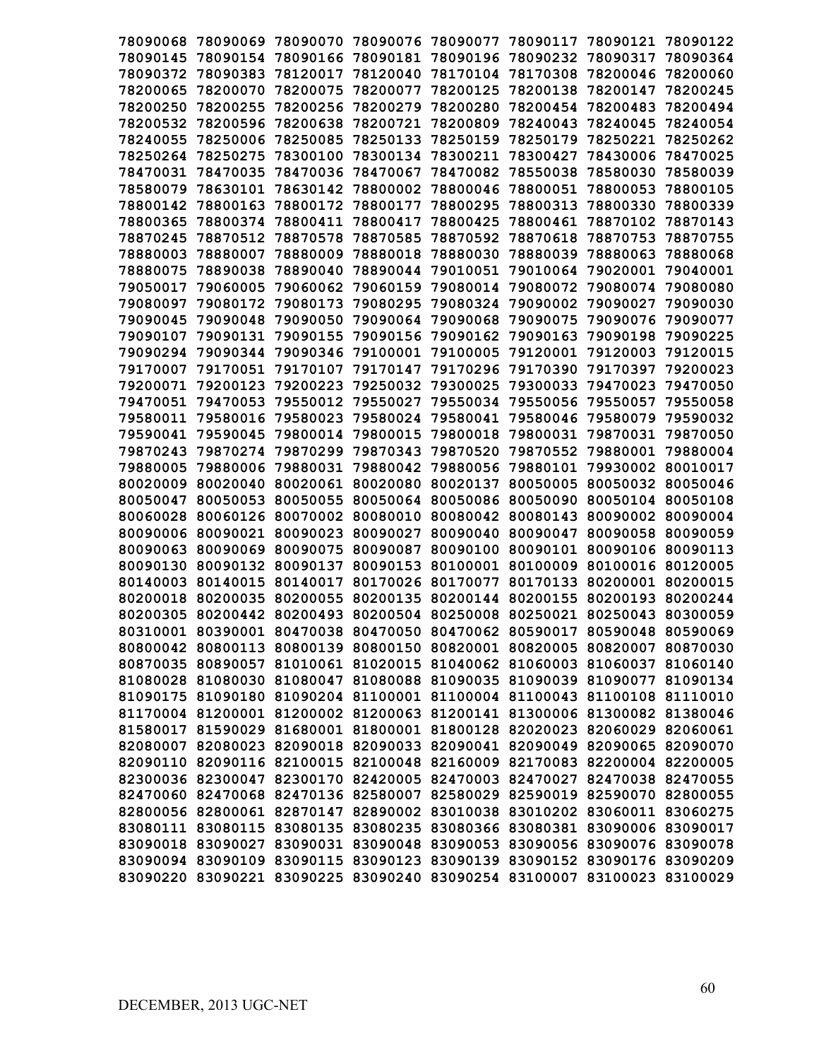78090068 78090069 78090070 78090076 78090077 78090117 78090121 78090122
78090145 78090154 78090166 78090181 78090196 78090232 78090317 78090364
78090372 78090383 78120017 78120040 78170104 78170308 78200046 78200060
78200065 78200070 78200075 78200077 78200125 78200138 78200147 78200245
78200250 78200255 78200256 78200279 78200280 78200454 78200483 78200494
78200532 78200596 78200638 78200721 78200809 78240043 78240045 78240054
78240055 78250006 78250085 78250133 78250159 78250179 78250221 78250262
78250264 78250275 78300100 78300134 78300211 78300427 78430006 78470025
78470031 78470035 78470036 78470067 78470082 78550038 78580030 78580039
78580079 78630101 78630142 78800002 78800046 78800051 78800053 78800105
78800142 78800163 78800172 78800177 78800295 78800313 78800330 78800339
78800365 78800374 78800411 78800417 78800425 78800461 78870102 78870143
78870245 78870512 78870578 78870585 78870592 78870618 78870753 78870755
78880003 78880007 78880009 78880018 78880030 78880039 78880063 78880068
78880075 78890038 78890040 78890044 79010051 79010064 79020001 79040001
79050017 79060005 79060062 79060159 79080014 79080072 79080074 79080080
79080097 79080172 79080173 79080295 79080324 79090002 79090027 79090030
79090045 79090048 79090050 79090064 79090068 79090075 79090076 79090077
79090107 79090131 79090155 79090156 79090162 79090163 79090198 79090225
79090294 79090344 79090346 79100001 79100005 79120001 79120003 79120015
79170007 79170051 79170107 79170147 79170296 79170390 79170397 79200023
79200071 79200123 79200223 79250032 79300025 79300033 79470023 79470050
79470051 79470053 79550012 79550027 79550034 79550056 79550057 79550058
79580011 79580016 79580023 79580024 79580041 79580046 79580079 79590032
79590041 79590045 79800014 79800015 79800018 79800031 79870031 79870050
79870243 79870274 79870299 79870343 79870520 79870552 79880001 79880004
79880005 79880006 79880031 79880042 79880056 79880101 79930002 80010017
80020009 80020040 80020061 80020080 80020137 80050005 80050032 80050046
80050047 80050053 80050055 80050064 80050086 80050090 80050104 80050108
80060028 80060126 80070002 80080010 80080042 80080143 80090002 80090004
80090006 80090021 80090023 80090027 80090040 80090047 80090058 80090059
80090063 80090069 80090075 80090087 80090100 80090101 80090106 80090113
80090130 80090132 80090137 80090153 80100001 80100009 80100016 80120005
80140003 80140015 80140017 80170026 80170077 80170133 80200001 80200015
80200018 80200035 80200055 80200135 80200144 80200155 80200193 80200244
80200305 80200442 80200493 80200504 80250008 80250021 80250043 80300059
80310001 80390001 80470038 80470050 80470062 80590017 80590048 80590069
80800042 80800113 80800139 80800150 80820001 80820005 80820007 80870030
80870035 80890057 81010061 81020015 81040062 81060003 81060037 81060140
81080028 81080030 81080047 81080088 81090035 81090039 81090077 81090134
81090175 81090180 81090204 81100001 81100004 81100043 81100108 81110010
81170004 81200001 81200002 81200063 81200141 81300006 81300082 81380046
81580017 81590029 81680001 81800001 81800128 82020023 82060029 82060061
82080007 82080023 82090018 82090033 82090041 82090049 82090065 82090070
82090110 82090116 82100015 82100048 82160009 82170083 82200004 82200005
82300036 82300047 82300170 82420005 82470003 82470027 82470038 82470055
82470060 82470068 82470136 82580007 82580029 82590019 82590070 82800055
82800056 82800061 82870147 82890002 83010038 83010202 83060011 83060275
83080111 83080115 83080135 83080235 83080366 83080381 83090006 83090017
83090018 83090027 83090031 83090048 83090053 83090056 83090076 83090078
83090094 83090109 83090115 83090123 83090139 83090152 83090176 83090209
83090220 83090221 83090225 83090240 83090254 83100007 83100023 83100029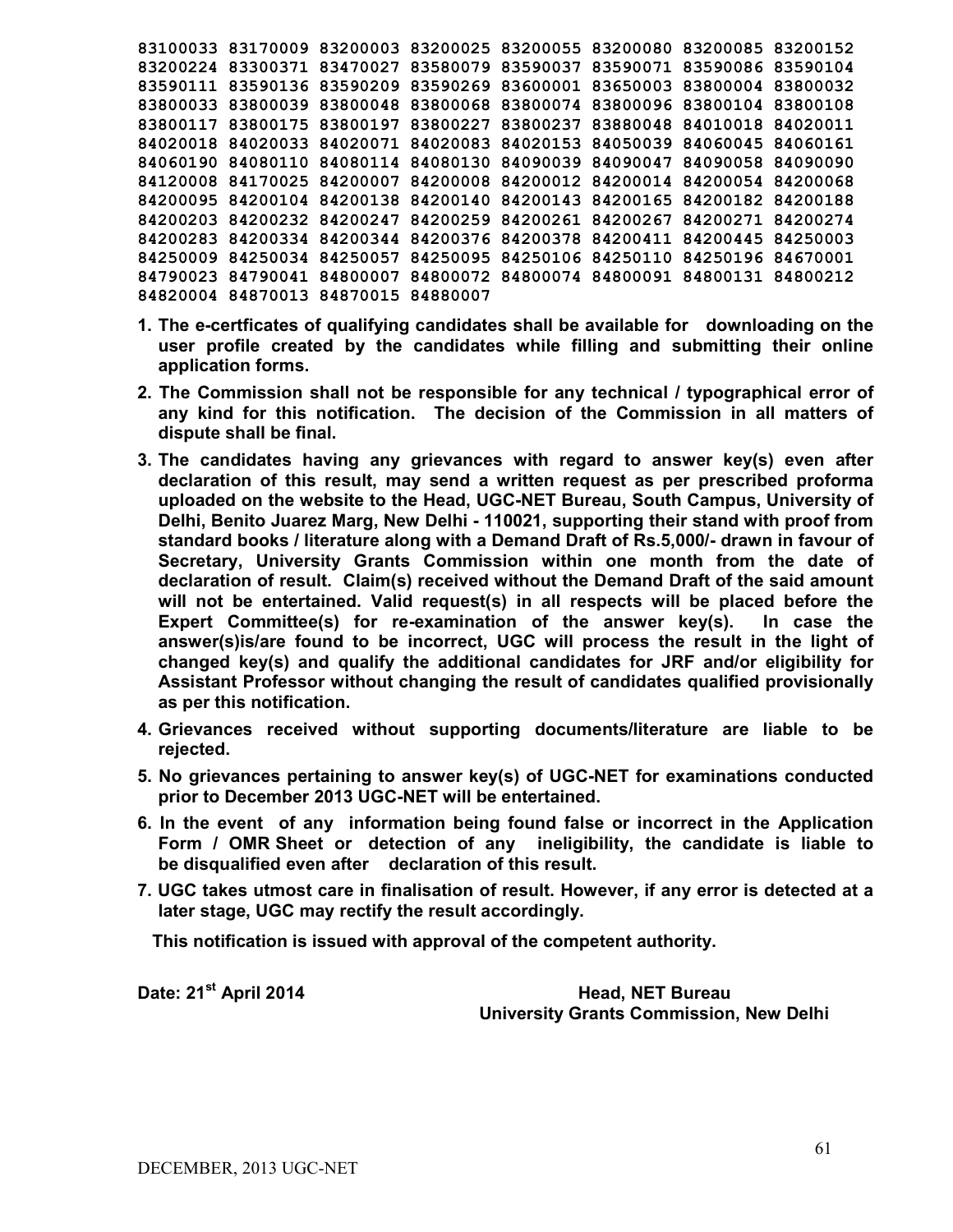83100033 83170009 83200003 83200025 83200055 83200080 83200085 83200152
83200224 83300371 83470027 83580079 83590037 83590071 83590086 83590104
83590111 83590136 83590209 83590269 83600001 83650003 83800004 83800032
83800033 83800039 83800048 83800068 83800074 83800096 83800104 83800108
83800117 83800175 83800197 83800227 83800237 83880048 84010018 84020011
84020018 84020033 84020071 84020083 84020153 84050039 84060045 84060161
84060190 84080110 84080114 84080130 84090039 84090047 84090058 84090090
84120008 84170025 84200007 84200008 84200012 84200014 84200054 84200068
84200095 84200104 84200138 84200140 84200143 84200165 84200182 84200188
84200203 84200232 84200247 84200259 84200261 84200267 84200271 84200274
84200283 84200334 84200344 84200376 84200378 84200411 84200445 84250003
84250009 84250034 84250057 84250095 84250106 84250110 84250196 84670001
84790023 84790041 84800007 84800072 84800074 84800091 84800131 84800212
84820004 84870013 84870015 84880007

1. **The e-certficates of qualifying candidates shall be available for downloading on the user profile created by the candidates while filling and submitting their online application forms.**
2. **The Commission shall not be responsible for any technical / typographical error of any kind for this notification. The decision of the Commission in all matters of dispute shall be final.**
3. **The candidates having any grievances with regard to answer key(s) even after declaration of this result, may send a written request as per prescribed proforma uploaded on the website to the Head, UGC-NET Bureau, South Campus, University of Delhi, Benito Juarez Marg, New Delhi - 110021, supporting their stand with proof from standard books / literature along with a Demand Draft of Rs.5,000/- drawn in favour of Secretary, University Grants Commission within one month from the date of declaration of result. Claim(s) received without the Demand Draft of the said amount will not be entertained. Valid request(s) in all respects will be placed before the Expert Committee(s) for re-examination of the answer key(s). In case the answer(s)is/are found to be incorrect, UGC will process the result in the light of changed key(s) and qualify the additional candidates for JRF and/or eligibility for Assistant Professor without changing the result of candidates qualified provisionally as per this notification.**
4. **Grievances received without supporting documents/literature are liable to be rejected.**
5. **No grievances pertaining to answer key(s) of UGC-NET for examinations conducted prior to December 2013 UGC-NET will be entertained.**
6. **In the event of any information being found false or incorrect in the Application Form / OMR Sheet or detection of any ineligibility, the candidate is liable to be disqualified even after declaration of this result.**
7. **UGC takes utmost care in finalisation of result. However, if any error is detected at a later stage, UGC may rectify the result accordingly.**

**This notification is issued with approval of the competent authority.**

**Date: 21st April 2014**

**Head, NET Bureau**
**University Grants Commission, New Delhi**